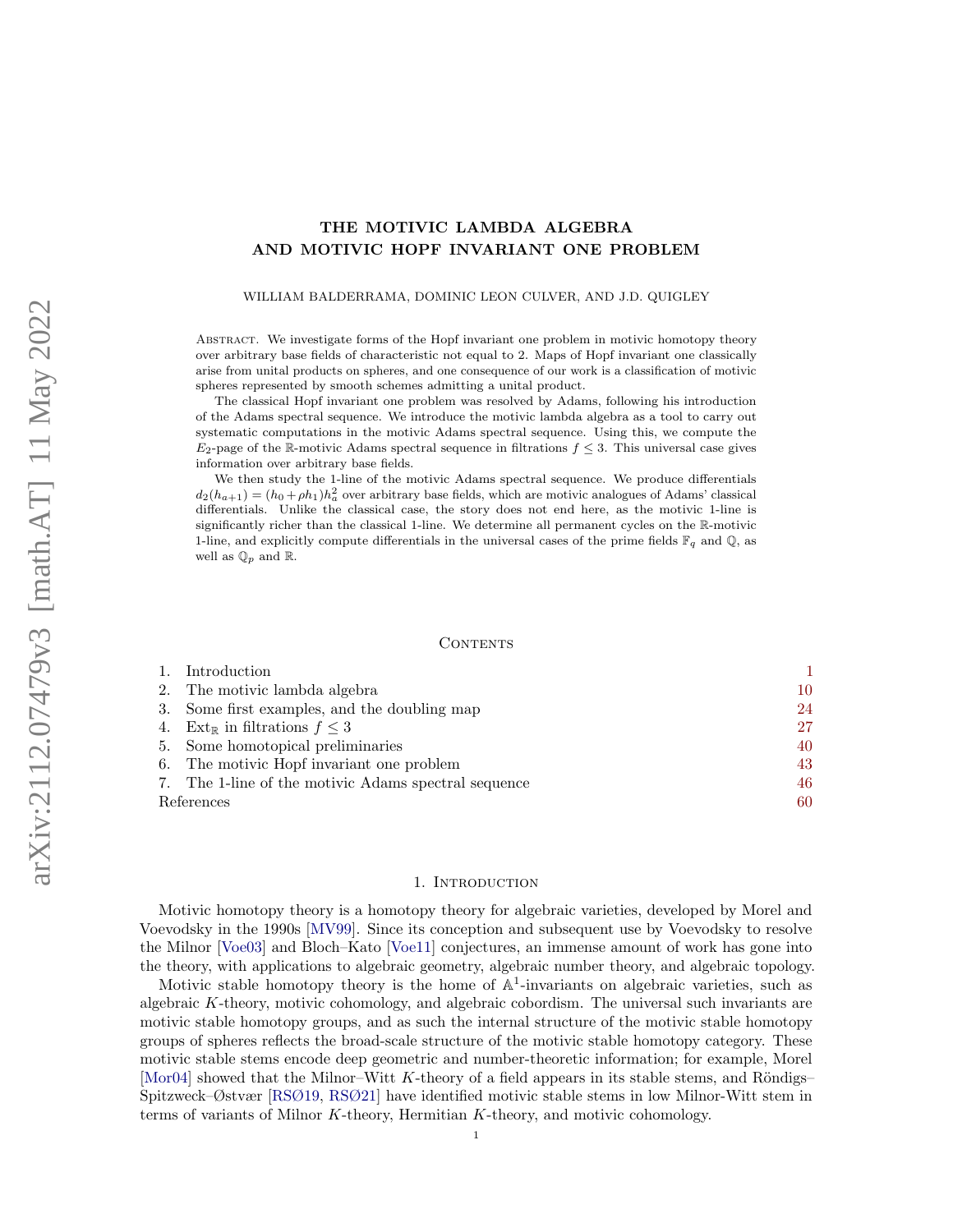# THE MOTIVIC LAMBDA ALGEBRA AND MOTIVIC HOPF INVARIANT ONE PROBLEM

WILLIAM BALDERRAMA, DOMINIC LEON CULVER, AND J.D. QUIGLEY

**Abstract.** We investigate forms of the Hopf invariant one problem in motivic homotopy theory over arbitrary base fields of characteristic not equal to 2. Maps of Hopf invariant one classically arise from unital products on spheres, and one consequence of our work is a classification of motivic spheres represented by smooth schemes admitting a unital product.

The classical Hopf invariant one problem was resolved by Adams, following his introduction of the Adams spectral sequence. We introduce the motivic lambda algebra as a tool to carry out systematic computations in the motivic Adams spectral sequence. Using this, we compute the $E_2$-page of the $\mathbb{R}$-motivic Adams spectral sequence in filtrations $f \leq 3$. This universal case gives information over arbitrary base fields.

We then study the 1-line of the motivic Adams spectral sequence. We produce differentials $d_2(h_{a+1}) = (h_0 + \rho h_1)h_a^2$ over arbitrary base fields, which are motivic analogues of Adams' classical differentials. Unlike the classical case, the story does not end here, as the motivic 1-line is significantly richer than the classical 1-line. We determine all permanent cycles on the $\mathbb{R}$-motivic 1-line, and explicitly compute differentials in the universal cases of the prime fields $\mathbb{F}_q$ and $\mathbb{Q}$, as well as $\mathbb{Q}_p$ and $\mathbb{R}$.

## Contents

1. Introduction — 1
2. The motivic lambda algebra — 10
3. Some first examples, and the doubling map — 24
4. $\mathrm{Ext}_{\mathbb{R}}$ in filtrations $f \leq 3$ — 27
5. Some homotopical preliminaries — 40
6. The motivic Hopf invariant one problem — 43
7. The 1-line of the motivic Adams spectral sequence — 46

References — 60

## 1. Introduction

Motivic homotopy theory is a homotopy theory for algebraic varieties, developed by Morel and Voevodsky in the 1990s [MV99]. Since its conception and subsequent use by Voevodsky to resolve the Milnor [Voe03] and Bloch–Kato [Voe11] conjectures, an immense amount of work has gone into the theory, with applications to algebraic geometry, algebraic number theory, and algebraic topology.

Motivic stable homotopy theory is the home of $\mathbb{A}^1$-invariants on algebraic varieties, such as algebraic $K$-theory, motivic cohomology, and algebraic cobordism. The universal such invariants are motivic stable homotopy groups, and as such the internal structure of the motivic stable homotopy groups of spheres reflects the broad-scale structure of the motivic stable homotopy category. These motivic stable stems encode deep geometric and number-theoretic information; for example, Morel [Mor04] showed that the Milnor–Witt $K$-theory of a field appears in its stable stems, and Röndigs–Spitzweck–Østvær [RSØ19, RSØ21] have identified motivic stable stems in low Milnor-Witt stem in terms of variants of Milnor $K$-theory, Hermitian $K$-theory, and motivic cohomology.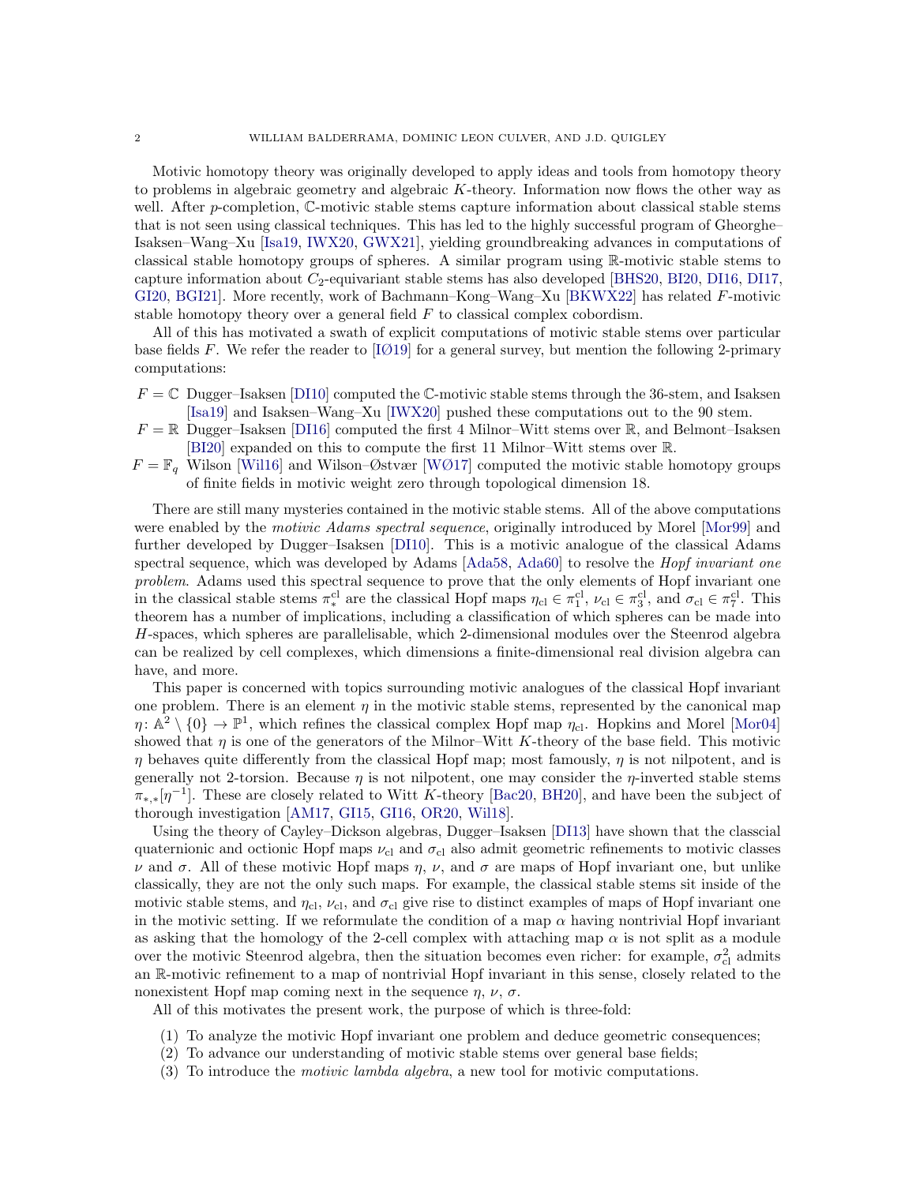Motivic homotopy theory was originally developed to apply ideas and tools from homotopy theory to problems in algebraic geometry and algebraic $K$-theory. Information now flows the other way as well. After $p$-completion, $\mathbb{C}$-motivic stable stems capture information about classical stable stems that is not seen using classical techniques. This has led to the highly successful program of Gheorghe–Isaksen–Wang–Xu [Isa19, IWX20, GWX21], yielding groundbreaking advances in computations of classical stable homotopy groups of spheres. A similar program using $\mathbb{R}$-motivic stable stems to capture information about $C_2$-equivariant stable stems has also developed [BHS20, BI20, DI16, DI17, GI20, BGI21]. More recently, work of Bachmann–Kong–Wang–Xu [BKWX22] has related $F$-motivic stable homotopy theory over a general field $F$ to classical complex cobordism.

All of this has motivated a swath of explicit computations of motivic stable stems over particular base fields $F$. We refer the reader to [IØ19] for a general survey, but mention the following 2-primary computations:

- $F = \mathbb{C}$ Dugger–Isaksen [DI10] computed the $\mathbb{C}$-motivic stable stems through the 36-stem, and Isaksen [Isa19] and Isaksen–Wang–Xu [IWX20] pushed these computations out to the 90 stem.
- $F = \mathbb{R}$ Dugger–Isaksen [DI16] computed the first 4 Milnor–Witt stems over $\mathbb{R}$, and Belmont–Isaksen [BI20] expanded on this to compute the first 11 Milnor–Witt stems over $\mathbb{R}$.
- $F = \mathbb{F}_q$ Wilson [Wil16] and Wilson–Østvær [WØ17] computed the motivic stable homotopy groups of finite fields in motivic weight zero through topological dimension 18.

There are still many mysteries contained in the motivic stable stems. All of the above computations were enabled by the *motivic Adams spectral sequence*, originally introduced by Morel [Mor99] and further developed by Dugger–Isaksen [DI10]. This is a motivic analogue of the classical Adams spectral sequence, which was developed by Adams [Ada58, Ada60] to resolve the *Hopf invariant one problem*. Adams used this spectral sequence to prove that the only elements of Hopf invariant one in the classical stable stems $\pi_*^{\mathrm{cl}}$ are the classical Hopf maps $\eta_{\mathrm{cl}} \in \pi_1^{\mathrm{cl}}$, $\nu_{\mathrm{cl}} \in \pi_3^{\mathrm{cl}}$, and $\sigma_{\mathrm{cl}} \in \pi_7^{\mathrm{cl}}$. This theorem has a number of implications, including a classification of which spheres can be made into $H$-spaces, which spheres are parallelisable, which 2-dimensional modules over the Steenrod algebra can be realized by cell complexes, which dimensions a finite-dimensional real division algebra can have, and more.

This paper is concerned with topics surrounding motivic analogues of the classical Hopf invariant one problem. There is an element $\eta$ in the motivic stable stems, represented by the canonical map $\eta\colon \mathbb{A}^2 \setminus \{0\} \to \mathbb{P}^1$, which refines the classical complex Hopf map $\eta_{\mathrm{cl}}$. Hopkins and Morel [Mor04] showed that $\eta$ is one of the generators of the Milnor–Witt $K$-theory of the base field. This motivic $\eta$ behaves quite differently from the classical Hopf map; most famously, $\eta$ is not nilpotent, and is generally not 2-torsion. Because $\eta$ is not nilpotent, one may consider the $\eta$-inverted stable stems $\pi_{*,*}[\eta^{-1}]$. These are closely related to Witt $K$-theory [Bac20, BH20], and have been the subject of thorough investigation [AM17, GI15, GI16, OR20, Wil18].

Using the theory of Cayley–Dickson algebras, Dugger–Isaksen [DI13] have shown that the classcial quaternionic and octionic Hopf maps $\nu_{\mathrm{cl}}$ and $\sigma_{\mathrm{cl}}$ also admit geometric refinements to motivic classes $\nu$ and $\sigma$. All of these motivic Hopf maps $\eta$, $\nu$, and $\sigma$ are maps of Hopf invariant one, but unlike classically, they are not the only such maps. For example, the classical stable stems sit inside of the motivic stable stems, and $\eta_{\mathrm{cl}}$, $\nu_{\mathrm{cl}}$, and $\sigma_{\mathrm{cl}}$ give rise to distinct examples of maps of Hopf invariant one in the motivic setting. If we reformulate the condition of a map $\alpha$ having nontrivial Hopf invariant as asking that the homology of the 2-cell complex with attaching map $\alpha$ is not split as a module over the motivic Steenrod algebra, then the situation becomes even richer: for example, $\sigma_{\mathrm{cl}}^2$ admits an $\mathbb{R}$-motivic refinement to a map of nontrivial Hopf invariant in this sense, closely related to the nonexistent Hopf map coming next in the sequence $\eta$, $\nu$, $\sigma$.

All of this motivates the present work, the purpose of which is three-fold:

1. To analyze the motivic Hopf invariant one problem and deduce geometric consequences;
2. To advance our understanding of motivic stable stems over general base fields;
3. To introduce the *motivic lambda algebra*, a new tool for motivic computations.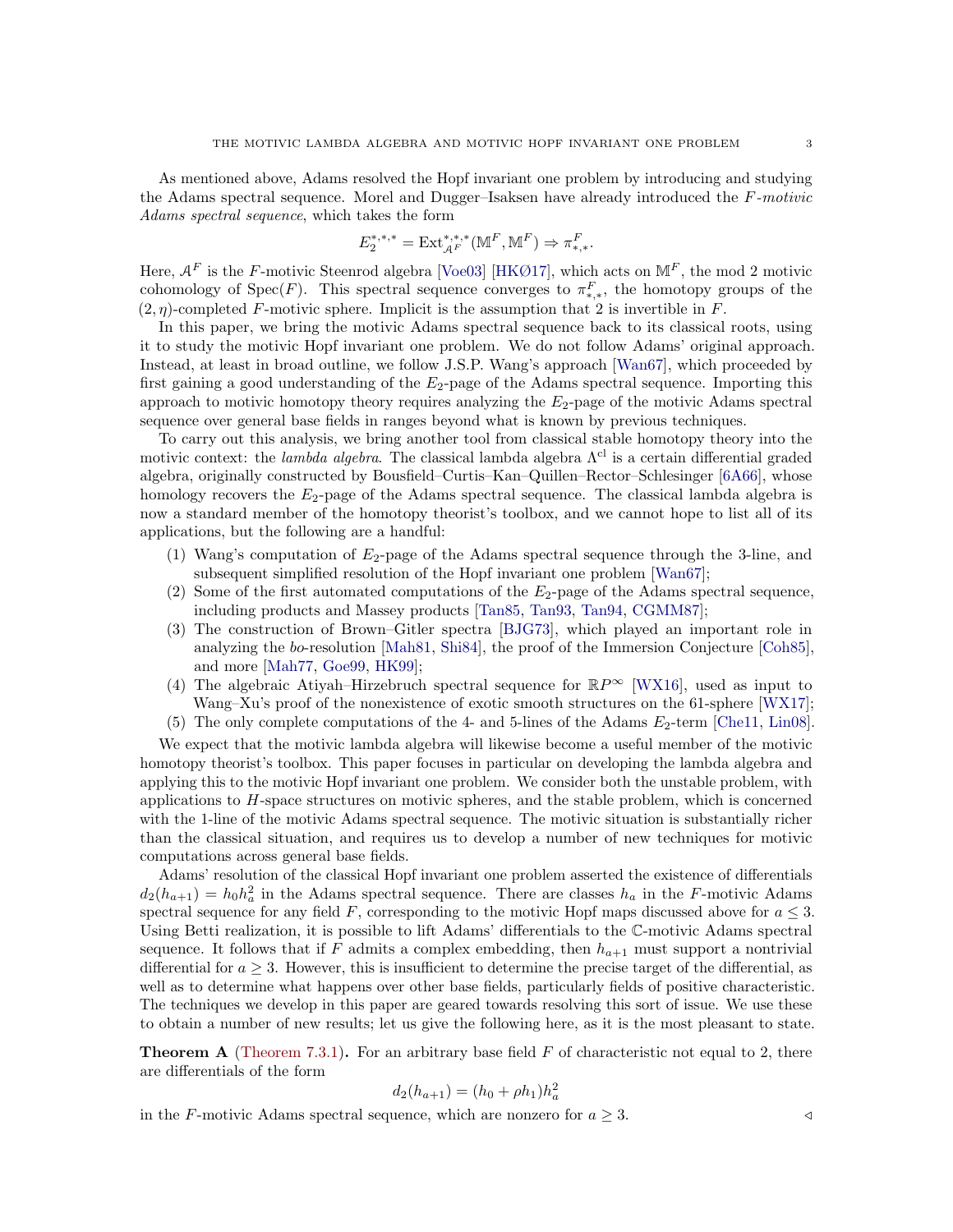As mentioned above, Adams resolved the Hopf invariant one problem by introducing and studying the Adams spectral sequence. Morel and Dugger–Isaksen have already introduced the *F-motivic Adams spectral sequence*, which takes the form

$$E_2^{*,*,*} = \mathrm{Ext}_{\mathcal{A}^F}^{*,*,*}(\mathbb{M}^F, \mathbb{M}^F) \Rightarrow \pi_{*,*}^F.$$

Here, $\mathcal{A}^F$ is the $F$-motivic Steenrod algebra [Voe03] [HKØ17], which acts on $\mathbb{M}^F$, the mod 2 motivic cohomology of $\mathrm{Spec}(F)$. This spectral sequence converges to $\pi_{*,*}^F$, the homotopy groups of the $(2,\eta)$-completed $F$-motivic sphere. Implicit is the assumption that 2 is invertible in $F$.

In this paper, we bring the motivic Adams spectral sequence back to its classical roots, using it to study the motivic Hopf invariant one problem. We do not follow Adams' original approach. Instead, at least in broad outline, we follow J.S.P. Wang's approach [Wan67], which proceeded by first gaining a good understanding of the $E_2$-page of the Adams spectral sequence. Importing this approach to motivic homotopy theory requires analyzing the $E_2$-page of the motivic Adams spectral sequence over general base fields in ranges beyond what is known by previous techniques.

To carry out this analysis, we bring another tool from classical stable homotopy theory into the motivic context: the *lambda algebra*. The classical lambda algebra $\Lambda^{\mathrm{cl}}$ is a certain differential graded algebra, originally constructed by Bousfield–Curtis–Kan–Quillen–Rector–Schlesinger [6A66], whose homology recovers the $E_2$-page of the Adams spectral sequence. The classical lambda algebra is now a standard member of the homotopy theorist's toolbox, and we cannot hope to list all of its applications, but the following are a handful:

1. Wang's computation of $E_2$-page of the Adams spectral sequence through the 3-line, and subsequent simplified resolution of the Hopf invariant one problem [Wan67];
2. Some of the first automated computations of the $E_2$-page of the Adams spectral sequence, including products and Massey products [Tan85, Tan93, Tan94, CGMM87];
3. The construction of Brown–Gitler spectra [BJG73], which played an important role in analyzing the *bo*-resolution [Mah81, Shi84], the proof of the Immersion Conjecture [Coh85], and more [Mah77, Goe99, HK99];
4. The algebraic Atiyah–Hirzebruch spectral sequence for $\mathbb{R}P^\infty$ [WX16], used as input to Wang–Xu's proof of the nonexistence of exotic smooth structures on the 61-sphere [WX17];
5. The only complete computations of the 4- and 5-lines of the Adams $E_2$-term [Che11, Lin08].

We expect that the motivic lambda algebra will likewise become a useful member of the motivic homotopy theorist's toolbox. This paper focuses in particular on developing the lambda algebra and applying this to the motivic Hopf invariant one problem. We consider both the unstable problem, with applications to $H$-space structures on motivic spheres, and the stable problem, which is concerned with the 1-line of the motivic Adams spectral sequence. The motivic situation is substantially richer than the classical situation, and requires us to develop a number of new techniques for motivic computations across general base fields.

Adams' resolution of the classical Hopf invariant one problem asserted the existence of differentials $d_2(h_{a+1}) = h_0 h_a^2$ in the Adams spectral sequence. There are classes $h_a$ in the $F$-motivic Adams spectral sequence for any field $F$, corresponding to the motivic Hopf maps discussed above for $a \leq 3$. Using Betti realization, it is possible to lift Adams' differentials to the $\mathbb{C}$-motivic Adams spectral sequence. It follows that if $F$ admits a complex embedding, then $h_{a+1}$ must support a nontrivial differential for $a \geq 3$. However, this is insufficient to determine the precise target of the differential, as well as to determine what happens over other base fields, particularly fields of positive characteristic. The techniques we develop in this paper are geared towards resolving this sort of issue. We use these to obtain a number of new results; let us give the following here, as it is the most pleasant to state.

**Theorem A** (Theorem 7.3.1)**.** For an arbitrary base field $F$ of characteristic not equal to 2, there are differentials of the form

$$d_2(h_{a+1}) = (h_0 + \rho h_1) h_a^2$$

in the $F$-motivic Adams spectral sequence, which are nonzero for $a \geq 3$. ◁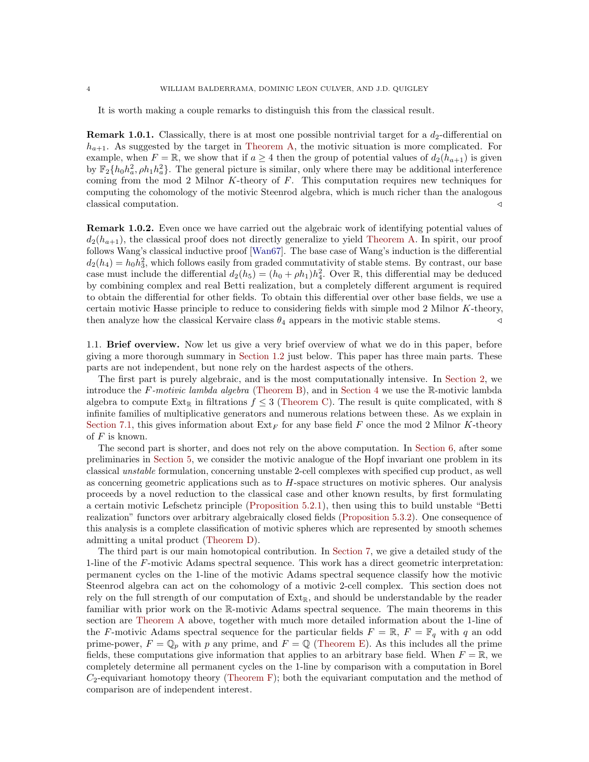It is worth making a couple remarks to distinguish this from the classical result.

**Remark 1.0.1.** Classically, there is at most one possible nontrivial target for a $d_2$-differential on $h_{a+1}$. As suggested by the target in Theorem A, the motivic situation is more complicated. For example, when $F = \mathbb{R}$, we show that if $a \geq 4$ then the group of potential values of $d_2(h_{a+1})$ is given by $\mathbb{F}_2\{h_0 h_a^2, \rho h_1 h_a^2\}$. The general picture is similar, only where there may be additional interference coming from the mod 2 Milnor $K$-theory of $F$. This computation requires new techniques for computing the cohomology of the motivic Steenrod algebra, which is much richer than the analogous classical computation. ◁

**Remark 1.0.2.** Even once we have carried out the algebraic work of identifying potential values of $d_2(h_{a+1})$, the classical proof does not directly generalize to yield Theorem A. In spirit, our proof follows Wang's classical inductive proof [Wan67]. The base case of Wang's induction is the differential $d_2(h_4) = h_0 h_3^2$, which follows easily from graded commutativity of stable stems. By contrast, our base case must include the differential $d_2(h_5) = (h_0 + \rho h_1) h_4^2$. Over $\mathbb{R}$, this differential may be deduced by combining complex and real Betti realization, but a completely different argument is required to obtain the differential for other fields. To obtain this differential over other base fields, we use a certain motivic Hasse principle to reduce to considering fields with simple mod 2 Milnor $K$-theory, then analyze how the classical Kervaire class $\theta_4$ appears in the motivic stable stems. ◁

1.1. **Brief overview.** Now let us give a very brief overview of what we do in this paper, before giving a more thorough summary in Section 1.2 just below. This paper has three main parts. These parts are not independent, but none rely on the hardest aspects of the others.

The first part is purely algebraic, and is the most computationally intensive. In Section 2, we introduce the *F-motivic lambda algebra* (Theorem B), and in Section 4 we use the $\mathbb{R}$-motivic lambda algebra to compute $\mathrm{Ext}_{\mathbb{R}}$ in filtrations $f \leq 3$ (Theorem C). The result is quite complicated, with 8 infinite families of multiplicative generators and numerous relations between these. As we explain in Section 7.1, this gives information about $\mathrm{Ext}_F$ for any base field $F$ once the mod 2 Milnor $K$-theory of $F$ is known.

The second part is shorter, and does not rely on the above computation. In Section 6, after some preliminaries in Section 5, we consider the motivic analogue of the Hopf invariant one problem in its classical *unstable* formulation, concerning unstable 2-cell complexes with specified cup product, as well as concerning geometric applications such as to $H$-space structures on motivic spheres. Our analysis proceeds by a novel reduction to the classical case and other known results, by first formulating a certain motivic Lefschetz principle (Proposition 5.2.1), then using this to build unstable "Betti realization" functors over arbitrary algebraically closed fields (Proposition 5.3.2). One consequence of this analysis is a complete classification of motivic spheres which are represented by smooth schemes admitting a unital product (Theorem D).

The third part is our main homotopical contribution. In Section 7, we give a detailed study of the 1-line of the $F$-motivic Adams spectral sequence. This work has a direct geometric interpretation: permanent cycles on the 1-line of the motivic Adams spectral sequence classify how the motivic Steenrod algebra can act on the cohomology of a motivic 2-cell complex. This section does not rely on the full strength of our computation of $\mathrm{Ext}_{\mathbb{R}}$, and should be understandable by the reader familiar with prior work on the $\mathbb{R}$-motivic Adams spectral sequence. The main theorems in this section are Theorem A above, together with much more detailed information about the 1-line of the $F$-motivic Adams spectral sequence for the particular fields $F = \mathbb{R}$, $F = \mathbb{F}_q$ with $q$ an odd prime-power, $F = \mathbb{Q}_p$ with $p$ any prime, and $F = \mathbb{Q}$ (Theorem E). As this includes all the prime fields, these computations give information that applies to an arbitrary base field. When $F = \mathbb{R}$, we completely determine all permanent cycles on the 1-line by comparison with a computation in Borel $C_2$-equivariant homotopy theory (Theorem F); both the equivariant computation and the method of comparison are of independent interest.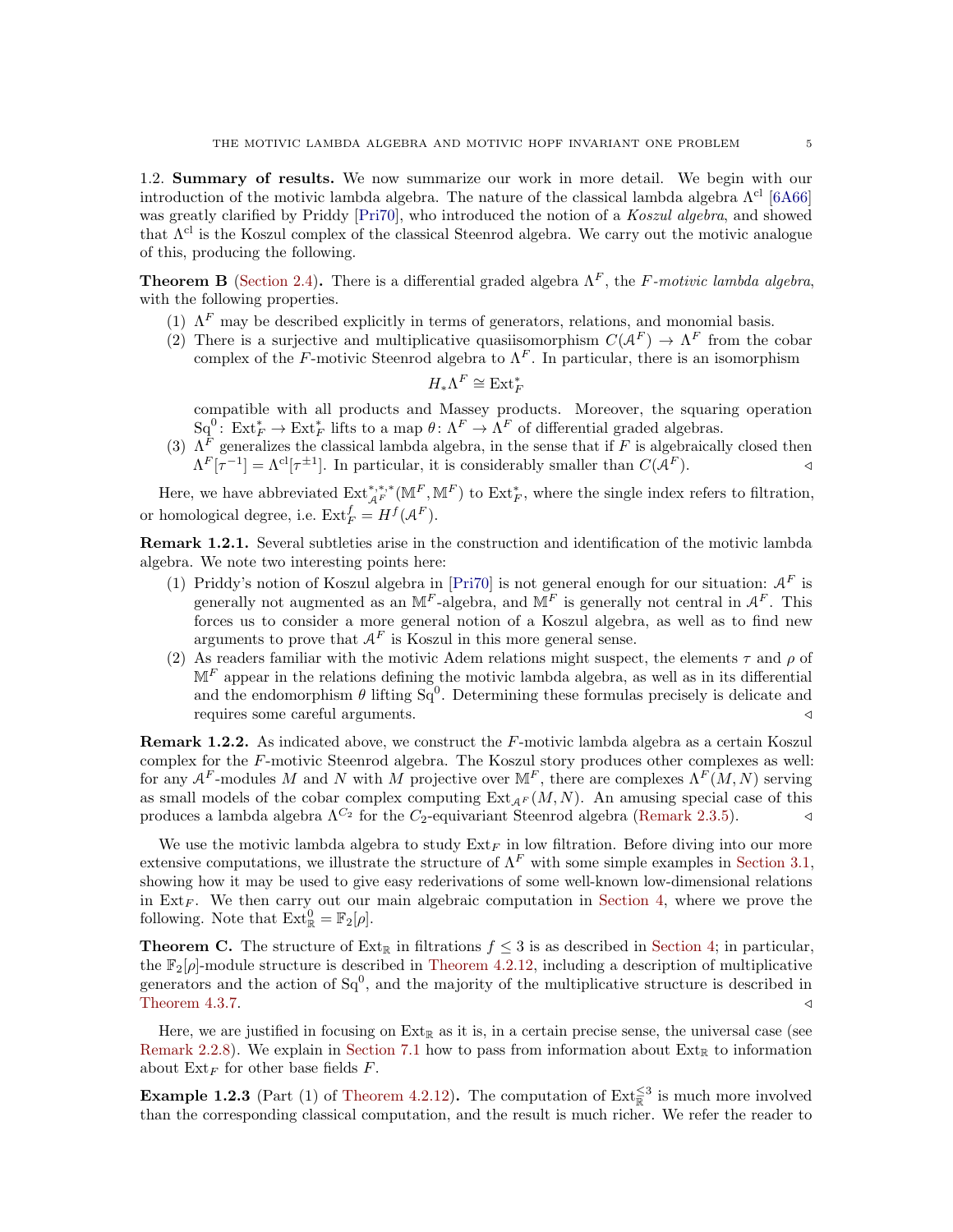### 1.2. Summary of results.

We now summarize our work in more detail. We begin with our introduction of the motivic lambda algebra. The nature of the classical lambda algebra $\Lambda^{\mathrm{cl}}$ [6A66] was greatly clarified by Priddy [Pri70], who introduced the notion of a *Koszul algebra*, and showed that $\Lambda^{\mathrm{cl}}$ is the Koszul complex of the classical Steenrod algebra. We carry out the motivic analogue of this, producing the following.

**Theorem B** (Section 2.4)**.** There is a differential graded algebra $\Lambda^F$, the *$F$-motivic lambda algebra*, with the following properties.

1. $\Lambda^F$ may be described explicitly in terms of generators, relations, and monomial basis.
2. There is a surjective and multiplicative quasiisomorphism $C(\mathcal{A}^F) \to \Lambda^F$ from the cobar complex of the $F$-motivic Steenrod algebra to $\Lambda^F$. In particular, there is an isomorphism
$$H_*\Lambda^F \cong \mathrm{Ext}_F^*$$
compatible with all products and Massey products. Moreover, the squaring operation $\mathrm{Sq}^0\colon \mathrm{Ext}_F^* \to \mathrm{Ext}_F^*$ lifts to a map $\theta\colon \Lambda^F \to \Lambda^F$ of differential graded algebras.
3. $\Lambda^F$ generalizes the classical lambda algebra, in the sense that if $F$ is algebraically closed then $\Lambda^F[\tau^{-1}] = \Lambda^{\mathrm{cl}}[\tau^{\pm 1}]$. In particular, it is considerably smaller than $C(\mathcal{A}^F)$. ◁

Here, we have abbreviated $\mathrm{Ext}_{\mathcal{A}^F}^{*,*,*}(\mathbb{M}^F, \mathbb{M}^F)$ to $\mathrm{Ext}_F^*$, where the single index refers to filtration, or homological degree, i.e. $\mathrm{Ext}_F^f = H^f(\mathcal{A}^F)$.

**Remark 1.2.1.** Several subtleties arise in the construction and identification of the motivic lambda algebra. We note two interesting points here:

1. Priddy's notion of Koszul algebra in [Pri70] is not general enough for our situation: $\mathcal{A}^F$ is generally not augmented as an $\mathbb{M}^F$-algebra, and $\mathbb{M}^F$ is generally not central in $\mathcal{A}^F$. This forces us to consider a more general notion of a Koszul algebra, as well as to find new arguments to prove that $\mathcal{A}^F$ is Koszul in this more general sense.
2. As readers familiar with the motivic Adem relations might suspect, the elements $\tau$ and $\rho$ of $\mathbb{M}^F$ appear in the relations defining the motivic lambda algebra, as well as in its differential and the endomorphism $\theta$ lifting $\mathrm{Sq}^0$. Determining these formulas precisely is delicate and requires some careful arguments. ◁

**Remark 1.2.2.** As indicated above, we construct the $F$-motivic lambda algebra as a certain Koszul complex for the $F$-motivic Steenrod algebra. The Koszul story produces other complexes as well: for any $\mathcal{A}^F$-modules $M$ and $N$ with $M$ projective over $\mathbb{M}^F$, there are complexes $\Lambda^F(M,N)$ serving as small models of the cobar complex computing $\mathrm{Ext}_{\mathcal{A}^F}(M,N)$. An amusing special case of this produces a lambda algebra $\Lambda^{C_2}$ for the $C_2$-equivariant Steenrod algebra (Remark 2.3.5). ◁

We use the motivic lambda algebra to study $\mathrm{Ext}_F$ in low filtration. Before diving into our more extensive computations, we illustrate the structure of $\Lambda^F$ with some simple examples in Section 3.1, showing how it may be used to give easy rederivations of some well-known low-dimensional relations in $\mathrm{Ext}_F$. We then carry out our main algebraic computation in Section 4, where we prove the following. Note that $\mathrm{Ext}_{\mathbb{R}}^0 = \mathbb{F}_2[\rho]$.

**Theorem C.** The structure of $\mathrm{Ext}_{\mathbb{R}}$ in filtrations $f \leq 3$ is as described in Section 4; in particular, the $\mathbb{F}_2[\rho]$-module structure is described in Theorem 4.2.12, including a description of multiplicative generators and the action of $\mathrm{Sq}^0$, and the majority of the multiplicative structure is described in Theorem 4.3.7. ◁

Here, we are justified in focusing on $\mathrm{Ext}_{\mathbb{R}}$ as it is, in a certain precise sense, the universal case (see Remark 2.2.8). We explain in Section 7.1 how to pass from information about $\mathrm{Ext}_{\mathbb{R}}$ to information about $\mathrm{Ext}_F$ for other base fields $F$.

**Example 1.2.3** (Part (1) of Theorem 4.2.12)**.** The computation of $\mathrm{Ext}_{\mathbb{R}}^{\leq 3}$ is much more involved than the corresponding classical computation, and the result is much richer. We refer the reader to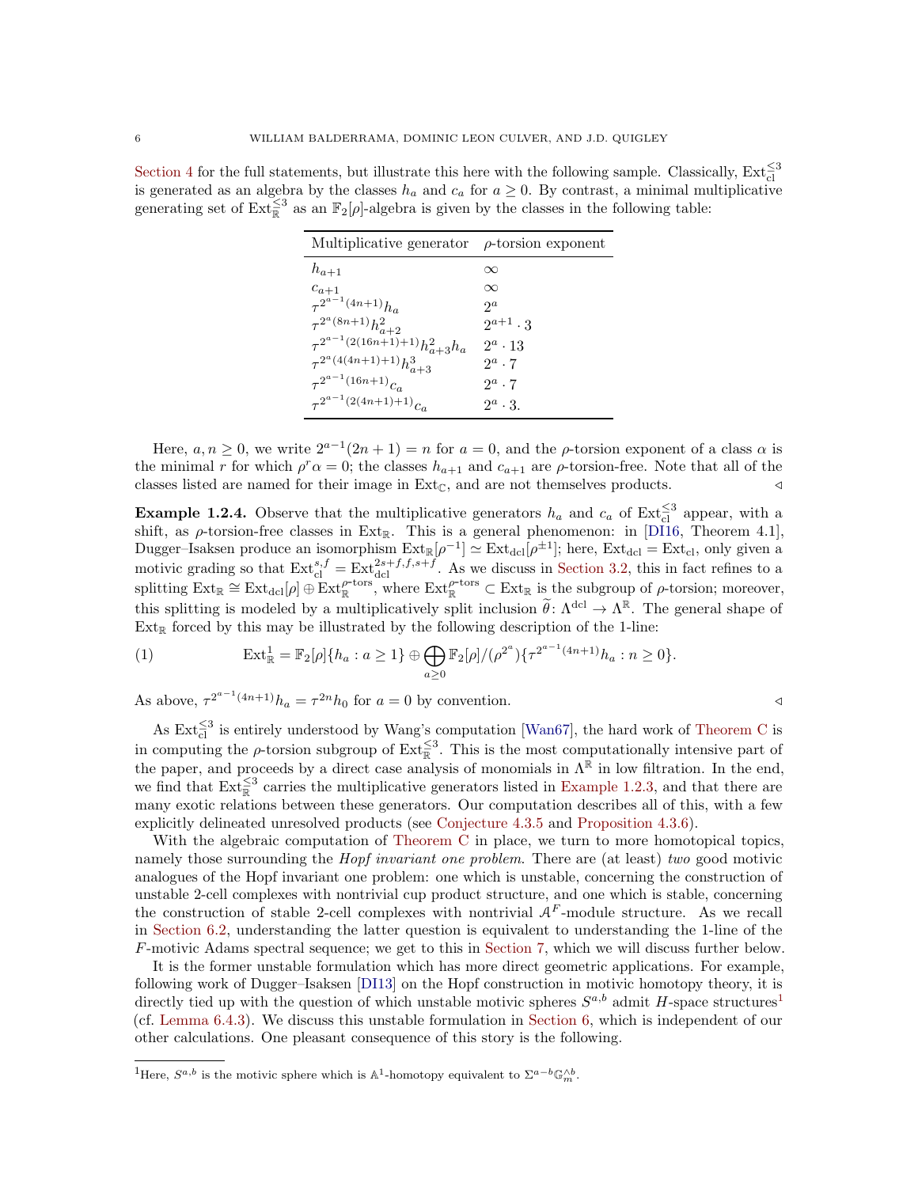Section 4 for the full statements, but illustrate this here with the following sample. Classically, $\mathrm{Ext}_{\mathrm{cl}}^{\leq 3}$ is generated as an algebra by the classes $h_a$ and $c_a$ for $a \geq 0$. By contrast, a minimal multiplicative generating set of $\mathrm{Ext}_{\mathbb{R}}^{\leq 3}$ as an $\mathbb{F}_2[\rho]$-algebra is given by the classes in the following table:

| Multiplicative generator | $\rho$-torsion exponent |
|---|---|
| $h_{a+1}$ | $\infty$ |
| $c_{a+1}$ | $\infty$ |
| $\tau^{2^{a-1}(4n+1)}h_a$ | $2^a$ |
| $\tau^{2^a(8n+1)}h_{a+2}^2$ | $2^{a+1}\cdot 3$ |
| $\tau^{2^{a-1}(2(16n+1)+1)}h_{a+3}^2 h_a$ | $2^a \cdot 13$ |
| $\tau^{2^a(4(4n+1)+1)}h_{a+3}^3$ | $2^a \cdot 7$ |
| $\tau^{2^{a-1}(16n+1)}c_a$ | $2^a \cdot 7$ |
| $\tau^{2^{a-1}(2(4n+1)+1)}c_a$ | $2^a \cdot 3.$ |

Here, $a, n \geq 0$, we write $2^{a-1}(2n+1) = n$ for $a = 0$, and the $\rho$-torsion exponent of a class $\alpha$ is the minimal $r$ for which $\rho^r\alpha = 0$; the classes $h_{a+1}$ and $c_{a+1}$ are $\rho$-torsion-free. Note that all of the classes listed are named for their image in $\mathrm{Ext}_{\mathbb{C}}$, and are not themselves products. ◁

**Example 1.2.4.** Observe that the multiplicative generators $h_a$ and $c_a$ of $\mathrm{Ext}_{\mathrm{cl}}^{\leq 3}$ appear, with a shift, as $\rho$-torsion-free classes in $\mathrm{Ext}_{\mathbb{R}}$. This is a general phenomenon: in [DI16, Theorem 4.1], Dugger–Isaksen produce an isomorphism $\mathrm{Ext}_{\mathbb{R}}[\rho^{-1}] \simeq \mathrm{Ext}_{\mathrm{dcl}}[\rho^{\pm 1}]$; here, $\mathrm{Ext}_{\mathrm{dcl}} = \mathrm{Ext}_{\mathrm{cl}}$, only given a motivic grading so that $\mathrm{Ext}_{\mathrm{cl}}^{s,f} = \mathrm{Ext}_{\mathrm{dcl}}^{2s+f,f,s+f}$. As we discuss in Section 3.2, this in fact refines to a splitting $\mathrm{Ext}_{\mathbb{R}} \cong \mathrm{Ext}_{\mathrm{dcl}}[\rho] \oplus \mathrm{Ext}_{\mathbb{R}}^{\rho\text{-tors}}$, where $\mathrm{Ext}_{\mathbb{R}}^{\rho\text{-tors}} \subset \mathrm{Ext}_{\mathbb{R}}$ is the subgroup of $\rho$-torsion; moreover, this splitting is modeled by a multiplicatively split inclusion $\widetilde{\theta}\colon \Lambda^{\mathrm{dcl}} \to \Lambda^{\mathbb{R}}$. The general shape of $\mathrm{Ext}_{\mathbb{R}}$ forced by this may be illustrated by the following description of the 1-line:

$$\mathrm{Ext}_{\mathbb{R}}^1 = \mathbb{F}_2[\rho]\{h_a : a \geq 1\} \oplus \bigoplus_{a \geq 0} \mathbb{F}_2[\rho]/(\rho^{2^a})\{\tau^{2^{a-1}(4n+1)}h_a : n \geq 0\}. \tag{1}$$

As above, $\tau^{2^{a-1}(4n+1)}h_a = \tau^{2n}h_0$ for $a = 0$ by convention. ◁

As $\mathrm{Ext}_{\mathrm{cl}}^{\leq 3}$ is entirely understood by Wang's computation [Wan67], the hard work of Theorem C is in computing the $\rho$-torsion subgroup of $\mathrm{Ext}_{\mathbb{R}}^{\leq 3}$. This is the most computationally intensive part of the paper, and proceeds by a direct case analysis of monomials in $\Lambda^{\mathbb{R}}$ in low filtration. In the end, we find that $\mathrm{Ext}_{\mathbb{R}}^{\leq 3}$ carries the multiplicative generators listed in Example 1.2.3, and that there are many exotic relations between these generators. Our computation describes all of this, with a few explicitly delineated unresolved products (see Conjecture 4.3.5 and Proposition 4.3.6).

With the algebraic computation of Theorem C in place, we turn to more homotopical topics, namely those surrounding the *Hopf invariant one problem*. There are (at least) *two* good motivic analogues of the Hopf invariant one problem: one which is unstable, concerning the construction of unstable 2-cell complexes with nontrivial cup product structure, and one which is stable, concerning the construction of stable 2-cell complexes with nontrivial $\mathcal{A}^F$-module structure. As we recall in Section 6.2, understanding the latter question is equivalent to understanding the 1-line of the $F$-motivic Adams spectral sequence; we get to this in Section 7, which we will discuss further below.

It is the former unstable formulation which has more direct geometric applications. For example, following work of Dugger–Isaksen [DI13] on the Hopf construction in motivic homotopy theory, it is directly tied up with the question of which unstable motivic spheres $S^{a,b}$ admit $H$-space structures[1] (cf. Lemma 6.4.3). We discuss this unstable formulation in Section 6, which is independent of our other calculations. One pleasant consequence of this story is the following.

[1] Here, $S^{a,b}$ is the motivic sphere which is $\mathbb{A}^1$-homotopy equivalent to $\Sigma^{a-b}\mathbb{G}_m^{\wedge b}$.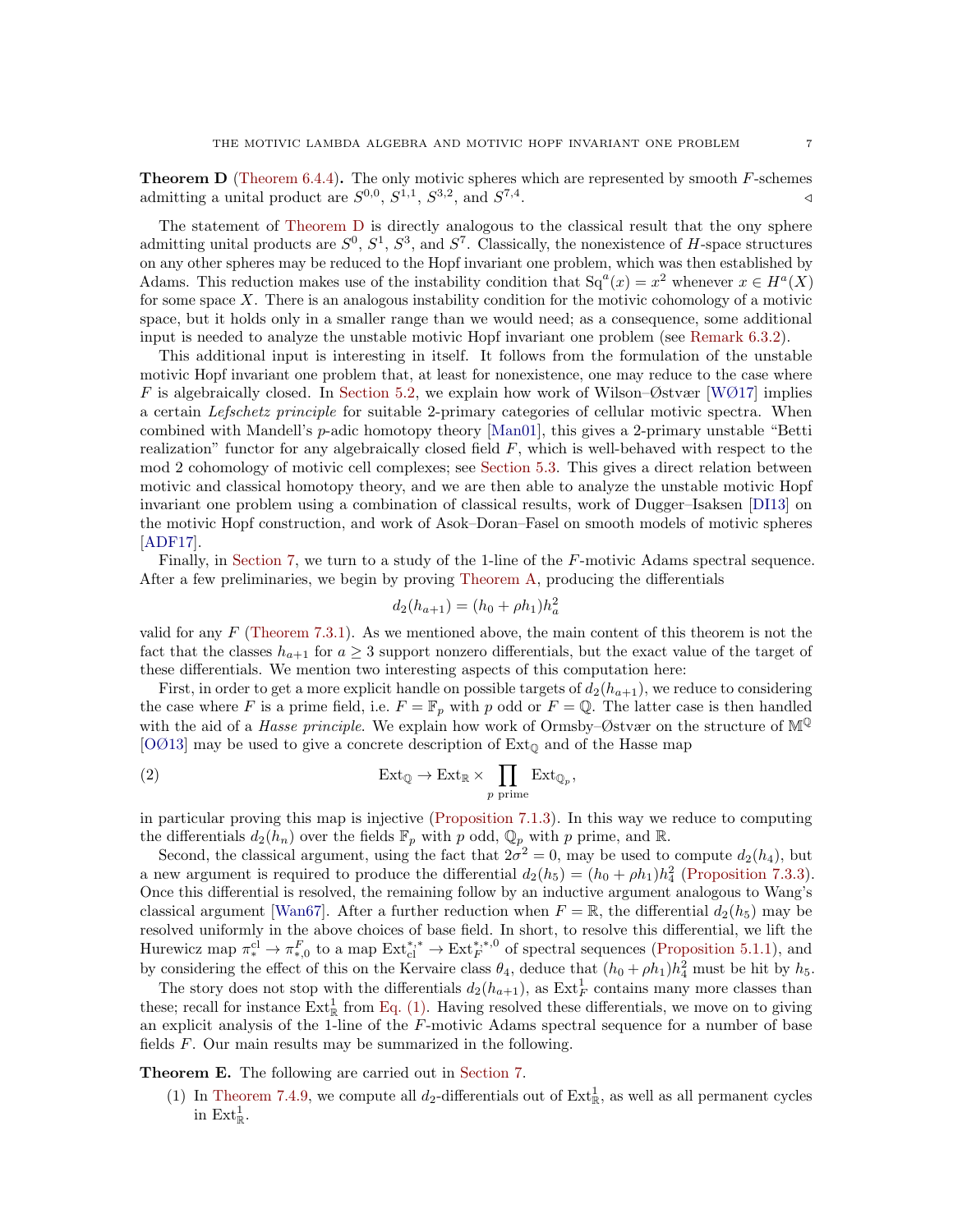**Theorem D** (Theorem 6.4.4)**.** The only motivic spheres which are represented by smooth $F$-schemes admitting a unital product are $S^{0,0}$, $S^{1,1}$, $S^{3,2}$, and $S^{7,4}$. ◁

The statement of Theorem D is directly analogous to the classical result that the ony sphere admitting unital products are $S^0$, $S^1$, $S^3$, and $S^7$. Classically, the nonexistence of $H$-space structures on any other spheres may be reduced to the Hopf invariant one problem, which was then established by Adams. This reduction makes use of the instability condition that $\mathrm{Sq}^a(x) = x^2$ whenever $x \in H^a(X)$ for some space $X$. There is an analogous instability condition for the motivic cohomology of a motivic space, but it holds only in a smaller range than we would need; as a consequence, some additional input is needed to analyze the unstable motivic Hopf invariant one problem (see Remark 6.3.2).

This additional input is interesting in itself. It follows from the formulation of the unstable motivic Hopf invariant one problem that, at least for nonexistence, one may reduce to the case where $F$ is algebraically closed. In Section 5.2, we explain how work of Wilson–Østvær [WØ17] implies a certain *Lefschetz principle* for suitable 2-primary categories of cellular motivic spectra. When combined with Mandell's $p$-adic homotopy theory [Man01], this gives a 2-primary unstable "Betti realization" functor for any algebraically closed field $F$, which is well-behaved with respect to the mod 2 cohomology of motivic cell complexes; see Section 5.3. This gives a direct relation between motivic and classical homotopy theory, and we are then able to analyze the unstable motivic Hopf invariant one problem using a combination of classical results, work of Dugger–Isaksen [DI13] on the motivic Hopf construction, and work of Asok–Doran–Fasel on smooth models of motivic spheres [ADF17].

Finally, in Section 7, we turn to a study of the 1-line of the $F$-motivic Adams spectral sequence. After a few preliminaries, we begin by proving Theorem A, producing the differentials

$$d_2(h_{a+1}) = (h_0 + \rho h_1)h_a^2$$

valid for any $F$ (Theorem 7.3.1). As we mentioned above, the main content of this theorem is not the fact that the classes $h_{a+1}$ for $a \geq 3$ support nonzero differentials, but the exact value of the target of these differentials. We mention two interesting aspects of this computation here:

First, in order to get a more explicit handle on possible targets of $d_2(h_{a+1})$, we reduce to considering the case where $F$ is a prime field, i.e. $F = \mathbb{F}_p$ with $p$ odd or $F = \mathbb{Q}$. The latter case is then handled with the aid of a *Hasse principle*. We explain how work of Ormsby–Østvær on the structure of $\mathbb{M}^{\mathbb{Q}}$ [OØ13] may be used to give a concrete description of $\mathrm{Ext}_{\mathbb{Q}}$ and of the Hasse map

$$\mathrm{Ext}_{\mathbb{Q}} \to \mathrm{Ext}_{\mathbb{R}} \times \prod_{p \text{ prime}} \mathrm{Ext}_{\mathbb{Q}_p}, \tag{2}$$

in particular proving this map is injective (Proposition 7.1.3). In this way we reduce to computing the differentials $d_2(h_n)$ over the fields $\mathbb{F}_p$ with $p$ odd, $\mathbb{Q}_p$ with $p$ prime, and $\mathbb{R}$.

Second, the classical argument, using the fact that $2\sigma^2 = 0$, may be used to compute $d_2(h_4)$, but a new argument is required to produce the differential $d_2(h_5) = (h_0 + \rho h_1)h_4^2$ (Proposition 7.3.3). Once this differential is resolved, the remaining follow by an inductive argument analogous to Wang's classical argument [Wan67]. After a further reduction when $F = \mathbb{R}$, the differential $d_2(h_5)$ may be resolved uniformly in the above choices of base field. In short, to resolve this differential, we lift the Hurewicz map $\pi_*^{\mathrm{cl}} \to \pi_{*,0}^F$ to a map $\mathrm{Ext}_{\mathrm{cl}}^{*,*} \to \mathrm{Ext}_F^{*,*,0}$ of spectral sequences (Proposition 5.1.1), and by considering the effect of this on the Kervaire class $\theta_4$, deduce that $(h_0 + \rho h_1)h_4^2$ must be hit by $h_5$.

The story does not stop with the differentials $d_2(h_{a+1})$, as $\mathrm{Ext}_F^1$ contains many more classes than these; recall for instance $\mathrm{Ext}_{\mathbb{R}}^1$ from Eq. (1). Having resolved these differentials, we move on to giving an explicit analysis of the 1-line of the $F$-motivic Adams spectral sequence for a number of base fields $F$. Our main results may be summarized in the following.

**Theorem E.** The following are carried out in Section 7.

(1) In Theorem 7.4.9, we compute all $d_2$-differentials out of $\mathrm{Ext}_{\mathbb{R}}^1$, as well as all permanent cycles in $\mathrm{Ext}_{\mathbb{R}}^1$.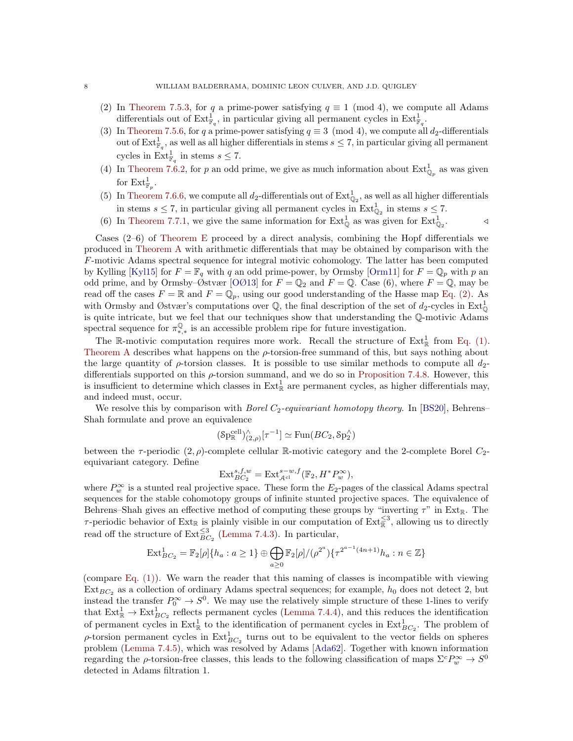(2) In Theorem 7.5.3, for $q$ a prime-power satisfying $q \equiv 1 \pmod 4$, we compute all Adams differentials out of $\mathrm{Ext}^1_{\mathbb{F}_q}$, in particular giving all permanent cycles in $\mathrm{Ext}^1_{\mathbb{F}_q}$.

(3) In Theorem 7.5.6, for $q$ a prime-power satisfying $q \equiv 3 \pmod 4$, we compute all $d_2$-differentials out of $\mathrm{Ext}^1_{\mathbb{F}_q}$, as well as all higher differentials in stems $s \leq 7$, in particular giving all permanent cycles in $\mathrm{Ext}^1_{\mathbb{F}_q}$ in stems $s \leq 7$.

(4) In Theorem 7.6.2, for $p$ an odd prime, we give as much information about $\mathrm{Ext}^1_{\mathbb{Q}_p}$ as was given for $\mathrm{Ext}^1_{\mathbb{F}_p}$.

(5) In Theorem 7.6.6, we compute all $d_2$-differentials out of $\mathrm{Ext}^1_{\mathbb{Q}_2}$, as well as all higher differentials in stems $s \leq 7$, in particular giving all permanent cycles in $\mathrm{Ext}^1_{\mathbb{Q}_2}$ in stems $s \leq 7$.

(6) In Theorem 7.7.1, we give the same information for $\mathrm{Ext}^1_{\mathbb{Q}}$ as was given for $\mathrm{Ext}^1_{\mathbb{Q}_2}$. ◁

Cases (2–6) of Theorem E proceed by a direct analysis, combining the Hopf differentials we produced in Theorem A with arithmetic differentials that may be obtained by comparison with the $F$-motivic Adams spectral sequence for integral motivic cohomology. The latter has been computed by Kylling [Kyl15] for $F = \mathbb{F}_q$ with $q$ an odd prime-power, by Ormsby [Orm11] for $F = \mathbb{Q}_p$ with $p$ an odd prime, and by Ormsby–Østvær [OØ13] for $F = \mathbb{Q}_2$ and $F = \mathbb{Q}$. Case (6), where $F = \mathbb{Q}$, may be read off the cases $F = \mathbb{R}$ and $F = \mathbb{Q}_p$, using our good understanding of the Hasse map Eq. (2). As with Ormsby and Østvær's computations over $\mathbb{Q}$, the final description of the set of $d_2$-cycles in $\mathrm{Ext}^1_{\mathbb{Q}}$ is quite intricate, but we feel that our techniques show that understanding the $\mathbb{Q}$-motivic Adams spectral sequence for $\pi^{\mathbb{Q}}_{*,*}$ is an accessible problem ripe for future investigation.

The $\mathbb{R}$-motivic computation requires more work. Recall the structure of $\mathrm{Ext}^1_{\mathbb{R}}$ from Eq. (1). Theorem A describes what happens on the $\rho$-torsion-free summand of this, but says nothing about the large quantity of $\rho$-torsion classes. It is possible to use similar methods to compute all $d_2$-differentials supported on this $\rho$-torsion summand, and we do so in Proposition 7.4.8. However, this is insufficient to determine which classes in $\mathrm{Ext}^1_{\mathbb{R}}$ are permanent cycles, as higher differentials may, and indeed must, occur.

We resolve this by comparison with *Borel $C_2$-equivariant homotopy theory.* In [BS20], Behrens–Shah formulate and prove an equivalence

$$(\mathcal{S}\mathrm{p}^{\mathrm{cell}}_{\mathbb{R}})^{\wedge}_{(2,\rho)}[\tau^{-1}] \simeq \mathrm{Fun}(BC_2, \mathcal{S}\mathrm{p}^{\wedge}_2)$$

between the $\tau$-periodic $(2,\rho)$-complete cellular $\mathbb{R}$-motivic category and the 2-complete Borel $C_2$-equivariant category. Define

$$\mathrm{Ext}^{s,f,w}_{BC_2} = \mathrm{Ext}^{s-w,f}_{\mathcal{A}^{\mathrm{cl}}}(\mathbb{F}_2, H^*P^\infty_w),$$

where $P^\infty_w$ is a stunted real projective space. These form the $E_2$-pages of the classical Adams spectral sequences for the stable cohomotopy groups of infinite stunted projective spaces. The equivalence of Behrens–Shah gives an effective method of computing these groups by "inverting $\tau$" in $\mathrm{Ext}_{\mathbb{R}}$. The $\tau$-periodic behavior of $\mathrm{Ext}_{\mathbb{R}}$ is plainly visible in our computation of $\mathrm{Ext}^{\leq 3}_{\mathbb{R}}$, allowing us to directly read off the structure of $\mathrm{Ext}^{\leq 3}_{BC_2}$ (Lemma 7.4.3). In particular,

$$\mathrm{Ext}^1_{BC_2} = \mathbb{F}_2[\rho]\{h_a : a \geq 1\} \oplus \bigoplus_{a \geq 0} \mathbb{F}_2[\rho]/(\rho^{2^a})\{\tau^{2^{a-1}(4n+1)}h_a : n \in \mathbb{Z}\}$$

(compare Eq. (1)). We warn the reader that this naming of classes is incompatible with viewing $\mathrm{Ext}_{BC_2}$ as a collection of ordinary Adams spectral sequences; for example, $h_0$ does not detect 2, but instead the transfer $P^\infty_0 \to S^0$. We may use the relatively simple structure of these 1-lines to verify that $\mathrm{Ext}^1_{\mathbb{R}} \to \mathrm{Ext}^1_{BC_2}$ reflects permanent cycles (Lemma 7.4.4), and this reduces the identification of permanent cycles in $\mathrm{Ext}^1_{\mathbb{R}}$ to the identification of permanent cycles in $\mathrm{Ext}^1_{BC_2}$. The problem of $\rho$-torsion permanent cycles in $\mathrm{Ext}^1_{BC_2}$ turns out to be equivalent to the vector fields on spheres problem (Lemma 7.4.5), which was resolved by Adams [Ada62]. Together with known information regarding the $\rho$-torsion-free classes, this leads to the following classification of maps $\Sigma^c P^\infty_w \to S^0$ detected in Adams filtration 1.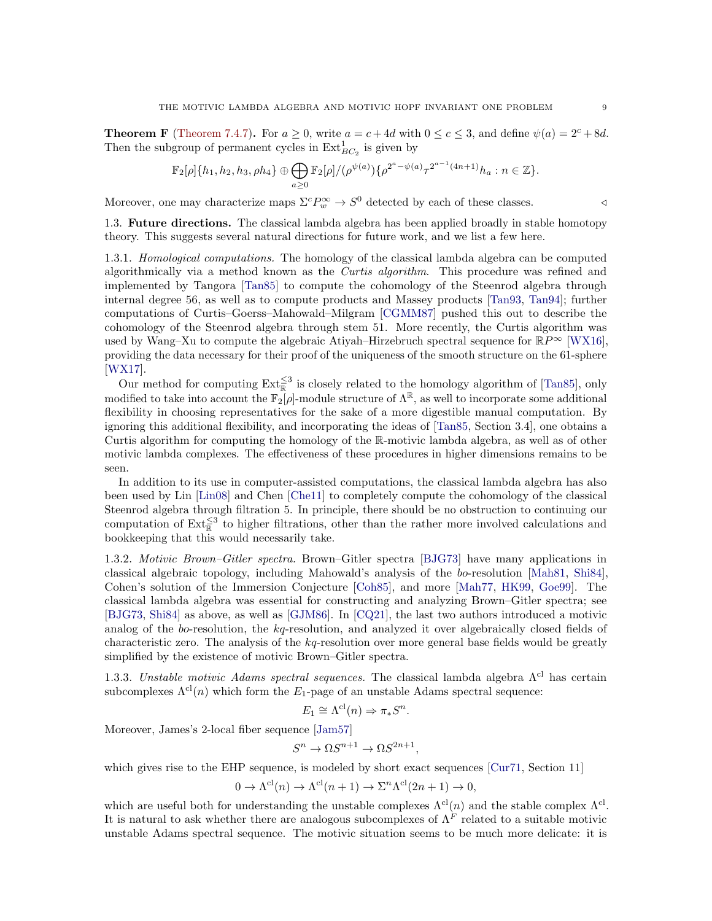**Theorem F** (Theorem 7.4.7)**.** For $a \geq 0$, write $a = c + 4d$ with $0 \leq c \leq 3$, and define $\psi(a) = 2^c + 8d$. Then the subgroup of permanent cycles in $\mathrm{Ext}^1_{BC_2}$ is given by

$$\mathbb{F}_2[\rho]\{h_1, h_2, h_3, \rho h_4\} \oplus \bigoplus_{a \geq 0} \mathbb{F}_2[\rho]/(\rho^{\psi(a)})\{\rho^{2^a - \psi(a)} \tau^{2^{a-1}(4n+1)} h_a : n \in \mathbb{Z}\}.$$

Moreover, one may characterize maps $\Sigma^c P^\infty_w \to S^0$ detected by each of these classes. ◁

## 1.3. Future directions.

The classical lambda algebra has been applied broadly in stable homotopy theory. This suggests several natural directions for future work, and we list a few here.

1.3.1. *Homological computations.* The homology of the classical lambda algebra can be computed algorithmically via a method known as the *Curtis algorithm*. This procedure was refined and implemented by Tangora [Tan85] to compute the cohomology of the Steenrod algebra through internal degree 56, as well as to compute products and Massey products [Tan93, Tan94]; further computations of Curtis–Goerss–Mahowald–Milgram [CGMM87] pushed this out to describe the cohomology of the Steenrod algebra through stem 51. More recently, the Curtis algorithm was used by Wang–Xu to compute the algebraic Atiyah–Hirzebruch spectral sequence for $\mathbb{R}P^\infty$ [WX16], providing the data necessary for their proof of the uniqueness of the smooth structure on the 61-sphere [WX17].

Our method for computing $\mathrm{Ext}^{\leq 3}_{\mathbb{R}}$ is closely related to the homology algorithm of [Tan85], only modified to take into account the $\mathbb{F}_2[\rho]$-module structure of $\Lambda^{\mathbb{R}}$, as well to incorporate some additional flexibility in choosing representatives for the sake of a more digestible manual computation. By ignoring this additional flexibility, and incorporating the ideas of [Tan85, Section 3.4], one obtains a Curtis algorithm for computing the homology of the $\mathbb{R}$-motivic lambda algebra, as well as of other motivic lambda complexes. The effectiveness of these procedures in higher dimensions remains to be seen.

In addition to its use in computer-assisted computations, the classical lambda algebra has also been used by Lin [Lin08] and Chen [Che11] to completely compute the cohomology of the classical Steenrod algebra through filtration 5. In principle, there should be no obstruction to continuing our computation of $\mathrm{Ext}^{\leq 3}_{\mathbb{R}}$ to higher filtrations, other than the rather more involved calculations and bookkeeping that this would necessarily take.

1.3.2. *Motivic Brown–Gitler spectra.* Brown–Gitler spectra [BJG73] have many applications in classical algebraic topology, including Mahowald's analysis of the *bo*-resolution [Mah81, Shi84], Cohen's solution of the Immersion Conjecture [Coh85], and more [Mah77, HK99, Goe99]. The classical lambda algebra was essential for constructing and analyzing Brown–Gitler spectra; see [BJG73, Shi84] as above, as well as [GJM86]. In [CQ21], the last two authors introduced a motivic analog of the *bo*-resolution, the *kq*-resolution, and analyzed it over algebraically closed fields of characteristic zero. The analysis of the *kq*-resolution over more general base fields would be greatly simplified by the existence of motivic Brown–Gitler spectra.

1.3.3. *Unstable motivic Adams spectral sequences.* The classical lambda algebra $\Lambda^{\mathrm{cl}}$ has certain subcomplexes $\Lambda^{\mathrm{cl}}(n)$ which form the $E_1$-page of an unstable Adams spectral sequence:

$$E_1 \cong \Lambda^{\mathrm{cl}}(n) \Rightarrow \pi_* S^n.$$

Moreover, James's 2-local fiber sequence [Jam57]

$$S^n \to \Omega S^{n+1} \to \Omega S^{2n+1},$$

which gives rise to the EHP sequence, is modeled by short exact sequences [Cur71, Section 11]

$$0 \to \Lambda^{\mathrm{cl}}(n) \to \Lambda^{\mathrm{cl}}(n+1) \to \Sigma^n \Lambda^{\mathrm{cl}}(2n+1) \to 0,$$

which are useful both for understanding the unstable complexes $\Lambda^{\mathrm{cl}}(n)$ and the stable complex $\Lambda^{\mathrm{cl}}$. It is natural to ask whether there are analogous subcomplexes of $\Lambda^F$ related to a suitable motivic unstable Adams spectral sequence. The motivic situation seems to be much more delicate: it is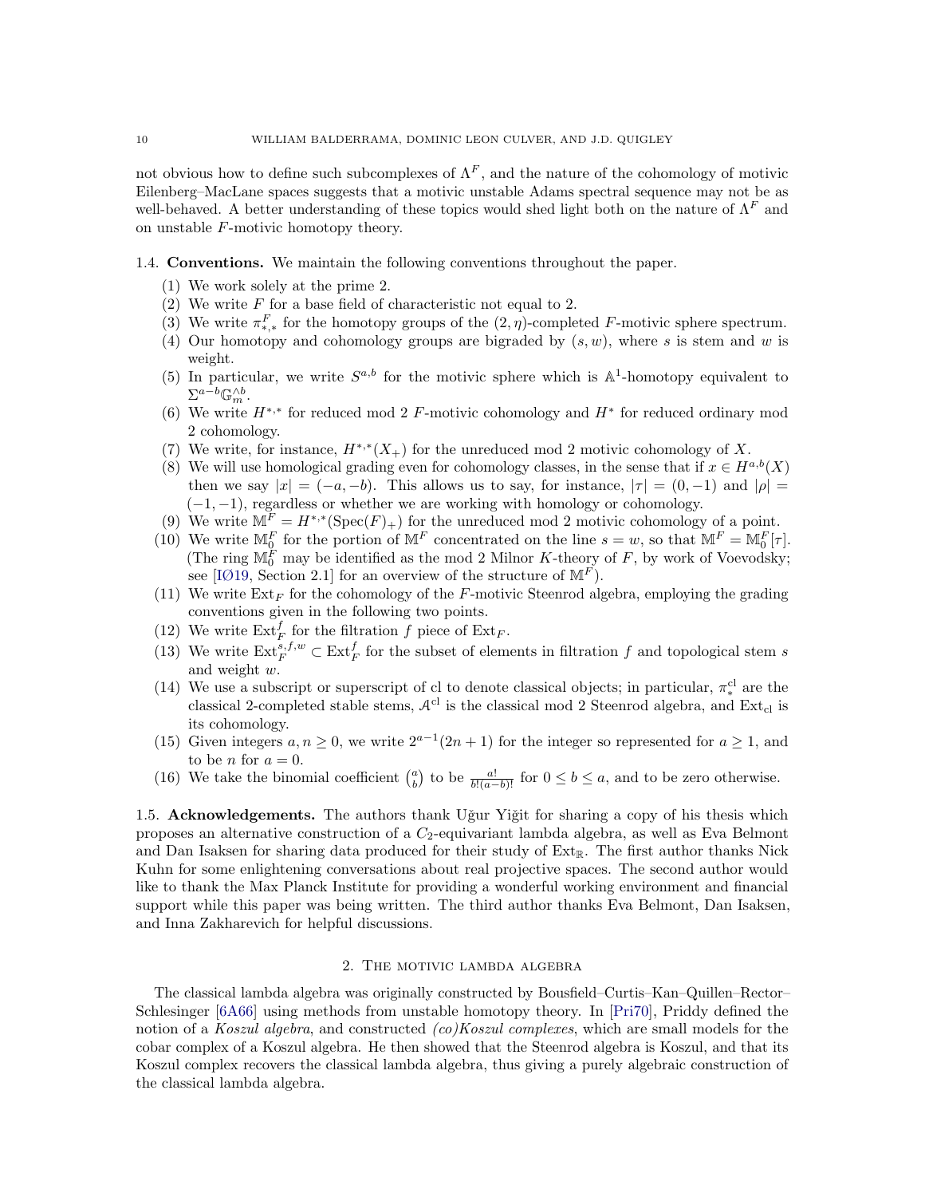not obvious how to define such subcomplexes of $\Lambda^F$, and the nature of the cohomology of motivic Eilenberg–MacLane spaces suggests that a motivic unstable Adams spectral sequence may not be as well-behaved. A better understanding of these topics would shed light both on the nature of $\Lambda^F$ and on unstable $F$-motivic homotopy theory.

### 1.4. Conventions.

We maintain the following conventions throughout the paper.

1. We work solely at the prime 2.
2. We write $F$ for a base field of characteristic not equal to 2.
3. We write $\pi^F_{*,*}$ for the homotopy groups of the $(2,\eta)$-completed $F$-motivic sphere spectrum.
4. Our homotopy and cohomology groups are bigraded by $(s,w)$, where $s$ is stem and $w$ is weight.
5. In particular, we write $S^{a,b}$ for the motivic sphere which is $\mathbb{A}^1$-homotopy equivalent to $\Sigma^{a-b}\mathbb{G}_m^{\wedge b}$.
6. We write $H^{*,*}$ for reduced mod 2 $F$-motivic cohomology and $H^*$ for reduced ordinary mod 2 cohomology.
7. We write, for instance, $H^{*,*}(X_+)$ for the unreduced mod 2 motivic cohomology of $X$.
8. We will use homological grading even for cohomology classes, in the sense that if $x \in H^{a,b}(X)$ then we say $|x| = (-a,-b)$. This allows us to say, for instance, $|\tau| = (0,-1)$ and $|\rho| = (-1,-1)$, regardless or whether we are working with homology or cohomology.
9. We write $\mathbb{M}^F = H^{*,*}(\mathrm{Spec}(F)_+)$ for the unreduced mod 2 motivic cohomology of a point.
10. We write $\mathbb{M}^F_0$ for the portion of $\mathbb{M}^F$ concentrated on the line $s = w$, so that $\mathbb{M}^F = \mathbb{M}^F_0[\tau]$. (The ring $\mathbb{M}^F_0$ may be identified as the mod 2 Milnor $K$-theory of $F$, by work of Voevodsky; see [IØ19, Section 2.1] for an overview of the structure of $\mathbb{M}^F$).
11. We write $\mathrm{Ext}_F$ for the cohomology of the $F$-motivic Steenrod algebra, employing the grading conventions given in the following two points.
12. We write $\mathrm{Ext}^f_F$ for the filtration $f$ piece of $\mathrm{Ext}_F$.
13. We write $\mathrm{Ext}^{s,f,w}_F \subset \mathrm{Ext}^f_F$ for the subset of elements in filtration $f$ and topological stem $s$ and weight $w$.
14. We use a subscript or superscript of cl to denote classical objects; in particular, $\pi^{\mathrm{cl}}_*$ are the classical 2-completed stable stems, $\mathcal{A}^{\mathrm{cl}}$ is the classical mod 2 Steenrod algebra, and $\mathrm{Ext}_{\mathrm{cl}}$ is its cohomology.
15. Given integers $a, n \geq 0$, we write $2^{a-1}(2n+1)$ for the integer so represented for $a \geq 1$, and to be $n$ for $a = 0$.
16. We take the binomial coefficient $\binom{a}{b}$ to be $\frac{a!}{b!(a-b)!}$ for $0 \leq b \leq a$, and to be zero otherwise.

### 1.5. Acknowledgements.

The authors thank Uğur Yiğit for sharing a copy of his thesis which proposes an alternative construction of a $C_2$-equivariant lambda algebra, as well as Eva Belmont and Dan Isaksen for sharing data produced for their study of $\mathrm{Ext}_{\mathbb{R}}$. The first author thanks Nick Kuhn for some enlightening conversations about real projective spaces. The second author would like to thank the Max Planck Institute for providing a wonderful working environment and financial support while this paper was being written. The third author thanks Eva Belmont, Dan Isaksen, and Inna Zakharevich for helpful discussions.

## 2. The motivic lambda algebra

The classical lambda algebra was originally constructed by Bousfield–Curtis–Kan–Quillen–Rector–Schlesinger [6A66] using methods from unstable homotopy theory. In [Pri70], Priddy defined the notion of a *Koszul algebra*, and constructed *(co)Koszul complexes*, which are small models for the cobar complex of a Koszul algebra. He then showed that the Steenrod algebra is Koszul, and that its Koszul complex recovers the classical lambda algebra, thus giving a purely algebraic construction of the classical lambda algebra.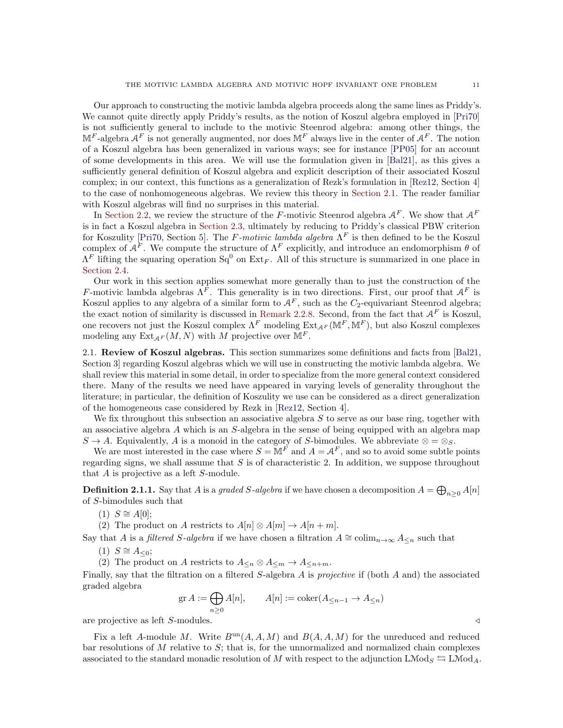Our approach to constructing the motivic lambda algebra proceeds along the same lines as Priddy's. We cannot quite directly apply Priddy's results, as the notion of Koszul algebra employed in [Pri70] is not sufficiently general to include to the motivic Steenrod algebra: among other things, the $\mathbb{M}^F$-algebra $\mathcal{A}^F$ is not generally augmented, nor does $\mathbb{M}^F$ always live in the center of $\mathcal{A}^F$. The notion of a Koszul algebra has been generalized in various ways; see for instance [PP05] for an account of some developments in this area. We will use the formulation given in [Bal21], as this gives a sufficiently general definition of Koszul algebra and explicit description of their associated Koszul complex; in our context, this functions as a generalization of Rezk's formulation in [Rez12, Section 4] to the case of nonhomogeneous algebras. We review this theory in Section 2.1. The reader familiar with Koszul algebras will find no surprises in this material.

In Section 2.2, we review the structure of the $F$-motivic Steenrod algebra $\mathcal{A}^F$. We show that $\mathcal{A}^F$ is in fact a Koszul algebra in Section 2.3, ultimately by reducing to Priddy's classical PBW criterion for Koszulity [Pri70, Section 5]. The *$F$-motivic lambda algebra* $\Lambda^F$ is then defined to be the Koszul complex of $\mathcal{A}^F$. We compute the structure of $\Lambda^F$ explicitly, and introduce an endomorphism $\theta$ of $\Lambda^F$ lifting the squaring operation $\mathrm{Sq}^0$ on $\mathrm{Ext}_F$. All of this structure is summarized in one place in Section 2.4.

Our work in this section applies somewhat more generally than to just the construction of the $F$-motivic lambda algebras $\Lambda^F$. This generality is in two directions. First, our proof that $\mathcal{A}^F$ is Koszul applies to any algebra of a similar form to $\mathcal{A}^F$, such as the $C_2$-equivariant Steenrod algebra; the exact notion of similarity is discussed in Remark 2.2.8. Second, from the fact that $\mathcal{A}^F$ is Koszul, one recovers not just the Koszul complex $\Lambda^F$ modeling $\mathrm{Ext}_{\mathcal{A}^F}(\mathbb{M}^F, \mathbb{M}^F)$, but also Koszul complexes modeling any $\mathrm{Ext}_{\mathcal{A}^F}(M, N)$ with $M$ projective over $\mathbb{M}^F$.

## 2.1. Review of Koszul algebras.

This section summarizes some definitions and facts from [Bal21, Section 3] regarding Koszul algebras which we will use in constructing the motivic lambda algebra. We shall review this material in some detail, in order to specialize from the more general context considered there. Many of the results we need have appeared in varying levels of generality throughout the literature; in particular, the definition of Koszulity we use can be considered as a direct generalization of the homogeneous case considered by Rezk in [Rez12, Section 4].

We fix throughout this subsection an associative algebra $S$ to serve as our base ring, together with an associative algebra $A$ which is an $S$-algebra in the sense of being equipped with an algebra map $S \to A$. Equivalently, $A$ is a monoid in the category of $S$-bimodules. We abbreviate $\otimes = \otimes_S$.

We are most interested in the case where $S = \mathbb{M}^F$ and $A = \mathcal{A}^F$, and so to avoid some subtle points regarding signs, we shall assume that $S$ is of characteristic 2. In addition, we suppose throughout that $A$ is projective as a left $S$-module.

**Definition 2.1.1.** Say that $A$ is a *graded $S$-algebra* if we have chosen a decomposition $A = \bigoplus_{n \geq 0} A[n]$ of $S$-bimodules such that

(1) $S \cong A[0]$;
(2) The product on $A$ restricts to $A[n] \otimes A[m] \to A[n+m]$.

Say that $A$ is a *filtered $S$-algebra* if we have chosen a filtration $A \cong \mathrm{colim}_{n \to \infty} A_{\leq n}$ such that

(1) $S \cong A_{\leq 0}$;
(2) The product on $A$ restricts to $A_{\leq n} \otimes A_{\leq m} \to A_{\leq n+m}$.

Finally, say that the filtration on a filtered $S$-algebra $A$ is *projective* if (both $A$ and) the associated graded algebra

$$\mathrm{gr}\, A := \bigoplus_{n \geq 0} A[n], \qquad A[n] := \mathrm{coker}(A_{\leq n-1} \to A_{\leq n})$$

are projective as left $S$-modules. ◁

Fix a left $A$-module $M$. Write $B^{\mathrm{un}}(A, A, M)$ and $B(A, A, M)$ for the unreduced and reduced bar resolutions of $M$ relative to $S$; that is, for the unnormalized and normalized chain complexes associated to the standard monadic resolution of $M$ with respect to the adjunction $\mathrm{LMod}_S \leftrightarrows \mathrm{LMod}_A$.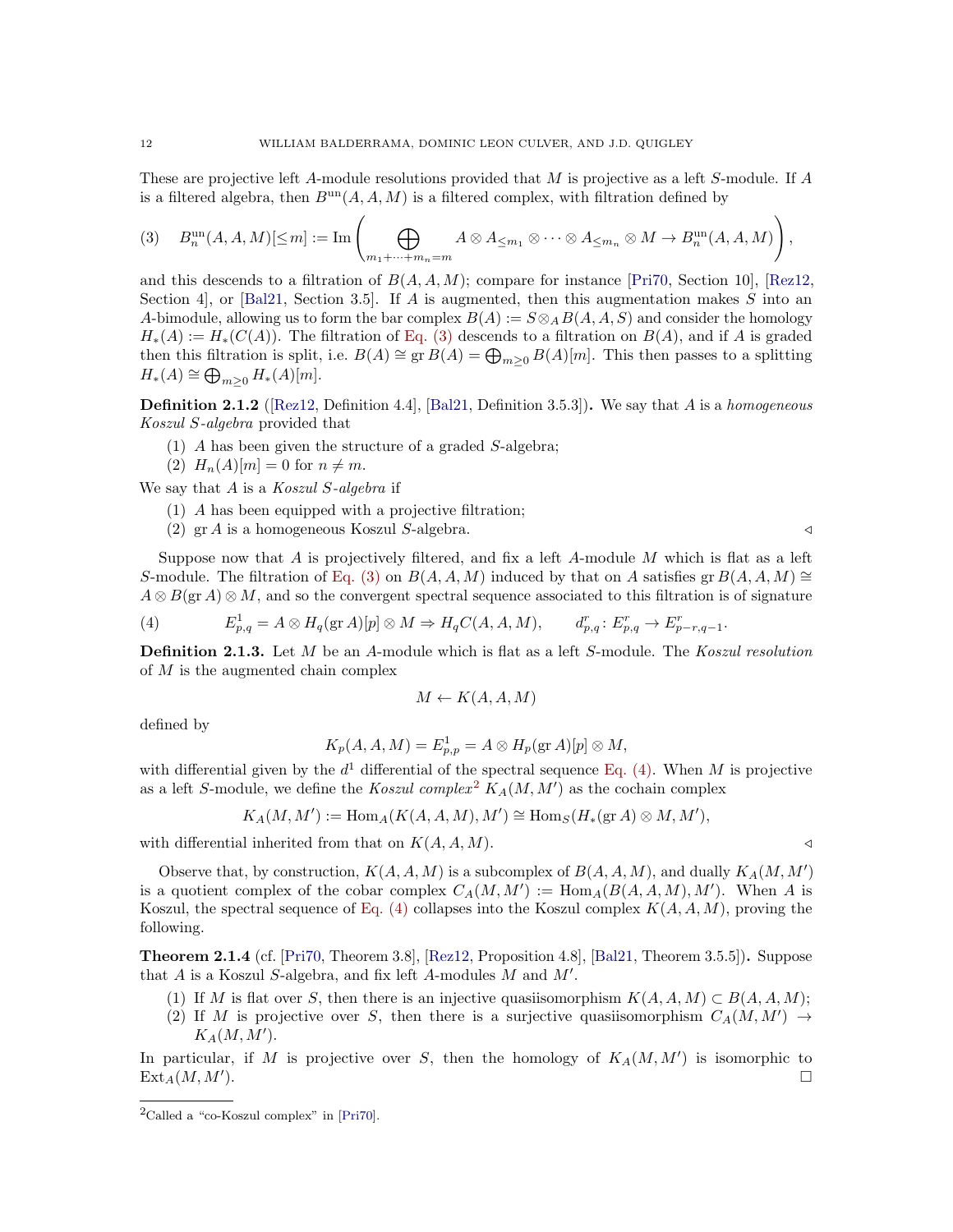These are projective left $A$-module resolutions provided that $M$ is projective as a left $S$-module. If $A$ is a filtered algebra, then $B^{\mathrm{un}}(A,A,M)$ is a filtered complex, with filtration defined by

$$B^{\mathrm{un}}_n(A,A,M)[\leq m] := \mathrm{Im}\left(\bigoplus_{m_1+\cdots+m_n=m} A\otimes A_{\leq m_1}\otimes\cdots\otimes A_{\leq m_n}\otimes M \to B^{\mathrm{un}}_n(A,A,M)\right), \tag{3}$$

and this descends to a filtration of $B(A,A,M)$; compare for instance [Pri70, Section 10], [Rez12, Section 4], or [Bal21, Section 3.5]. If $A$ is augmented, then this augmentation makes $S$ into an $A$-bimodule, allowing us to form the bar complex $B(A) := S\otimes_A B(A,A,S)$ and consider the homology $H_*(A) := H_*(C(A))$. The filtration of Eq. (3) descends to a filtration on $B(A)$, and if $A$ is graded then this filtration is split, i.e. $B(A)\cong \mathrm{gr}\, B(A) = \bigoplus_{m\geq 0} B(A)[m]$. This then passes to a splitting $H_*(A)\cong \bigoplus_{m\geq 0} H_*(A)[m]$.

**Definition 2.1.2** ([Rez12, Definition 4.4], [Bal21, Definition 3.5.3])**.** We say that $A$ is a *homogeneous Koszul $S$-algebra* provided that

1. $A$ has been given the structure of a graded $S$-algebra;
2. $H_n(A)[m] = 0$ for $n\neq m$.

We say that $A$ is a *Koszul $S$-algebra* if

1. $A$ has been equipped with a projective filtration;
2. $\mathrm{gr}\, A$ is a homogeneous Koszul $S$-algebra. ◁

Suppose now that $A$ is projectively filtered, and fix a left $A$-module $M$ which is flat as a left $S$-module. The filtration of Eq. (3) on $B(A,A,M)$ induced by that on $A$ satisfies $\mathrm{gr}\, B(A,A,M)\cong A\otimes B(\mathrm{gr}\, A)\otimes M$, and so the convergent spectral sequence associated to this filtration is of signature

$$E^1_{p,q} = A\otimes H_q(\mathrm{gr}\, A)[p]\otimes M \Rightarrow H_q C(A,A,M), \qquad d^r_{p,q}\colon E^r_{p,q}\to E^r_{p-r,q-1}. \tag{4}$$

**Definition 2.1.3.** Let $M$ be an $A$-module which is flat as a left $S$-module. The *Koszul resolution* of $M$ is the augmented chain complex

$$M \leftarrow K(A,A,M)$$

defined by

$$K_p(A,A,M) = E^1_{p,p} = A\otimes H_p(\mathrm{gr}\, A)[p]\otimes M,$$

with differential given by the $d^1$ differential of the spectral sequence Eq. (4). When $M$ is projective as a left $S$-module, we define the *Koszul complex*[2] $K_A(M,M')$ as the cochain complex

$$K_A(M,M') := \mathrm{Hom}_A(K(A,A,M),M')\cong \mathrm{Hom}_S(H_*(\mathrm{gr}\, A)\otimes M, M'),$$

with differential inherited from that on $K(A,A,M)$. ◁

Observe that, by construction, $K(A,A,M)$ is a subcomplex of $B(A,A,M)$, and dually $K_A(M,M')$ is a quotient complex of the cobar complex $C_A(M,M') := \mathrm{Hom}_A(B(A,A,M),M')$. When $A$ is Koszul, the spectral sequence of Eq. (4) collapses into the Koszul complex $K(A,A,M)$, proving the following.

**Theorem 2.1.4** (cf. [Pri70, Theorem 3.8], [Rez12, Proposition 4.8], [Bal21, Theorem 3.5.5])**.** Suppose that $A$ is a Koszul $S$-algebra, and fix left $A$-modules $M$ and $M'$.

1. If $M$ is flat over $S$, then there is an injective quasiisomorphism $K(A,A,M)\subset B(A,A,M)$;
2. If $M$ is projective over $S$, then there is a surjective quasiisomorphism $C_A(M,M')\to K_A(M,M')$.

In particular, if $M$ is projective over $S$, then the homology of $K_A(M,M')$ is isomorphic to $\mathrm{Ext}_A(M,M')$. □

---

[2] Called a "co-Koszul complex" in [Pri70].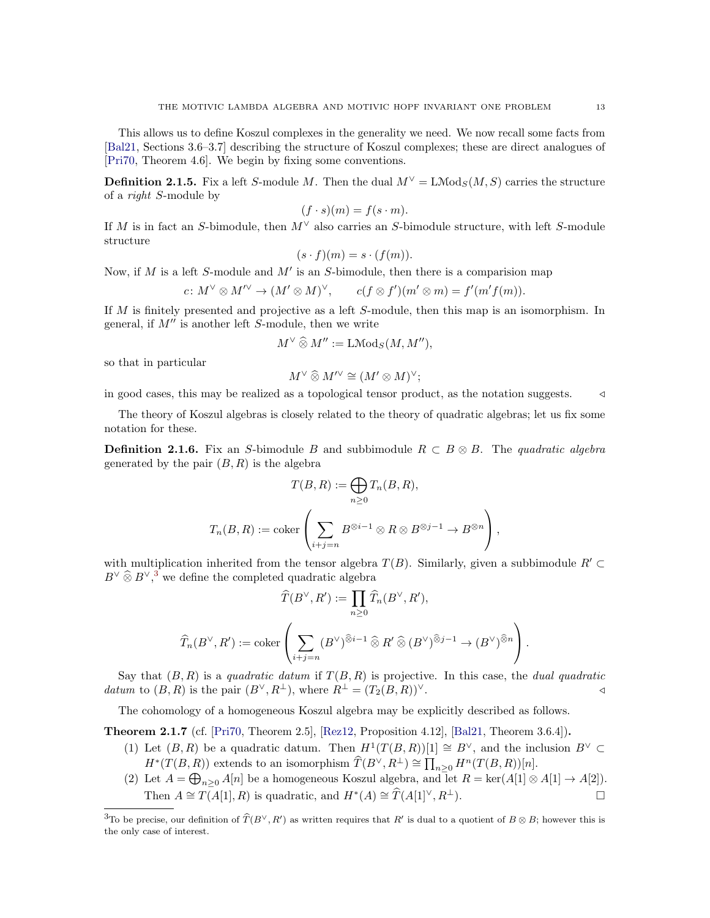This allows us to define Koszul complexes in the generality we need. We now recall some facts from [Bal21, Sections 3.6–3.7] describing the structure of Koszul complexes; these are direct analogues of [Pri70, Theorem 4.6]. We begin by fixing some conventions.

**Definition 2.1.5.** Fix a left $S$-module $M$. Then the dual $M^\vee = \mathrm{LMod}_S(M,S)$ carries the structure of a *right* $S$-module by

$$(f\cdot s)(m) = f(s\cdot m).$$

If $M$ is in fact an $S$-bimodule, then $M^\vee$ also carries an $S$-bimodule structure, with left $S$-module structure

$$(s\cdot f)(m) = s\cdot (f(m)).$$

Now, if $M$ is a left $S$-module and $M'$ is an $S$-bimodule, then there is a comparision map

$$c\colon M^\vee\otimes M'^\vee \to (M'\otimes M)^\vee,\qquad c(f\otimes f')(m'\otimes m) = f'(m'f(m)).$$

If $M$ is finitely presented and projective as a left $S$-module, then this map is an isomorphism. In general, if $M''$ is another left $S$-module, then we write

$$M^\vee \mathbin{\widehat{\otimes}} M'' := \mathrm{LMod}_S(M,M''),$$

so that in particular

$$M^\vee \mathbin{\widehat{\otimes}} M'^\vee \cong (M'\otimes M)^\vee;$$

in good cases, this may be realized as a topological tensor product, as the notation suggests. ◁

The theory of Koszul algebras is closely related to the theory of quadratic algebras; let us fix some notation for these.

**Definition 2.1.6.** Fix an $S$-bimodule $B$ and subbimodule $R\subset B\otimes B$. The *quadratic algebra* generated by the pair $(B,R)$ is the algebra

$$T(B,R) := \bigoplus_{n\geq 0} T_n(B,R),$$

$$T_n(B,R) := \operatorname{coker}\left(\sum_{i+j=n} B^{\otimes i-1}\otimes R\otimes B^{\otimes j-1}\to B^{\otimes n}\right),$$

with multiplication inherited from the tensor algebra $T(B)$. Similarly, given a subbimodule $R'\subset B^\vee \mathbin{\widehat{\otimes}} B^\vee$,[3] we define the completed quadratic algebra

$$\widehat{T}(B^\vee,R') := \prod_{n\geq 0}\widehat{T}_n(B^\vee,R'),$$

$$\widehat{T}_n(B^\vee,R') := \operatorname{coker}\left(\sum_{i+j=n}(B^\vee)^{\widehat{\otimes} i-1}\mathbin{\widehat{\otimes}} R'\mathbin{\widehat{\otimes}}(B^\vee)^{\widehat{\otimes} j-1}\to (B^\vee)^{\widehat{\otimes} n}\right).$$

Say that $(B,R)$ is a *quadratic datum* if $T(B,R)$ is projective. In this case, the *dual quadratic datum* to $(B,R)$ is the pair $(B^\vee,R^\perp)$, where $R^\perp = (T_2(B,R))^\vee$. ◁

The cohomology of a homogeneous Koszul algebra may be explicitly described as follows.

**Theorem 2.1.7** (cf. [Pri70, Theorem 2.5], [Rez12, Proposition 4.12], [Bal21, Theorem 3.6.4])**.**

1. Let $(B,R)$ be a quadratic datum. Then $H^1(T(B,R))[1]\cong B^\vee$, and the inclusion $B^\vee\subset H^*(T(B,R))$ extends to an isomorphism $\widehat{T}(B^\vee,R^\perp)\cong\prod_{n\geq 0}H^n(T(B,R))[n]$.
2. Let $A=\bigoplus_{n\geq 0}A[n]$ be a homogeneous Koszul algebra, and let $R=\ker(A[1]\otimes A[1]\to A[2])$. Then $A\cong T(A[1],R)$ is quadratic, and $H^*(A)\cong \widehat{T}(A[1]^\vee,R^\perp)$. □

[3] To be precise, our definition of $\widehat{T}(B^\vee,R')$ as written requires that $R'$ is dual to a quotient of $B\otimes B$; however this is the only case of interest.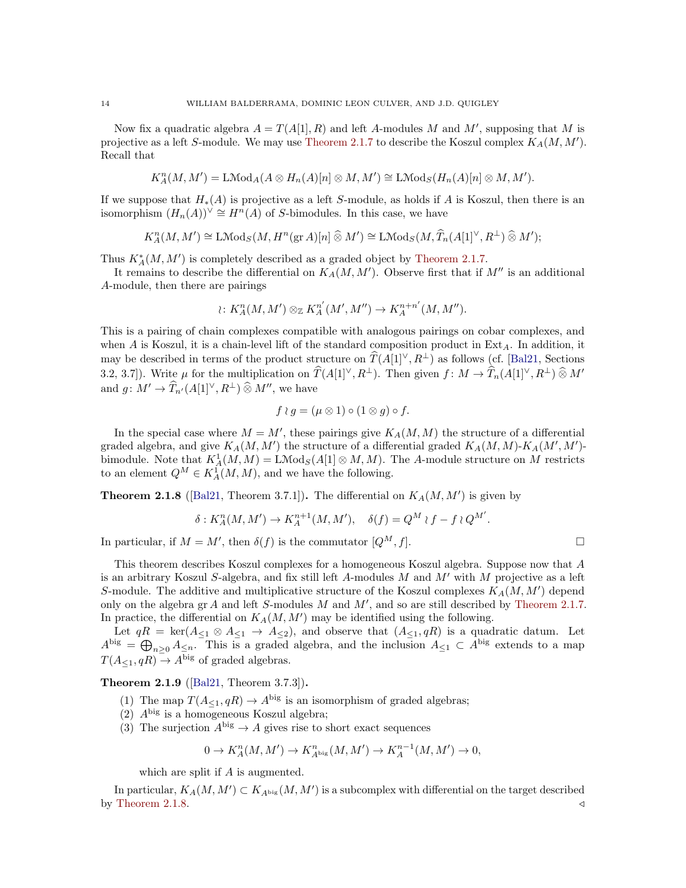Now fix a quadratic algebra $A = T(A[1], R)$ and left $A$-modules $M$ and $M'$, supposing that $M$ is projective as a left $S$-module. We may use Theorem 2.1.7 to describe the Koszul complex $K_A(M, M')$. Recall that

$$K_A^n(M, M') = \mathrm{LMod}_A(A \otimes H_n(A)[n] \otimes M, M') \cong \mathrm{LMod}_S(H_n(A)[n] \otimes M, M').$$

If we suppose that $H_*(A)$ is projective as a left $S$-module, as holds if $A$ is Koszul, then there is an isomorphism $(H_n(A))^\vee \cong H^n(A)$ of $S$-bimodules. In this case, we have

$$K_A^n(M, M') \cong \mathrm{LMod}_S(M, H^n(\mathrm{gr}\, A)[n] \mathbin{\widehat{\otimes}} M') \cong \mathrm{LMod}_S(M, \widehat{T}_n(A[1]^\vee, R^\perp) \mathbin{\widehat{\otimes}} M');$$

Thus $K_A^*(M, M')$ is completely described as a graded object by Theorem 2.1.7.

It remains to describe the differential on $K_A(M, M')$. Observe first that if $M''$ is an additional $A$-module, then there are pairings

$$\wr \colon K_A^n(M, M') \otimes_{\mathbb{Z}} K_A^{n'}(M', M'') \to K_A^{n+n'}(M, M'').$$

This is a pairing of chain complexes compatible with analogous pairings on cobar complexes, and when $A$ is Koszul, it is a chain-level lift of the standard composition product in $\mathrm{Ext}_A$. In addition, it may be described in terms of the product structure on $\widehat{T}(A[1]^\vee, R^\perp)$ as follows (cf. [Bal21, Sections 3.2, 3.7]). Write $\mu$ for the multiplication on $\widehat{T}(A[1]^\vee, R^\perp)$. Then given $f \colon M \to \widehat{T}_n(A[1]^\vee, R^\perp) \mathbin{\widehat{\otimes}} M'$ and $g \colon M' \to \widehat{T}_{n'}(A[1]^\vee, R^\perp) \mathbin{\widehat{\otimes}} M''$, we have

$$f \wr g = (\mu \otimes 1) \circ (1 \otimes g) \circ f.$$

In the special case where $M = M'$, these pairings give $K_A(M, M)$ the structure of a differential graded algebra, and give $K_A(M, M')$ the structure of a differential graded $K_A(M, M)$-$K_A(M', M')$-bimodule. Note that $K_A^1(M, M) = \mathrm{LMod}_S(A[1] \otimes M, M)$. The $A$-module structure on $M$ restricts to an element $Q^M \in K_A^1(M, M)$, and we have the following.

**Theorem 2.1.8** ([Bal21, Theorem 3.7.1])**.** The differential on $K_A(M, M')$ is given by

$$\delta : K_A^n(M, M') \to K_A^{n+1}(M, M'), \quad \delta(f) = Q^M \wr f - f \wr Q^{M'}.$$

In particular, if $M = M'$, then $\delta(f)$ is the commutator $[Q^M, f]$. □

This theorem describes Koszul complexes for a homogeneous Koszul algebra. Suppose now that $A$ is an arbitrary Koszul $S$-algebra, and fix still left $A$-modules $M$ and $M'$ with $M$ projective as a left $S$-module. The additive and multiplicative structure of the Koszul complexes $K_A(M, M')$ depend only on the algebra $\mathrm{gr}\, A$ and left $S$-modules $M$ and $M'$, and so are still described by Theorem 2.1.7. In practice, the differential on $K_A(M, M')$ may be identified using the following.

Let $qR = \ker(A_{\leq 1} \otimes A_{\leq 1} \to A_{\leq 2})$, and observe that $(A_{\leq 1}, qR)$ is a quadratic datum. Let $A^{\mathrm{big}} = \bigoplus_{n \geq 0} A_{\leq n}$. This is a graded algebra, and the inclusion $A_{\leq 1} \subset A^{\mathrm{big}}$ extends to a map $T(A_{\leq 1}, qR) \to A^{\mathrm{big}}$ of graded algebras.

**Theorem 2.1.9** ([Bal21, Theorem 3.7.3])**.**

1. The map $T(A_{\leq 1}, qR) \to A^{\mathrm{big}}$ is an isomorphism of graded algebras;
2. $A^{\mathrm{big}}$ is a homogeneous Koszul algebra;
3. The surjection $A^{\mathrm{big}} \to A$ gives rise to short exact sequences

$$0 \to K_A^n(M, M') \to K_{A^{\mathrm{big}}}^n(M, M') \to K_A^{n-1}(M, M') \to 0,$$

which are split if $A$ is augmented.

In particular, $K_A(M, M') \subset K_{A^{\mathrm{big}}}(M, M')$ is a subcomplex with differential on the target described by Theorem 2.1.8. ◁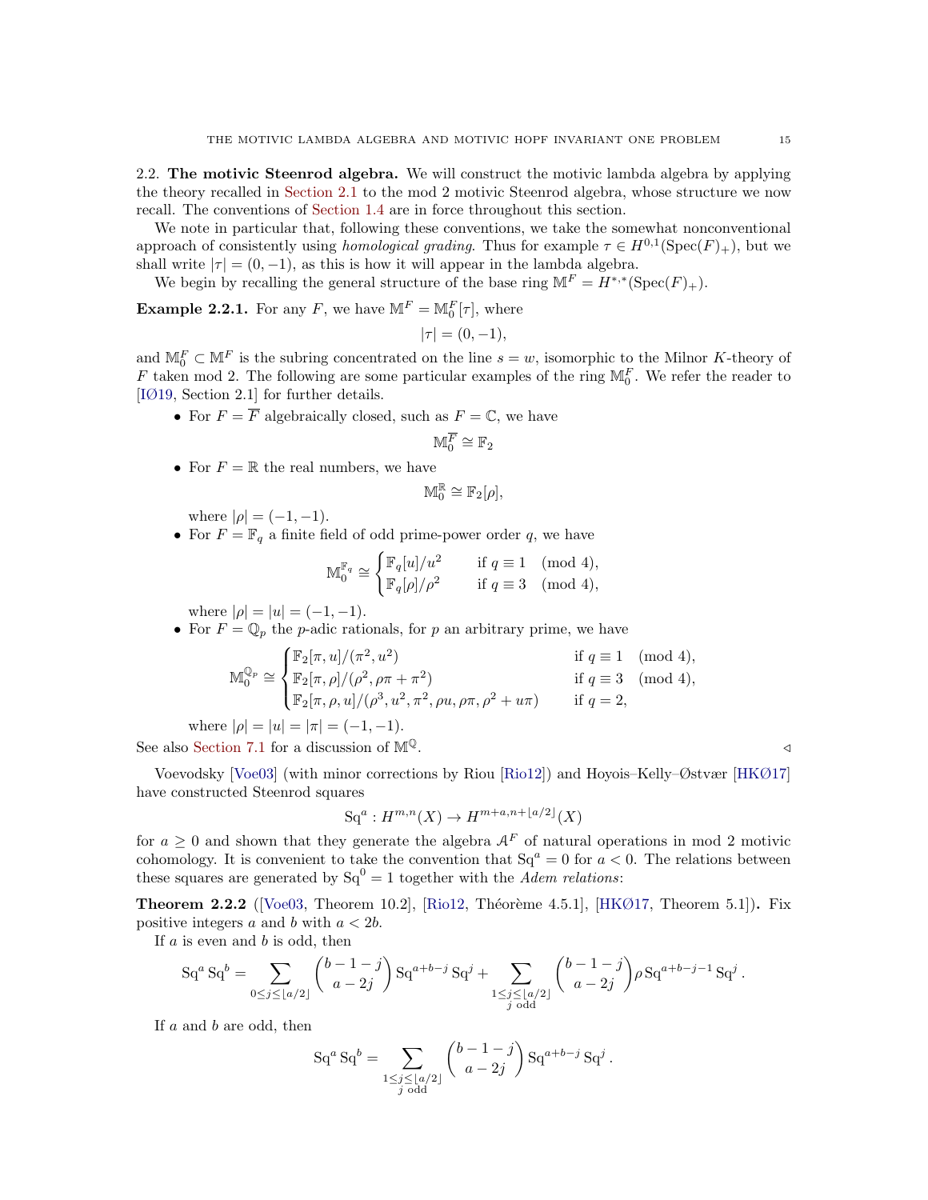2.2. **The motivic Steenrod algebra.** We will construct the motivic lambda algebra by applying the theory recalled in Section 2.1 to the mod 2 motivic Steenrod algebra, whose structure we now recall. The conventions of Section 1.4 are in force throughout this section.

We note in particular that, following these conventions, we take the somewhat nonconventional approach of consistently using *homological grading*. Thus for example $\tau \in H^{0,1}(\operatorname{Spec}(F)_+)$, but we shall write $|\tau| = (0,-1)$, as this is how it will appear in the lambda algebra.

We begin by recalling the general structure of the base ring $\mathbb{M}^F = H^{*,*}(\operatorname{Spec}(F)_+)$.

**Example 2.2.1.** For any $F$, we have $\mathbb{M}^F = \mathbb{M}_0^F[\tau]$, where

$$|\tau| = (0,-1),$$

and $\mathbb{M}_0^F \subset \mathbb{M}^F$ is the subring concentrated on the line $s = w$, isomorphic to the Milnor $K$-theory of $F$ taken mod 2. The following are some particular examples of the ring $\mathbb{M}_0^F$. We refer the reader to [IØ19, Section 2.1] for further details.

- For $F = \overline{F}$ algebraically closed, such as $F = \mathbb{C}$, we have
$$\mathbb{M}_0^{\overline{F}} \cong \mathbb{F}_2$$
- For $F = \mathbb{R}$ the real numbers, we have
$$\mathbb{M}_0^{\mathbb{R}} \cong \mathbb{F}_2[\rho],$$
where $|\rho| = (-1,-1)$.
- For $F = \mathbb{F}_q$ a finite field of odd prime-power order $q$, we have
$$\mathbb{M}_0^{\mathbb{F}_q} \cong \begin{cases} \mathbb{F}_q[u]/u^2 & \text{if } q \equiv 1 \pmod 4, \\ \mathbb{F}_q[\rho]/\rho^2 & \text{if } q \equiv 3 \pmod 4, \end{cases}$$
where $|\rho| = |u| = (-1,-1)$.
- For $F = \mathbb{Q}_p$ the $p$-adic rationals, for $p$ an arbitrary prime, we have
$$\mathbb{M}_0^{\mathbb{Q}_p} \cong \begin{cases} \mathbb{F}_2[\pi,u]/(\pi^2,u^2) & \text{if } q \equiv 1 \pmod 4, \\ \mathbb{F}_2[\pi,\rho]/(\rho^2,\rho\pi+\pi^2) & \text{if } q \equiv 3 \pmod 4, \\ \mathbb{F}_2[\pi,\rho,u]/(\rho^3,u^2,\pi^2,\rho u,\rho\pi,\rho^2+u\pi) & \text{if } q = 2, \end{cases}$$
where $|\rho| = |u| = |\pi| = (-1,-1)$.

See also Section 7.1 for a discussion of $\mathbb{M}^{\mathbb{Q}}$. ◁

Voevodsky [Voe03] (with minor corrections by Riou [Rio12]) and Hoyois–Kelly–Østvær [HKØ17] have constructed Steenrod squares

$$\operatorname{Sq}^a : H^{m,n}(X) \to H^{m+a,n+\lfloor a/2 \rfloor}(X)$$

for $a \geq 0$ and shown that they generate the algebra $\mathcal{A}^F$ of natural operations in mod 2 motivic cohomology. It is convenient to take the convention that $\operatorname{Sq}^a = 0$ for $a < 0$. The relations between these squares are generated by $\operatorname{Sq}^0 = 1$ together with the *Adem relations*:

**Theorem 2.2.2** ([Voe03, Theorem 10.2], [Rio12, Théorème 4.5.1], [HKØ17, Theorem 5.1])**.** Fix positive integers $a$ and $b$ with $a < 2b$.

If $a$ is even and $b$ is odd, then

$$\operatorname{Sq}^a \operatorname{Sq}^b = \sum_{0 \leq j \leq \lfloor a/2 \rfloor} \binom{b-1-j}{a-2j} \operatorname{Sq}^{a+b-j} \operatorname{Sq}^j + \sum_{\substack{1 \leq j \leq \lfloor a/2 \rfloor \\ j \text{ odd}}} \binom{b-1-j}{a-2j} \rho \operatorname{Sq}^{a+b-j-1} \operatorname{Sq}^j.$$

If $a$ and $b$ are odd, then

$$\operatorname{Sq}^a \operatorname{Sq}^b = \sum_{\substack{1 \leq j \leq \lfloor a/2 \rfloor \\ j \text{ odd}}} \binom{b-1-j}{a-2j} \operatorname{Sq}^{a+b-j} \operatorname{Sq}^j.$$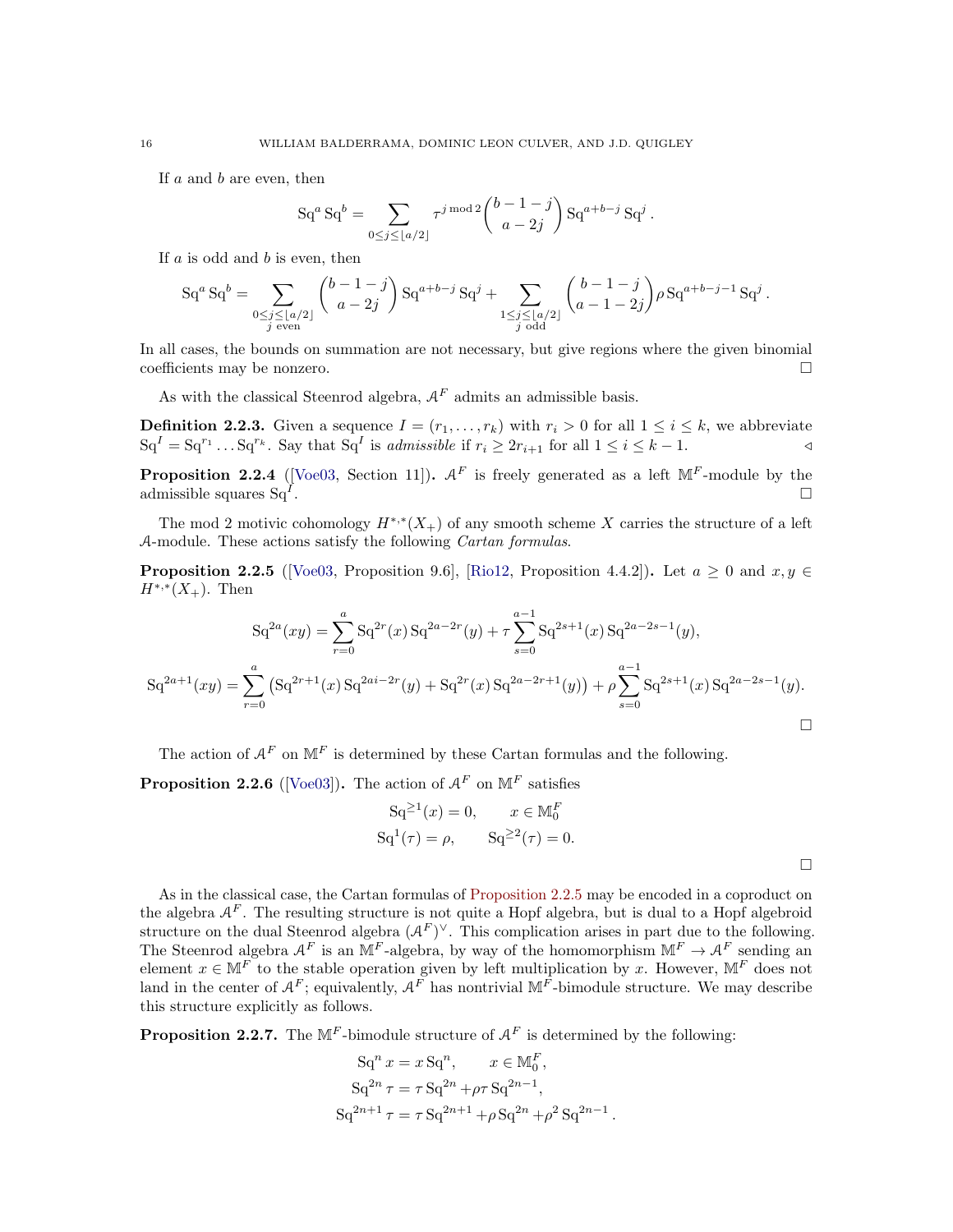If $a$ and $b$ are even, then

$$\mathrm{Sq}^a \mathrm{Sq}^b = \sum_{0 \le j \le \lfloor a/2 \rfloor} \tau^{j \bmod 2} \binom{b-1-j}{a-2j} \mathrm{Sq}^{a+b-j} \mathrm{Sq}^j .$$

If $a$ is odd and $b$ is even, then

$$\mathrm{Sq}^a \mathrm{Sq}^b = \sum_{\substack{0 \le j \le \lfloor a/2 \rfloor \\ j \text{ even}}} \binom{b-1-j}{a-2j} \mathrm{Sq}^{a+b-j} \mathrm{Sq}^j + \sum_{\substack{1 \le j \le \lfloor a/2 \rfloor \\ j \text{ odd}}} \binom{b-1-j}{a-1-2j} \rho \, \mathrm{Sq}^{a+b-j-1} \mathrm{Sq}^j .$$

In all cases, the bounds on summation are not necessary, but give regions where the given binomial coefficients may be nonzero. $\square$

As with the classical Steenrod algebra, $\mathcal{A}^F$ admits an admissible basis.

**Definition 2.2.3.** Given a sequence $I = (r_1, \ldots, r_k)$ with $r_i > 0$ for all $1 \le i \le k$, we abbreviate $\mathrm{Sq}^I = \mathrm{Sq}^{r_1} \ldots \mathrm{Sq}^{r_k}$. Say that $\mathrm{Sq}^I$ is *admissible* if $r_i \ge 2r_{i+1}$ for all $1 \le i \le k-1$. $\triangleleft$

**Proposition 2.2.4** ([Voe03, Section 11])**.** $\mathcal{A}^F$ is freely generated as a left $\mathbb{M}^F$-module by the admissible squares $\mathrm{Sq}^I$. $\square$

The mod 2 motivic cohomology $H^{*,*}(X_+)$ of any smooth scheme $X$ carries the structure of a left $\mathcal{A}$-module. These actions satisfy the following *Cartan formulas*.

**Proposition 2.2.5** ([Voe03, Proposition 9.6], [Rio12, Proposition 4.4.2])**.** Let $a \ge 0$ and $x, y \in H^{*,*}(X_+)$. Then

$$\mathrm{Sq}^{2a}(xy) = \sum_{r=0}^{a} \mathrm{Sq}^{2r}(x) \, \mathrm{Sq}^{2a-2r}(y) + \tau \sum_{s=0}^{a-1} \mathrm{Sq}^{2s+1}(x) \, \mathrm{Sq}^{2a-2s-1}(y),$$

$$\mathrm{Sq}^{2a+1}(xy) = \sum_{r=0}^{a} \left( \mathrm{Sq}^{2r+1}(x) \, \mathrm{Sq}^{2ai-2r}(y) + \mathrm{Sq}^{2r}(x) \, \mathrm{Sq}^{2a-2r+1}(y) \right) + \rho \sum_{s=0}^{a-1} \mathrm{Sq}^{2s+1}(x) \, \mathrm{Sq}^{2a-2s-1}(y).$$

$\square$

The action of $\mathcal{A}^F$ on $\mathbb{M}^F$ is determined by these Cartan formulas and the following.

**Proposition 2.2.6** ([Voe03])**.** The action of $\mathcal{A}^F$ on $\mathbb{M}^F$ satisfies

$$\mathrm{Sq}^{\ge 1}(x) = 0, \qquad x \in \mathbb{M}_0^F$$
$$\mathrm{Sq}^1(\tau) = \rho, \qquad \mathrm{Sq}^{\ge 2}(\tau) = 0.$$

$\square$

As in the classical case, the Cartan formulas of Proposition 2.2.5 may be encoded in a coproduct on the algebra $\mathcal{A}^F$. The resulting structure is not quite a Hopf algebra, but is dual to a Hopf algebroid structure on the dual Steenrod algebra $(\mathcal{A}^F)^\vee$. This complication arises in part due to the following. The Steenrod algebra $\mathcal{A}^F$ is an $\mathbb{M}^F$-algebra, by way of the homomorphism $\mathbb{M}^F \to \mathcal{A}^F$ sending an element $x \in \mathbb{M}^F$ to the stable operation given by left multiplication by $x$. However, $\mathbb{M}^F$ does not land in the center of $\mathcal{A}^F$; equivalently, $\mathcal{A}^F$ has nontrivial $\mathbb{M}^F$-bimodule structure. We may describe this structure explicitly as follows.

**Proposition 2.2.7.** The $\mathbb{M}^F$-bimodule structure of $\mathcal{A}^F$ is determined by the following:

$$\mathrm{Sq}^n x = x \, \mathrm{Sq}^n, \qquad x \in \mathbb{M}_0^F,$$
$$\mathrm{Sq}^{2n} \tau = \tau \, \mathrm{Sq}^{2n} + \rho\tau \, \mathrm{Sq}^{2n-1},$$
$$\mathrm{Sq}^{2n+1} \tau = \tau \, \mathrm{Sq}^{2n+1} + \rho \, \mathrm{Sq}^{2n} + \rho^2 \, \mathrm{Sq}^{2n-1} .$$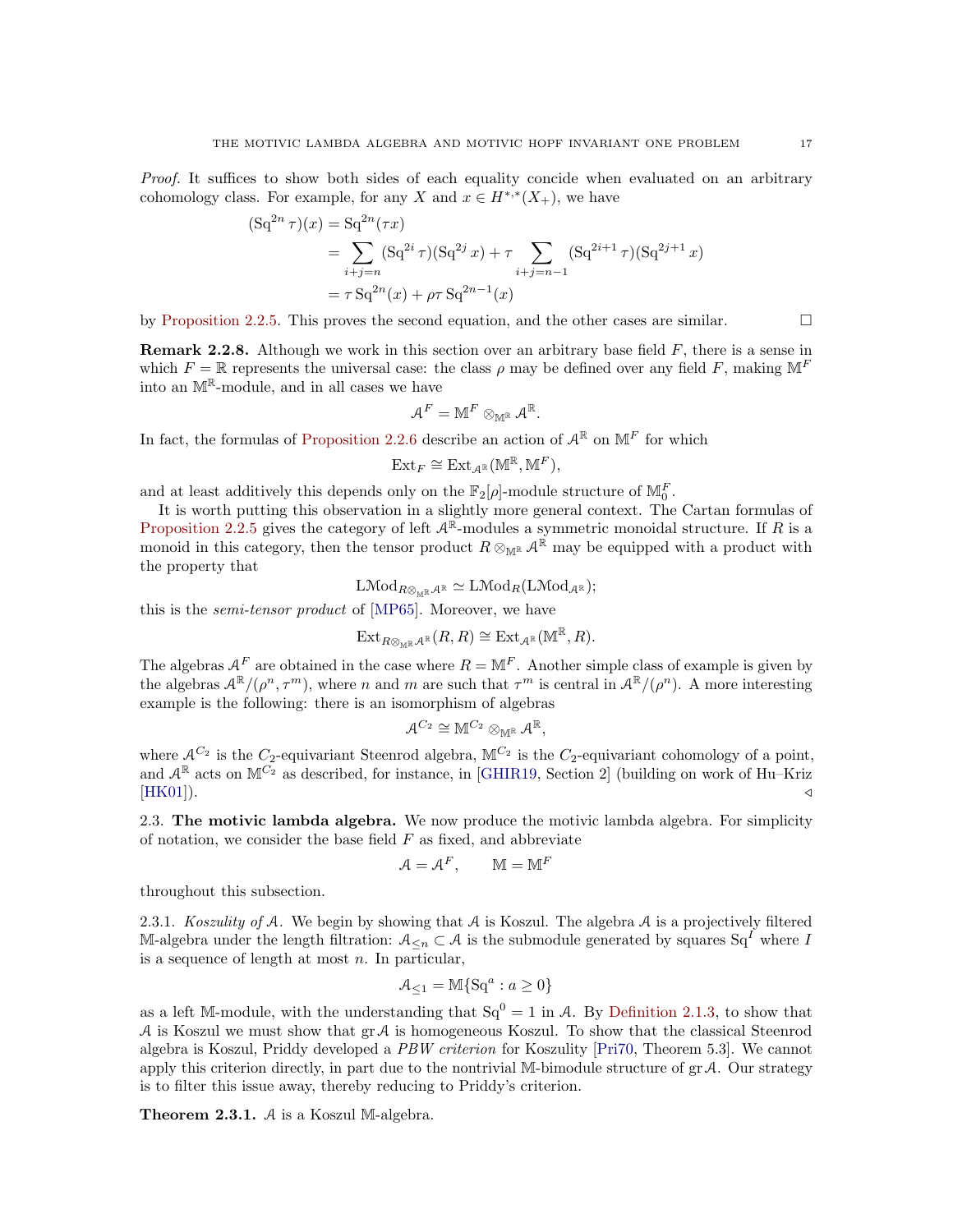*Proof.* It suffices to show both sides of each equality concide when evaluated on an arbitrary cohomology class. For example, for any $X$ and $x \in H^{*,*}(X_+)$, we have

$$
\begin{aligned}
(\mathrm{Sq}^{2n}\tau)(x) &= \mathrm{Sq}^{2n}(\tau x) \\
&= \sum_{i+j=n} (\mathrm{Sq}^{2i}\tau)(\mathrm{Sq}^{2j} x) + \tau \sum_{i+j=n-1} (\mathrm{Sq}^{2i+1}\tau)(\mathrm{Sq}^{2j+1} x) \\
&= \tau\,\mathrm{Sq}^{2n}(x) + \rho\tau\,\mathrm{Sq}^{2n-1}(x)
\end{aligned}
$$

by Proposition 2.2.5. This proves the second equation, and the other cases are similar. □

**Remark 2.2.8.** Although we work in this section over an arbitrary base field $F$, there is a sense in which $F = \mathbb{R}$ represents the universal case: the class $\rho$ may be defined over any field $F$, making $\mathbb{M}^F$ into an $\mathbb{M}^{\mathbb{R}}$-module, and in all cases we have

$$\mathcal{A}^F = \mathbb{M}^F \otimes_{\mathbb{M}^{\mathbb{R}}} \mathcal{A}^{\mathbb{R}}.$$

In fact, the formulas of Proposition 2.2.6 describe an action of $\mathcal{A}^{\mathbb{R}}$ on $\mathbb{M}^F$ for which

$$\mathrm{Ext}_F \cong \mathrm{Ext}_{\mathcal{A}^{\mathbb{R}}}(\mathbb{M}^{\mathbb{R}}, \mathbb{M}^F),$$

and at least additively this depends only on the $\mathbb{F}_2[\rho]$-module structure of $\mathbb{M}^F_0$.

It is worth putting this observation in a slightly more general context. The Cartan formulas of Proposition 2.2.5 gives the category of left $\mathcal{A}^{\mathbb{R}}$-modules a symmetric monoidal structure. If $R$ is a monoid in this category, then the tensor product $R \otimes_{\mathbb{M}^{\mathbb{R}}} \mathcal{A}^{\mathbb{R}}$ may be equipped with a product with the property that

$$\mathrm{LMod}_{R\otimes_{\mathbb{M}^{\mathbb{R}}}\mathcal{A}^{\mathbb{R}}} \simeq \mathrm{LMod}_R(\mathrm{LMod}_{\mathcal{A}^{\mathbb{R}}});$$

this is the *semi-tensor product* of [MP65]. Moreover, we have

$$\mathrm{Ext}_{R\otimes_{\mathbb{M}^{\mathbb{R}}}\mathcal{A}^{\mathbb{R}}}(R, R) \cong \mathrm{Ext}_{\mathcal{A}^{\mathbb{R}}}(\mathbb{M}^{\mathbb{R}}, R).$$

The algebras $\mathcal{A}^F$ are obtained in the case where $R = \mathbb{M}^F$. Another simple class of example is given by the algebras $\mathcal{A}^{\mathbb{R}}/(\rho^n, \tau^m)$, where $n$ and $m$ are such that $\tau^m$ is central in $\mathcal{A}^{\mathbb{R}}/(\rho^n)$. A more interesting example is the following: there is an isomorphism of algebras

$$\mathcal{A}^{C_2} \cong \mathbb{M}^{C_2} \otimes_{\mathbb{M}^{\mathbb{R}}} \mathcal{A}^{\mathbb{R}},$$

where $\mathcal{A}^{C_2}$ is the $C_2$-equivariant Steenrod algebra, $\mathbb{M}^{C_2}$ is the $C_2$-equivariant cohomology of a point, and $\mathcal{A}^{\mathbb{R}}$ acts on $\mathbb{M}^{C_2}$ as described, for instance, in [GHIR19, Section 2] (building on work of Hu–Kriz [HK01]). ◁

## 2.3. The motivic lambda algebra.

We now produce the motivic lambda algebra. For simplicity of notation, we consider the base field $F$ as fixed, and abbreviate

$$\mathcal{A} = \mathcal{A}^F, \qquad \mathbb{M} = \mathbb{M}^F$$

throughout this subsection.

2.3.1. *Koszulity of* $\mathcal{A}$. We begin by showing that $\mathcal{A}$ is Koszul. The algebra $\mathcal{A}$ is a projectively filtered $\mathbb{M}$-algebra under the length filtration: $\mathcal{A}_{\leq n} \subset \mathcal{A}$ is the submodule generated by squares $\mathrm{Sq}^I$ where $I$ is a sequence of length at most $n$. In particular,

$$\mathcal{A}_{\leq 1} = \mathbb{M}\{\mathrm{Sq}^a : a \geq 0\}$$

as a left $\mathbb{M}$-module, with the understanding that $\mathrm{Sq}^0 = 1$ in $\mathcal{A}$. By Definition 2.1.3, to show that $\mathcal{A}$ is Koszul we must show that $\mathrm{gr}\,\mathcal{A}$ is homogeneous Koszul. To show that the classical Steenrod algebra is Koszul, Priddy developed a *PBW criterion* for Koszulity [Pri70, Theorem 5.3]. We cannot apply this criterion directly, in part due to the nontrivial $\mathbb{M}$-bimodule structure of $\mathrm{gr}\,\mathcal{A}$. Our strategy is to filter this issue away, thereby reducing to Priddy's criterion.

**Theorem 2.3.1.** $\mathcal{A}$ is a Koszul $\mathbb{M}$-algebra.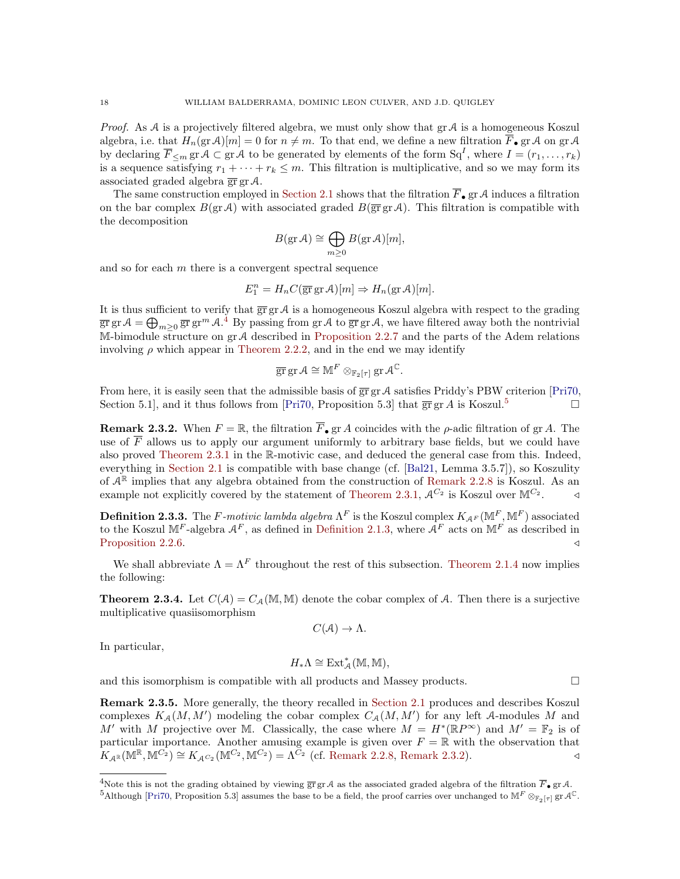*Proof.* As $\mathcal{A}$ is a projectively filtered algebra, we must only show that $\operatorname{gr}\mathcal{A}$ is a homogeneous Koszul algebra, i.e. that $H_n(\operatorname{gr}\mathcal{A})[m] = 0$ for $n \neq m$. To that end, we define a new filtration $\overline{F}_\bullet \operatorname{gr}\mathcal{A}$ on $\operatorname{gr}\mathcal{A}$ by declaring $\overline{F}_{\leq m}\operatorname{gr}\mathcal{A} \subset \operatorname{gr}\mathcal{A}$ to be generated by elements of the form $\mathrm{Sq}^I$, where $I = (r_1, \ldots, r_k)$ is a sequence satisfying $r_1 + \cdots + r_k \leq m$. This filtration is multiplicative, and so we may form its associated graded algebra $\overline{\operatorname{gr}}\operatorname{gr}\mathcal{A}$.

The same construction employed in Section 2.1 shows that the filtration $\overline{F}_\bullet \operatorname{gr}\mathcal{A}$ induces a filtration on the bar complex $B(\operatorname{gr}\mathcal{A})$ with associated graded $B(\overline{\operatorname{gr}}\operatorname{gr}\mathcal{A})$. This filtration is compatible with the decomposition

$$B(\operatorname{gr}\mathcal{A}) \cong \bigoplus_{m\geq 0} B(\operatorname{gr}\mathcal{A})[m],$$

and so for each $m$ there is a convergent spectral sequence

$$E_1^n = H_n C(\overline{\operatorname{gr}}\operatorname{gr}\mathcal{A})[m] \Rightarrow H_n(\operatorname{gr}\mathcal{A})[m].$$

It is thus sufficient to verify that $\overline{\operatorname{gr}}\operatorname{gr}\mathcal{A}$ is a homogeneous Koszul algebra with respect to the grading $\overline{\operatorname{gr}}\operatorname{gr}\mathcal{A} = \bigoplus_{m\geq 0}\overline{\operatorname{gr}}\operatorname{gr}^m\mathcal{A}$.[4] By passing from $\operatorname{gr}\mathcal{A}$ to $\overline{\operatorname{gr}}\operatorname{gr}\mathcal{A}$, we have filtered away both the nontrivial $\mathbb{M}$-bimodule structure on $\operatorname{gr}\mathcal{A}$ described in Proposition 2.2.7 and the parts of the Adem relations involving $\rho$ which appear in Theorem 2.2.2, and in the end we may identify

$$\overline{\operatorname{gr}}\operatorname{gr}\mathcal{A} \cong \mathbb{M}^F \otimes_{\mathbb{F}_2[\tau]} \operatorname{gr}\mathcal{A}^{\mathbb{C}}.$$

From here, it is easily seen that the admissible basis of $\overline{\operatorname{gr}}\operatorname{gr}\mathcal{A}$ satisfies Priddy's PBW criterion [Pri70, Section 5.1], and it thus follows from [Pri70, Proposition 5.3] that $\overline{\operatorname{gr}}\operatorname{gr}A$ is Koszul.[5] $\square$

**Remark 2.3.2.** When $F = \mathbb{R}$, the filtration $\overline{F}_\bullet \operatorname{gr}A$ coincides with the $\rho$-adic filtration of $\operatorname{gr}A$. The use of $\overline{F}$ allows us to apply our argument uniformly to arbitrary base fields, but we could have also proved Theorem 2.3.1 in the $\mathbb{R}$-motivic case, and deduced the general case from this. Indeed, everything in Section 2.1 is compatible with base change (cf. [Bal21, Lemma 3.5.7]), so Koszulity of $\mathcal{A}^{\mathbb{R}}$ implies that any algebra obtained from the construction of Remark 2.2.8 is Koszul. As an example not explicitly covered by the statement of Theorem 2.3.1, $\mathcal{A}^{C_2}$ is Koszul over $\mathbb{M}^{C_2}$. ◁

**Definition 2.3.3.** The *$F$-motivic lambda algebra* $\Lambda^F$ is the Koszul complex $K_{\mathcal{A}^F}(\mathbb{M}^F, \mathbb{M}^F)$ associated to the Koszul $\mathbb{M}^F$-algebra $\mathcal{A}^F$, as defined in Definition 2.1.3, where $\mathcal{A}^F$ acts on $\mathbb{M}^F$ as described in Proposition 2.2.6. ◁

We shall abbreviate $\Lambda = \Lambda^F$ throughout the rest of this subsection. Theorem 2.1.4 now implies the following:

**Theorem 2.3.4.** Let $C(\mathcal{A}) = C_{\mathcal{A}}(\mathbb{M}, \mathbb{M})$ denote the cobar complex of $\mathcal{A}$. Then there is a surjective multiplicative quasiisomorphism

$$C(\mathcal{A}) \to \Lambda.$$

In particular,

$$H_*\Lambda \cong \operatorname{Ext}^*_{\mathcal{A}}(\mathbb{M}, \mathbb{M}),$$

and this isomorphism is compatible with all products and Massey products. $\square$

**Remark 2.3.5.** More generally, the theory recalled in Section 2.1 produces and describes Koszul complexes $K_{\mathcal{A}}(M, M')$ modeling the cobar complex $C_{\mathcal{A}}(M, M')$ for any left $\mathcal{A}$-modules $M$ and $M'$ with $M$ projective over $\mathbb{M}$. Classically, the case where $M = H^*(\mathbb{R}P^\infty)$ and $M' = \mathbb{F}_2$ is of particular importance. Another amusing example is given over $F = \mathbb{R}$ with the observation that $K_{\mathcal{A}^{\mathbb{R}}}(\mathbb{M}^{\mathbb{R}}, \mathbb{M}^{C_2}) \cong K_{\mathcal{A}^{C_2}}(\mathbb{M}^{C_2}, \mathbb{M}^{C_2}) = \Lambda^{C_2}$ (cf. Remark 2.2.8, Remark 2.3.2). ◁

[4] Note this is not the grading obtained by viewing $\overline{\operatorname{gr}}\operatorname{gr}\mathcal{A}$ as the associated graded algebra of the filtration $\overline{F}_\bullet \operatorname{gr}\mathcal{A}$.

[5] Although [Pri70, Proposition 5.3] assumes the base to be a field, the proof carries over unchanged to $\mathbb{M}^F \otimes_{\mathbb{F}_2[\tau]} \operatorname{gr}\mathcal{A}^{\mathbb{C}}$.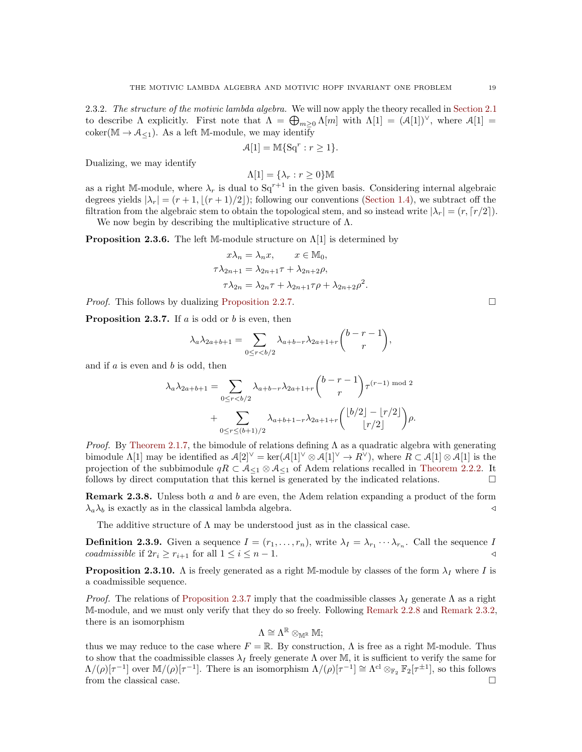2.3.2. *The structure of the motivic lambda algebra.* We will now apply the theory recalled in Section 2.1 to describe $\Lambda$ explicitly. First note that $\Lambda = \bigoplus_{m\geq 0}\Lambda[m]$ with $\Lambda[1] = (\mathcal{A}[1])^\vee$, where $\mathcal{A}[1] = \operatorname{coker}(\mathbb{M}\to\mathcal{A}_{\leq 1})$. As a left $\mathbb{M}$-module, we may identify

$$\mathcal{A}[1] = \mathbb{M}\{\mathrm{Sq}^r : r\geq 1\}.$$

Dualizing, we may identify

$$\Lambda[1] = \{\lambda_r : r \geq 0\}\mathbb{M}$$

as a right $\mathbb{M}$-module, where $\lambda_r$ is dual to $\mathrm{Sq}^{r+1}$ in the given basis. Considering internal algebraic degrees yields $|\lambda_r| = (r+1, \lfloor (r+1)/2\rfloor)$; following our conventions (Section 1.4), we subtract off the filtration from the algebraic stem to obtain the topological stem, and so instead write $|\lambda_r| = (r, \lceil r/2\rceil)$.

We now begin by describing the multiplicative structure of $\Lambda$.

**Proposition 2.3.6.** The left $\mathbb{M}$-module structure on $\Lambda[1]$ is determined by

$$x\lambda_n = \lambda_n x, \qquad x\in\mathbb{M}_0,$$
$$\tau\lambda_{2n+1} = \lambda_{2n+1}\tau + \lambda_{2n+2}\rho,$$
$$\tau\lambda_{2n} = \lambda_{2n}\tau + \lambda_{2n+1}\tau\rho + \lambda_{2n+2}\rho^2.$$

*Proof.* This follows by dualizing Proposition 2.2.7. □

**Proposition 2.3.7.** If $a$ is odd or $b$ is even, then

$$\lambda_a\lambda_{2a+b+1} = \sum_{0\leq r < b/2} \lambda_{a+b-r}\lambda_{2a+1+r}\binom{b-r-1}{r},$$

and if $a$ is even and $b$ is odd, then

$$\lambda_a\lambda_{2a+b+1} = \sum_{0\leq r<b/2}\lambda_{a+b-r}\lambda_{2a+1+r}\binom{b-r-1}{r}\tau^{(r-1)\bmod 2}$$
$$+\sum_{0\leq r\leq (b+1)/2}\lambda_{a+b+1-r}\lambda_{2a+1+r}\binom{\lfloor b/2\rfloor - \lfloor r/2\rfloor}{\lfloor r/2\rfloor}\rho.$$

*Proof.* By Theorem 2.1.7, the bimodule of relations defining $\Lambda$ as a quadratic algebra with generating bimodule $\Lambda[1]$ may be identified as $\mathcal{A}[2]^\vee = \ker(\mathcal{A}[1]^\vee\otimes\mathcal{A}[1]^\vee\to R^\vee)$, where $R\subset\mathcal{A}[1]\otimes\mathcal{A}[1]$ is the projection of the subbimodule $qR\subset\mathcal{A}_{\leq 1}\otimes\mathcal{A}_{\leq 1}$ of Adem relations recalled in Theorem 2.2.2. It follows by direct computation that this kernel is generated by the indicated relations. □

**Remark 2.3.8.** Unless both $a$ and $b$ are even, the Adem relation expanding a product of the form $\lambda_a\lambda_b$ is exactly as in the classical lambda algebra. ◁

The additive structure of $\Lambda$ may be understood just as in the classical case.

**Definition 2.3.9.** Given a sequence $I = (r_1,\ldots,r_n)$, write $\lambda_I = \lambda_{r_1}\cdots\lambda_{r_n}$. Call the sequence $I$ *coadmissible* if $2r_i\geq r_{i+1}$ for all $1\leq i\leq n-1$. ◁

**Proposition 2.3.10.** $\Lambda$ is freely generated as a right $\mathbb{M}$-module by classes of the form $\lambda_I$ where $I$ is a coadmissible sequence.

*Proof.* The relations of Proposition 2.3.7 imply that the coadmissible classes $\lambda_I$ generate $\Lambda$ as a right $\mathbb{M}$-module, and we must only verify that they do so freely. Following Remark 2.2.8 and Remark 2.3.2, there is an isomorphism

$$\Lambda \cong \Lambda^{\mathbb{R}}\otimes_{\mathbb{M}^{\mathbb{R}}}\mathbb{M};$$

thus we may reduce to the case where $F=\mathbb{R}$. By construction, $\Lambda$ is free as a right $\mathbb{M}$-module. Thus to show that the coadmissible classes $\lambda_I$ freely generate $\Lambda$ over $\mathbb{M}$, it is sufficient to verify the same for $\Lambda/(\rho)[\tau^{-1}]$ over $\mathbb{M}/(\rho)[\tau^{-1}]$. There is an isomorphism $\Lambda/(\rho)[\tau^{-1}]\cong\Lambda^{\mathrm{cl}}\otimes_{\mathbb{F}_2}\mathbb{F}_2[\tau^{\pm 1}]$, so this follows from the classical case. □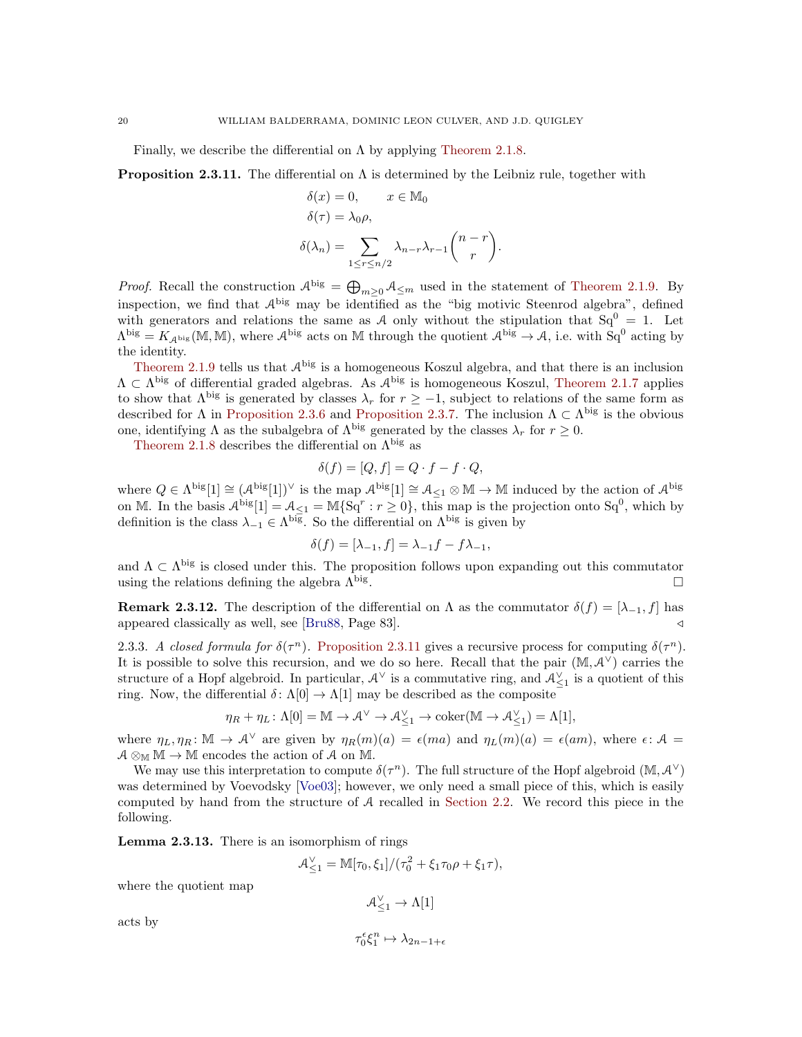Finally, we describe the differential on $\Lambda$ by applying Theorem 2.1.8.

**Proposition 2.3.11.** The differential on $\Lambda$ is determined by the Leibniz rule, together with

$$\begin{aligned}
\delta(x) &= 0, \qquad x \in \mathbb{M}_0 \\
\delta(\tau) &= \lambda_0 \rho, \\
\delta(\lambda_n) &= \sum_{1 \leq r \leq n/2} \lambda_{n-r}\lambda_{r-1}\binom{n-r}{r}.
\end{aligned}$$

*Proof.* Recall the construction $\mathcal{A}^{\mathrm{big}} = \bigoplus_{m \geq 0} \mathcal{A}_{\leq m}$ used in the statement of Theorem 2.1.9. By inspection, we find that $\mathcal{A}^{\mathrm{big}}$ may be identified as the "big motivic Steenrod algebra", defined with generators and relations the same as $\mathcal{A}$ only without the stipulation that $\mathrm{Sq}^0 = 1$. Let $\Lambda^{\mathrm{big}} = K_{\mathcal{A}^{\mathrm{big}}}(\mathbb{M}, \mathbb{M})$, where $\mathcal{A}^{\mathrm{big}}$ acts on $\mathbb{M}$ through the quotient $\mathcal{A}^{\mathrm{big}} \to \mathcal{A}$, i.e. with $\mathrm{Sq}^0$ acting by the identity.

Theorem 2.1.9 tells us that $\mathcal{A}^{\mathrm{big}}$ is a homogeneous Koszul algebra, and that there is an inclusion $\Lambda \subset \Lambda^{\mathrm{big}}$ of differential graded algebras. As $\mathcal{A}^{\mathrm{big}}$ is homogeneous Koszul, Theorem 2.1.7 applies to show that $\Lambda^{\mathrm{big}}$ is generated by classes $\lambda_r$ for $r \geq -1$, subject to relations of the same form as described for $\Lambda$ in Proposition 2.3.6 and Proposition 2.3.7. The inclusion $\Lambda \subset \Lambda^{\mathrm{big}}$ is the obvious one, identifying $\Lambda$ as the subalgebra of $\Lambda^{\mathrm{big}}$ generated by the classes $\lambda_r$ for $r \geq 0$.

Theorem 2.1.8 describes the differential on $\Lambda^{\mathrm{big}}$ as

$$\delta(f) = [Q, f] = Q \cdot f - f \cdot Q,$$

where $Q \in \Lambda^{\mathrm{big}}[1] \cong (\mathcal{A}^{\mathrm{big}}[1])^\vee$ is the map $\mathcal{A}^{\mathrm{big}}[1] \cong \mathcal{A}_{\leq 1} \otimes \mathbb{M} \to \mathbb{M}$ induced by the action of $\mathcal{A}^{\mathrm{big}}$ on $\mathbb{M}$. In the basis $\mathcal{A}^{\mathrm{big}}[1] = \mathcal{A}_{\leq 1} = \mathbb{M}\{\mathrm{Sq}^r : r \geq 0\}$, this map is the projection onto $\mathrm{Sq}^0$, which by definition is the class $\lambda_{-1} \in \Lambda^{\mathrm{big}}$. So the differential on $\Lambda^{\mathrm{big}}$ is given by

$$\delta(f) = [\lambda_{-1}, f] = \lambda_{-1} f - f \lambda_{-1},$$

and $\Lambda \subset \Lambda^{\mathrm{big}}$ is closed under this. The proposition follows upon expanding out this commutator using the relations defining the algebra $\Lambda^{\mathrm{big}}$. $\square$

**Remark 2.3.12.** The description of the differential on $\Lambda$ as the commutator $\delta(f) = [\lambda_{-1}, f]$ has appeared classically as well, see [Bru88, Page 83]. $\triangleleft$

2.3.3. *A closed formula for* $\delta(\tau^n)$. Proposition 2.3.11 gives a recursive process for computing $\delta(\tau^n)$. It is possible to solve this recursion, and we do so here. Recall that the pair $(\mathbb{M}, \mathcal{A}^\vee)$ carries the structure of a Hopf algebroid. In particular, $\mathcal{A}^\vee$ is a commutative ring, and $\mathcal{A}^\vee_{\leq 1}$ is a quotient of this ring. Now, the differential $\delta \colon \Lambda[0] \to \Lambda[1]$ may be described as the composite

$$\eta_R + \eta_L \colon \Lambda[0] = \mathbb{M} \to \mathcal{A}^\vee \to \mathcal{A}^\vee_{\leq 1} \to \mathrm{coker}(\mathbb{M} \to \mathcal{A}^\vee_{\leq 1}) = \Lambda[1],$$

where $\eta_L, \eta_R \colon \mathbb{M} \to \mathcal{A}^\vee$ are given by $\eta_R(m)(a) = \epsilon(ma)$ and $\eta_L(m)(a) = \epsilon(am)$, where $\epsilon \colon \mathcal{A} = \mathcal{A} \otimes_{\mathbb{M}} \mathbb{M} \to \mathbb{M}$ encodes the action of $\mathcal{A}$ on $\mathbb{M}$.

We may use this interpretation to compute $\delta(\tau^n)$. The full structure of the Hopf algebroid $(\mathbb{M}, \mathcal{A}^\vee)$ was determined by Voevodsky [Voe03]; however, we only need a small piece of this, which is easily computed by hand from the structure of $\mathcal{A}$ recalled in Section 2.2. We record this piece in the following.

**Lemma 2.3.13.** There is an isomorphism of rings

$$\mathcal{A}^\vee_{\leq 1} = \mathbb{M}[\tau_0, \xi_1]/(\tau_0^2 + \xi_1 \tau_0 \rho + \xi_1 \tau),$$

where the quotient map

$$\mathcal{A}^\vee_{\leq 1} \to \Lambda[1]$$

acts by

$$\tau_0^\epsilon \xi_1^n \mapsto \lambda_{2n-1+\epsilon}$$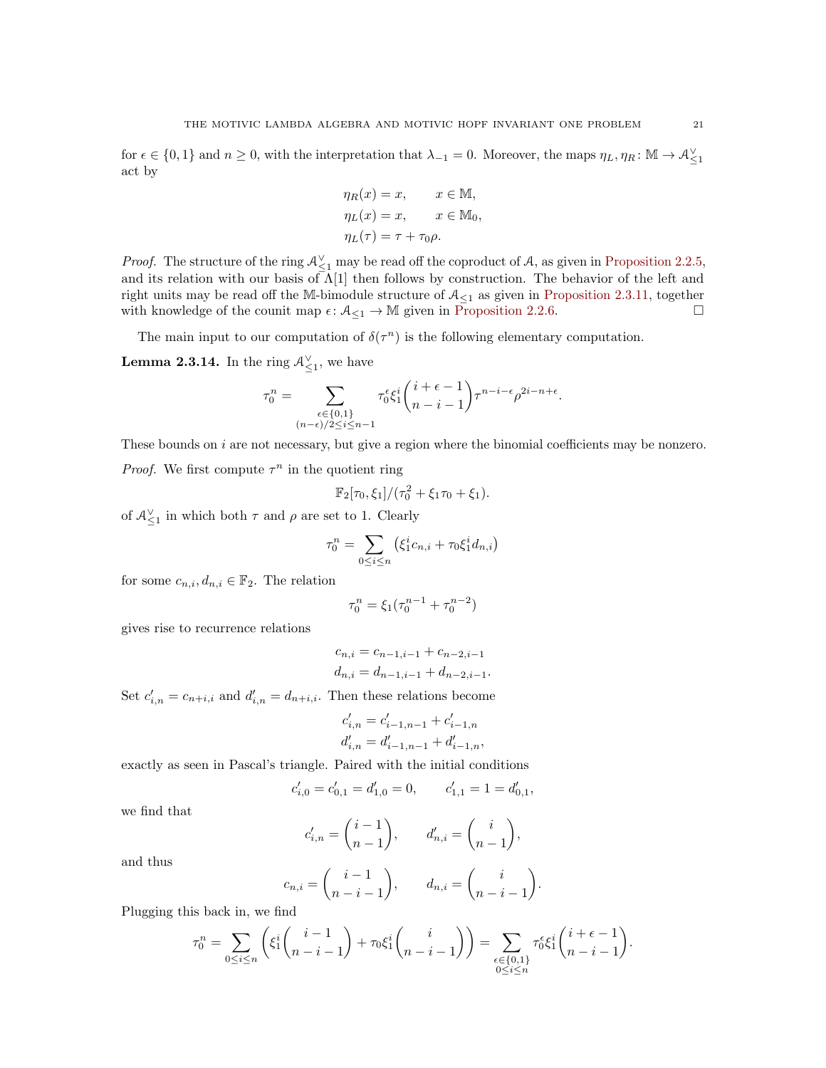for $\epsilon \in \{0,1\}$ and $n \geq 0$, with the interpretation that $\lambda_{-1} = 0$. Moreover, the maps $\eta_L, \eta_R \colon \mathbb{M} \to \mathcal{A}_{\leq 1}^\vee$ act by

$$\eta_R(x) = x, \qquad x \in \mathbb{M},$$
$$\eta_L(x) = x, \qquad x \in \mathbb{M}_0,$$
$$\eta_L(\tau) = \tau + \tau_0\rho.$$

*Proof.* The structure of the ring $\mathcal{A}_{\leq 1}^\vee$ may be read off the coproduct of $\mathcal{A}$, as given in Proposition 2.2.5, and its relation with our basis of $\Lambda[1]$ then follows by construction. The behavior of the left and right units may be read off the $\mathbb{M}$-bimodule structure of $\mathcal{A}_{\leq 1}$ as given in Proposition 2.3.11, together with knowledge of the counit map $\epsilon \colon \mathcal{A}_{\leq 1} \to \mathbb{M}$ given in Proposition 2.2.6. $\square$

The main input to our computation of $\delta(\tau^n)$ is the following elementary computation.

**Lemma 2.3.14.** In the ring $\mathcal{A}_{\leq 1}^\vee$, we have

$$\tau_0^n = \sum_{\substack{\epsilon \in \{0,1\} \\ (n-\epsilon)/2 \leq i \leq n-1}} \tau_0^\epsilon \xi_1^i \binom{i+\epsilon-1}{n-i-1} \tau^{n-i-\epsilon} \rho^{2i-n+\epsilon}.$$

These bounds on $i$ are not necessary, but give a region where the binomial coefficients may be nonzero.

*Proof.* We first compute $\tau^n$ in the quotient ring

$$\mathbb{F}_2[\tau_0, \xi_1]/(\tau_0^2 + \xi_1\tau_0 + \xi_1).$$

of $\mathcal{A}_{\leq 1}^\vee$ in which both $\tau$ and $\rho$ are set to 1. Clearly

$$\tau_0^n = \sum_{0 \leq i \leq n} \left(\xi_1^i c_{n,i} + \tau_0 \xi_1^i d_{n,i}\right)$$

for some $c_{n,i}, d_{n,i} \in \mathbb{F}_2$. The relation

$$\tau_0^n = \xi_1(\tau_0^{n-1} + \tau_0^{n-2})$$

gives rise to recurrence relations

$$c_{n,i} = c_{n-1,i-1} + c_{n-2,i-1}$$
$$d_{n,i} = d_{n-1,i-1} + d_{n-2,i-1}.$$

Set $c'_{i,n} = c_{n+i,i}$ and $d'_{i,n} = d_{n+i,i}$. Then these relations become

$$c'_{i,n} = c'_{i-1,n-1} + c'_{i-1,n}$$
$$d'_{i,n} = d'_{i-1,n-1} + d'_{i-1,n},$$

exactly as seen in Pascal's triangle. Paired with the initial conditions

$$c'_{i,0} = c'_{0,1} = d'_{1,0} = 0, \qquad c'_{1,1} = 1 = d'_{0,1},$$

we find that

$$c'_{i,n} = \binom{i-1}{n-1}, \qquad d'_{n,i} = \binom{i}{n-1},$$

and thus

$$c_{n,i} = \binom{i-1}{n-i-1}, \qquad d_{n,i} = \binom{i}{n-i-1}.$$

Plugging this back in, we find

$$\tau_0^n = \sum_{0 \leq i \leq n} \left(\xi_1^i \binom{i-1}{n-i-1} + \tau_0 \xi_1^i \binom{i}{n-i-1}\right) = \sum_{\substack{\epsilon \in \{0,1\} \\ 0 \leq i \leq n}} \tau_0^\epsilon \xi_1^i \binom{i+\epsilon-1}{n-i-1}.$$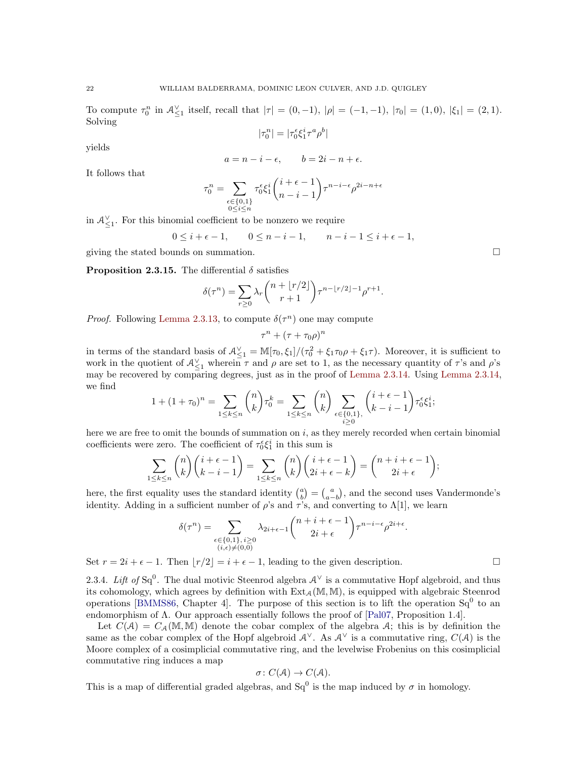To compute $\tau_0^n$ in $\mathcal{A}^\vee_{\leq 1}$ itself, recall that $|\tau| = (0,-1)$, $|\rho| = (-1,-1)$, $|\tau_0| = (1,0)$, $|\xi_1| = (2,1)$. Solving

$$|\tau_0^n| = |\tau_0^\epsilon \xi_1^i \tau^a \rho^b|$$

yields

$$a = n - i - \epsilon, \qquad b = 2i - n + \epsilon.$$

It follows that

$$\tau_0^n = \sum_{\substack{\epsilon \in \{0,1\} \\ 0 \leq i \leq n}} \tau_0^\epsilon \xi_1^i \binom{i+\epsilon-1}{n-i-1} \tau^{n-i-\epsilon} \rho^{2i-n+\epsilon}$$

in $\mathcal{A}^\vee_{\leq 1}$. For this binomial coefficient to be nonzero we require

$$0 \leq i + \epsilon - 1, \qquad 0 \leq n - i - 1, \qquad n - i - 1 \leq i + \epsilon - 1,$$

giving the stated bounds on summation. □

**Proposition 2.3.15.** The differential $\delta$ satisfies

$$\delta(\tau^n) = \sum_{r \geq 0} \lambda_r \binom{n + \lfloor r/2 \rfloor}{r+1} \tau^{n - \lfloor r/2 \rfloor - 1} \rho^{r+1}.$$

*Proof.* Following Lemma 2.3.13, to compute $\delta(\tau^n)$ one may compute

$$\tau^n + (\tau + \tau_0 \rho)^n$$

in terms of the standard basis of $\mathcal{A}^\vee_{\leq 1} = \mathbb{M}[\tau_0, \xi_1]/(\tau_0^2 + \xi_1 \tau_0 \rho + \xi_1 \tau)$. Moreover, it is sufficient to work in the quotient of $\mathcal{A}^\vee_{\leq 1}$ wherein $\tau$ and $\rho$ are set to 1, as the necessary quantity of $\tau$'s and $\rho$'s may be recovered by comparing degrees, just as in the proof of Lemma 2.3.14. Using Lemma 2.3.14, we find

$$1 + (1 + \tau_0)^n = \sum_{1 \leq k \leq n} \binom{n}{k} \tau_0^k = \sum_{1 \leq k \leq n} \binom{n}{k} \sum_{\substack{\epsilon \in \{0,1\}, \\ i \geq 0}} \binom{i+\epsilon-1}{k-i-1} \tau_0^\epsilon \xi_1^i;$$

here we are free to omit the bounds of summation on $i$, as they merely recorded when certain binomial coefficients were zero. The coefficient of $\tau_0^\epsilon \xi_1^i$ in this sum is

$$\sum_{1 \leq k \leq n} \binom{n}{k} \binom{i+\epsilon-1}{k-i-1} = \sum_{1 \leq k \leq n} \binom{n}{k} \binom{i+\epsilon-1}{2i+\epsilon-k} = \binom{n+i+\epsilon-1}{2i+\epsilon};$$

here, the first equality uses the standard identity $\binom{a}{b} = \binom{a}{a-b}$, and the second uses Vandermonde's identity. Adding in a sufficient number of $\rho$'s and $\tau$'s, and converting to $\Lambda[1]$, we learn

$$\delta(\tau^n) = \sum_{\substack{\epsilon \in \{0,1\},\, i \geq 0 \\ (i,\epsilon) \neq (0,0)}} \lambda_{2i+\epsilon-1} \binom{n+i+\epsilon-1}{2i+\epsilon} \tau^{n-i-\epsilon} \rho^{2i+\epsilon}.$$

Set $r = 2i + \epsilon - 1$. Then $\lfloor r/2 \rfloor = i + \epsilon - 1$, leading to the given description. □

2.3.4. *Lift of* $\mathrm{Sq}^0$. The dual motivic Steenrod algebra $\mathcal{A}^\vee$ is a commutative Hopf algebroid, and thus its cohomology, which agrees by definition with $\mathrm{Ext}_{\mathcal{A}}(\mathbb{M}, \mathbb{M})$, is equipped with algebraic Steenrod operations [BMMS86, Chapter 4]. The purpose of this section is to lift the operation $\mathrm{Sq}^0$ to an endomorphism of $\Lambda$. Our approach essentially follows the proof of [Pal07, Proposition 1.4].

Let $C(\mathcal{A}) = C_{\mathcal{A}}(\mathbb{M}, \mathbb{M})$ denote the cobar complex of the algebra $\mathcal{A}$; this is by definition the same as the cobar complex of the Hopf algebroid $\mathcal{A}^\vee$. As $\mathcal{A}^\vee$ is a commutative ring, $C(\mathcal{A})$ is the Moore complex of a cosimplicial commutative ring, and the levelwise Frobenius on this cosimplicial commutative ring induces a map

$$\sigma \colon C(\mathcal{A}) \to C(\mathcal{A}).$$

This is a map of differential graded algebras, and $\mathrm{Sq}^0$ is the map induced by $\sigma$ in homology.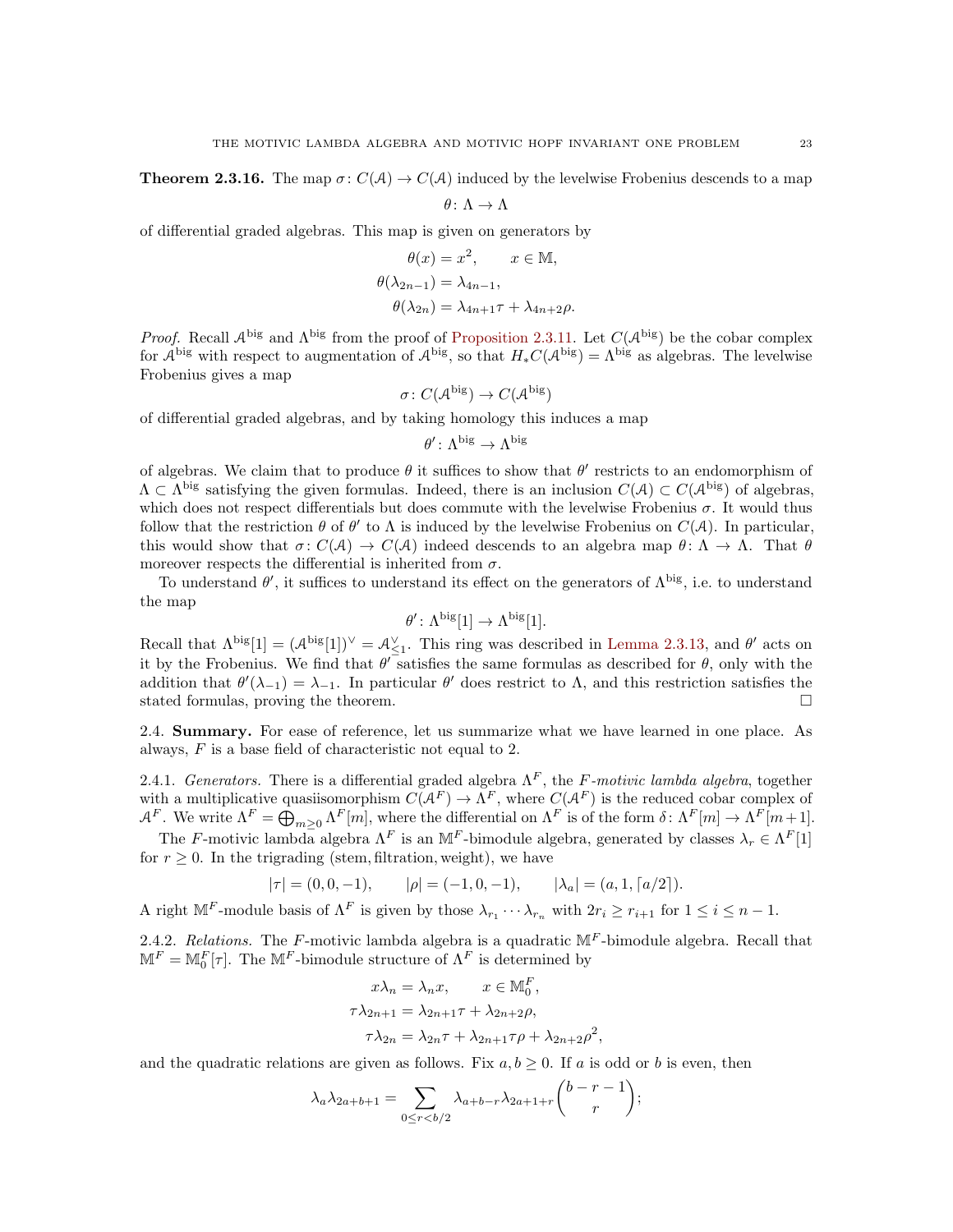**Theorem 2.3.16.** The map $\sigma\colon C(\mathcal{A}) \to C(\mathcal{A})$ induced by the levelwise Frobenius descends to a map

$$\theta\colon \Lambda \to \Lambda$$

of differential graded algebras. This map is given on generators by

$$\theta(x) = x^2, \qquad x \in \mathbb{M},$$
$$\theta(\lambda_{2n-1}) = \lambda_{4n-1},$$
$$\theta(\lambda_{2n}) = \lambda_{4n+1}\tau + \lambda_{4n+2}\rho.$$

*Proof.* Recall $\mathcal{A}^{\mathrm{big}}$ and $\Lambda^{\mathrm{big}}$ from the proof of Proposition 2.3.11. Let $C(\mathcal{A}^{\mathrm{big}})$ be the cobar complex for $\mathcal{A}^{\mathrm{big}}$ with respect to augmentation of $\mathcal{A}^{\mathrm{big}}$, so that $H_*C(\mathcal{A}^{\mathrm{big}}) = \Lambda^{\mathrm{big}}$ as algebras. The levelwise Frobenius gives a map

$$\sigma\colon C(\mathcal{A}^{\mathrm{big}}) \to C(\mathcal{A}^{\mathrm{big}})$$

of differential graded algebras, and by taking homology this induces a map

$$\theta'\colon \Lambda^{\mathrm{big}} \to \Lambda^{\mathrm{big}}$$

of algebras. We claim that to produce $\theta$ it suffices to show that $\theta'$ restricts to an endomorphism of $\Lambda \subset \Lambda^{\mathrm{big}}$ satisfying the given formulas. Indeed, there is an inclusion $C(\mathcal{A}) \subset C(\mathcal{A}^{\mathrm{big}})$ of algebras, which does not respect differentials but does commute with the levelwise Frobenius $\sigma$. It would thus follow that the restriction $\theta$ of $\theta'$ to $\Lambda$ is induced by the levelwise Frobenius on $C(\mathcal{A})$. In particular, this would show that $\sigma\colon C(\mathcal{A}) \to C(\mathcal{A})$ indeed descends to an algebra map $\theta\colon \Lambda \to \Lambda$. That $\theta$ moreover respects the differential is inherited from $\sigma$.

To understand $\theta'$, it suffices to understand its effect on the generators of $\Lambda^{\mathrm{big}}$, i.e. to understand the map

$$\theta'\colon \Lambda^{\mathrm{big}}[1] \to \Lambda^{\mathrm{big}}[1].$$

Recall that $\Lambda^{\mathrm{big}}[1] = (\mathcal{A}^{\mathrm{big}}[1])^\vee = \mathcal{A}^\vee_{\leq 1}$. This ring was described in Lemma 2.3.13, and $\theta'$ acts on it by the Frobenius. We find that $\theta'$ satisfies the same formulas as described for $\theta$, only with the addition that $\theta'(\lambda_{-1}) = \lambda_{-1}$. In particular $\theta'$ does restrict to $\Lambda$, and this restriction satisfies the stated formulas, proving the theorem. $\square$

## 2.4. **Summary.**

For ease of reference, let us summarize what we have learned in one place. As always, $F$ is a base field of characteristic not equal to 2.

2.4.1. *Generators.* There is a differential graded algebra $\Lambda^F$, the *$F$-motivic lambda algebra*, together with a multiplicative quasiisomorphism $C(\mathcal{A}^F) \to \Lambda^F$, where $C(\mathcal{A}^F)$ is the reduced cobar complex of $\mathcal{A}^F$. We write $\Lambda^F = \bigoplus_{m\geq 0}\Lambda^F[m]$, where the differential on $\Lambda^F$ is of the form $\delta\colon \Lambda^F[m] \to \Lambda^F[m+1]$.

The $F$-motivic lambda algebra $\Lambda^F$ is an $\mathbb{M}^F$-bimodule algebra, generated by classes $\lambda_r \in \Lambda^F[1]$ for $r \geq 0$. In the trigrading (stem, filtration, weight), we have

$$|\tau| = (0,0,-1), \qquad |\rho| = (-1,0,-1), \qquad |\lambda_a| = (a,1,\lceil a/2 \rceil).$$

A right $\mathbb{M}^F$-module basis of $\Lambda^F$ is given by those $\lambda_{r_1}\cdots\lambda_{r_n}$ with $2r_i \geq r_{i+1}$ for $1 \leq i \leq n-1$.

2.4.2. *Relations.* The $F$-motivic lambda algebra is a quadratic $\mathbb{M}^F$-bimodule algebra. Recall that $\mathbb{M}^F = \mathbb{M}_0^F[\tau]$. The $\mathbb{M}^F$-bimodule structure of $\Lambda^F$ is determined by

$$x\lambda_n = \lambda_n x, \qquad x \in \mathbb{M}_0^F,$$
$$\tau\lambda_{2n+1} = \lambda_{2n+1}\tau + \lambda_{2n+2}\rho,$$
$$\tau\lambda_{2n} = \lambda_{2n}\tau + \lambda_{2n+1}\tau\rho + \lambda_{2n+2}\rho^2,$$

and the quadratic relations are given as follows. Fix $a,b \geq 0$. If $a$ is odd or $b$ is even, then

$$\lambda_a\lambda_{2a+b+1} = \sum_{0\leq r<b/2}\lambda_{a+b-r}\lambda_{2a+1+r}\binom{b-r-1}{r};$$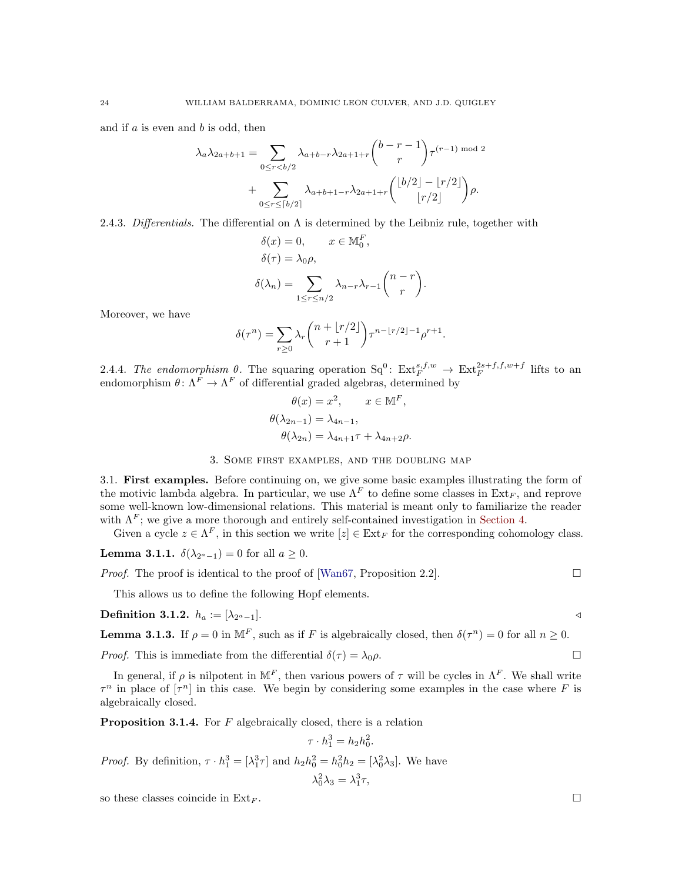and if $a$ is even and $b$ is odd, then

$$\lambda_a \lambda_{2a+b+1} = \sum_{0 \le r < b/2} \lambda_{a+b-r} \lambda_{2a+1+r} \binom{b-r-1}{r} \tau^{(r-1) \bmod 2} + \sum_{0 \le r \le \lceil b/2 \rceil} \lambda_{a+b+1-r} \lambda_{2a+1+r} \binom{\lfloor b/2 \rfloor - \lfloor r/2 \rfloor}{\lfloor r/2 \rfloor} \rho.$$

2.4.3. *Differentials.* The differential on $\Lambda$ is determined by the Leibniz rule, together with

$$\delta(x) = 0, \qquad x \in \mathbb{M}_0^F,$$
$$\delta(\tau) = \lambda_0 \rho,$$
$$\delta(\lambda_n) = \sum_{1 \le r \le n/2} \lambda_{n-r} \lambda_{r-1} \binom{n-r}{r}.$$

Moreover, we have

$$\delta(\tau^n) = \sum_{r \ge 0} \lambda_r \binom{n + \lfloor r/2 \rfloor}{r+1} \tau^{n - \lfloor r/2 \rfloor - 1} \rho^{r+1}.$$

2.4.4. *The endomorphism $\theta$.* The squaring operation $\mathrm{Sq}^0 \colon \mathrm{Ext}_F^{s,f,w} \to \mathrm{Ext}_F^{2s+f,f,w+f}$ lifts to an endomorphism $\theta \colon \Lambda^F \to \Lambda^F$ of differential graded algebras, determined by

$$\theta(x) = x^2, \qquad x \in \mathbb{M}^F,$$
$$\theta(\lambda_{2n-1}) = \lambda_{4n-1},$$
$$\theta(\lambda_{2n}) = \lambda_{4n+1}\tau + \lambda_{4n+2}\rho.$$

## 3. Some first examples, and the doubling map

3.1. **First examples.** Before continuing on, we give some basic examples illustrating the form of the motivic lambda algebra. In particular, we use $\Lambda^F$ to define some classes in $\mathrm{Ext}_F$, and reprove some well-known low-dimensional relations. This material is meant only to familiarize the reader with $\Lambda^F$; we give a more thorough and entirely self-contained investigation in Section 4.

Given a cycle $z \in \Lambda^F$, in this section we write $[z] \in \mathrm{Ext}_F$ for the corresponding cohomology class.

**Lemma 3.1.1.** $\delta(\lambda_{2^a-1}) = 0$ for all $a \ge 0$.

*Proof.* The proof is identical to the proof of [Wan67, Proposition 2.2]. □

This allows us to define the following Hopf elements.

**Definition 3.1.2.** $h_a := [\lambda_{2^a-1}]$. ◁

**Lemma 3.1.3.** If $\rho = 0$ in $\mathbb{M}^F$, such as if $F$ is algebraically closed, then $\delta(\tau^n) = 0$ for all $n \ge 0$.

*Proof.* This is immediate from the differential $\delta(\tau) = \lambda_0 \rho$. □

In general, if $\rho$ is nilpotent in $\mathbb{M}^F$, then various powers of $\tau$ will be cycles in $\Lambda^F$. We shall write $\tau^n$ in place of $[\tau^n]$ in this case. We begin by considering some examples in the case where $F$ is algebraically closed.

**Proposition 3.1.4.** For $F$ algebraically closed, there is a relation

$$\tau \cdot h_1^3 = h_2 h_0^2.$$

*Proof.* By definition, $\tau \cdot h_1^3 = [\lambda_1^3 \tau]$ and $h_2 h_0^2 = h_0^2 h_2 = [\lambda_0^2 \lambda_3]$. We have

$$\lambda_0^2 \lambda_3 = \lambda_1^3 \tau,$$

so these classes coincide in $\mathrm{Ext}_F$. □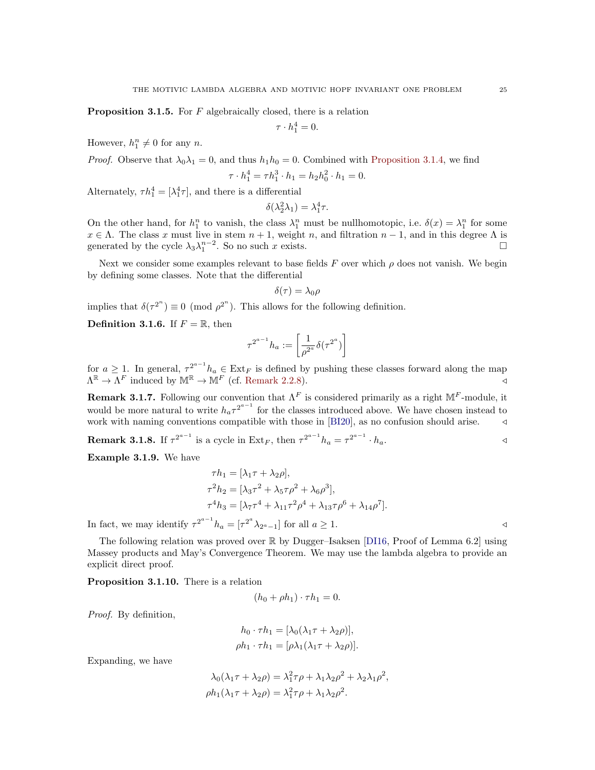**Proposition 3.1.5.** For $F$ algebraically closed, there is a relation

$$\tau \cdot h_1^4 = 0.$$

However, $h_1^n \neq 0$ for any $n$.

*Proof.* Observe that $\lambda_0\lambda_1 = 0$, and thus $h_1 h_0 = 0$. Combined with Proposition 3.1.4, we find

$$\tau \cdot h_1^4 = \tau h_1^3 \cdot h_1 = h_2 h_0^2 \cdot h_1 = 0.$$

Alternately, $\tau h_1^4 = [\lambda_1^4 \tau]$, and there is a differential

$$\delta(\lambda_2^2 \lambda_1) = \lambda_1^4 \tau.$$

On the other hand, for $h_1^n$ to vanish, the class $\lambda_1^n$ must be nullhomotopic, i.e. $\delta(x) = \lambda_1^n$ for some $x \in \Lambda$. The class $x$ must live in stem $n+1$, weight $n$, and filtration $n-1$, and in this degree $\Lambda$ is generated by the cycle $\lambda_3 \lambda_1^{n-2}$. So no such $x$ exists. □

Next we consider some examples relevant to base fields $F$ over which $\rho$ does not vanish. We begin by defining some classes. Note that the differential

$$\delta(\tau) = \lambda_0 \rho$$

implies that $\delta(\tau^{2^n}) \equiv 0 \pmod{\rho^{2^n}}$. This allows for the following definition.

**Definition 3.1.6.** If $F = \mathbb{R}$, then

$$\tau^{2^{a-1}} h_a := \left[ \frac{1}{\rho^{2^a}} \delta(\tau^{2^a}) \right]$$

for $a \geq 1$. In general, $\tau^{2^{a-1}} h_a \in \mathrm{Ext}_F$ is defined by pushing these classes forward along the map $\Lambda^{\mathbb{R}} \to \Lambda^F$ induced by $\mathbb{M}^{\mathbb{R}} \to \mathbb{M}^F$ (cf. Remark 2.2.8). ◁

**Remark 3.1.7.** Following our convention that $\Lambda^F$ is considered primarily as a right $\mathbb{M}^F$-module, it would be more natural to write $h_a \tau^{2^{a-1}}$ for the classes introduced above. We have chosen instead to work with naming conventions compatible with those in [BI20], as no confusion should arise. ◁

**Remark 3.1.8.** If $\tau^{2^{a-1}}$ is a cycle in $\mathrm{Ext}_F$, then $\tau^{2^{a-1}} h_a = \tau^{2^{a-1}} \cdot h_a$. ◁

**Example 3.1.9.** We have

$$\begin{aligned}
\tau h_1 &= [\lambda_1 \tau + \lambda_2 \rho], \\
\tau^2 h_2 &= [\lambda_3 \tau^2 + \lambda_5 \tau \rho^2 + \lambda_6 \rho^3], \\
\tau^4 h_3 &= [\lambda_7 \tau^4 + \lambda_{11} \tau^2 \rho^4 + \lambda_{13} \tau \rho^6 + \lambda_{14} \rho^7].
\end{aligned}$$

In fact, we may identify $\tau^{2^{a-1}} h_a = [\tau^{2^a} \lambda_{2^a - 1}]$ for all $a \geq 1$. ◁

The following relation was proved over $\mathbb{R}$ by Dugger–Isaksen [DI16, Proof of Lemma 6.2] using Massey products and May's Convergence Theorem. We may use the lambda algebra to provide an explicit direct proof.

**Proposition 3.1.10.** There is a relation

$$(h_0 + \rho h_1) \cdot \tau h_1 = 0.$$

*Proof.* By definition,

$$\begin{aligned}
h_0 \cdot \tau h_1 &= [\lambda_0(\lambda_1 \tau + \lambda_2 \rho)], \\
\rho h_1 \cdot \tau h_1 &= [\rho \lambda_1 (\lambda_1 \tau + \lambda_2 \rho)].
\end{aligned}$$

Expanding, we have

$$\begin{aligned}
\lambda_0(\lambda_1 \tau + \lambda_2 \rho) &= \lambda_1^2 \tau \rho + \lambda_1 \lambda_2 \rho^2 + \lambda_2 \lambda_1 \rho^2, \\
\rho h_1 (\lambda_1 \tau + \lambda_2 \rho) &= \lambda_1^2 \tau \rho + \lambda_1 \lambda_2 \rho^2.
\end{aligned}$$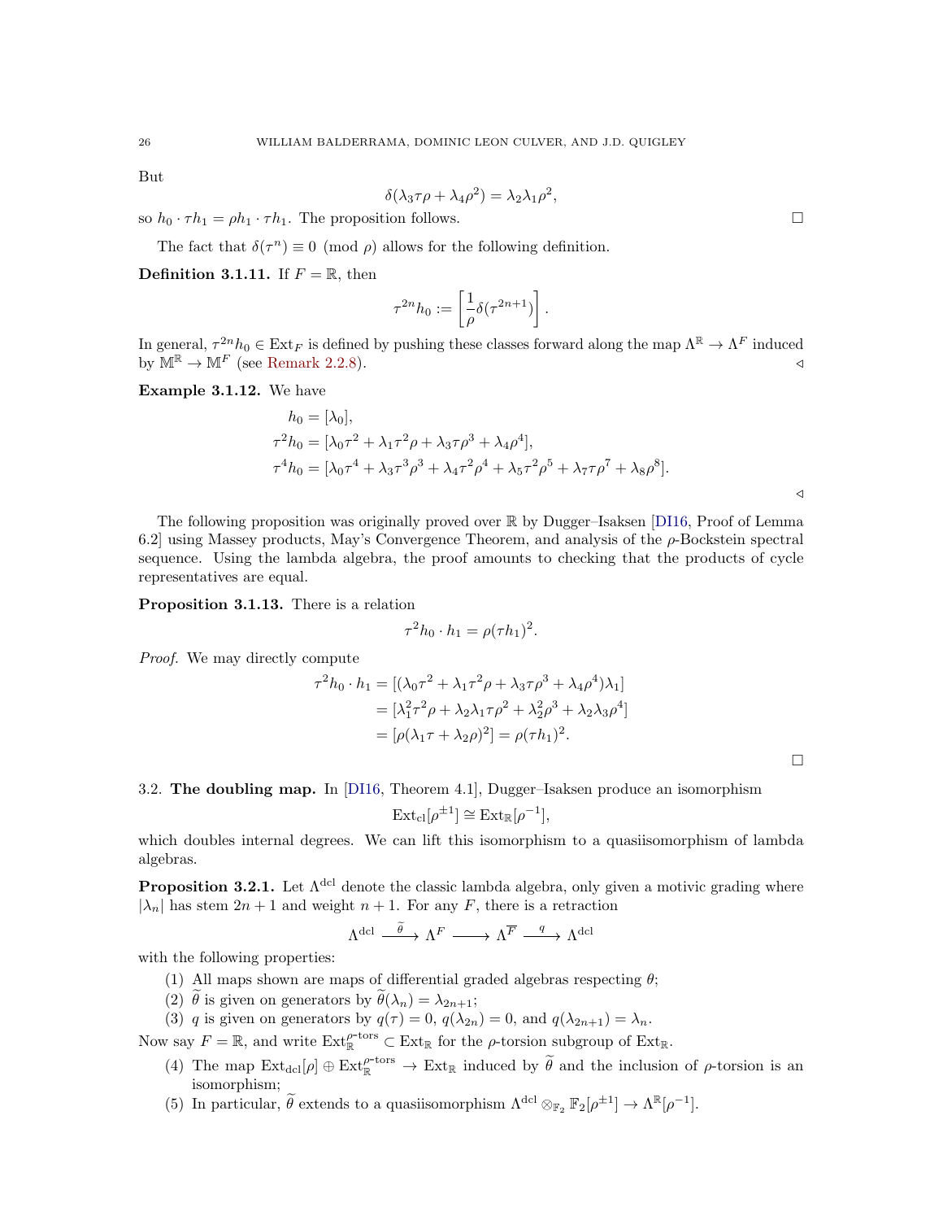But

$$\delta(\lambda_3\tau\rho + \lambda_4\rho^2) = \lambda_2\lambda_1\rho^2,$$

so $h_0 \cdot \tau h_1 = \rho h_1 \cdot \tau h_1$. The proposition follows. ☐

The fact that $\delta(\tau^n) \equiv 0 \pmod{\rho}$ allows for the following definition.

**Definition 3.1.11.** If $F = \mathbb{R}$, then

$$\tau^{2n}h_0 := \left[\frac{1}{\rho}\delta(\tau^{2n+1})\right].$$

In general, $\tau^{2n}h_0 \in \mathrm{Ext}_F$ is defined by pushing these classes forward along the map $\Lambda^{\mathbb{R}} \to \Lambda^F$ induced by $\mathbb{M}^{\mathbb{R}} \to \mathbb{M}^F$ (see Remark 2.2.8). ◃

**Example 3.1.12.** We have

$$\begin{aligned}
h_0 &= [\lambda_0], \\
\tau^2 h_0 &= [\lambda_0\tau^2 + \lambda_1\tau^2\rho + \lambda_3\tau\rho^3 + \lambda_4\rho^4], \\
\tau^4 h_0 &= [\lambda_0\tau^4 + \lambda_3\tau^3\rho^3 + \lambda_4\tau^2\rho^4 + \lambda_5\tau^2\rho^5 + \lambda_7\tau\rho^7 + \lambda_8\rho^8].
\end{aligned}$$

◃

The following proposition was originally proved over $\mathbb{R}$ by Dugger–Isaksen [DI16, Proof of Lemma 6.2] using Massey products, May's Convergence Theorem, and analysis of the $\rho$-Bockstein spectral sequence. Using the lambda algebra, the proof amounts to checking that the products of cycle representatives are equal.

**Proposition 3.1.13.** There is a relation

$$\tau^2 h_0 \cdot h_1 = \rho(\tau h_1)^2.$$

*Proof.* We may directly compute

$$\begin{aligned}
\tau^2 h_0 \cdot h_1 &= [(\lambda_0\tau^2 + \lambda_1\tau^2\rho + \lambda_3\tau\rho^3 + \lambda_4\rho^4)\lambda_1] \\
&= [\lambda_1^2\tau^2\rho + \lambda_2\lambda_1\tau\rho^2 + \lambda_2^2\rho^3 + \lambda_2\lambda_3\rho^4] \\
&= [\rho(\lambda_1\tau + \lambda_2\rho)^2] = \rho(\tau h_1)^2.
\end{aligned}$$

☐

## 3.2. The doubling map.

In [DI16, Theorem 4.1], Dugger–Isaksen produce an isomorphism

$$\mathrm{Ext}_{\mathrm{cl}}[\rho^{\pm 1}] \cong \mathrm{Ext}_{\mathbb{R}}[\rho^{-1}],$$

which doubles internal degrees. We can lift this isomorphism to a quasiisomorphism of lambda algebras.

**Proposition 3.2.1.** Let $\Lambda^{\mathrm{dcl}}$ denote the classic lambda algebra, only given a motivic grading where $|\lambda_n|$ has stem $2n+1$ and weight $n+1$. For any $F$, there is a retraction

$$\Lambda^{\mathrm{dcl}} \xrightarrow{\widetilde{\theta}} \Lambda^F \longrightarrow \Lambda^{\overline{F}} \xrightarrow{q} \Lambda^{\mathrm{dcl}}$$

with the following properties:

1. All maps shown are maps of differential graded algebras respecting $\theta$;
2. $\widetilde{\theta}$ is given on generators by $\widetilde{\theta}(\lambda_n) = \lambda_{2n+1}$;
3. $q$ is given on generators by $q(\tau) = 0$, $q(\lambda_{2n}) = 0$, and $q(\lambda_{2n+1}) = \lambda_n$.

Now say $F = \mathbb{R}$, and write $\mathrm{Ext}_{\mathbb{R}}^{\rho\text{-tors}} \subset \mathrm{Ext}_{\mathbb{R}}$ for the $\rho$-torsion subgroup of $\mathrm{Ext}_{\mathbb{R}}$.

4. The map $\mathrm{Ext}_{\mathrm{dcl}}[\rho] \oplus \mathrm{Ext}_{\mathbb{R}}^{\rho\text{-tors}} \to \mathrm{Ext}_{\mathbb{R}}$ induced by $\widetilde{\theta}$ and the inclusion of $\rho$-torsion is an isomorphism;
5. In particular, $\widetilde{\theta}$ extends to a quasiisomorphism $\Lambda^{\mathrm{dcl}} \otimes_{\mathbb{F}_2} \mathbb{F}_2[\rho^{\pm 1}] \to \Lambda^{\mathbb{R}}[\rho^{-1}]$.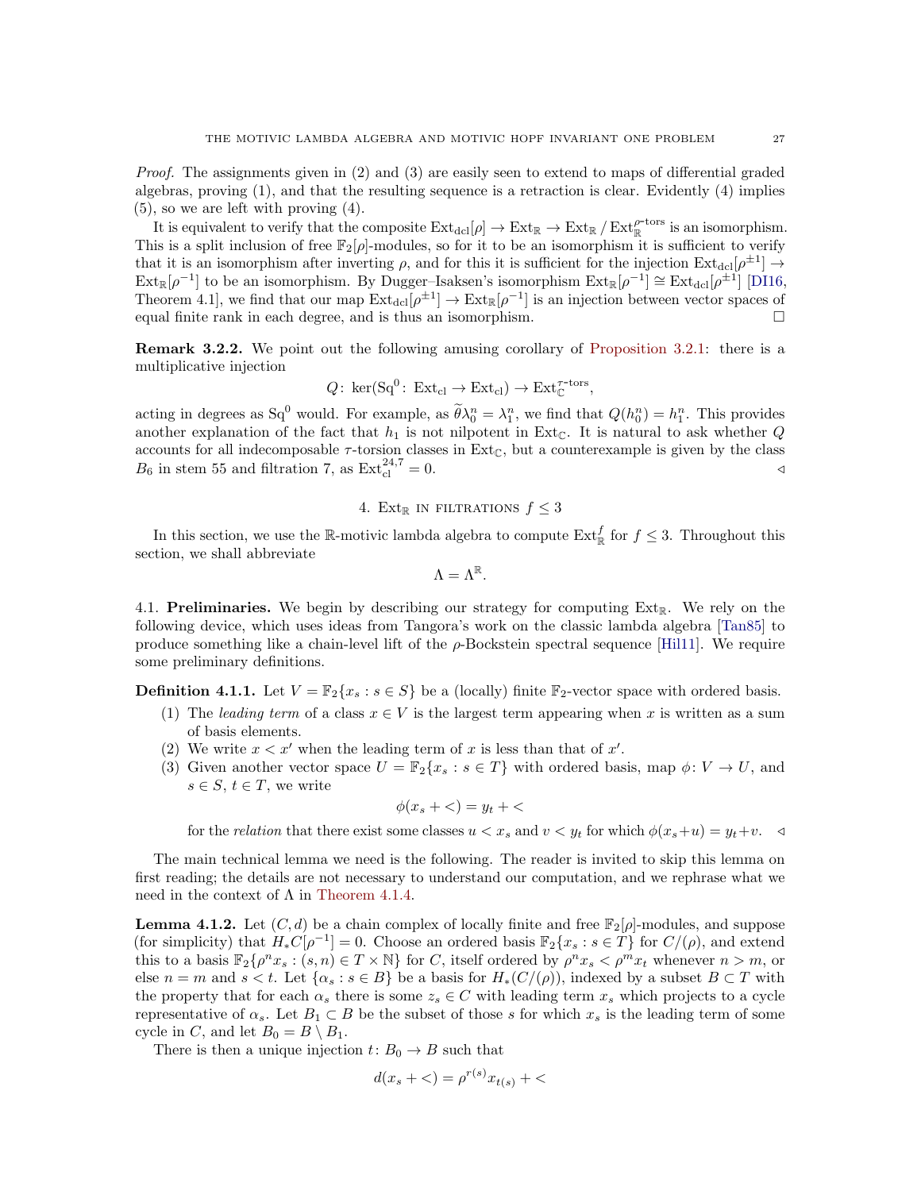*Proof.* The assignments given in (2) and (3) are easily seen to extend to maps of differential graded algebras, proving (1), and that the resulting sequence is a retraction is clear. Evidently (4) implies (5), so we are left with proving (4).

It is equivalent to verify that the composite $\mathrm{Ext}_{\mathrm{dcl}}[\rho] \to \mathrm{Ext}_{\mathbb{R}} \to \mathrm{Ext}_{\mathbb{R}} / \mathrm{Ext}_{\mathbb{R}}^{\rho\text{-tors}}$ is an isomorphism. This is a split inclusion of free $\mathbb{F}_2[\rho]$-modules, so for it to be an isomorphism it is sufficient to verify that it is an isomorphism after inverting $\rho$, and for this it is sufficient for the injection $\mathrm{Ext}_{\mathrm{dcl}}[\rho^{\pm 1}] \to \mathrm{Ext}_{\mathbb{R}}[\rho^{-1}]$ to be an isomorphism. By Dugger–Isaksen's isomorphism $\mathrm{Ext}_{\mathbb{R}}[\rho^{-1}] \cong \mathrm{Ext}_{\mathrm{dcl}}[\rho^{\pm 1}]$ [DI16, Theorem 4.1], we find that our map $\mathrm{Ext}_{\mathrm{dcl}}[\rho^{\pm 1}] \to \mathrm{Ext}_{\mathbb{R}}[\rho^{-1}]$ is an injection between vector spaces of equal finite rank in each degree, and is thus an isomorphism. □

**Remark 3.2.2.** We point out the following amusing corollary of Proposition 3.2.1: there is a multiplicative injection

$$Q\colon \ker(\mathrm{Sq}^0\colon \mathrm{Ext}_{\mathrm{cl}} \to \mathrm{Ext}_{\mathrm{cl}}) \to \mathrm{Ext}_{\mathbb{C}}^{\tau\text{-tors}},$$

acting in degrees as $\mathrm{Sq}^0$ would. For example, as $\widetilde{\theta}\lambda_0^n = \lambda_1^n$, we find that $Q(h_0^n) = h_1^n$. This provides another explanation of the fact that $h_1$ is not nilpotent in $\mathrm{Ext}_{\mathbb{C}}$. It is natural to ask whether $Q$ accounts for all indecomposable $\tau$-torsion classes in $\mathrm{Ext}_{\mathbb{C}}$, but a counterexample is given by the class $B_6$ in stem 55 and filtration 7, as $\mathrm{Ext}_{\mathrm{cl}}^{24,7} = 0$. ◁

## 4. $\mathrm{Ext}_{\mathbb{R}}$ in filtrations $f \leq 3$

In this section, we use the $\mathbb{R}$-motivic lambda algebra to compute $\mathrm{Ext}_{\mathbb{R}}^f$ for $f \leq 3$. Throughout this section, we shall abbreviate

$$\Lambda = \Lambda^{\mathbb{R}}.$$

### 4.1. Preliminaries.

We begin by describing our strategy for computing $\mathrm{Ext}_{\mathbb{R}}$. We rely on the following device, which uses ideas from Tangora's work on the classic lambda algebra [Tan85] to produce something like a chain-level lift of the $\rho$-Bockstein spectral sequence [Hil11]. We require some preliminary definitions.

**Definition 4.1.1.** Let $V = \mathbb{F}_2\{x_s : s \in S\}$ be a (locally) finite $\mathbb{F}_2$-vector space with ordered basis.

1. The *leading term* of a class $x \in V$ is the largest term appearing when $x$ is written as a sum of basis elements.
2. We write $x < x'$ when the leading term of $x$ is less than that of $x'$.
3. Given another vector space $U = \mathbb{F}_2\{x_s : s \in T\}$ with ordered basis, map $\phi\colon V \to U$, and $s \in S$, $t \in T$, we write

$$\phi(x_s + <) = y_t + <$$

for the *relation* that there exist some classes $u < x_s$ and $v < y_t$ for which $\phi(x_s + u) = y_t + v$. ◁

The main technical lemma we need is the following. The reader is invited to skip this lemma on first reading; the details are not necessary to understand our computation, and we rephrase what we need in the context of $\Lambda$ in Theorem 4.1.4.

**Lemma 4.1.2.** Let $(C, d)$ be a chain complex of locally finite and free $\mathbb{F}_2[\rho]$-modules, and suppose (for simplicity) that $H_*C[\rho^{-1}] = 0$. Choose an ordered basis $\mathbb{F}_2\{x_s : s \in T\}$ for $C/(\rho)$, and extend this to a basis $\mathbb{F}_2\{\rho^n x_s : (s,n) \in T \times \mathbb{N}\}$ for $C$, itself ordered by $\rho^n x_s < \rho^m x_t$ whenever $n > m$, or else $n = m$ and $s < t$. Let $\{\alpha_s : s \in B\}$ be a basis for $H_*(C/(\rho))$, indexed by a subset $B \subset T$ with the property that for each $\alpha_s$ there is some $z_s \in C$ with leading term $x_s$ which projects to a cycle representative of $\alpha_s$. Let $B_1 \subset B$ be the subset of those $s$ for which $x_s$ is the leading term of some cycle in $C$, and let $B_0 = B \setminus B_1$.

There is then a unique injection $t\colon B_0 \to B$ such that

$$d(x_s + <) = \rho^{r(s)} x_{t(s)} + <$$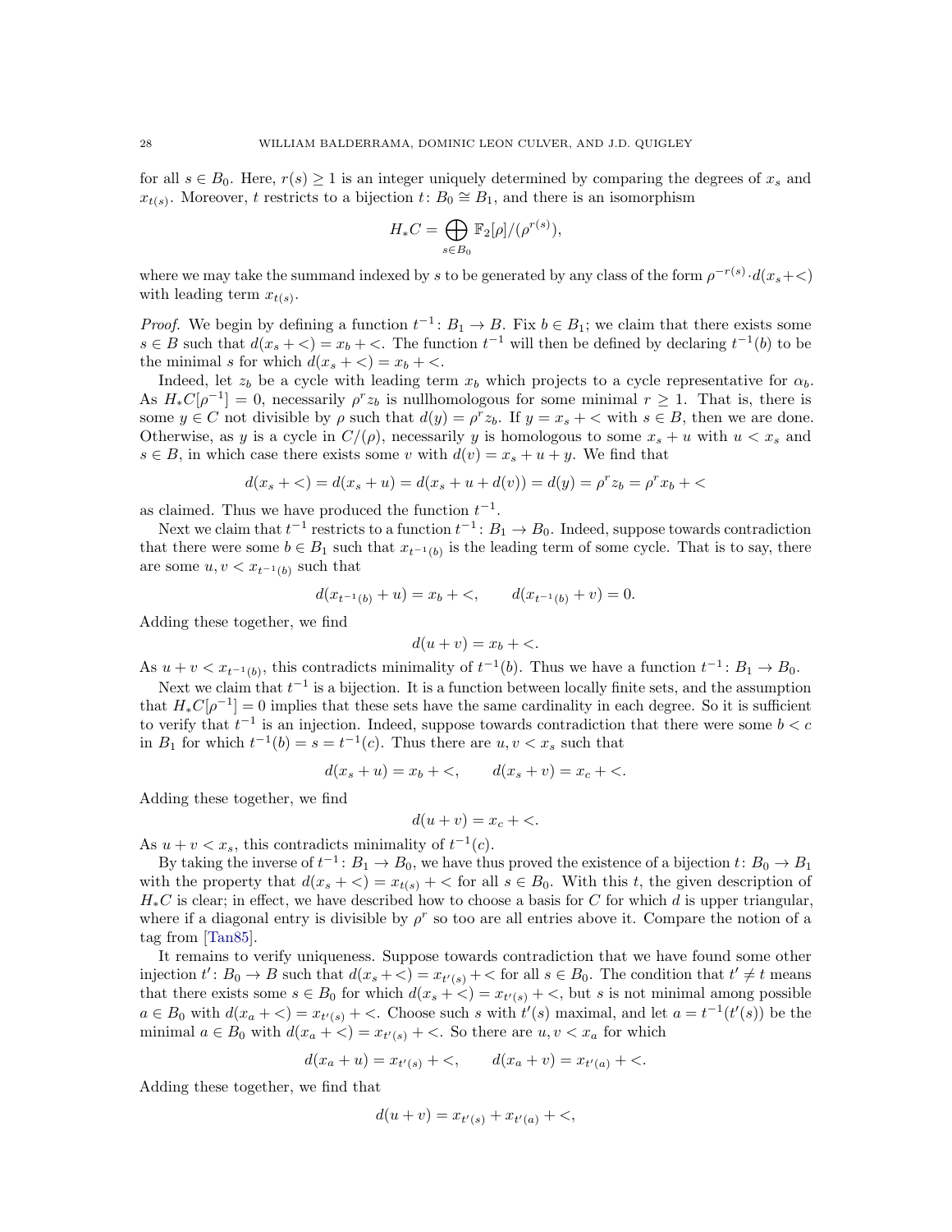for all $s \in B_0$. Here, $r(s) \geq 1$ is an integer uniquely determined by comparing the degrees of $x_s$ and $x_{t(s)}$. Moreover, $t$ restricts to a bijection $t\colon B_0 \cong B_1$, and there is an isomorphism

$$H_*C = \bigoplus_{s \in B_0} \mathbb{F}_2[\rho]/(\rho^{r(s)}),$$

where we may take the summand indexed by $s$ to be generated by any class of the form $\rho^{-r(s)} \cdot d(x_s + <)$ with leading term $x_{t(s)}$.

*Proof.* We begin by defining a function $t^{-1}\colon B_1 \to B$. Fix $b \in B_1$; we claim that there exists some $s \in B$ such that $d(x_s + <) = x_b + <$. The function $t^{-1}$ will then be defined by declaring $t^{-1}(b)$ to be the minimal $s$ for which $d(x_s + <) = x_b + <$.

Indeed, let $z_b$ be a cycle with leading term $x_b$ which projects to a cycle representative for $\alpha_b$. As $H_*C[\rho^{-1}] = 0$, necessarily $\rho^r z_b$ is nullhomologous for some minimal $r \geq 1$. That is, there is some $y \in C$ not divisible by $\rho$ such that $d(y) = \rho^r z_b$. If $y = x_s + <$ with $s \in B$, then we are done. Otherwise, as $y$ is a cycle in $C/(\rho)$, necessarily $y$ is homologous to some $x_s + u$ with $u < x_s$ and $s \in B$, in which case there exists some $v$ with $d(v) = x_s + u + y$. We find that

$$d(x_s + <) = d(x_s + u) = d(x_s + u + d(v)) = d(y) = \rho^r z_b = \rho^r x_b + <$$

as claimed. Thus we have produced the function $t^{-1}$.

Next we claim that $t^{-1}$ restricts to a function $t^{-1}\colon B_1 \to B_0$. Indeed, suppose towards contradiction that there were some $b \in B_1$ such that $x_{t^{-1}(b)}$ is the leading term of some cycle. That is to say, there are some $u, v < x_{t^{-1}(b)}$ such that

$$d(x_{t^{-1}(b)} + u) = x_b + <, \qquad d(x_{t^{-1}(b)} + v) = 0.$$

Adding these together, we find

$$d(u + v) = x_b + <.$$

As $u + v < x_{t^{-1}(b)}$, this contradicts minimality of $t^{-1}(b)$. Thus we have a function $t^{-1}\colon B_1 \to B_0$.

Next we claim that $t^{-1}$ is a bijection. It is a function between locally finite sets, and the assumption that $H_*C[\rho^{-1}] = 0$ implies that these sets have the same cardinality in each degree. So it is sufficient to verify that $t^{-1}$ is an injection. Indeed, suppose towards contradiction that there were some $b < c$ in $B_1$ for which $t^{-1}(b) = s = t^{-1}(c)$. Thus there are $u, v < x_s$ such that

$$d(x_s + u) = x_b + <, \qquad d(x_s + v) = x_c + <.$$

Adding these together, we find

$$d(u + v) = x_c + <.$$

As $u + v < x_s$, this contradicts minimality of $t^{-1}(c)$.

By taking the inverse of $t^{-1}\colon B_1 \to B_0$, we have thus proved the existence of a bijection $t\colon B_0 \to B_1$ with the property that $d(x_s + <) = x_{t(s)} + <$ for all $s \in B_0$. With this $t$, the given description of $H_*C$ is clear; in effect, we have described how to choose a basis for $C$ for which $d$ is upper triangular, where if a diagonal entry is divisible by $\rho^r$ so too are all entries above it. Compare the notion of a tag from [Tan85].

It remains to verify uniqueness. Suppose towards contradiction that we have found some other injection $t'\colon B_0 \to B$ such that $d(x_s + <) = x_{t'(s)} + <$ for all $s \in B_0$. The condition that $t' \neq t$ means that there exists some $s \in B_0$ for which $d(x_s + <) = x_{t'(s)} + <$, but $s$ is not minimal among possible $a \in B_0$ with $d(x_a + <) = x_{t'(s)} + <$. Choose such $s$ with $t'(s)$ maximal, and let $a = t^{-1}(t'(s))$ be the minimal $a \in B_0$ with $d(x_a + <) = x_{t'(s)} + <$. So there are $u, v < x_a$ for which

$$d(x_a + u) = x_{t'(s)} + <, \qquad d(x_a + v) = x_{t'(a)} + <.$$

Adding these together, we find that

$$d(u + v) = x_{t'(s)} + x_{t'(a)} + <,$$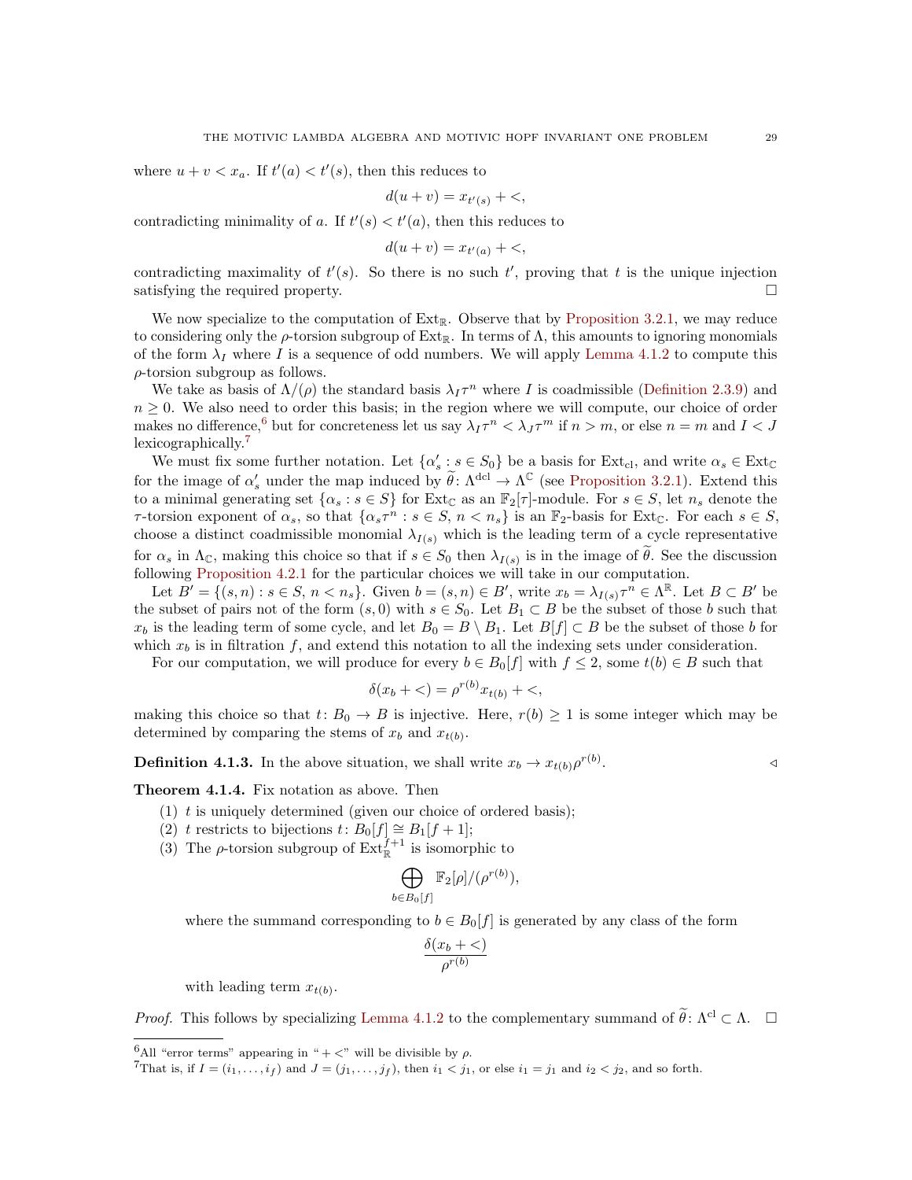where $u + v < x_a$. If $t'(a) < t'(s)$, then this reduces to

$$d(u+v) = x_{t'(s)} + <,$$

contradicting minimality of $a$. If $t'(s) < t'(a)$, then this reduces to

$$d(u+v) = x_{t'(a)} + <,$$

contradicting maximality of $t'(s)$. So there is no such $t'$, proving that $t$ is the unique injection satisfying the required property. $\square$

We now specialize to the computation of $\mathrm{Ext}_{\mathbb{R}}$. Observe that by Proposition 3.2.1, we may reduce to considering only the $\rho$-torsion subgroup of $\mathrm{Ext}_{\mathbb{R}}$. In terms of $\Lambda$, this amounts to ignoring monomials of the form $\lambda_I$ where $I$ is a sequence of odd numbers. We will apply Lemma 4.1.2 to compute this $\rho$-torsion subgroup as follows.

We take as basis of $\Lambda/(\rho)$ the standard basis $\lambda_I \tau^n$ where $I$ is coadmissible (Definition 2.3.9) and $n \geq 0$. We also need to order this basis; in the region where we will compute, our choice of order makes no difference,[6] but for concreteness let us say $\lambda_I \tau^n < \lambda_J \tau^m$ if $n > m$, or else $n = m$ and $I < J$ lexicographically.[7]

We must fix some further notation. Let $\{\alpha'_s : s \in S_0\}$ be a basis for $\mathrm{Ext}_{\mathrm{cl}}$, and write $\alpha_s \in \mathrm{Ext}_{\mathbb{C}}$ for the image of $\alpha'_s$ under the map induced by $\widetilde{\theta} \colon \Lambda^{\mathrm{dcl}} \to \Lambda^{\mathbb{C}}$ (see Proposition 3.2.1). Extend this to a minimal generating set $\{\alpha_s : s \in S\}$ for $\mathrm{Ext}_{\mathbb{C}}$ as an $\mathbb{F}_2[\tau]$-module. For $s \in S$, let $n_s$ denote the $\tau$-torsion exponent of $\alpha_s$, so that $\{\alpha_s \tau^n : s \in S,\, n < n_s\}$ is an $\mathbb{F}_2$-basis for $\mathrm{Ext}_{\mathbb{C}}$. For each $s \in S$, choose a distinct coadmissible monomial $\lambda_{I(s)}$ which is the leading term of a cycle representative for $\alpha_s$ in $\Lambda_{\mathbb{C}}$, making this choice so that if $s \in S_0$ then $\lambda_{I(s)}$ is in the image of $\widetilde{\theta}$. See the discussion following Proposition 4.2.1 for the particular choices we will take in our computation.

Let $B' = \{(s,n) : s \in S,\, n < n_s\}$. Given $b = (s,n) \in B'$, write $x_b = \lambda_{I(s)} \tau^n \in \Lambda^{\mathbb{R}}$. Let $B \subset B'$ be the subset of pairs not of the form $(s,0)$ with $s \in S_0$. Let $B_1 \subset B$ be the subset of those $b$ such that $x_b$ is the leading term of some cycle, and let $B_0 = B \setminus B_1$. Let $B[f] \subset B$ be the subset of those $b$ for which $x_b$ is in filtration $f$, and extend this notation to all the indexing sets under consideration.

For our computation, we will produce for every $b \in B_0[f]$ with $f \leq 2$, some $t(b) \in B$ such that

$$\delta(x_b + <) = \rho^{r(b)} x_{t(b)} + <,$$

making this choice so that $t \colon B_0 \to B$ is injective. Here, $r(b) \geq 1$ is some integer which may be determined by comparing the stems of $x_b$ and $x_{t(b)}$.

**Definition 4.1.3.** In the above situation, we shall write $x_b \to x_{t(b)} \rho^{r(b)}$. $\triangleleft$

**Theorem 4.1.4.** Fix notation as above. Then

1. $t$ is uniquely determined (given our choice of ordered basis);
2. $t$ restricts to bijections $t \colon B_0[f] \cong B_1[f+1]$;
3. The $\rho$-torsion subgroup of $\mathrm{Ext}_{\mathbb{R}}^{f+1}$ is isomorphic to

   $$\bigoplus_{b \in B_0[f]} \mathbb{F}_2[\rho]/(\rho^{r(b)}),$$

   where the summand corresponding to $b \in B_0[f]$ is generated by any class of the form

   $$\frac{\delta(x_b + <)}{\rho^{r(b)}}$$

   with leading term $x_{t(b)}$.

*Proof.* This follows by specializing Lemma 4.1.2 to the complementary summand of $\widetilde{\theta} \colon \Lambda^{\mathrm{cl}} \subset \Lambda$. $\square$

[6] All "error terms" appearing in "$+ <$" will be divisible by $\rho$.

[7] That is, if $I = (i_1, \ldots, i_f)$ and $J = (j_1, \ldots, j_f)$, then $i_1 < j_1$, or else $i_1 = j_1$ and $i_2 < j_2$, and so forth.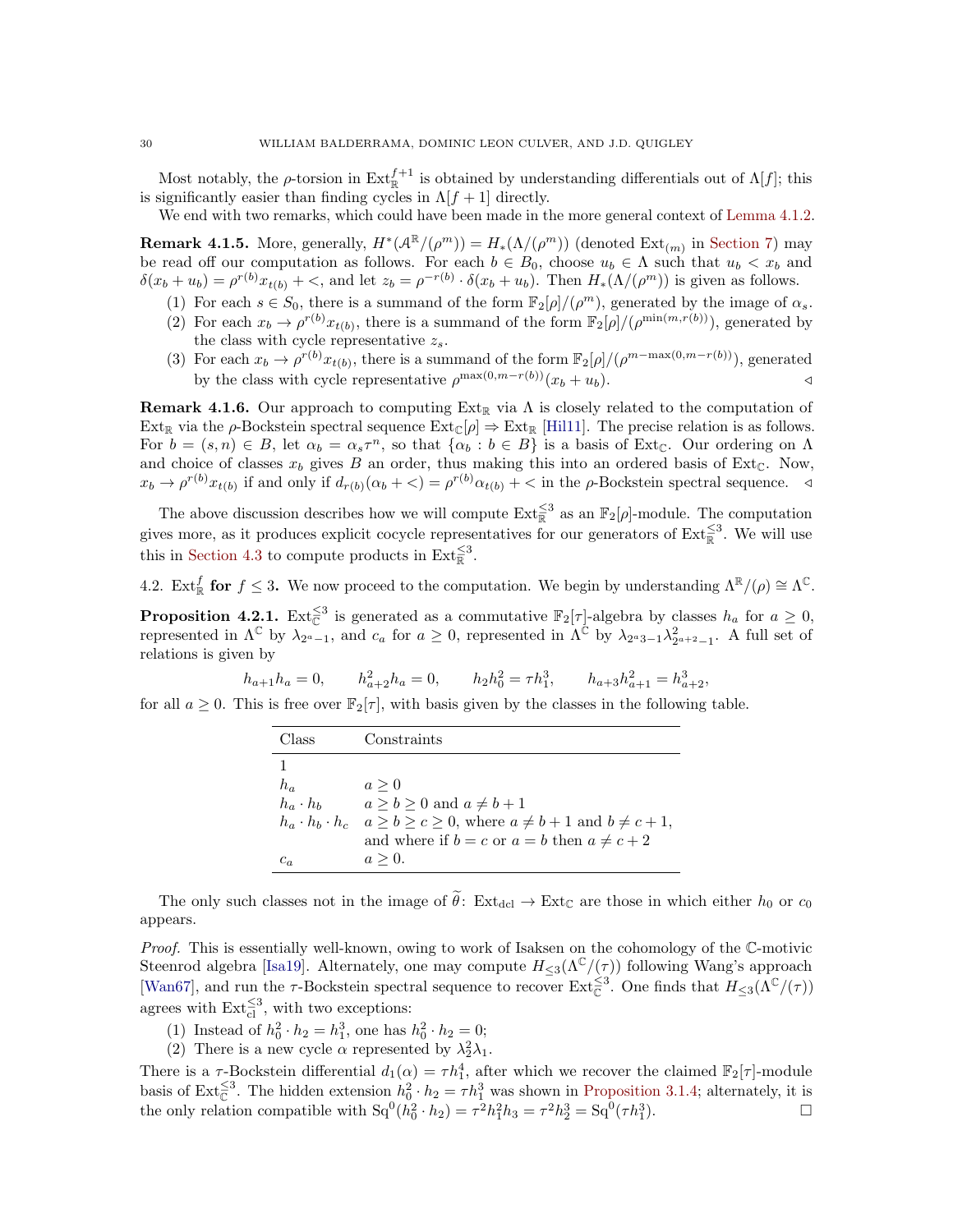Most notably, the $\rho$-torsion in $\mathrm{Ext}_{\mathbb{R}}^{f+1}$ is obtained by understanding differentials out of $\Lambda[f]$; this is significantly easier than finding cycles in $\Lambda[f+1]$ directly.

We end with two remarks, which could have been made in the more general context of Lemma 4.1.2.

**Remark 4.1.5.** More, generally, $H^*(\mathcal{A}^{\mathbb{R}}/(\rho^m)) = H_*(\Lambda/(\rho^m))$ (denoted $\mathrm{Ext}_{(m)}$ in Section 7) may be read off our computation as follows. For each $b \in B_0$, choose $u_b \in \Lambda$ such that $u_b < x_b$ and $\delta(x_b + u_b) = \rho^{r(b)} x_{t(b)} + <$, and let $z_b = \rho^{-r(b)} \cdot \delta(x_b + u_b)$. Then $H_*(\Lambda/(\rho^m))$ is given as follows.

1. For each $s \in S_0$, there is a summand of the form $\mathbb{F}_2[\rho]/(\rho^m)$, generated by the image of $\alpha_s$.
2. For each $x_b \to \rho^{r(b)} x_{t(b)}$, there is a summand of the form $\mathbb{F}_2[\rho]/(\rho^{\min(m,r(b))})$, generated by the class with cycle representative $z_s$.
3. For each $x_b \to \rho^{r(b)} x_{t(b)}$, there is a summand of the form $\mathbb{F}_2[\rho]/(\rho^{m-\max(0,m-r(b))})$, generated by the class with cycle representative $\rho^{\max(0,m-r(b))}(x_b + u_b)$. ◁

**Remark 4.1.6.** Our approach to computing $\mathrm{Ext}_{\mathbb{R}}$ via $\Lambda$ is closely related to the computation of $\mathrm{Ext}_{\mathbb{R}}$ via the $\rho$-Bockstein spectral sequence $\mathrm{Ext}_{\mathbb{C}}[\rho] \Rightarrow \mathrm{Ext}_{\mathbb{R}}$ [Hil11]. The precise relation is as follows. For $b = (s, n) \in B$, let $\alpha_b = \alpha_s \tau^n$, so that $\{\alpha_b : b \in B\}$ is a basis of $\mathrm{Ext}_{\mathbb{C}}$. Our ordering on $\Lambda$ and choice of classes $x_b$ gives $B$ an order, thus making this into an ordered basis of $\mathrm{Ext}_{\mathbb{C}}$. Now, $x_b \to \rho^{r(b)} x_{t(b)}$ if and only if $d_{r(b)}(\alpha_b + <) = \rho^{r(b)} \alpha_{t(b)} + <$ in the $\rho$-Bockstein spectral sequence. ◁

The above discussion describes how we will compute $\mathrm{Ext}_{\mathbb{R}}^{\leq 3}$ as an $\mathbb{F}_2[\rho]$-module. The computation gives more, as it produces explicit cocycle representatives for our generators of $\mathrm{Ext}_{\mathbb{R}}^{\leq 3}$. We will use this in Section 4.3 to compute products in $\mathrm{Ext}_{\mathbb{R}}^{\leq 3}$.

## 4.2. $\mathrm{Ext}_{\mathbb{R}}^f$ for $f \leq 3$.

We now proceed to the computation. We begin by understanding $\Lambda^{\mathbb{R}}/(\rho) \cong \Lambda^{\mathbb{C}}$.

**Proposition 4.2.1.** $\mathrm{Ext}_{\mathbb{C}}^{\leq 3}$ is generated as a commutative $\mathbb{F}_2[\tau]$-algebra by classes $h_a$ for $a \geq 0$, represented in $\Lambda^{\mathbb{C}}$ by $\lambda_{2^a-1}$, and $c_a$ for $a \geq 0$, represented in $\Lambda^{\mathbb{C}}$ by $\lambda_{2^a 3-1}\lambda_{2^{a+2}-1}^2$. A full set of relations is given by

$$h_{a+1}h_a = 0, \qquad h_{a+2}^2 h_a = 0, \qquad h_2 h_0^2 = \tau h_1^3, \qquad h_{a+3}h_{a+1}^2 = h_{a+2}^3,$$

for all $a \geq 0$. This is free over $\mathbb{F}_2[\tau]$, with basis given by the classes in the following table.

| Class | Constraints |
|---|---|
| $1$ | |
| $h_a$ | $a \geq 0$ |
| $h_a \cdot h_b$ | $a \geq b \geq 0$ and $a \neq b+1$ |
| $h_a \cdot h_b \cdot h_c$ | $a \geq b \geq c \geq 0$, where $a \neq b+1$ and $b \neq c+1$, and where if $b = c$ or $a = b$ then $a \neq c+2$ |
| $c_a$ | $a \geq 0$. |

The only such classes not in the image of $\widetilde{\theta}\colon \mathrm{Ext}_{\mathrm{dcl}} \to \mathrm{Ext}_{\mathbb{C}}$ are those in which either $h_0$ or $c_0$ appears.

*Proof.* This is essentially well-known, owing to work of Isaksen on the cohomology of the $\mathbb{C}$-motivic Steenrod algebra [Isa19]. Alternately, one may compute $H_{\leq 3}(\Lambda^{\mathbb{C}}/(\tau))$ following Wang's approach [Wan67], and run the $\tau$-Bockstein spectral sequence to recover $\mathrm{Ext}_{\mathbb{C}}^{\leq 3}$. One finds that $H_{\leq 3}(\Lambda^{\mathbb{C}}/(\tau))$ agrees with $\mathrm{Ext}_{\mathrm{cl}}^{\leq 3}$, with two exceptions:

1. Instead of $h_0^2 \cdot h_2 = h_1^3$, one has $h_0^2 \cdot h_2 = 0$;
2. There is a new cycle $\alpha$ represented by $\lambda_2^2\lambda_1$.

There is a $\tau$-Bockstein differential $d_1(\alpha) = \tau h_1^4$, after which we recover the claimed $\mathbb{F}_2[\tau]$-module basis of $\mathrm{Ext}_{\mathbb{C}}^{\leq 3}$. The hidden extension $h_0^2 \cdot h_2 = \tau h_1^3$ was shown in Proposition 3.1.4; alternately, it is the only relation compatible with $\mathrm{Sq}^0(h_0^2 \cdot h_2) = \tau^2 h_1^2 h_3 = \tau^2 h_2^3 = \mathrm{Sq}^0(\tau h_1^3)$. □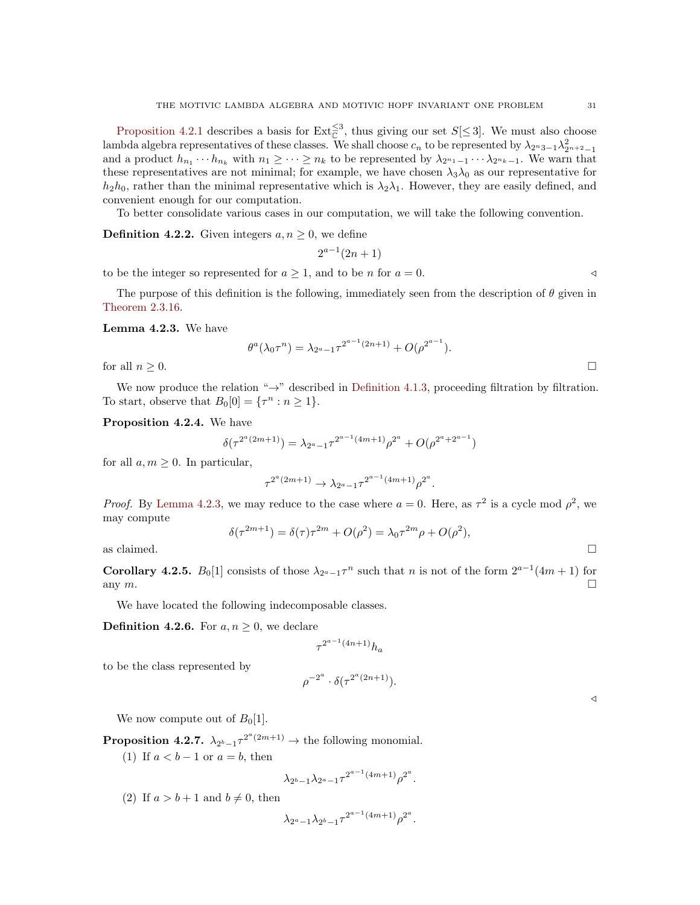Proposition 4.2.1 describes a basis for $\mathrm{Ext}_{\mathbb{C}}^{\leq 3}$, thus giving our set $S[\leq 3]$. We must also choose lambda algebra representatives of these classes. We shall choose $c_n$ to be represented by $\lambda_{2^n 3-1}\lambda_{2^{n+2}-1}^2$ and a product $h_{n_1}\cdots h_{n_k}$ with $n_1 \geq \cdots \geq n_k$ to be represented by $\lambda_{2^{n_1}-1}\cdots\lambda_{2^{n_k}-1}$. We warn that these representatives are not minimal; for example, we have chosen $\lambda_3\lambda_0$ as our representative for $h_2h_0$, rather than the minimal representative which is $\lambda_2\lambda_1$. However, they are easily defined, and convenient enough for our computation.

To better consolidate various cases in our computation, we will take the following convention.

**Definition 4.2.2.** Given integers $a, n \geq 0$, we define

$$2^{a-1}(2n+1)$$

to be the integer so represented for $a \geq 1$, and to be $n$ for $a = 0$. ◁

The purpose of this definition is the following, immediately seen from the description of $\theta$ given in Theorem 2.3.16.

**Lemma 4.2.3.** We have

$$\theta^a(\lambda_0\tau^n) = \lambda_{2^a-1}\tau^{2^{a-1}(2n+1)} + O(\rho^{2^{a-1}}).$$

for all $n \geq 0$. □

We now produce the relation "$\to$" described in Definition 4.1.3, proceeding filtration by filtration. To start, observe that $B_0[0] = \{\tau^n : n \geq 1\}$.

**Proposition 4.2.4.** We have

$$\delta(\tau^{2^a(2m+1)}) = \lambda_{2^a-1}\tau^{2^{a-1}(4m+1)}\rho^{2^a} + O(\rho^{2^a+2^{a-1}})$$

for all $a, m \geq 0$. In particular,

$$\tau^{2^a(2m+1)} \to \lambda_{2^a-1}\tau^{2^{a-1}(4m+1)}\rho^{2^a}.$$

*Proof.* By Lemma 4.2.3, we may reduce to the case where $a = 0$. Here, as $\tau^2$ is a cycle mod $\rho^2$, we may compute

$$\delta(\tau^{2m+1}) = \delta(\tau)\tau^{2m} + O(\rho^2) = \lambda_0\tau^{2m}\rho + O(\rho^2),$$

as claimed. □

**Corollary 4.2.5.** $B_0[1]$ consists of those $\lambda_{2^a-1}\tau^n$ such that $n$ is not of the form $2^{a-1}(4m+1)$ for any $m$. □

We have located the following indecomposable classes.

**Definition 4.2.6.** For $a, n \geq 0$, we declare

$$\tau^{2^{a-1}(4n+1)}h_a$$

to be the class represented by

$$\rho^{-2^a} \cdot \delta(\tau^{2^a(2n+1)}).$$

◁

We now compute out of $B_0[1]$.

**Proposition 4.2.7.** $\lambda_{2^b-1}\tau^{2^a(2m+1)} \to$ the following monomial.

(1) If $a < b-1$ or $a = b$, then

$$\lambda_{2^b-1}\lambda_{2^a-1}\tau^{2^{a-1}(4m+1)}\rho^{2^a}.$$

(2) If $a > b+1$ and $b \neq 0$, then

$$\lambda_{2^a-1}\lambda_{2^b-1}\tau^{2^{a-1}(4m+1)}\rho^{2^a}.$$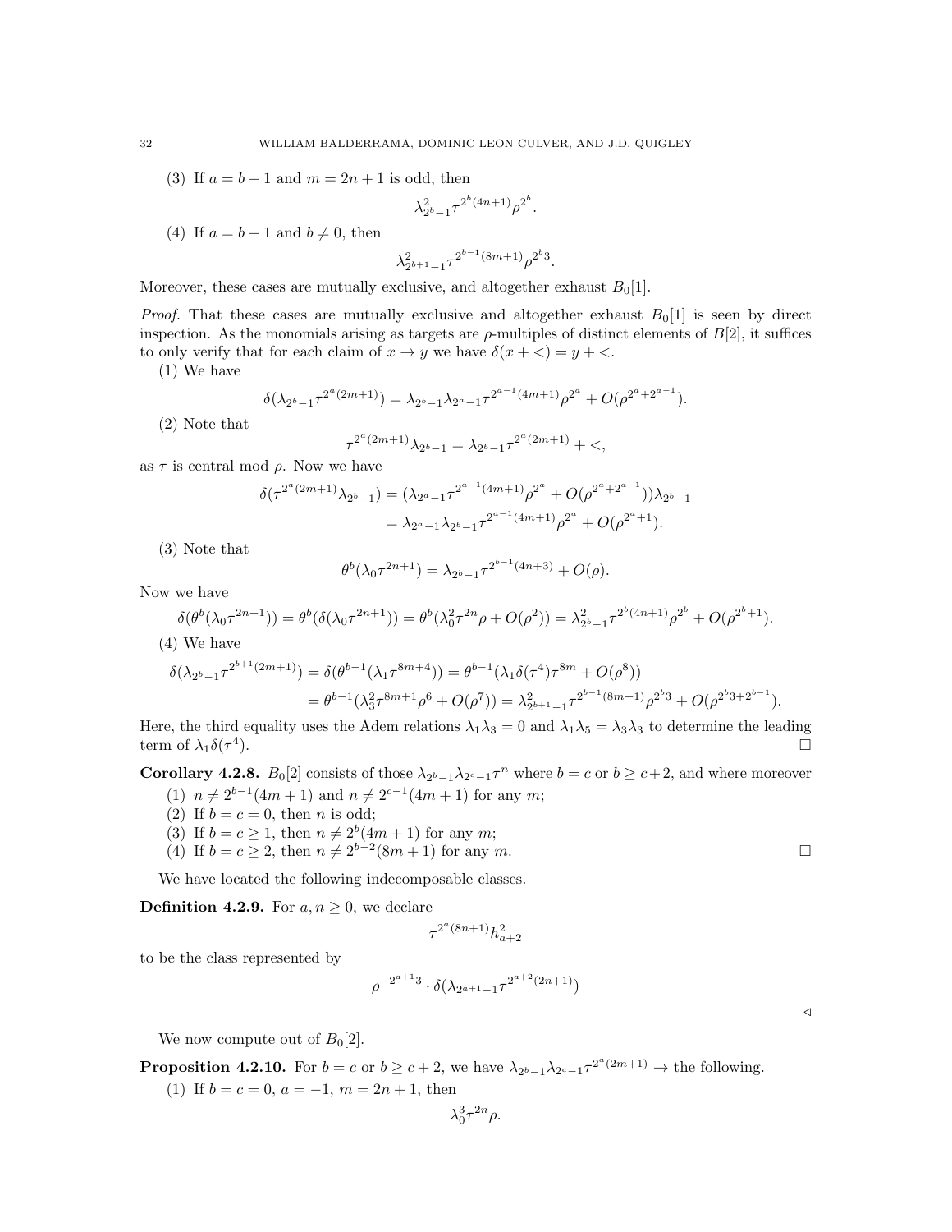(3) If $a = b-1$ and $m = 2n+1$ is odd, then

$$\lambda_{2^b-1}^2 \tau^{2^b(4n+1)} \rho^{2^b}.$$

(4) If $a = b+1$ and $b \neq 0$, then

$$\lambda_{2^{b+1}-1}^2 \tau^{2^{b-1}(8m+1)} \rho^{2^b 3}.$$

Moreover, these cases are mutually exclusive, and altogether exhaust $B_0[1]$.

*Proof.* That these cases are mutually exclusive and altogether exhaust $B_0[1]$ is seen by direct inspection. As the monomials arising as targets are $\rho$-multiples of distinct elements of $B[2]$, it suffices to only verify that for each claim of $x \to y$ we have $\delta(x + <) = y + <$.

(1) We have

$$\delta(\lambda_{2^b-1}\tau^{2^a(2m+1)}) = \lambda_{2^b-1}\lambda_{2^a-1}\tau^{2^{a-1}(4m+1)}\rho^{2^a} + O(\rho^{2^a+2^{a-1}}).$$

(2) Note that

$$\tau^{2^a(2m+1)}\lambda_{2^b-1} = \lambda_{2^b-1}\tau^{2^a(2m+1)} + <,$$

as $\tau$ is central mod $\rho$. Now we have

$$\begin{aligned}\delta(\tau^{2^a(2m+1)}\lambda_{2^b-1}) &= (\lambda_{2^a-1}\tau^{2^{a-1}(4m+1)}\rho^{2^a} + O(\rho^{2^a+2^{a-1}}))\lambda_{2^b-1} \\ &= \lambda_{2^a-1}\lambda_{2^b-1}\tau^{2^{a-1}(4m+1)}\rho^{2^a} + O(\rho^{2^a+1}).\end{aligned}$$

(3) Note that

$$\theta^b(\lambda_0\tau^{2n+1}) = \lambda_{2^b-1}\tau^{2^{b-1}(4n+3)} + O(\rho).$$

Now we have

$$\delta(\theta^b(\lambda_0\tau^{2n+1})) = \theta^b(\delta(\lambda_0\tau^{2n+1})) = \theta^b(\lambda_0^2\tau^{2n}\rho + O(\rho^2)) = \lambda_{2^b-1}^2\tau^{2^b(4n+1)}\rho^{2^b} + O(\rho^{2^b+1}).$$

(4) We have

$$\begin{aligned}\delta(\lambda_{2^b-1}\tau^{2^{b+1}(2m+1)}) &= \delta(\theta^{b-1}(\lambda_1\tau^{8m+4})) = \theta^{b-1}(\lambda_1\delta(\tau^4)\tau^{8m} + O(\rho^8)) \\ &= \theta^{b-1}(\lambda_3^2\tau^{8m+1}\rho^6 + O(\rho^7)) = \lambda_{2^{b+1}-1}^2\tau^{2^{b-1}(8m+1)}\rho^{2^b 3} + O(\rho^{2^b 3+2^{b-1}}).\end{aligned}$$

Here, the third equality uses the Adem relations $\lambda_1\lambda_3 = 0$ and $\lambda_1\lambda_5 = \lambda_3\lambda_3$ to determine the leading term of $\lambda_1\delta(\tau^4)$. ☐

**Corollary 4.2.8.** $B_0[2]$ consists of those $\lambda_{2^b-1}\lambda_{2^c-1}\tau^n$ where $b = c$ or $b \geq c+2$, and where moreover

1. $n \neq 2^{b-1}(4m+1)$ and $n \neq 2^{c-1}(4m+1)$ for any $m$;
2. If $b = c = 0$, then $n$ is odd;
3. If $b = c \geq 1$, then $n \neq 2^b(4m+1)$ for any $m$;
4. If $b = c \geq 2$, then $n \neq 2^{b-2}(8m+1)$ for any $m$. ☐

We have located the following indecomposable classes.

**Definition 4.2.9.** For $a, n \geq 0$, we declare

$$\tau^{2^a(8n+1)}h_{a+2}^2$$

to be the class represented by

$$\rho^{-2^{a+1}3} \cdot \delta(\lambda_{2^{a+1}-1}\tau^{2^{a+2}(2n+1)})$$

◁

We now compute out of $B_0[2]$.

**Proposition 4.2.10.** For $b = c$ or $b \geq c+2$, we have $\lambda_{2^b-1}\lambda_{2^c-1}\tau^{2^a(2m+1)} \to$ the following.

(1) If $b = c = 0$, $a = -1$, $m = 2n+1$, then

$$\lambda_0^3\tau^{2n}\rho.$$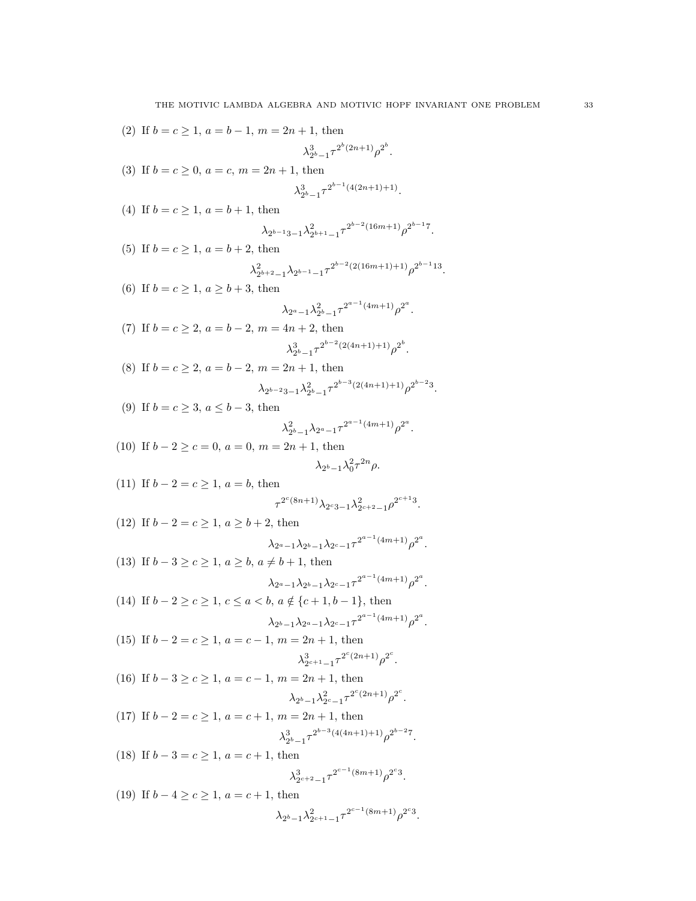(2) If $b = c \geq 1$, $a = b - 1$, $m = 2n + 1$, then

$$\lambda_{2^b-1}^3 \tau^{2^b(2n+1)} \rho^{2^b}.$$

(3) If $b = c \geq 0$, $a = c$, $m = 2n + 1$, then

$$\lambda_{2^b-1}^3 \tau^{2^{b-1}(4(2n+1)+1)}.$$

(4) If $b = c \geq 1$, $a = b + 1$, then

$$\lambda_{2^{b-1}3-1} \lambda_{2^{b+1}-1}^2 \tau^{2^{b-2}(16m+1)} \rho^{2^{b-1}7}.$$

(5) If $b = c \geq 1$, $a = b + 2$, then

$$\lambda_{2^{b+2}-1}^2 \lambda_{2^{b-1}-1} \tau^{2^{b-2}(2(16m+1)+1)} \rho^{2^{b-1}13}.$$

(6) If $b = c \geq 1$, $a \geq b + 3$, then

$$\lambda_{2^a-1} \lambda_{2^b-1}^2 \tau^{2^{a-1}(4m+1)} \rho^{2^a}.$$

(7) If $b = c \geq 2$, $a = b - 2$, $m = 4n + 2$, then

$$\lambda_{2^b-1}^3 \tau^{2^{b-2}(2(4n+1)+1)} \rho^{2^b}.$$

(8) If $b = c \geq 2$, $a = b - 2$, $m = 2n + 1$, then

$$\lambda_{2^{b-2}3-1} \lambda_{2^b-1}^2 \tau^{2^{b-3}(2(4n+1)+1)} \rho^{2^{b-2}3}.$$

(9) If $b = c \geq 3$, $a \leq b - 3$, then

$$\lambda_{2^b-1}^2 \lambda_{2^a-1} \tau^{2^{a-1}(4m+1)} \rho^{2^a}.$$

(10) If $b - 2 \geq c = 0$, $a = 0$, $m = 2n + 1$, then

$$\lambda_{2^b-1} \lambda_0^2 \tau^{2n} \rho.$$

(11) If $b - 2 = c \geq 1$, $a = b$, then

$$\tau^{2^c(8n+1)} \lambda_{2^c3-1} \lambda_{2^{c+2}-1}^2 \rho^{2^{c+1}3}.$$

(12) If $b - 2 = c \geq 1$, $a \geq b + 2$, then

$$\lambda_{2^a-1} \lambda_{2^b-1} \lambda_{2^c-1} \tau^{2^{a-1}(4m+1)} \rho^{2^a}.$$

(13) If $b - 3 \geq c \geq 1$, $a \geq b$, $a \neq b + 1$, then

$$\lambda_{2^a-1} \lambda_{2^b-1} \lambda_{2^c-1} \tau^{2^{a-1}(4m+1)} \rho^{2^a}.$$

(14) If $b - 2 \geq c \geq 1$, $c \leq a < b$, $a \notin \{c + 1, b - 1\}$, then

$$\lambda_{2^b-1} \lambda_{2^a-1} \lambda_{2^c-1} \tau^{2^{a-1}(4m+1)} \rho^{2^a}.$$

(15) If $b - 2 = c \geq 1$, $a = c - 1$, $m = 2n + 1$, then

$$\lambda_{2^{c+1}-1}^3 \tau^{2^c(2n+1)} \rho^{2^c}.$$

(16) If $b - 3 \geq c \geq 1$, $a = c - 1$, $m = 2n + 1$, then

$$\lambda_{2^b-1} \lambda_{2^c-1}^2 \tau^{2^c(2n+1)} \rho^{2^c}.$$

(17) If $b - 2 = c \geq 1$, $a = c + 1$, $m = 2n + 1$, then

$$\lambda_{2^b-1}^3 \tau^{2^{b-3}(4(4n+1)+1)} \rho^{2^{b-2}7}.$$

(18) If $b - 3 = c \geq 1$, $a = c + 1$, then

$$\lambda_{2^{c+2}-1}^3 \tau^{2^{c-1}(8m+1)} \rho^{2^c3}.$$

(19) If $b - 4 \geq c \geq 1$, $a = c + 1$, then

$$\lambda_{2^b-1} \lambda_{2^{c+1}-1}^2 \tau^{2^{c-1}(8m+1)} \rho^{2^c3}.$$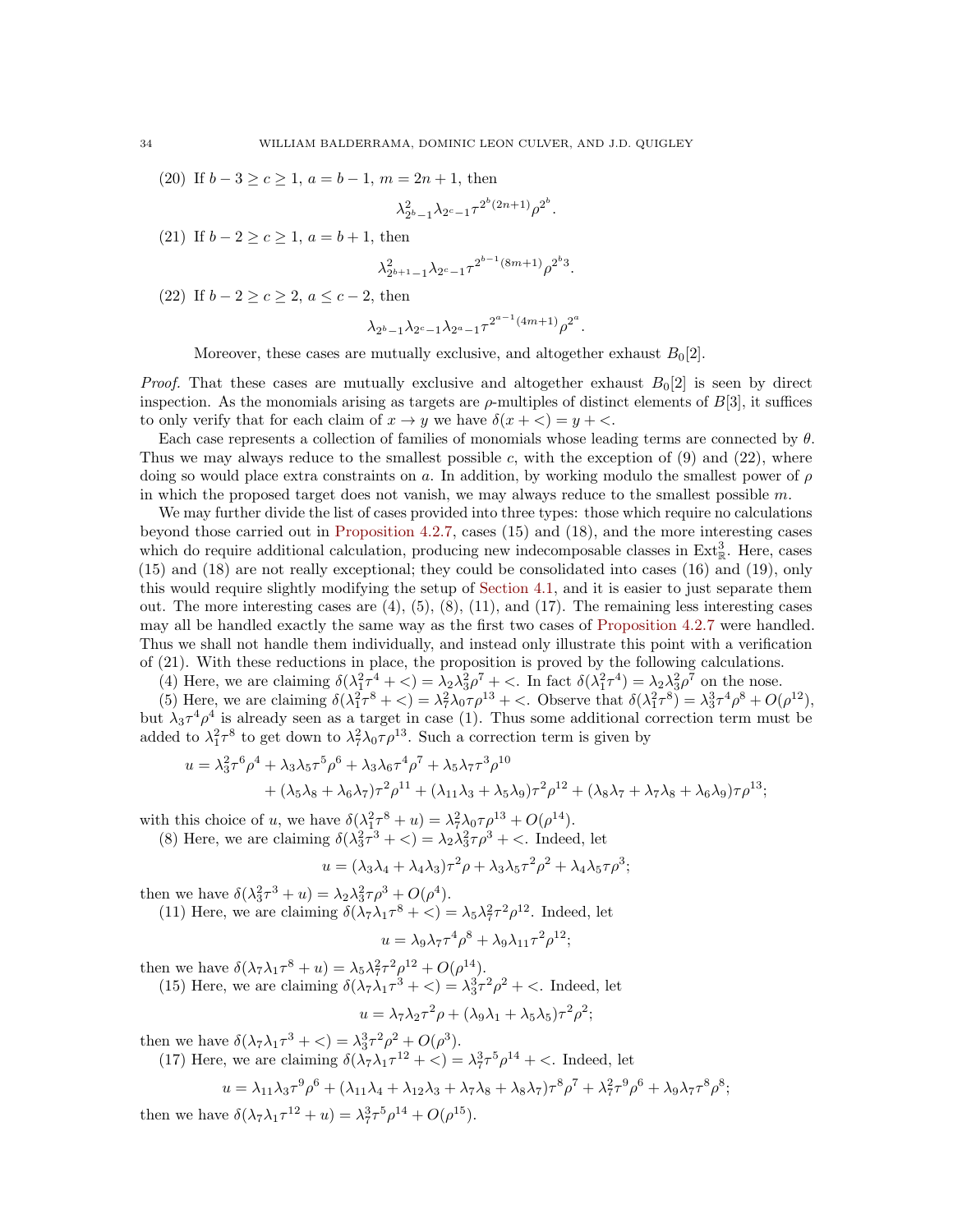(20) If $b-3 \geq c \geq 1$, $a = b-1$, $m = 2n+1$, then

$$\lambda_{2^b-1}^2 \lambda_{2^c-1} \tau^{2^b(2n+1)} \rho^{2^b}.$$

(21) If $b-2 \geq c \geq 1$, $a = b+1$, then

$$\lambda_{2^{b+1}-1}^2 \lambda_{2^c-1} \tau^{2^{b-1}(8m+1)} \rho^{2^b 3}.$$

(22) If $b-2 \geq c \geq 2$, $a \leq c-2$, then

$$\lambda_{2^b-1} \lambda_{2^c-1} \lambda_{2^a-1} \tau^{2^{a-1}(4m+1)} \rho^{2^a}.$$

Moreover, these cases are mutually exclusive, and altogether exhaust $B_0[2]$.

*Proof.* That these cases are mutually exclusive and altogether exhaust $B_0[2]$ is seen by direct inspection. As the monomials arising as targets are $\rho$-multiples of distinct elements of $B[3]$, it suffices to only verify that for each claim of $x \to y$ we have $\delta(x + <) = y + <$.

Each case represents a collection of families of monomials whose leading terms are connected by $\theta$. Thus we may always reduce to the smallest possible $c$, with the exception of (9) and (22), where doing so would place extra constraints on $a$. In addition, by working modulo the smallest power of $\rho$ in which the proposed target does not vanish, we may always reduce to the smallest possible $m$.

We may further divide the list of cases provided into three types: those which require no calculations beyond those carried out in Proposition 4.2.7, cases (15) and (18), and the more interesting cases which do require additional calculation, producing new indecomposable classes in $\mathrm{Ext}^3_{\mathbb{R}}$. Here, cases (15) and (18) are not really exceptional; they could be consolidated into cases (16) and (19), only this would require slightly modifying the setup of Section 4.1, and it is easier to just separate them out. The more interesting cases are (4), (5), (8), (11), and (17). The remaining less interesting cases may all be handled exactly the same way as the first two cases of Proposition 4.2.7 were handled. Thus we shall not handle them individually, and instead only illustrate this point with a verification of (21). With these reductions in place, the proposition is proved by the following calculations.

(4) Here, we are claiming $\delta(\lambda_1^2\tau^4 + <) = \lambda_2\lambda_3^2\rho^7 + <$. In fact $\delta(\lambda_1^2\tau^4) = \lambda_2\lambda_3^2\rho^7$ on the nose.

(5) Here, we are claiming $\delta(\lambda_1^2\tau^8 + <) = \lambda_7^2\lambda_0\tau\rho^{13} + <$. Observe that $\delta(\lambda_1^2\tau^8) = \lambda_3^3\tau^4\rho^8 + O(\rho^{12})$, but $\lambda_3\tau^4\rho^4$ is already seen as a target in case (1). Thus some additional correction term must be added to $\lambda_1^2\tau^8$ to get down to $\lambda_7^2\lambda_0\tau\rho^{13}$. Such a correction term is given by

$$\begin{aligned} u = {} & \lambda_3^2\tau^6\rho^4 + \lambda_3\lambda_5\tau^5\rho^6 + \lambda_3\lambda_6\tau^4\rho^7 + \lambda_5\lambda_7\tau^3\rho^{10} \\ & + (\lambda_5\lambda_8 + \lambda_6\lambda_7)\tau^2\rho^{11} + (\lambda_{11}\lambda_3 + \lambda_5\lambda_9)\tau^2\rho^{12} + (\lambda_8\lambda_7 + \lambda_7\lambda_8 + \lambda_6\lambda_9)\tau\rho^{13}; \end{aligned}$$

with this choice of $u$, we have $\delta(\lambda_1^2\tau^8 + u) = \lambda_7^2\lambda_0\tau\rho^{13} + O(\rho^{14})$.

(8) Here, we are claiming $\delta(\lambda_3^2\tau^3 + <) = \lambda_2\lambda_3^2\tau\rho^3 + <$. Indeed, let

$$u = (\lambda_3\lambda_4 + \lambda_4\lambda_3)\tau^2\rho + \lambda_3\lambda_5\tau^2\rho^2 + \lambda_4\lambda_5\tau\rho^3;$$

then we have $\delta(\lambda_3^2\tau^3 + u) = \lambda_2\lambda_3^2\tau\rho^3 + O(\rho^4)$.

(11) Here, we are claiming $\delta(\lambda_7\lambda_1\tau^8 + <) = \lambda_5\lambda_7^2\tau^2\rho^{12}$. Indeed, let

$$u = \lambda_9\lambda_7\tau^4\rho^8 + \lambda_9\lambda_{11}\tau^2\rho^{12};$$

then we have $\delta(\lambda_7\lambda_1\tau^8 + u) = \lambda_5\lambda_7^2\tau^2\rho^{12} + O(\rho^{14})$.

(15) Here, we are claiming $\delta(\lambda_7\lambda_1\tau^3 + <) = \lambda_3^3\tau^2\rho^2 + <$. Indeed, let

$$u = \lambda_7\lambda_2\tau^2\rho + (\lambda_9\lambda_1 + \lambda_5\lambda_5)\tau^2\rho^2;$$

then we have $\delta(\lambda_7\lambda_1\tau^3 + <) = \lambda_3^3\tau^2\rho^2 + O(\rho^3)$.

(17) Here, we are claiming $\delta(\lambda_7\lambda_1\tau^{12} + <) = \lambda_7^3\tau^5\rho^{14} + <$. Indeed, let

$$u = \lambda_{11}\lambda_3\tau^9\rho^6 + (\lambda_{11}\lambda_4 + \lambda_{12}\lambda_3 + \lambda_7\lambda_8 + \lambda_8\lambda_7)\tau^8\rho^7 + \lambda_7^2\tau^9\rho^6 + \lambda_9\lambda_7\tau^8\rho^8;$$

then we have $\delta(\lambda_7\lambda_1\tau^{12} + u) = \lambda_7^3\tau^5\rho^{14} + O(\rho^{15})$.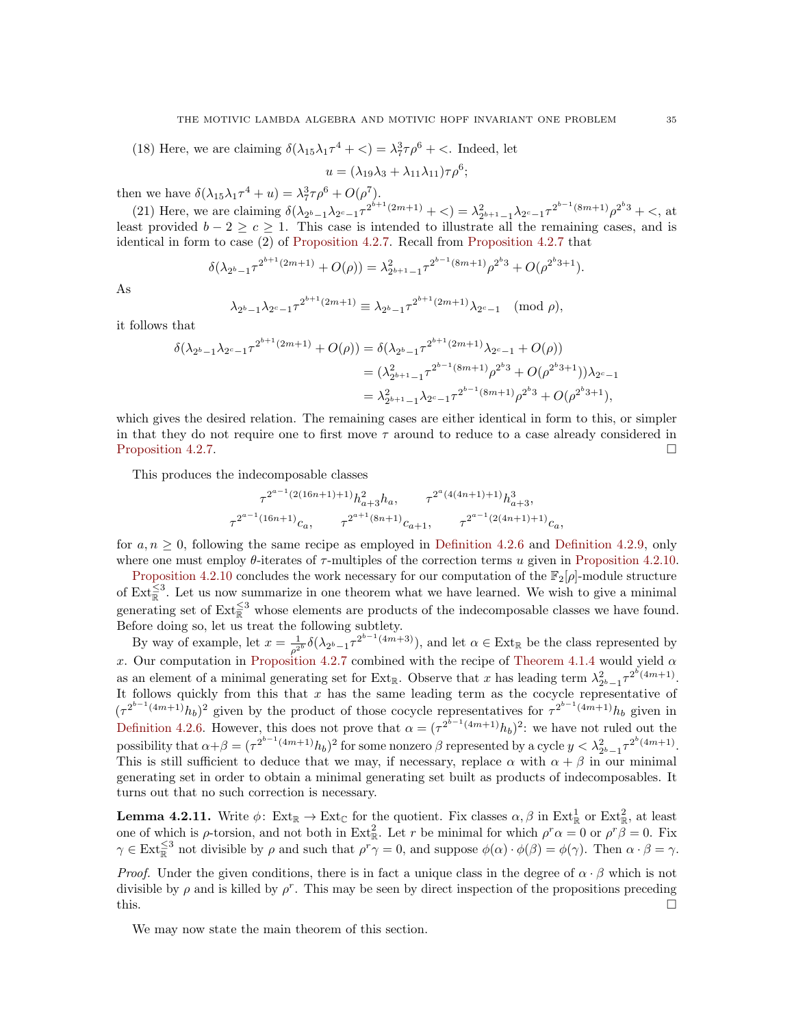(18) Here, we are claiming $\delta(\lambda_{15}\lambda_1\tau^4 + <) = \lambda_7^3\tau\rho^6 + <$. Indeed, let

$$u = (\lambda_{19}\lambda_3 + \lambda_{11}\lambda_{11})\tau\rho^6;$$

then we have $\delta(\lambda_{15}\lambda_1\tau^4 + u) = \lambda_7^3\tau\rho^6 + O(\rho^7)$.

(21) Here, we are claiming $\delta(\lambda_{2^b-1}\lambda_{2^c-1}\tau^{2^{b+1}(2m+1)} + <) = \lambda_{2^{b+1}-1}^2\lambda_{2^c-1}\tau^{2^{b-1}(8m+1)}\rho^{2^b3} + <$, at least provided $b-2 \geq c \geq 1$. This case is intended to illustrate all the remaining cases, and is identical in form to case (2) of Proposition 4.2.7. Recall from Proposition 4.2.7 that

$$\delta(\lambda_{2^b-1}\tau^{2^{b+1}(2m+1)} + O(\rho)) = \lambda_{2^{b+1}-1}^2\tau^{2^{b-1}(8m+1)}\rho^{2^b3} + O(\rho^{2^b3+1}).$$

As

$$\lambda_{2^b-1}\lambda_{2^c-1}\tau^{2^{b+1}(2m+1)} \equiv \lambda_{2^b-1}\tau^{2^{b+1}(2m+1)}\lambda_{2^c-1} \pmod{\rho},$$

it follows that

$$\begin{aligned}
\delta(\lambda_{2^b-1}\lambda_{2^c-1}\tau^{2^{b+1}(2m+1)} + O(\rho)) &= \delta(\lambda_{2^b-1}\tau^{2^{b+1}(2m+1)}\lambda_{2^c-1} + O(\rho)) \\
&= (\lambda_{2^{b+1}-1}^2\tau^{2^{b-1}(8m+1)}\rho^{2^b3} + O(\rho^{2^b3+1}))\lambda_{2^c-1} \\
&= \lambda_{2^{b+1}-1}^2\lambda_{2^c-1}\tau^{2^{b-1}(8m+1)}\rho^{2^b3} + O(\rho^{2^b3+1}),
\end{aligned}$$

which gives the desired relation. The remaining cases are either identical in form to this, or simpler in that they do not require one to first move $\tau$ around to reduce to a case already considered in Proposition 4.2.7. $\square$

This produces the indecomposable classes

$$\tau^{2^{a-1}(2(16n+1)+1)}h_{a+3}^2h_a, \qquad \tau^{2^a(4(4n+1)+1)}h_{a+3}^3,$$
$$\tau^{2^{a-1}(16n+1)}c_a, \qquad \tau^{2^{a+1}(8n+1)}c_{a+1}, \qquad \tau^{2^{a-1}(2(4n+1)+1)}c_a,$$

for $a, n \geq 0$, following the same recipe as employed in Definition 4.2.6 and Definition 4.2.9, only where one must employ $\theta$-iterates of $\tau$-multiples of the correction terms $u$ given in Proposition 4.2.10.

Proposition 4.2.10 concludes the work necessary for our computation of the $\mathbb{F}_2[\rho]$-module structure of $\mathrm{Ext}_{\mathbb{R}}^{\leq 3}$. Let us now summarize in one theorem what we have learned. We wish to give a minimal generating set of $\mathrm{Ext}_{\mathbb{R}}^{\leq 3}$ whose elements are products of the indecomposable classes we have found. Before doing so, let us treat the following subtlety.

By way of example, let $x = \frac{1}{\rho^{2^b}}\delta(\lambda_{2^b-1}\tau^{2^{b-1}(4m+3)})$, and let $\alpha \in \mathrm{Ext}_{\mathbb{R}}$ be the class represented by $x$. Our computation in Proposition 4.2.7 combined with the recipe of Theorem 4.1.4 would yield $\alpha$ as an element of a minimal generating set for $\mathrm{Ext}_{\mathbb{R}}$. Observe that $x$ has leading term $\lambda_{2^b-1}^2\tau^{2^b(4m+1)}$. It follows quickly from this that $x$ has the same leading term as the cocycle representative of $(\tau^{2^{b-1}(4m+1)}h_b)^2$ given by the product of those cocycle representatives for $\tau^{2^{b-1}(4m+1)}h_b$ given in Definition 4.2.6. However, this does not prove that $\alpha = (\tau^{2^{b-1}(4m+1)}h_b)^2$: we have not ruled out the possibility that $\alpha+\beta = (\tau^{2^{b-1}(4m+1)}h_b)^2$ for some nonzero $\beta$ represented by a cycle $y < \lambda_{2^b-1}^2\tau^{2^b(4m+1)}$. This is still sufficient to deduce that we may, if necessary, replace $\alpha$ with $\alpha+\beta$ in our minimal generating set in order to obtain a minimal generating set built as products of indecomposables. It turns out that no such correction is necessary.

**Lemma 4.2.11.** Write $\phi\colon \mathrm{Ext}_{\mathbb{R}} \to \mathrm{Ext}_{\mathbb{C}}$ for the quotient. Fix classes $\alpha, \beta$ in $\mathrm{Ext}_{\mathbb{R}}^1$ or $\mathrm{Ext}_{\mathbb{R}}^2$, at least one of which is $\rho$-torsion, and not both in $\mathrm{Ext}_{\mathbb{R}}^2$. Let $r$ be minimal for which $\rho^r\alpha = 0$ or $\rho^r\beta = 0$. Fix $\gamma \in \mathrm{Ext}_{\mathbb{R}}^{\leq 3}$ not divisible by $\rho$ and such that $\rho^r\gamma = 0$, and suppose $\phi(\alpha)\cdot\phi(\beta) = \phi(\gamma)$. Then $\alpha \cdot \beta = \gamma$.

*Proof.* Under the given conditions, there is in fact a unique class in the degree of $\alpha \cdot \beta$ which is not divisible by $\rho$ and is killed by $\rho^r$. This may be seen by direct inspection of the propositions preceding this. $\square$

We may now state the main theorem of this section.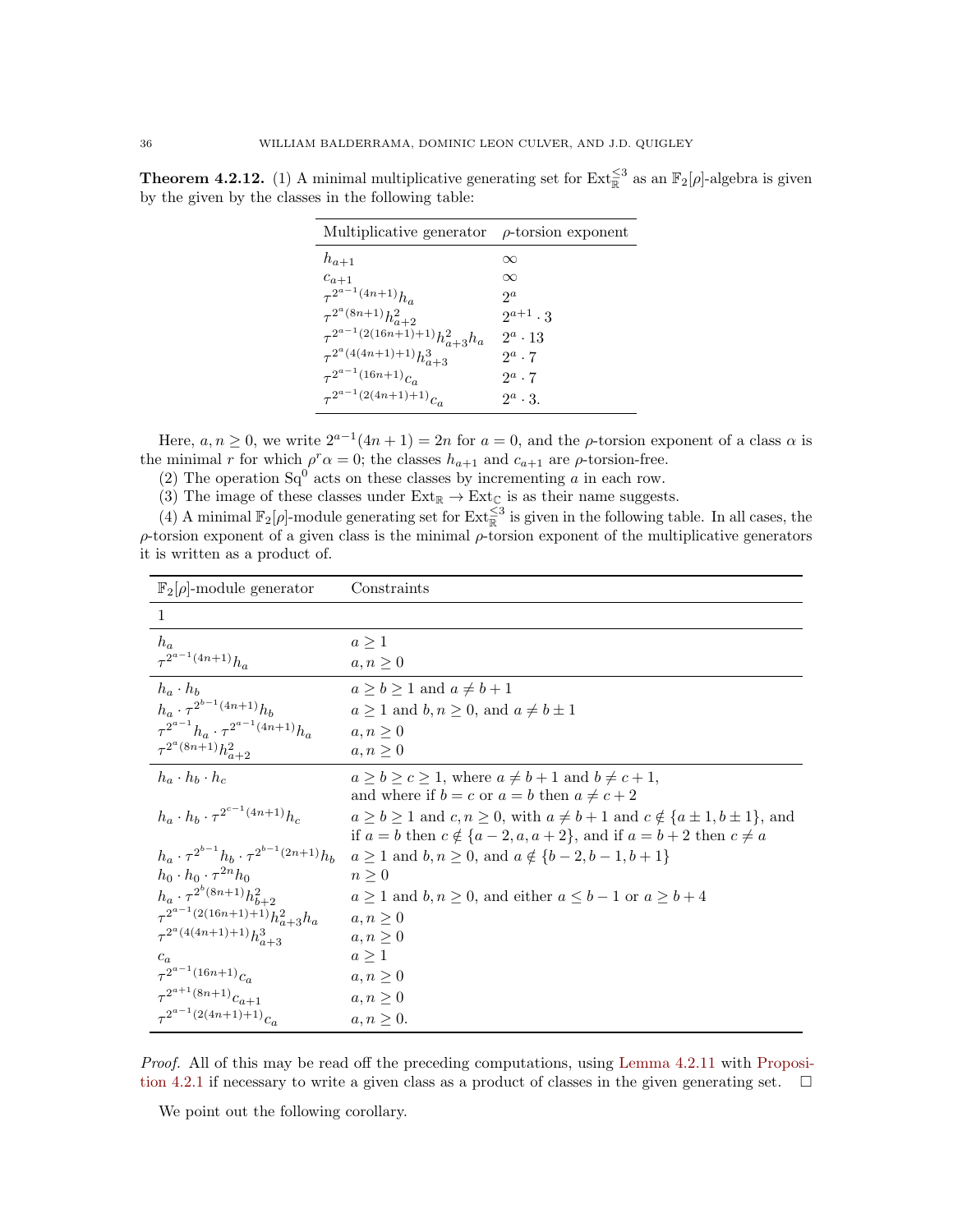**Theorem 4.2.12.** (1) A minimal multiplicative generating set for $\mathrm{Ext}_{\mathbb{R}}^{\leq 3}$ as an $\mathbb{F}_2[\rho]$-algebra is given by the given by the classes in the following table:

| Multiplicative generator | $\rho$-torsion exponent |
|---|---|
| $h_{a+1}$ | $\infty$ |
| $c_{a+1}$ | $\infty$ |
| $\tau^{2^{a-1}(4n+1)}h_a$ | $2^a$ |
| $\tau^{2^a(8n+1)}h_{a+2}^2$ | $2^{a+1}\cdot 3$ |
| $\tau^{2^{a-1}(2(16n+1)+1)}h_{a+3}^2 h_a$ | $2^a \cdot 13$ |
| $\tau^{2^a(4(4n+1)+1)}h_{a+3}^3$ | $2^a \cdot 7$ |
| $\tau^{2^{a-1}(16n+1)}c_a$ | $2^a \cdot 7$ |
| $\tau^{2^{a-1}(2(4n+1)+1)}c_a$ | $2^a \cdot 3.$ |

Here, $a, n \geq 0$, we write $2^{a-1}(4n+1) = 2n$ for $a = 0$, and the $\rho$-torsion exponent of a class $\alpha$ is the minimal $r$ for which $\rho^r \alpha = 0$; the classes $h_{a+1}$ and $c_{a+1}$ are $\rho$-torsion-free.

(2) The operation $\mathrm{Sq}^0$ acts on these classes by incrementing $a$ in each row.

(3) The image of these classes under $\mathrm{Ext}_{\mathbb{R}} \to \mathrm{Ext}_{\mathbb{C}}$ is as their name suggests.

(4) A minimal $\mathbb{F}_2[\rho]$-module generating set for $\mathrm{Ext}_{\mathbb{R}}^{\leq 3}$ is given in the following table. In all cases, the $\rho$-torsion exponent of a given class is the minimal $\rho$-torsion exponent of the multiplicative generators it is written as a product of.

| $\mathbb{F}_2[\rho]$-module generator | Constraints |
|---|---|
| $1$ | |
| $h_a$ | $a \geq 1$ |
| $\tau^{2^{a-1}(4n+1)}h_a$ | $a, n \geq 0$ |
| $h_a \cdot h_b$ | $a \geq b \geq 1$ and $a \neq b+1$ |
| $h_a \cdot \tau^{2^{b-1}(4n+1)}h_b$ | $a \geq 1$ and $b, n \geq 0$, and $a \neq b \pm 1$ |
| $\tau^{2^{a-1}}h_a \cdot \tau^{2^{a-1}(4n+1)}h_a$ | $a, n \geq 0$ |
| $\tau^{2^a(8n+1)}h_{a+2}^2$ | $a, n \geq 0$ |
| $h_a \cdot h_b \cdot h_c$ | $a \geq b \geq c \geq 1$, where $a \neq b+1$ and $b \neq c+1$, and where if $b = c$ or $a = b$ then $a \neq c+2$ |
| $h_a \cdot h_b \cdot \tau^{2^{c-1}(4n+1)}h_c$ | $a \geq b \geq 1$ and $c, n \geq 0$, with $a \neq b+1$ and $c \notin \{a \pm 1, b \pm 1\}$, and if $a = b$ then $c \notin \{a-2, a, a+2\}$, and if $a = b+2$ then $c \neq a$ |
| $h_a \cdot \tau^{2^{b-1}}h_b \cdot \tau^{2^{b-1}(2n+1)}h_b$ | $a \geq 1$ and $b, n \geq 0$, and $a \notin \{b-2, b-1, b+1\}$ |
| $h_0 \cdot h_0 \cdot \tau^{2n}h_0$ | $n \geq 0$ |
| $h_a \cdot \tau^{2^b(8n+1)}h_{b+2}^2$ | $a \geq 1$ and $b, n \geq 0$, and either $a \leq b-1$ or $a \geq b+4$ |
| $\tau^{2^{a-1}(2(16n+1)+1)}h_{a+3}^2 h_a$ | $a, n \geq 0$ |
| $\tau^{2^a(4(4n+1)+1)}h_{a+3}^3$ | $a, n \geq 0$ |
| $c_a$ | $a \geq 1$ |
| $\tau^{2^{a-1}(16n+1)}c_a$ | $a, n \geq 0$ |
| $\tau^{2^{a+1}(8n+1)}c_{a+1}$ | $a, n \geq 0$ |
| $\tau^{2^{a-1}(2(4n+1)+1)}c_a$ | $a, n \geq 0.$ |

*Proof.* All of this may be read off the preceding computations, using Lemma 4.2.11 with Proposition 4.2.1 if necessary to write a given class as a product of classes in the given generating set. $\square$

We point out the following corollary.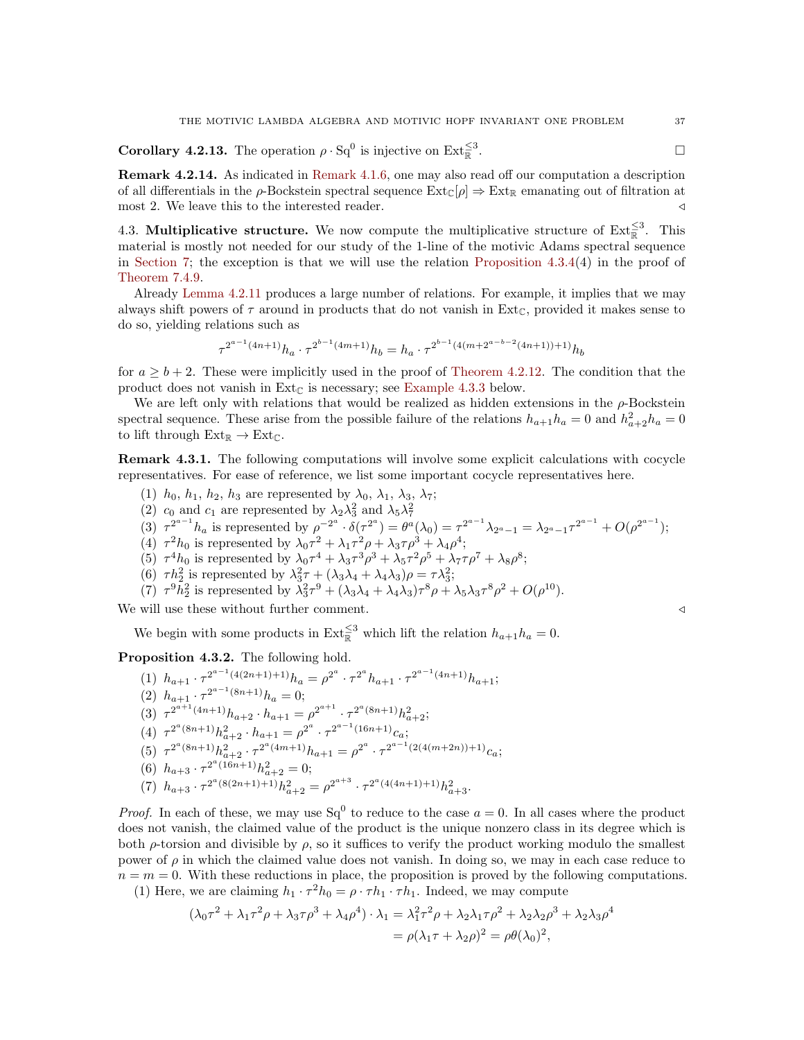**Corollary 4.2.13.** The operation $\rho \cdot \mathrm{Sq}^0$ is injective on $\mathrm{Ext}_{\mathbb{R}}^{\leq 3}$. □

**Remark 4.2.14.** As indicated in Remark 4.1.6, one may also read off our computation a description of all differentials in the $\rho$-Bockstein spectral sequence $\mathrm{Ext}_{\mathbb{C}}[\rho] \Rightarrow \mathrm{Ext}_{\mathbb{R}}$ emanating out of filtration at most 2. We leave this to the interested reader. ◁

4.3. **Multiplicative structure.** We now compute the multiplicative structure of $\mathrm{Ext}_{\mathbb{R}}^{\leq 3}$. This material is mostly not needed for our study of the 1-line of the motivic Adams spectral sequence in Section 7; the exception is that we will use the relation Proposition 4.3.4(4) in the proof of Theorem 7.4.9.

Already Lemma 4.2.11 produces a large number of relations. For example, it implies that we may always shift powers of $\tau$ around in products that do not vanish in $\mathrm{Ext}_{\mathbb{C}}$, provided it makes sense to do so, yielding relations such as

$$\tau^{2^{a-1}(4n+1)}h_a \cdot \tau^{2^{b-1}(4m+1)}h_b = h_a \cdot \tau^{2^{b-1}(4(m+2^{a-b-2}(4n+1))+1)}h_b$$

for $a \geq b+2$. These were implicitly used in the proof of Theorem 4.2.12. The condition that the product does not vanish in $\mathrm{Ext}_{\mathbb{C}}$ is necessary; see Example 4.3.3 below.

We are left only with relations that would be realized as hidden extensions in the $\rho$-Bockstein spectral sequence. These arise from the possible failure of the relations $h_{a+1}h_a = 0$ and $h_{a+2}^2 h_a = 0$ to lift through $\mathrm{Ext}_{\mathbb{R}} \to \mathrm{Ext}_{\mathbb{C}}$.

**Remark 4.3.1.** The following computations will involve some explicit calculations with cocycle representatives. For ease of reference, we list some important cocycle representatives here.

1. $h_0$, $h_1$, $h_2$, $h_3$ are represented by $\lambda_0$, $\lambda_1$, $\lambda_3$, $\lambda_7$;
2. $c_0$ and $c_1$ are represented by $\lambda_2\lambda_3^2$ and $\lambda_5\lambda_7^2$
3. $\tau^{2^{a-1}}h_a$ is represented by $\rho^{-2^a} \cdot \delta(\tau^{2^a}) = \theta^a(\lambda_0) = \tau^{2^{a-1}}\lambda_{2^a-1} = \lambda_{2^a-1}\tau^{2^{a-1}} + O(\rho^{2^{a-1}})$;
4. $\tau^2 h_0$ is represented by $\lambda_0\tau^2 + \lambda_1\tau^2\rho + \lambda_3\tau\rho^3 + \lambda_4\rho^4$;
5. $\tau^4 h_0$ is represented by $\lambda_0\tau^4 + \lambda_3\tau^3\rho^3 + \lambda_5\tau^2\rho^5 + \lambda_7\tau\rho^7 + \lambda_8\rho^8$;
6. $\tau h_2^2$ is represented by $\lambda_3^2\tau + (\lambda_3\lambda_4 + \lambda_4\lambda_3)\rho = \tau\lambda_3^2$;
7. $\tau^9 h_2^2$ is represented by $\lambda_3^2\tau^9 + (\lambda_3\lambda_4 + \lambda_4\lambda_3)\tau^8\rho + \lambda_5\lambda_3\tau^8\rho^2 + O(\rho^{10})$.

We will use these without further comment. ◁

We begin with some products in $\mathrm{Ext}_{\mathbb{R}}^{\leq 3}$ which lift the relation $h_{a+1}h_a = 0$.

**Proposition 4.3.2.** The following hold.

1. $h_{a+1} \cdot \tau^{2^{a-1}(4(2n+1)+1)}h_a = \rho^{2^a} \cdot \tau^{2^a}h_{a+1} \cdot \tau^{2^{a-1}(4n+1)}h_{a+1}$;
2. $h_{a+1} \cdot \tau^{2^{a-1}(8n+1)}h_a = 0$;
3. $\tau^{2^{a+1}(4n+1)}h_{a+2} \cdot h_{a+1} = \rho^{2^{a+1}} \cdot \tau^{2^a(8n+1)}h_{a+2}^2$;
4. $\tau^{2^a(8n+1)}h_{a+2}^2 \cdot h_{a+1} = \rho^{2^a} \cdot \tau^{2^{a-1}(16n+1)}c_a$;
5. $\tau^{2^a(8n+1)}h_{a+2}^2 \cdot \tau^{2^a(4m+1)}h_{a+1} = \rho^{2^a} \cdot \tau^{2^{a-1}(2(4(m+2n))+1)}c_a$;
6. $h_{a+3} \cdot \tau^{2^a(16n+1)}h_{a+2}^2 = 0$;
7. $h_{a+3} \cdot \tau^{2^a(8(2n+1)+1)}h_{a+2}^2 = \rho^{2^{a+3}} \cdot \tau^{2^a(4(4n+1)+1)}h_{a+3}^2$.

*Proof.* In each of these, we may use $\mathrm{Sq}^0$ to reduce to the case $a = 0$. In all cases where the product does not vanish, the claimed value of the product is the unique nonzero class in its degree which is both $\rho$-torsion and divisible by $\rho$, so it suffices to verify the product working modulo the smallest power of $\rho$ in which the claimed value does not vanish. In doing so, we may in each case reduce to $n = m = 0$. With these reductions in place, the proposition is proved by the following computations.

(1) Here, we are claiming $h_1 \cdot \tau^2 h_0 = \rho \cdot \tau h_1 \cdot \tau h_1$. Indeed, we may compute

$$\begin{aligned}(\lambda_0\tau^2 + \lambda_1\tau^2\rho + \lambda_3\tau\rho^3 + \lambda_4\rho^4) \cdot \lambda_1 &= \lambda_1^2\tau^2\rho + \lambda_2\lambda_1\tau\rho^2 + \lambda_2\lambda_2\rho^3 + \lambda_2\lambda_3\rho^4 \\ &= \rho(\lambda_1\tau + \lambda_2\rho)^2 = \rho\theta(\lambda_0)^2,\end{aligned}$$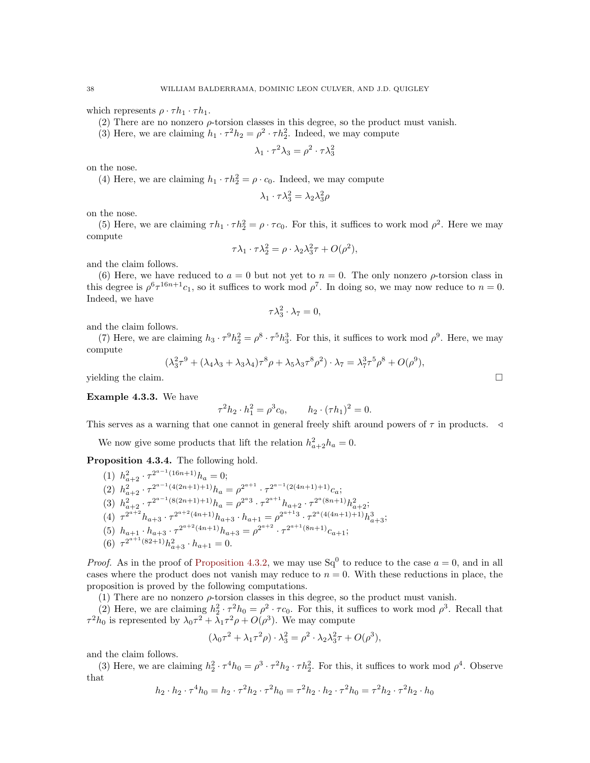which represents $\rho \cdot \tau h_1 \cdot \tau h_1$.

(2) There are no nonzero $\rho$-torsion classes in this degree, so the product must vanish.

(3) Here, we are claiming $h_1 \cdot \tau^2 h_2 = \rho^2 \cdot \tau h_2^2$. Indeed, we may compute

$$\lambda_1 \cdot \tau^2 \lambda_3 = \rho^2 \cdot \tau \lambda_3^2$$

on the nose.

(4) Here, we are claiming $h_1 \cdot \tau h_2^2 = \rho \cdot c_0$. Indeed, we may compute

$$\lambda_1 \cdot \tau \lambda_3^2 = \lambda_2 \lambda_3^2 \rho$$

on the nose.

(5) Here, we are claiming $\tau h_1 \cdot \tau h_2^2 = \rho \cdot \tau c_0$. For this, it suffices to work mod $\rho^2$. Here we may compute

$$\tau \lambda_1 \cdot \tau \lambda_2^2 = \rho \cdot \lambda_2 \lambda_3^2 \tau + O(\rho^2),$$

and the claim follows.

(6) Here, we have reduced to $a = 0$ but not yet to $n = 0$. The only nonzero $\rho$-torsion class in this degree is $\rho^6 \tau^{16n+1} c_1$, so it suffices to work mod $\rho^7$. In doing so, we may now reduce to $n = 0$. Indeed, we have

$$\tau \lambda_3^2 \cdot \lambda_7 = 0,$$

and the claim follows.

(7) Here, we are claiming $h_3 \cdot \tau^9 h_2^2 = \rho^8 \cdot \tau^5 h_3^3$. For this, it suffices to work mod $\rho^9$. Here, we may compute

$$(\lambda_3^2 \tau^9 + (\lambda_4 \lambda_3 + \lambda_3 \lambda_4)\tau^8 \rho + \lambda_5 \lambda_3 \tau^8 \rho^2) \cdot \lambda_7 = \lambda_7^3 \tau^5 \rho^8 + O(\rho^9),$$

yielding the claim. $\square$

**Example 4.3.3.** We have

$$\tau^2 h_2 \cdot h_1^2 = \rho^3 c_0, \qquad h_2 \cdot (\tau h_1)^2 = 0.$$

This serves as a warning that one cannot in general freely shift around powers of $\tau$ in products. $\triangleleft$

We now give some products that lift the relation $h_{a+2}^2 h_a = 0$.

**Proposition 4.3.4.** The following hold.

(1) $h_{a+2}^2 \cdot \tau^{2^{a-1}(16n+1)} h_a = 0$;
(2) $h_{a+2}^2 \cdot \tau^{2^{a-1}(4(2n+1)+1)} h_a = \rho^{2^{a+1}} \cdot \tau^{2^{a-1}(2(4n+1)+1)} c_a$;
(3) $h_{a+2}^2 \cdot \tau^{2^{a-1}(8(2n+1)+1)} h_a = \rho^{2^a 3} \cdot \tau^{2^{a+1}} h_{a+2} \cdot \tau^{2^a(8n+1)} h_{a+2}^2$;
(4) $\tau^{2^{a+2}} h_{a+3} \cdot \tau^{2^{a+2}(4n+1)} h_{a+3} \cdot h_{a+1} = \rho^{2^{a+1}3} \cdot \tau^{2^a(4(4n+1)+1)} h_{a+3}^3$;
(5) $h_{a+1} \cdot h_{a+3} \cdot \tau^{2^{a+2}(4n+1)} h_{a+3} = \rho^{2^{a+2}} \cdot \tau^{2^{a+1}(8n+1)} c_{a+1}$;
(6) $\tau^{2^{a+1}(82+1)} h_{a+3}^2 \cdot h_{a+1} = 0$.

*Proof.* As in the proof of Proposition 4.3.2, we may use $\mathrm{Sq}^0$ to reduce to the case $a = 0$, and in all cases where the product does not vanish may reduce to $n = 0$. With these reductions in place, the proposition is proved by the following computations.

(1) There are no nonzero $\rho$-torsion classes in this degree, so the product must vanish.

(2) Here, we are claiming $h_2^2 \cdot \tau^2 h_0 = \rho^2 \cdot \tau c_0$. For this, it suffices to work mod $\rho^3$. Recall that $\tau^2 h_0$ is represented by $\lambda_0 \tau^2 + \lambda_1 \tau^2 \rho + O(\rho^3)$. We may compute

$$(\lambda_0 \tau^2 + \lambda_1 \tau^2 \rho) \cdot \lambda_3^2 = \rho^2 \cdot \lambda_2 \lambda_3^2 \tau + O(\rho^3),$$

and the claim follows.

(3) Here, we are claiming $h_2^2 \cdot \tau^4 h_0 = \rho^3 \cdot \tau^2 h_2 \cdot \tau h_2^2$. For this, it suffices to work mod $\rho^4$. Observe that

$$h_2 \cdot h_2 \cdot \tau^4 h_0 = h_2 \cdot \tau^2 h_2 \cdot \tau^2 h_0 = \tau^2 h_2 \cdot h_2 \cdot \tau^2 h_0 = \tau^2 h_2 \cdot \tau^2 h_2 \cdot h_0$$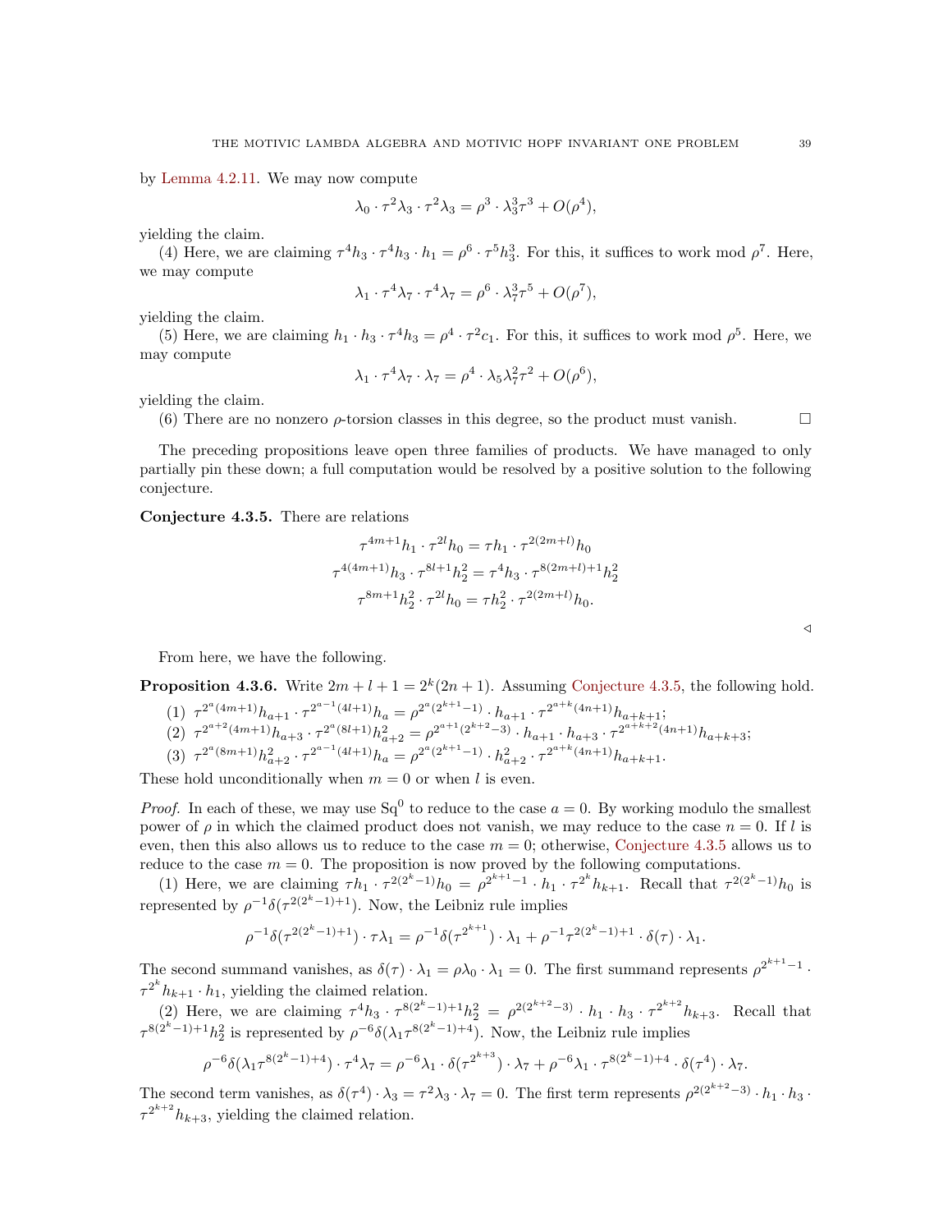by Lemma 4.2.11. We may now compute

$$\lambda_0 \cdot \tau^2\lambda_3 \cdot \tau^2\lambda_3 = \rho^3 \cdot \lambda_3^3\tau^3 + O(\rho^4),$$

yielding the claim.

(4) Here, we are claiming $\tau^4 h_3 \cdot \tau^4 h_3 \cdot h_1 = \rho^6 \cdot \tau^5 h_3^3$. For this, it suffices to work mod $\rho^7$. Here, we may compute

$$\lambda_1 \cdot \tau^4\lambda_7 \cdot \tau^4\lambda_7 = \rho^6 \cdot \lambda_7^3\tau^5 + O(\rho^7),$$

yielding the claim.

(5) Here, we are claiming $h_1 \cdot h_3 \cdot \tau^4 h_3 = \rho^4 \cdot \tau^2 c_1$. For this, it suffices to work mod $\rho^5$. Here, we may compute

$$\lambda_1 \cdot \tau^4\lambda_7 \cdot \lambda_7 = \rho^4 \cdot \lambda_5\lambda_7^2\tau^2 + O(\rho^6),$$

yielding the claim.

(6) There are no nonzero $\rho$-torsion classes in this degree, so the product must vanish. □

The preceding propositions leave open three families of products. We have managed to only partially pin these down; a full computation would be resolved by a positive solution to the following conjecture.

**Conjecture 4.3.5.** There are relations

$$\tau^{4m+1}h_1 \cdot \tau^{2l}h_0 = \tau h_1 \cdot \tau^{2(2m+l)}h_0$$
$$\tau^{4(4m+1)}h_3 \cdot \tau^{8l+1}h_2^2 = \tau^4 h_3 \cdot \tau^{8(2m+l)+1}h_2^2$$
$$\tau^{8m+1}h_2^2 \cdot \tau^{2l}h_0 = \tau h_2^2 \cdot \tau^{2(2m+l)}h_0.$$

◁

From here, we have the following.

**Proposition 4.3.6.** Write $2m + l + 1 = 2^k(2n+1)$. Assuming Conjecture 4.3.5, the following hold.

1. $\tau^{2^a(4m+1)}h_{a+1} \cdot \tau^{2^{a-1}(4l+1)}h_a = \rho^{2^a(2^{k+1}-1)} \cdot h_{a+1} \cdot \tau^{2^{a+k}(4n+1)}h_{a+k+1}$;
2. $\tau^{2^{a+2}(4m+1)}h_{a+3} \cdot \tau^{2^a(8l+1)}h_{a+2}^2 = \rho^{2^{a+1}(2^{k+2}-3)} \cdot h_{a+1} \cdot h_{a+3} \cdot \tau^{2^{a+k+2}(4n+1)}h_{a+k+3}$;
3. $\tau^{2^a(8m+1)}h_{a+2}^2 \cdot \tau^{2^{a-1}(4l+1)}h_a = \rho^{2^a(2^{k+1}-1)} \cdot h_{a+2}^2 \cdot \tau^{2^{a+k}(4n+1)}h_{a+k+1}$.

These hold unconditionally when $m = 0$ or when $l$ is even.

*Proof.* In each of these, we may use $\mathrm{Sq}^0$ to reduce to the case $a = 0$. By working modulo the smallest power of $\rho$ in which the claimed product does not vanish, we may reduce to the case $n = 0$. If $l$ is even, then this also allows us to reduce to the case $m = 0$; otherwise, Conjecture 4.3.5 allows us to reduce to the case $m = 0$. The proposition is now proved by the following computations.

(1) Here, we are claiming $\tau h_1 \cdot \tau^{2(2^k-1)}h_0 = \rho^{2^{k+1}-1} \cdot h_1 \cdot \tau^{2^k}h_{k+1}$. Recall that $\tau^{2(2^k-1)}h_0$ is represented by $\rho^{-1}\delta(\tau^{2(2^k-1)+1})$. Now, the Leibniz rule implies

$$\rho^{-1}\delta(\tau^{2(2^k-1)+1}) \cdot \tau\lambda_1 = \rho^{-1}\delta(\tau^{2^{k+1}}) \cdot \lambda_1 + \rho^{-1}\tau^{2(2^k-1)+1} \cdot \delta(\tau) \cdot \lambda_1.$$

The second summand vanishes, as $\delta(\tau) \cdot \lambda_1 = \rho\lambda_0 \cdot \lambda_1 = 0$. The first summand represents $\rho^{2^{k+1}-1} \cdot \tau^{2^k}h_{k+1} \cdot h_1$, yielding the claimed relation.

(2) Here, we are claiming $\tau^4 h_3 \cdot \tau^{8(2^k-1)+1}h_2^2 = \rho^{2(2^{k+2}-3)} \cdot h_1 \cdot h_3 \cdot \tau^{2^{k+2}}h_{k+3}$. Recall that $\tau^{8(2^k-1)+1}h_2^2$ is represented by $\rho^{-6}\delta(\lambda_1\tau^{8(2^k-1)+4})$. Now, the Leibniz rule implies

$$\rho^{-6}\delta(\lambda_1\tau^{8(2^k-1)+4}) \cdot \tau^4\lambda_7 = \rho^{-6}\lambda_1 \cdot \delta(\tau^{2^{k+3}}) \cdot \lambda_7 + \rho^{-6}\lambda_1 \cdot \tau^{8(2^k-1)+4} \cdot \delta(\tau^4) \cdot \lambda_7.$$

The second term vanishes, as $\delta(\tau^4) \cdot \lambda_3 = \tau^2\lambda_3 \cdot \lambda_7 = 0$. The first term represents $\rho^{2(2^{k+2}-3)} \cdot h_1 \cdot h_3 \cdot \tau^{2^{k+2}}h_{k+3}$, yielding the claimed relation.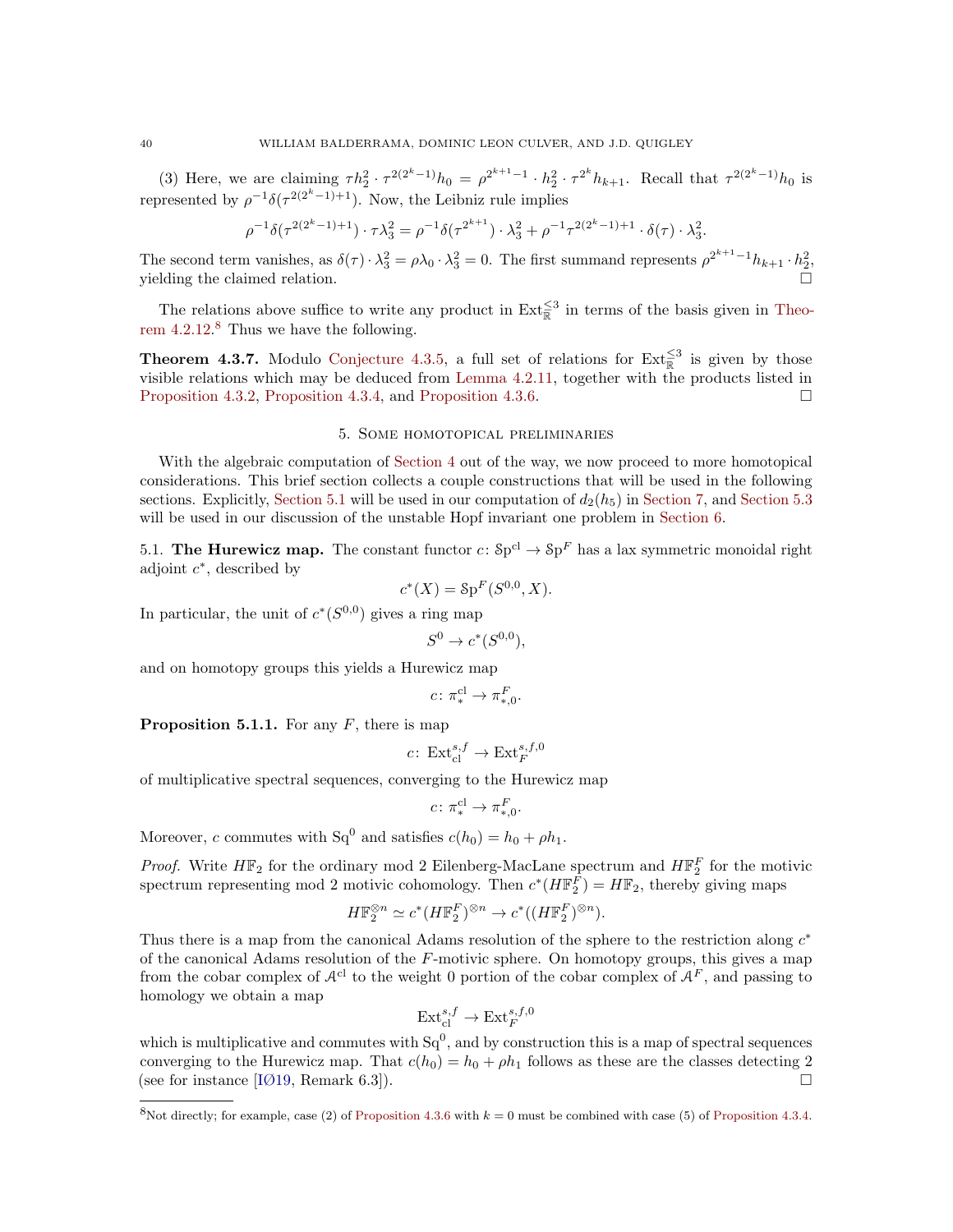(3) Here, we are claiming $\tau h_2^2 \cdot \tau^{2(2^k-1)}h_0 = \rho^{2^{k+1}-1} \cdot h_2^2 \cdot \tau^{2^k} h_{k+1}$. Recall that $\tau^{2(2^k-1)}h_0$ is represented by $\rho^{-1}\delta(\tau^{2(2^k-1)+1})$. Now, the Leibniz rule implies

$$\rho^{-1}\delta(\tau^{2(2^k-1)+1}) \cdot \tau\lambda_3^2 = \rho^{-1}\delta(\tau^{2^{k+1}}) \cdot \lambda_3^2 + \rho^{-1}\tau^{2(2^k-1)+1} \cdot \delta(\tau) \cdot \lambda_3^2.$$

The second term vanishes, as $\delta(\tau) \cdot \lambda_3^2 = \rho\lambda_0 \cdot \lambda_3^2 = 0$. The first summand represents $\rho^{2^{k+1}-1}h_{k+1} \cdot h_2^2$, yielding the claimed relation. □

The relations above suffice to write any product in $\mathrm{Ext}_{\mathbb{R}}^{\leq 3}$ in terms of the basis given in Theorem 4.2.12.[8] Thus we have the following.

**Theorem 4.3.7.** Modulo Conjecture 4.3.5, a full set of relations for $\mathrm{Ext}_{\mathbb{R}}^{\leq 3}$ is given by those visible relations which may be deduced from Lemma 4.2.11, together with the products listed in Proposition 4.3.2, Proposition 4.3.4, and Proposition 4.3.6. □

## 5. Some homotopical preliminaries

With the algebraic computation of Section 4 out of the way, we now proceed to more homotopical considerations. This brief section collects a couple constructions that will be used in the following sections. Explicitly, Section 5.1 will be used in our computation of $d_2(h_5)$ in Section 7, and Section 5.3 will be used in our discussion of the unstable Hopf invariant one problem in Section 6.

### 5.1. The Hurewicz map.

The constant functor $c\colon \mathcal{S}\mathrm{p}^{\mathrm{cl}} \to \mathcal{S}\mathrm{p}^F$ has a lax symmetric monoidal right adjoint $c^*$, described by

$$c^*(X) = \mathcal{S}\mathrm{p}^F(S^{0,0}, X).$$

In particular, the unit of $c^*(S^{0,0})$ gives a ring map

$$S^0 \to c^*(S^{0,0}),$$

and on homotopy groups this yields a Hurewicz map

$$c\colon \pi_*^{\mathrm{cl}} \to \pi_{*,0}^F.$$

**Proposition 5.1.1.** For any $F$, there is map

$$c\colon \mathrm{Ext}_{\mathrm{cl}}^{s,f} \to \mathrm{Ext}_F^{s,f,0}$$

of multiplicative spectral sequences, converging to the Hurewicz map

$$c\colon \pi_*^{\mathrm{cl}} \to \pi_{*,0}^F.$$

Moreover, $c$ commutes with $\mathrm{Sq}^0$ and satisfies $c(h_0) = h_0 + \rho h_1$.

*Proof.* Write $H\mathbb{F}_2$ for the ordinary mod 2 Eilenberg-MacLane spectrum and $H\mathbb{F}_2^F$ for the motivic spectrum representing mod 2 motivic cohomology. Then $c^*(H\mathbb{F}_2^F) = H\mathbb{F}_2$, thereby giving maps

$$H\mathbb{F}_2^{\otimes n} \simeq c^*(H\mathbb{F}_2^F)^{\otimes n} \to c^*((H\mathbb{F}_2^F)^{\otimes n}).$$

Thus there is a map from the canonical Adams resolution of the sphere to the restriction along $c^*$ of the canonical Adams resolution of the $F$-motivic sphere. On homotopy groups, this gives a map from the cobar complex of $\mathcal{A}^{\mathrm{cl}}$ to the weight 0 portion of the cobar complex of $\mathcal{A}^F$, and passing to homology we obtain a map

$$\mathrm{Ext}_{\mathrm{cl}}^{s,f} \to \mathrm{Ext}_F^{s,f,0}$$

which is multiplicative and commutes with $\mathrm{Sq}^0$, and by construction this is a map of spectral sequences converging to the Hurewicz map. That $c(h_0) = h_0 + \rho h_1$ follows as these are the classes detecting 2 (see for instance [IØ19, Remark 6.3]). □

[8] Not directly; for example, case (2) of Proposition 4.3.6 with $k = 0$ must be combined with case (5) of Proposition 4.3.4.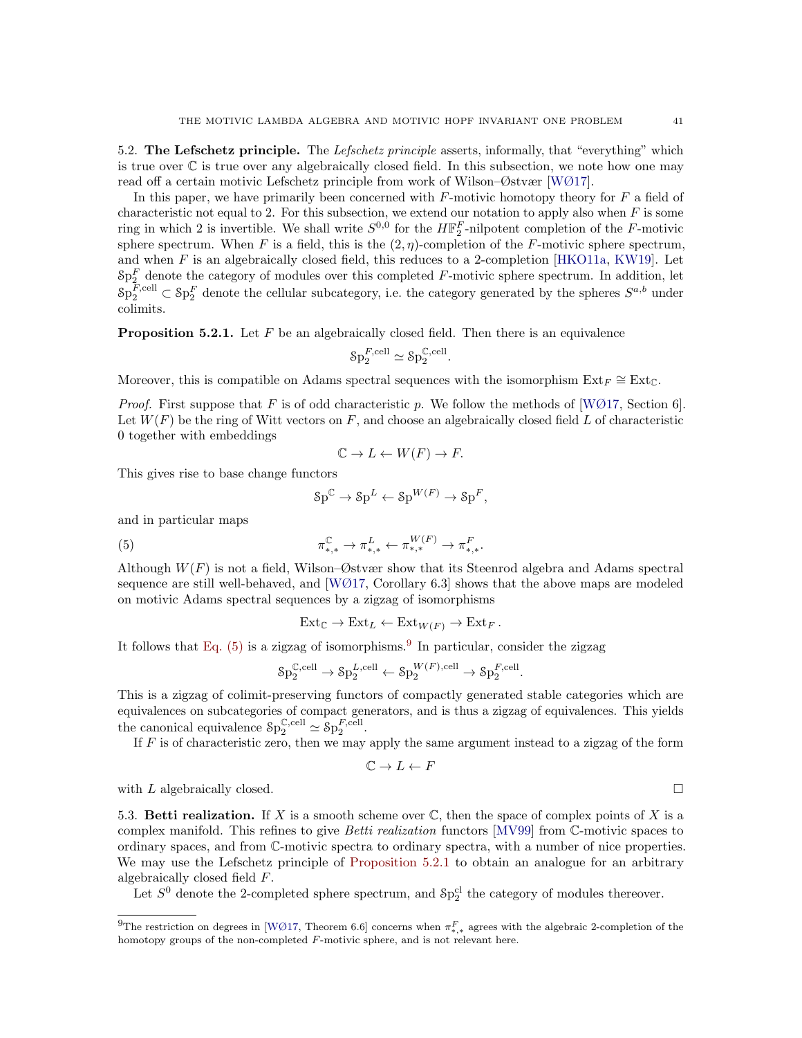## 5.2. The Lefschetz principle.

**5.2. The Lefschetz principle.** The *Lefschetz principle* asserts, informally, that "everything" which is true over $\mathbb{C}$ is true over any algebraically closed field. In this subsection, we note how one may read off a certain motivic Lefschetz principle from work of Wilson–Østvær [WØ17].

In this paper, we have primarily been concerned with $F$-motivic homotopy theory for $F$ a field of characteristic not equal to 2. For this subsection, we extend our notation to apply also when $F$ is some ring in which 2 is invertible. We shall write $S^{0,0}$ for the $H\mathbb{F}_2^F$-nilpotent completion of the $F$-motivic sphere spectrum. When $F$ is a field, this is the $(2,\eta)$-completion of the $F$-motivic sphere spectrum, and when $F$ is an algebraically closed field, this reduces to a 2-completion [HKO11a, KW19]. Let $\mathcal{S}\mathrm{p}_2^F$ denote the category of modules over this completed $F$-motivic sphere spectrum. In addition, let $\mathcal{S}\mathrm{p}_2^{F,\mathrm{cell}} \subset \mathcal{S}\mathrm{p}_2^F$ denote the cellular subcategory, i.e. the category generated by the spheres $S^{a,b}$ under colimits.

**Proposition 5.2.1.** Let $F$ be an algebraically closed field. Then there is an equivalence

$$\mathcal{S}\mathrm{p}_2^{F,\mathrm{cell}} \simeq \mathcal{S}\mathrm{p}_2^{\mathbb{C},\mathrm{cell}}.$$

Moreover, this is compatible on Adams spectral sequences with the isomorphism $\mathrm{Ext}_F \cong \mathrm{Ext}_{\mathbb{C}}$.

*Proof.* First suppose that $F$ is of odd characteristic $p$. We follow the methods of [WØ17, Section 6]. Let $W(F)$ be the ring of Witt vectors on $F$, and choose an algebraically closed field $L$ of characteristic 0 together with embeddings

$$\mathbb{C} \to L \leftarrow W(F) \to F.$$

This gives rise to base change functors

$$\mathcal{S}\mathrm{p}^{\mathbb{C}} \to \mathcal{S}\mathrm{p}^L \leftarrow \mathcal{S}\mathrm{p}^{W(F)} \to \mathcal{S}\mathrm{p}^F,$$

and in particular maps

$$\pi_{*,*}^{\mathbb{C}} \to \pi_{*,*}^L \leftarrow \pi_{*,*}^{W(F)} \to \pi_{*,*}^F. \tag{5}$$

Although $W(F)$ is not a field, Wilson–Østvær show that its Steenrod algebra and Adams spectral sequence are still well-behaved, and [WØ17, Corollary 6.3] shows that the above maps are modeled on motivic Adams spectral sequences by a zigzag of isomorphisms

$$\mathrm{Ext}_{\mathbb{C}} \to \mathrm{Ext}_L \leftarrow \mathrm{Ext}_{W(F)} \to \mathrm{Ext}_F\,.$$

It follows that Eq. (5) is a zigzag of isomorphisms.[9] In particular, consider the zigzag

$$\mathcal{S}\mathrm{p}_2^{\mathbb{C},\mathrm{cell}} \to \mathcal{S}\mathrm{p}_2^{L,\mathrm{cell}} \leftarrow \mathcal{S}\mathrm{p}_2^{W(F),\mathrm{cell}} \to \mathcal{S}\mathrm{p}_2^{F,\mathrm{cell}}.$$

This is a zigzag of colimit-preserving functors of compactly generated stable categories which are equivalences on subcategories of compact generators, and is thus a zigzag of equivalences. This yields the canonical equivalence $\mathcal{S}\mathrm{p}_2^{\mathbb{C},\mathrm{cell}} \simeq \mathcal{S}\mathrm{p}_2^{F,\mathrm{cell}}$.

If $F$ is of characteristic zero, then we may apply the same argument instead to a zigzag of the form

$$\mathbb{C} \to L \leftarrow F$$

with $L$ algebraically closed. $\square$

**5.3. Betti realization.** If $X$ is a smooth scheme over $\mathbb{C}$, then the space of complex points of $X$ is a complex manifold. This refines to give *Betti realization* functors [MV99] from $\mathbb{C}$-motivic spaces to ordinary spaces, and from $\mathbb{C}$-motivic spectra to ordinary spectra, with a number of nice properties. We may use the Lefschetz principle of Proposition 5.2.1 to obtain an analogue for an arbitrary algebraically closed field $F$.

Let $S^0$ denote the 2-completed sphere spectrum, and $\mathcal{S}\mathrm{p}_2^{\mathrm{cl}}$ the category of modules thereover.

---

[9] The restriction on degrees in [WØ17, Theorem 6.6] concerns when $\pi_{*,*}^F$ agrees with the algebraic 2-completion of the homotopy groups of the non-completed $F$-motivic sphere, and is not relevant here.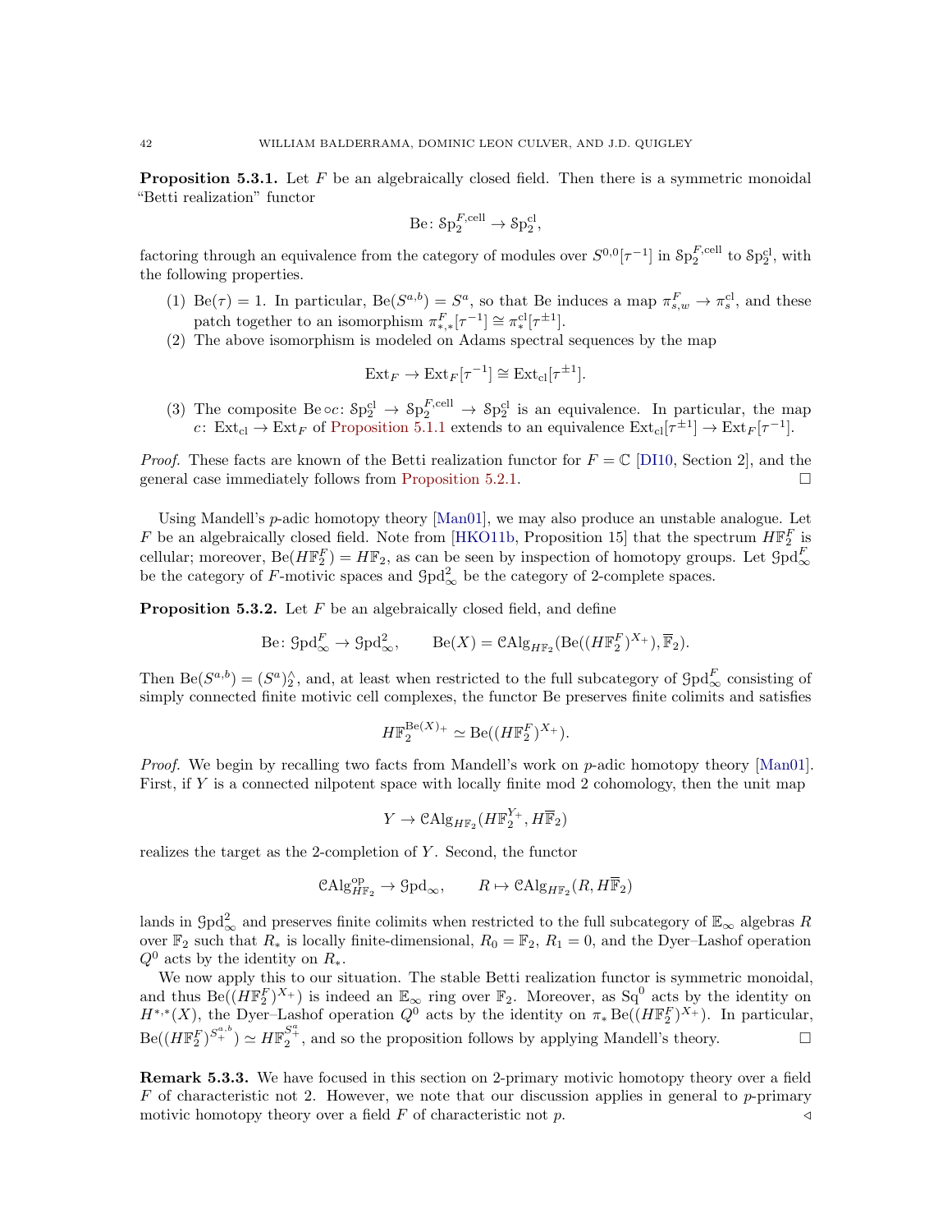**Proposition 5.3.1.** Let $F$ be an algebraically closed field. Then there is a symmetric monoidal "Betti realization" functor

$$\mathrm{Be}\colon \mathcal{S}\mathrm{p}_2^{F,\mathrm{cell}} \to \mathcal{S}\mathrm{p}_2^{\mathrm{cl}},$$

factoring through an equivalence from the category of modules over $S^{0,0}[\tau^{-1}]$ in $\mathcal{S}\mathrm{p}_2^{F,\mathrm{cell}}$ to $\mathcal{S}\mathrm{p}_2^{\mathrm{cl}}$, with the following properties.

1. $\mathrm{Be}(\tau) = 1$. In particular, $\mathrm{Be}(S^{a,b}) = S^a$, so that Be induces a map $\pi_{s,w}^F \to \pi_s^{\mathrm{cl}}$, and these patch together to an isomorphism $\pi_{*,*}^F[\tau^{-1}] \cong \pi_*^{\mathrm{cl}}[\tau^{\pm 1}]$.
2. The above isomorphism is modeled on Adams spectral sequences by the map
$$\mathrm{Ext}_F \to \mathrm{Ext}_F[\tau^{-1}] \cong \mathrm{Ext}_{\mathrm{cl}}[\tau^{\pm 1}].$$
3. The composite $\mathrm{Be}\circ c\colon \mathcal{S}\mathrm{p}_2^{\mathrm{cl}} \to \mathcal{S}\mathrm{p}_2^{F,\mathrm{cell}} \to \mathcal{S}\mathrm{p}_2^{\mathrm{cl}}$ is an equivalence. In particular, the map $c\colon \mathrm{Ext}_{\mathrm{cl}} \to \mathrm{Ext}_F$ of Proposition 5.1.1 extends to an equivalence $\mathrm{Ext}_{\mathrm{cl}}[\tau^{\pm 1}] \to \mathrm{Ext}_F[\tau^{-1}]$.

*Proof.* These facts are known of the Betti realization functor for $F = \mathbb{C}$ [DI10, Section 2], and the general case immediately follows from Proposition 5.2.1. □

Using Mandell's $p$-adic homotopy theory [Man01], we may also produce an unstable analogue. Let $F$ be an algebraically closed field. Note from [HKO11b, Proposition 15] that the spectrum $H\mathbb{F}_2^F$ is cellular; moreover, $\mathrm{Be}(H\mathbb{F}_2^F) = H\mathbb{F}_2$, as can be seen by inspection of homotopy groups. Let $\mathcal{G}\mathrm{pd}_\infty^F$ be the category of $F$-motivic spaces and $\mathcal{G}\mathrm{pd}_\infty^2$ be the category of 2-complete spaces.

**Proposition 5.3.2.** Let $F$ be an algebraically closed field, and define

$$\mathrm{Be}\colon \mathcal{G}\mathrm{pd}_\infty^F \to \mathcal{G}\mathrm{pd}_\infty^2, \qquad \mathrm{Be}(X) = \mathcal{C}\mathrm{Alg}_{H\mathbb{F}_2}(\mathrm{Be}((H\mathbb{F}_2^F)^{X_+}), \overline{\mathbb{F}}_2).$$

Then $\mathrm{Be}(S^{a,b}) = (S^a)^\wedge_2$, and, at least when restricted to the full subcategory of $\mathcal{G}\mathrm{pd}_\infty^F$ consisting of simply connected finite motivic cell complexes, the functor Be preserves finite colimits and satisfies

$$H\mathbb{F}_2^{\mathrm{Be}(X)_+} \simeq \mathrm{Be}((H\mathbb{F}_2^F)^{X_+}).$$

*Proof.* We begin by recalling two facts from Mandell's work on $p$-adic homotopy theory [Man01]. First, if $Y$ is a connected nilpotent space with locally finite mod 2 cohomology, then the unit map

$$Y \to \mathcal{C}\mathrm{Alg}_{H\mathbb{F}_2}(H\mathbb{F}_2^{Y_+}, H\overline{\mathbb{F}}_2)$$

realizes the target as the 2-completion of $Y$. Second, the functor

$$\mathcal{C}\mathrm{Alg}_{H\mathbb{F}_2}^{\mathrm{op}} \to \mathcal{G}\mathrm{pd}_\infty, \qquad R \mapsto \mathcal{C}\mathrm{Alg}_{H\mathbb{F}_2}(R, H\overline{\mathbb{F}}_2)$$

lands in $\mathcal{G}\mathrm{pd}_\infty^2$ and preserves finite colimits when restricted to the full subcategory of $\mathbb{E}_\infty$ algebras $R$ over $\mathbb{F}_2$ such that $R_*$ is locally finite-dimensional, $R_0 = \mathbb{F}_2$, $R_1 = 0$, and the Dyer–Lashof operation $Q^0$ acts by the identity on $R_*$.

We now apply this to our situation. The stable Betti realization functor is symmetric monoidal, and thus $\mathrm{Be}((H\mathbb{F}_2^F)^{X_+})$ is indeed an $\mathbb{E}_\infty$ ring over $\mathbb{F}_2$. Moreover, as $\mathrm{Sq}^0$ acts by the identity on $H^{*,*}(X)$, the Dyer–Lashof operation $Q^0$ acts by the identity on $\pi_* \mathrm{Be}((H\mathbb{F}_2^F)^{X_+})$. In particular, $\mathrm{Be}((H\mathbb{F}_2^F)^{S^{a,b}_+}) \simeq H\mathbb{F}_2^{S^a_+}$, and so the proposition follows by applying Mandell's theory. □

**Remark 5.3.3.** We have focused in this section on 2-primary motivic homotopy theory over a field $F$ of characteristic not 2. However, we note that our discussion applies in general to $p$-primary motivic homotopy theory over a field $F$ of characteristic not $p$. ◁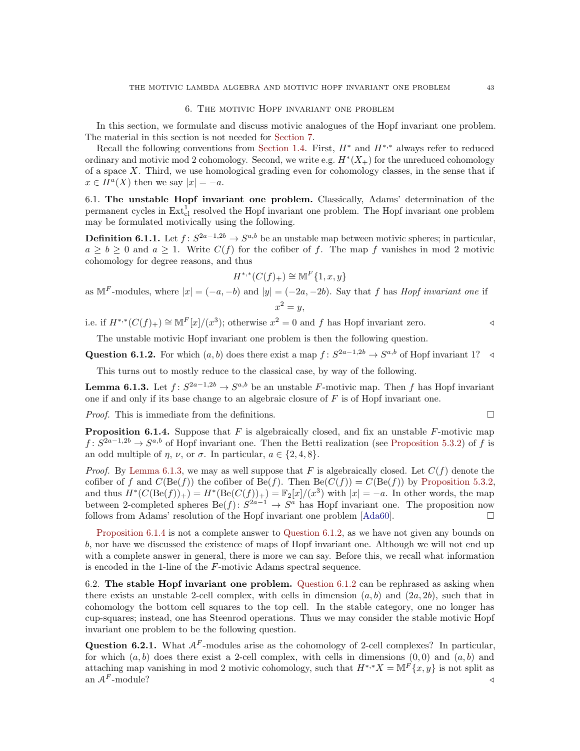## 6. The motivic Hopf invariant one problem

In this section, we formulate and discuss motivic analogues of the Hopf invariant one problem. The material in this section is not needed for Section 7.

Recall the following conventions from Section 1.4. First, $H^*$ and $H^{*,*}$ always refer to reduced ordinary and motivic mod 2 cohomology. Second, we write e.g. $H^*(X_+)$ for the unreduced cohomology of a space $X$. Third, we use homological grading even for cohomology classes, in the sense that if $x \in H^a(X)$ then we say $|x| = -a$.

6.1. **The unstable Hopf invariant one problem.** Classically, Adams' determination of the permanent cycles in $\mathrm{Ext}^1_{\mathrm{cl}}$ resolved the Hopf invariant one problem. The Hopf invariant one problem may be formulated motivically using the following.

**Definition 6.1.1.** Let $f\colon S^{2a-1,2b} \to S^{a,b}$ be an unstable map between motivic spheres; in particular, $a \geq b \geq 0$ and $a \geq 1$. Write $C(f)$ for the cofiber of $f$. The map $f$ vanishes in mod 2 motivic cohomology for degree reasons, and thus

$$H^{*,*}(C(f)_+) \cong \mathbb{M}^F\{1, x, y\}$$

as $\mathbb{M}^F$-modules, where $|x| = (-a, -b)$ and $|y| = (-2a, -2b)$. Say that $f$ has *Hopf invariant one* if

$$x^2 = y,$$

i.e. if $H^{*,*}(C(f)_+) \cong \mathbb{M}^F[x]/(x^3)$; otherwise $x^2 = 0$ and $f$ has Hopf invariant zero. ◁

The unstable motivic Hopf invariant one problem is then the following question.

**Question 6.1.2.** For which $(a, b)$ does there exist a map $f\colon S^{2a-1,2b} \to S^{a,b}$ of Hopf invariant 1? ◁

This turns out to mostly reduce to the classical case, by way of the following.

**Lemma 6.1.3.** Let $f\colon S^{2a-1,2b} \to S^{a,b}$ be an unstable $F$-motivic map. Then $f$ has Hopf invariant one if and only if its base change to an algebraic closure of $F$ is of Hopf invariant one.

*Proof.* This is immediate from the definitions. □

**Proposition 6.1.4.** Suppose that $F$ is algebraically closed, and fix an unstable $F$-motivic map $f\colon S^{2a-1,2b} \to S^{a,b}$ of Hopf invariant one. Then the Betti realization (see Proposition 5.3.2) of $f$ is an odd multiple of $\eta$, $\nu$, or $\sigma$. In particular, $a \in \{2, 4, 8\}$.

*Proof.* By Lemma 6.1.3, we may as well suppose that $F$ is algebraically closed. Let $C(f)$ denote the cofiber of $f$ and $C(\mathrm{Be}(f))$ the cofiber of $\mathrm{Be}(f)$. Then $\mathrm{Be}(C(f)) = C(\mathrm{Be}(f))$ by Proposition 5.3.2, and thus $H^*(C(\mathrm{Be}(f))_+) = H^*(\mathrm{Be}(C(f))_+) = \mathbb{F}_2[x]/(x^3)$ with $|x| = -a$. In other words, the map between 2-completed spheres $\mathrm{Be}(f)\colon S^{2a-1} \to S^a$ has Hopf invariant one. The proposition now follows from Adams' resolution of the Hopf invariant one problem [Ada60]. □

Proposition 6.1.4 is not a complete answer to Question 6.1.2, as we have not given any bounds on $b$, nor have we discussed the existence of maps of Hopf invariant one. Although we will not end up with a complete answer in general, there is more we can say. Before this, we recall what information is encoded in the 1-line of the $F$-motivic Adams spectral sequence.

6.2. **The stable Hopf invariant one problem.** Question 6.1.2 can be rephrased as asking when there exists an unstable 2-cell complex, with cells in dimension $(a, b)$ and $(2a, 2b)$, such that in cohomology the bottom cell squares to the top cell. In the stable category, one no longer has cup-squares; instead, one has Steenrod operations. Thus we may consider the stable motivic Hopf invariant one problem to be the following question.

**Question 6.2.1.** What $\mathcal{A}^F$-modules arise as the cohomology of 2-cell complexes? In particular, for which $(a, b)$ does there exist a 2-cell complex, with cells in dimensions $(0, 0)$ and $(a, b)$ and attaching map vanishing in mod 2 motivic cohomology, such that $H^{*,*}X = \mathbb{M}^F\{x, y\}$ is not split as an $\mathcal{A}^F$-module? ◁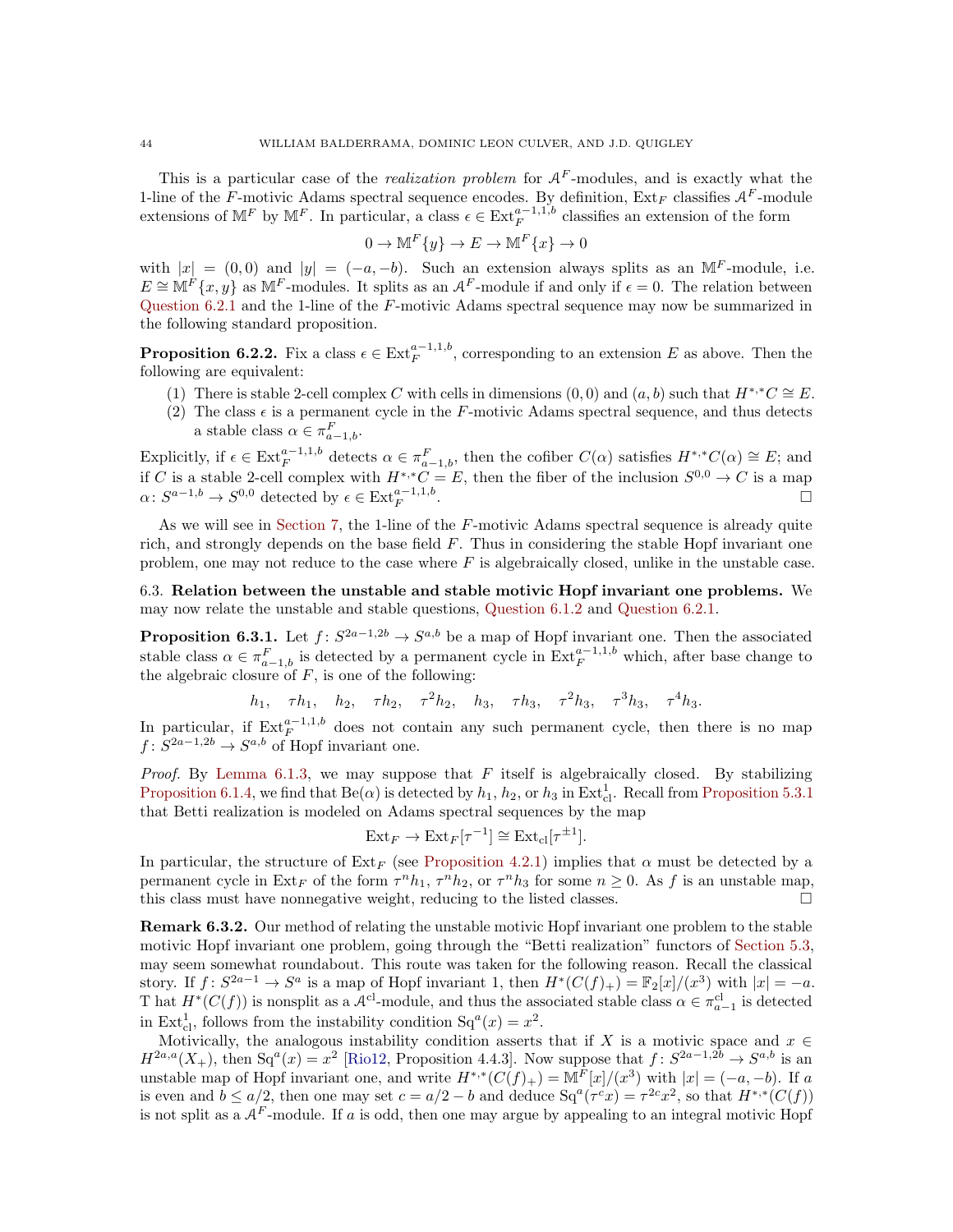This is a particular case of the *realization problem* for $\mathcal{A}^F$-modules, and is exactly what the 1-line of the $F$-motivic Adams spectral sequence encodes. By definition, $\mathrm{Ext}_F$ classifies $\mathcal{A}^F$-module extensions of $\mathbb{M}^F$ by $\mathbb{M}^F$. In particular, a class $\epsilon \in \mathrm{Ext}_F^{a-1,1,b}$ classifies an extension of the form

$$0 \to \mathbb{M}^F\{y\} \to E \to \mathbb{M}^F\{x\} \to 0$$

with $|x| = (0,0)$ and $|y| = (-a,-b)$. Such an extension always splits as an $\mathbb{M}^F$-module, i.e. $E \cong \mathbb{M}^F\{x,y\}$ as $\mathbb{M}^F$-modules. It splits as an $\mathcal{A}^F$-module if and only if $\epsilon = 0$. The relation between Question 6.2.1 and the 1-line of the $F$-motivic Adams spectral sequence may now be summarized in the following standard proposition.

**Proposition 6.2.2.** Fix a class $\epsilon \in \mathrm{Ext}_F^{a-1,1,b}$, corresponding to an extension $E$ as above. Then the following are equivalent:

1. There is stable 2-cell complex $C$ with cells in dimensions $(0,0)$ and $(a,b)$ such that $H^{*,*}C \cong E$.
2. The class $\epsilon$ is a permanent cycle in the $F$-motivic Adams spectral sequence, and thus detects a stable class $\alpha \in \pi^F_{a-1,b}$.

Explicitly, if $\epsilon \in \mathrm{Ext}_F^{a-1,1,b}$ detects $\alpha \in \pi^F_{a-1,b}$, then the cofiber $C(\alpha)$ satisfies $H^{*,*}C(\alpha) \cong E$; and if $C$ is a stable 2-cell complex with $H^{*,*}C = E$, then the fiber of the inclusion $S^{0,0} \to C$ is a map $\alpha\colon S^{a-1,b} \to S^{0,0}$ detected by $\epsilon \in \mathrm{Ext}_F^{a-1,1,b}$. □

As we will see in Section 7, the 1-line of the $F$-motivic Adams spectral sequence is already quite rich, and strongly depends on the base field $F$. Thus in considering the stable Hopf invariant one problem, one may not reduce to the case where $F$ is algebraically closed, unlike in the unstable case.

6.3. **Relation between the unstable and stable motivic Hopf invariant one problems.** We may now relate the unstable and stable questions, Question 6.1.2 and Question 6.2.1.

**Proposition 6.3.1.** Let $f\colon S^{2a-1,2b} \to S^{a,b}$ be a map of Hopf invariant one. Then the associated stable class $\alpha \in \pi^F_{a-1,b}$ is detected by a permanent cycle in $\mathrm{Ext}_F^{a-1,1,b}$ which, after base change to the algebraic closure of $F$, is one of the following:

$$h_1, \quad \tau h_1, \quad h_2, \quad \tau h_2, \quad \tau^2 h_2, \quad h_3, \quad \tau h_3, \quad \tau^2 h_3, \quad \tau^3 h_3, \quad \tau^4 h_3.$$

In particular, if $\mathrm{Ext}_F^{a-1,1,b}$ does not contain any such permanent cycle, then there is no map $f\colon S^{2a-1,2b} \to S^{a,b}$ of Hopf invariant one.

*Proof.* By Lemma 6.1.3, we may suppose that $F$ itself is algebraically closed. By stabilizing Proposition 6.1.4, we find that $\mathrm{Be}(\alpha)$ is detected by $h_1$, $h_2$, or $h_3$ in $\mathrm{Ext}^1_{\mathrm{cl}}$. Recall from Proposition 5.3.1 that Betti realization is modeled on Adams spectral sequences by the map

$$\mathrm{Ext}_F \to \mathrm{Ext}_F[\tau^{-1}] \cong \mathrm{Ext}_{\mathrm{cl}}[\tau^{\pm 1}].$$

In particular, the structure of $\mathrm{Ext}_F$ (see Proposition 4.2.1) implies that $\alpha$ must be detected by a permanent cycle in $\mathrm{Ext}_F$ of the form $\tau^n h_1$, $\tau^n h_2$, or $\tau^n h_3$ for some $n \geq 0$. As $f$ is an unstable map, this class must have nonnegative weight, reducing to the listed classes. □

**Remark 6.3.2.** Our method of relating the unstable motivic Hopf invariant one problem to the stable motivic Hopf invariant one problem, going through the "Betti realization" functors of Section 5.3, may seem somewhat roundabout. This route was taken for the following reason. Recall the classical story. If $f\colon S^{2a-1} \to S^a$ is a map of Hopf invariant 1, then $H^*(C(f)_+) = \mathbb{F}_2[x]/(x^3)$ with $|x| = -a$. T hat $H^*(C(f))$ is nonsplit as a $\mathcal{A}^{\mathrm{cl}}$-module, and thus the associated stable class $\alpha \in \pi^{\mathrm{cl}}_{a-1}$ is detected in $\mathrm{Ext}^1_{\mathrm{cl}}$, follows from the instability condition $\mathrm{Sq}^a(x) = x^2$.

Motivically, the analogous instability condition asserts that if $X$ is a motivic space and $x \in H^{2a,a}(X_+)$, then $\mathrm{Sq}^a(x) = x^2$ [Rio12, Proposition 4.4.3]. Now suppose that $f\colon S^{2a-1,2b} \to S^{a,b}$ is an unstable map of Hopf invariant one, and write $H^{*,*}(C(f)_+) = \mathbb{M}^F[x]/(x^3)$ with $|x| = (-a,-b)$. If $a$ is even and $b \leq a/2$, then one may set $c = a/2 - b$ and deduce $\mathrm{Sq}^a(\tau^c x) = \tau^{2c}x^2$, so that $H^{*,*}(C(f))$ is not split as a $\mathcal{A}^F$-module. If $a$ is odd, then one may argue by appealing to an integral motivic Hopf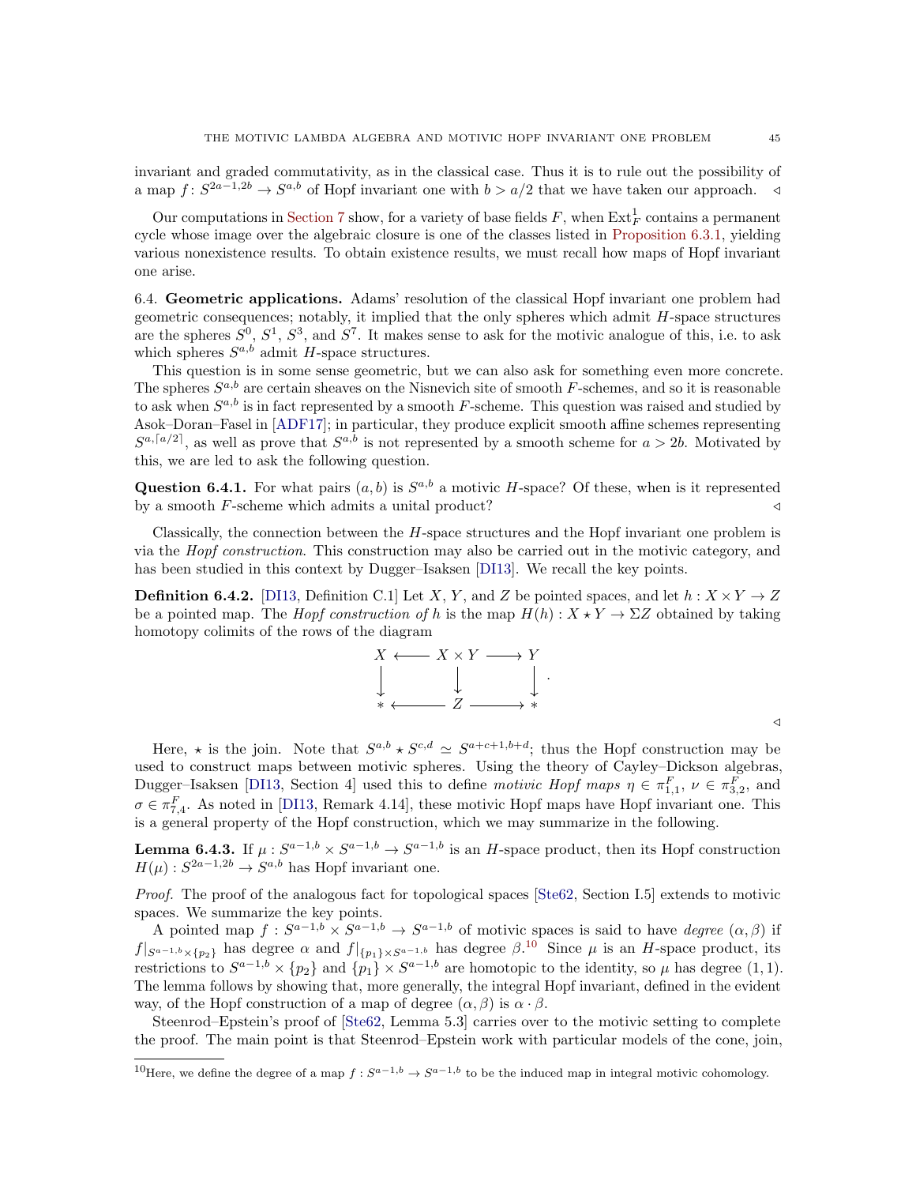invariant and graded commutativity, as in the classical case. Thus it is to rule out the possibility of a map $f\colon S^{2a-1,2b} \to S^{a,b}$ of Hopf invariant one with $b > a/2$ that we have taken our approach. ◁

Our computations in Section 7 show, for a variety of base fields $F$, when $\mathrm{Ext}^1_F$ contains a permanent cycle whose image over the algebraic closure is one of the classes listed in Proposition 6.3.1, yielding various nonexistence results. To obtain existence results, we must recall how maps of Hopf invariant one arise.

6.4. **Geometric applications.** Adams' resolution of the classical Hopf invariant one problem had geometric consequences; notably, it implied that the only spheres which admit $H$-space structures are the spheres $S^0$, $S^1$, $S^3$, and $S^7$. It makes sense to ask for the motivic analogue of this, i.e. to ask which spheres $S^{a,b}$ admit $H$-space structures.

This question is in some sense geometric, but we can also ask for something even more concrete. The spheres $S^{a,b}$ are certain sheaves on the Nisnevich site of smooth $F$-schemes, and so it is reasonable to ask when $S^{a,b}$ is in fact represented by a smooth $F$-scheme. This question was raised and studied by Asok–Doran–Fasel in [ADF17]; in particular, they produce explicit smooth affine schemes representing $S^{a,\lceil a/2\rceil}$, as well as prove that $S^{a,b}$ is not represented by a smooth scheme for $a > 2b$. Motivated by this, we are led to ask the following question.

**Question 6.4.1.** For what pairs $(a,b)$ is $S^{a,b}$ a motivic $H$-space? Of these, when is it represented by a smooth $F$-scheme which admits a unital product? ◁

Classically, the connection between the $H$-space structures and the Hopf invariant one problem is via the *Hopf construction*. This construction may also be carried out in the motivic category, and has been studied in this context by Dugger–Isaksen [DI13]. We recall the key points.

**Definition 6.4.2.** [DI13, Definition C.1] Let $X$, $Y$, and $Z$ be pointed spaces, and let $h : X \times Y \to Z$ be a pointed map. The *Hopf construction of* $h$ is the map $H(h) : X \star Y \to \Sigma Z$ obtained by taking homotopy colimits of the rows of the diagram

$$\begin{array}{ccccc} X & \longleftarrow & X \times Y & \longrightarrow & Y \\ \downarrow & & \downarrow & & \downarrow \\ * & \longleftarrow & Z & \longrightarrow & * \end{array}.$$

◁

Here, $\star$ is the join. Note that $S^{a,b} \star S^{c,d} \simeq S^{a+c+1,b+d}$; thus the Hopf construction may be used to construct maps between motivic spheres. Using the theory of Cayley–Dickson algebras, Dugger–Isaksen [DI13, Section 4] used this to define *motivic Hopf maps* $\eta \in \pi^F_{1,1}$, $\nu \in \pi^F_{3,2}$, and $\sigma \in \pi^F_{7,4}$. As noted in [DI13, Remark 4.14], these motivic Hopf maps have Hopf invariant one. This is a general property of the Hopf construction, which we may summarize in the following.

**Lemma 6.4.3.** If $\mu : S^{a-1,b} \times S^{a-1,b} \to S^{a-1,b}$ is an $H$-space product, then its Hopf construction $H(\mu) : S^{2a-1,2b} \to S^{a,b}$ has Hopf invariant one.

*Proof.* The proof of the analogous fact for topological spaces [Ste62, Section I.5] extends to motivic spaces. We summarize the key points.

A pointed map $f : S^{a-1,b} \times S^{a-1,b} \to S^{a-1,b}$ of motivic spaces is said to have *degree* $(\alpha,\beta)$ if $f|_{S^{a-1,b}\times\{p_2\}}$ has degree $\alpha$ and $f|_{\{p_1\}\times S^{a-1,b}}$ has degree $\beta$.[10] Since $\mu$ is an $H$-space product, its restrictions to $S^{a-1,b} \times \{p_2\}$ and $\{p_1\} \times S^{a-1,b}$ are homotopic to the identity, so $\mu$ has degree $(1,1)$. The lemma follows by showing that, more generally, the integral Hopf invariant, defined in the evident way, of the Hopf construction of a map of degree $(\alpha,\beta)$ is $\alpha \cdot \beta$.

Steenrod–Epstein's proof of [Ste62, Lemma 5.3] carries over to the motivic setting to complete the proof. The main point is that Steenrod–Epstein work with particular models of the cone, join,

[10] Here, we define the degree of a map $f : S^{a-1,b} \to S^{a-1,b}$ to be the induced map in integral motivic cohomology.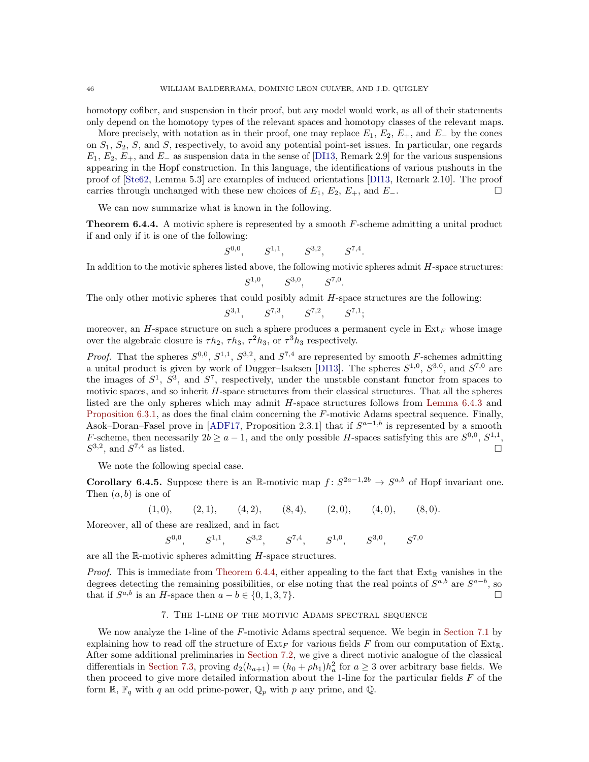homotopy cofiber, and suspension in their proof, but any model would work, as all of their statements only depend on the homotopy types of the relevant spaces and homotopy classes of the relevant maps.

More precisely, with notation as in their proof, one may replace $E_1$, $E_2$, $E_+$, and $E_-$ by the cones on $S_1$, $S_2$, $S$, and $S$, respectively, to avoid any potential point-set issues. In particular, one regards $E_1$, $E_2$, $E_+$, and $E_-$ as suspension data in the sense of [DI13, Remark 2.9] for the various suspensions appearing in the Hopf construction. In this language, the identifications of various pushouts in the proof of [Ste62, Lemma 5.3] are examples of induced orientations [DI13, Remark 2.10]. The proof carries through unchanged with these new choices of $E_1$, $E_2$, $E_+$, and $E_-$. □

We can now summarize what is known in the following.

**Theorem 6.4.4.** A motivic sphere is represented by a smooth $F$-scheme admitting a unital product if and only if it is one of the following:

$$S^{0,0}, \qquad S^{1,1}, \qquad S^{3,2}, \qquad S^{7,4}.$$

In addition to the motivic spheres listed above, the following motivic spheres admit $H$-space structures:

$$S^{1,0}, \qquad S^{3,0}, \qquad S^{7,0}.$$

The only other motivic spheres that could posibly admit $H$-space structures are the following:

$$S^{3,1}, \qquad S^{7,3}, \qquad S^{7,2}, \qquad S^{7,1};$$

moreover, an $H$-space structure on such a sphere produces a permanent cycle in $\mathrm{Ext}_F$ whose image over the algebraic closure is $\tau h_2$, $\tau h_3$, $\tau^2 h_3$, or $\tau^3 h_3$ respectively.

*Proof.* That the spheres $S^{0,0}$, $S^{1,1}$, $S^{3,2}$, and $S^{7,4}$ are represented by smooth $F$-schemes admitting a unital product is given by work of Dugger–Isaksen [DI13]. The spheres $S^{1,0}$, $S^{3,0}$, and $S^{7,0}$ are the images of $S^1$, $S^3$, and $S^7$, respectively, under the unstable constant functor from spaces to motivic spaces, and so inherit $H$-space structures from their classical structures. That all the spheres listed are the only spheres which may admit $H$-space structures follows from Lemma 6.4.3 and Proposition 6.3.1, as does the final claim concerning the $F$-motivic Adams spectral sequence. Finally, Asok–Doran–Fasel prove in [ADF17, Proposition 2.3.1] that if $S^{a-1,b}$ is represented by a smooth $F$-scheme, then necessarily $2b \geq a-1$, and the only possible $H$-spaces satisfying this are $S^{0,0}$, $S^{1,1}$, $S^{3,2}$, and $S^{7,4}$ as listed. □

We note the following special case.

**Corollary 6.4.5.** Suppose there is an $\mathbb{R}$-motivic map $f\colon S^{2a-1,2b} \to S^{a,b}$ of Hopf invariant one. Then $(a,b)$ is one of

$$(1,0), \qquad (2,1), \qquad (4,2), \qquad (8,4), \qquad (2,0), \qquad (4,0), \qquad (8,0).$$

Moreover, all of these are realized, and in fact

$$S^{0,0}, \qquad S^{1,1}, \qquad S^{3,2}, \qquad S^{7,4}, \qquad S^{1,0}, \qquad S^{3,0}, \qquad S^{7,0}$$

are all the $\mathbb{R}$-motivic spheres admitting $H$-space structures.

*Proof.* This is immediate from Theorem 6.4.4, either appealing to the fact that $\mathrm{Ext}_{\mathbb{R}}$ vanishes in the degrees detecting the remaining possibilities, or else noting that the real points of $S^{a,b}$ are $S^{a-b}$, so that if $S^{a,b}$ is an $H$-space then $a-b \in \{0,1,3,7\}$. □

## 7. The 1-line of the motivic Adams spectral sequence

We now analyze the 1-line of the $F$-motivic Adams spectral sequence. We begin in Section 7.1 by explaining how to read off the structure of $\mathrm{Ext}_F$ for various fields $F$ from our computation of $\mathrm{Ext}_{\mathbb{R}}$. After some additional preliminaries in Section 7.2, we give a direct motivic analogue of the classical differentials in Section 7.3, proving $d_2(h_{a+1}) = (h_0 + \rho h_1)h_a^2$ for $a \geq 3$ over arbitrary base fields. We then proceed to give more detailed information about the 1-line for the particular fields $F$ of the form $\mathbb{R}$, $\mathbb{F}_q$ with $q$ an odd prime-power, $\mathbb{Q}_p$ with $p$ any prime, and $\mathbb{Q}$.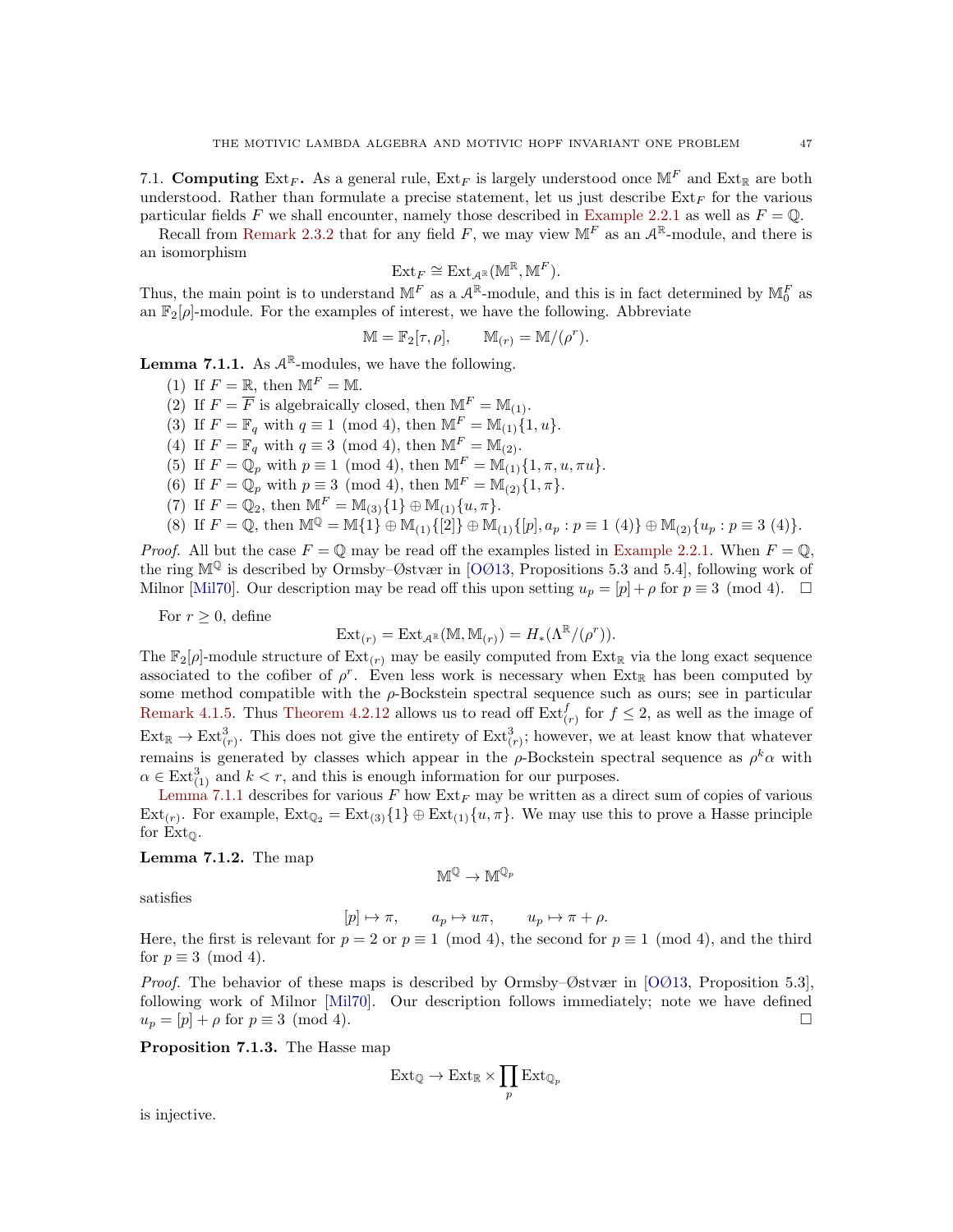### 7.1. **Computing** $\mathrm{Ext}_F$.

As a general rule, $\mathrm{Ext}_F$ is largely understood once $\mathbb{M}^F$ and $\mathrm{Ext}_{\mathbb{R}}$ are both understood. Rather than formulate a precise statement, let us just describe $\mathrm{Ext}_F$ for the various particular fields $F$ we shall encounter, namely those described in Example 2.2.1 as well as $F = \mathbb{Q}$.

Recall from Remark 2.3.2 that for any field $F$, we may view $\mathbb{M}^F$ as an $\mathcal{A}^{\mathbb{R}}$-module, and there is an isomorphism

$$\mathrm{Ext}_F \cong \mathrm{Ext}_{\mathcal{A}^{\mathbb{R}}}(\mathbb{M}^{\mathbb{R}}, \mathbb{M}^F).$$

Thus, the main point is to understand $\mathbb{M}^F$ as a $\mathcal{A}^{\mathbb{R}}$-module, and this is in fact determined by $\mathbb{M}_0^F$ as an $\mathbb{F}_2[\rho]$-module. For the examples of interest, we have the following. Abbreviate

$$\mathbb{M} = \mathbb{F}_2[\tau,\rho], \qquad \mathbb{M}_{(r)} = \mathbb{M}/(\rho^r).$$

**Lemma 7.1.1.** As $\mathcal{A}^{\mathbb{R}}$-modules, we have the following.

1. If $F = \mathbb{R}$, then $\mathbb{M}^F = \mathbb{M}$.
2. If $F = \overline{F}$ is algebraically closed, then $\mathbb{M}^F = \mathbb{M}_{(1)}$.
3. If $F = \mathbb{F}_q$ with $q \equiv 1 \pmod 4$, then $\mathbb{M}^F = \mathbb{M}_{(1)}\{1,u\}$.
4. If $F = \mathbb{F}_q$ with $q \equiv 3 \pmod 4$, then $\mathbb{M}^F = \mathbb{M}_{(2)}$.
5. If $F = \mathbb{Q}_p$ with $p \equiv 1 \pmod 4$, then $\mathbb{M}^F = \mathbb{M}_{(1)}\{1,\pi,u,\pi u\}$.
6. If $F = \mathbb{Q}_p$ with $p \equiv 3 \pmod 4$, then $\mathbb{M}^F = \mathbb{M}_{(2)}\{1,\pi\}$.
7. If $F = \mathbb{Q}_2$, then $\mathbb{M}^F = \mathbb{M}_{(3)}\{1\} \oplus \mathbb{M}_{(1)}\{u,\pi\}$.
8. If $F = \mathbb{Q}$, then $\mathbb{M}^{\mathbb{Q}} = \mathbb{M}\{1\} \oplus \mathbb{M}_{(1)}\{[2]\} \oplus \mathbb{M}_{(1)}\{[p], a_p : p \equiv 1\ (4)\} \oplus \mathbb{M}_{(2)}\{u_p : p \equiv 3\ (4)\}$.

*Proof.* All but the case $F = \mathbb{Q}$ may be read off the examples listed in Example 2.2.1. When $F = \mathbb{Q}$, the ring $\mathbb{M}^{\mathbb{Q}}$ is described by Ormsby–Østvær in [OØ13, Propositions 5.3 and 5.4], following work of Milnor [Mil70]. Our description may be read off this upon setting $u_p = [p] + \rho$ for $p \equiv 3 \pmod 4$. □

For $r \geq 0$, define

$$\mathrm{Ext}_{(r)} = \mathrm{Ext}_{\mathcal{A}^{\mathbb{R}}}(\mathbb{M}, \mathbb{M}_{(r)}) = H_*(\Lambda^{\mathbb{R}}/(\rho^r)).$$

The $\mathbb{F}_2[\rho]$-module structure of $\mathrm{Ext}_{(r)}$ may be easily computed from $\mathrm{Ext}_{\mathbb{R}}$ via the long exact sequence associated to the cofiber of $\rho^r$. Even less work is necessary when $\mathrm{Ext}_{\mathbb{R}}$ has been computed by some method compatible with the $\rho$-Bockstein spectral sequence such as ours; see in particular Remark 4.1.5. Thus Theorem 4.2.12 allows us to read off $\mathrm{Ext}_{(r)}^f$ for $f \leq 2$, as well as the image of $\mathrm{Ext}_{\mathbb{R}} \to \mathrm{Ext}_{(r)}^3$. This does not give the entirety of $\mathrm{Ext}_{(r)}^3$; however, we at least know that whatever remains is generated by classes which appear in the $\rho$-Bockstein spectral sequence as $\rho^k\alpha$ with $\alpha \in \mathrm{Ext}_{(1)}^3$ and $k < r$, and this is enough information for our purposes.

Lemma 7.1.1 describes for various $F$ how $\mathrm{Ext}_F$ may be written as a direct sum of copies of various $\mathrm{Ext}_{(r)}$. For example, $\mathrm{Ext}_{\mathbb{Q}_2} = \mathrm{Ext}_{(3)}\{1\} \oplus \mathrm{Ext}_{(1)}\{u,\pi\}$. We may use this to prove a Hasse principle for $\mathrm{Ext}_{\mathbb{Q}}$.

**Lemma 7.1.2.** The map

$$\mathbb{M}^{\mathbb{Q}} \to \mathbb{M}^{\mathbb{Q}_p}$$

satisfies

$$[p] \mapsto \pi, \qquad a_p \mapsto u\pi, \qquad u_p \mapsto \pi + \rho.$$

Here, the first is relevant for $p = 2$ or $p \equiv 1 \pmod 4$, the second for $p \equiv 1 \pmod 4$, and the third for $p \equiv 3 \pmod 4$.

*Proof.* The behavior of these maps is described by Ormsby–Østvær in [OØ13, Proposition 5.3], following work of Milnor [Mil70]. Our description follows immediately; note we have defined $u_p = [p] + \rho$ for $p \equiv 3 \pmod 4$. □

**Proposition 7.1.3.** The Hasse map

$$\mathrm{Ext}_{\mathbb{Q}} \to \mathrm{Ext}_{\mathbb{R}} \times \prod_p \mathrm{Ext}_{\mathbb{Q}_p}$$

is injective.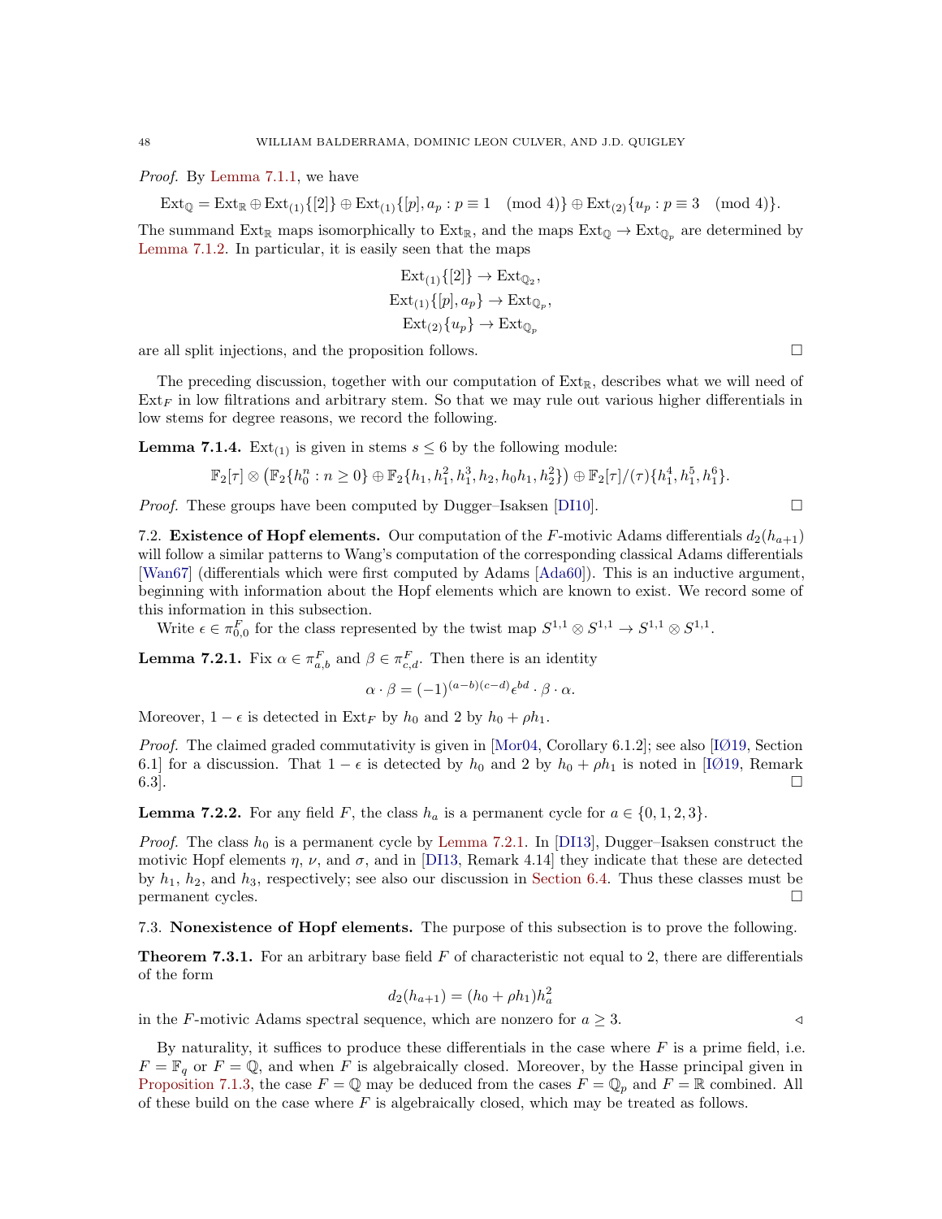*Proof.* By Lemma 7.1.1, we have

$$\mathrm{Ext}_{\mathbb{Q}} = \mathrm{Ext}_{\mathbb{R}} \oplus \mathrm{Ext}_{(1)}\{[2]\} \oplus \mathrm{Ext}_{(1)}\{[p], a_p : p \equiv 1 \pmod 4\} \oplus \mathrm{Ext}_{(2)}\{u_p : p \equiv 3 \pmod 4\}.$$

The summand $\mathrm{Ext}_{\mathbb{R}}$ maps isomorphically to $\mathrm{Ext}_{\mathbb{R}}$, and the maps $\mathrm{Ext}_{\mathbb{Q}} \to \mathrm{Ext}_{\mathbb{Q}_p}$ are determined by Lemma 7.1.2. In particular, it is easily seen that the maps

$$\mathrm{Ext}_{(1)}\{[2]\} \to \mathrm{Ext}_{\mathbb{Q}_2},$$
$$\mathrm{Ext}_{(1)}\{[p], a_p\} \to \mathrm{Ext}_{\mathbb{Q}_p},$$
$$\mathrm{Ext}_{(2)}\{u_p\} \to \mathrm{Ext}_{\mathbb{Q}_p}$$

are all split injections, and the proposition follows. □

The preceding discussion, together with our computation of $\mathrm{Ext}_{\mathbb{R}}$, describes what we will need of $\mathrm{Ext}_F$ in low filtrations and arbitrary stem. So that we may rule out various higher differentials in low stems for degree reasons, we record the following.

**Lemma 7.1.4.** $\mathrm{Ext}_{(1)}$ is given in stems $s \leq 6$ by the following module:

$$\mathbb{F}_2[\tau] \otimes \left(\mathbb{F}_2\{h_0^n : n \geq 0\} \oplus \mathbb{F}_2\{h_1, h_1^2, h_1^3, h_2, h_0h_1, h_2^2\}\right) \oplus \mathbb{F}_2[\tau]/(\tau)\{h_1^4, h_1^5, h_1^6\}.$$

*Proof.* These groups have been computed by Dugger–Isaksen [DI10]. □

## 7.2. Existence of Hopf elements.

Our computation of the $F$-motivic Adams differentials $d_2(h_{a+1})$ will follow a similar patterns to Wang's computation of the corresponding classical Adams differentials [Wan67] (differentials which were first computed by Adams [Ada60]). This is an inductive argument, beginning with information about the Hopf elements which are known to exist. We record some of this information in this subsection.

Write $\epsilon \in \pi_{0,0}^F$ for the class represented by the twist map $S^{1,1} \otimes S^{1,1} \to S^{1,1} \otimes S^{1,1}$.

**Lemma 7.2.1.** Fix $\alpha \in \pi_{a,b}^F$ and $\beta \in \pi_{c,d}^F$. Then there is an identity

$$\alpha \cdot \beta = (-1)^{(a-b)(c-d)}\epsilon^{bd} \cdot \beta \cdot \alpha.$$

Moreover, $1 - \epsilon$ is detected in $\mathrm{Ext}_F$ by $h_0$ and $2$ by $h_0 + \rho h_1$.

*Proof.* The claimed graded commutativity is given in [Mor04, Corollary 6.1.2]; see also [IØ19, Section 6.1] for a discussion. That $1 - \epsilon$ is detected by $h_0$ and $2$ by $h_0 + \rho h_1$ is noted in [IØ19, Remark 6.3]. □

**Lemma 7.2.2.** For any field $F$, the class $h_a$ is a permanent cycle for $a \in \{0, 1, 2, 3\}$.

*Proof.* The class $h_0$ is a permanent cycle by Lemma 7.2.1. In [DI13], Dugger–Isaksen construct the motivic Hopf elements $\eta$, $\nu$, and $\sigma$, and in [DI13, Remark 4.14] they indicate that these are detected by $h_1$, $h_2$, and $h_3$, respectively; see also our discussion in Section 6.4. Thus these classes must be permanent cycles. □

## 7.3. Nonexistence of Hopf elements.

The purpose of this subsection is to prove the following.

**Theorem 7.3.1.** For an arbitrary base field $F$ of characteristic not equal to 2, there are differentials of the form

$$d_2(h_{a+1}) = (h_0 + \rho h_1)h_a^2$$

in the $F$-motivic Adams spectral sequence, which are nonzero for $a \geq 3$. ◁

By naturality, it suffices to produce these differentials in the case where $F$ is a prime field, i.e. $F = \mathbb{F}_q$ or $F = \mathbb{Q}$, and when $F$ is algebraically closed. Moreover, by the Hasse principal given in Proposition 7.1.3, the case $F = \mathbb{Q}$ may be deduced from the cases $F = \mathbb{Q}_p$ and $F = \mathbb{R}$ combined. All of these build on the case where $F$ is algebraically closed, which may be treated as follows.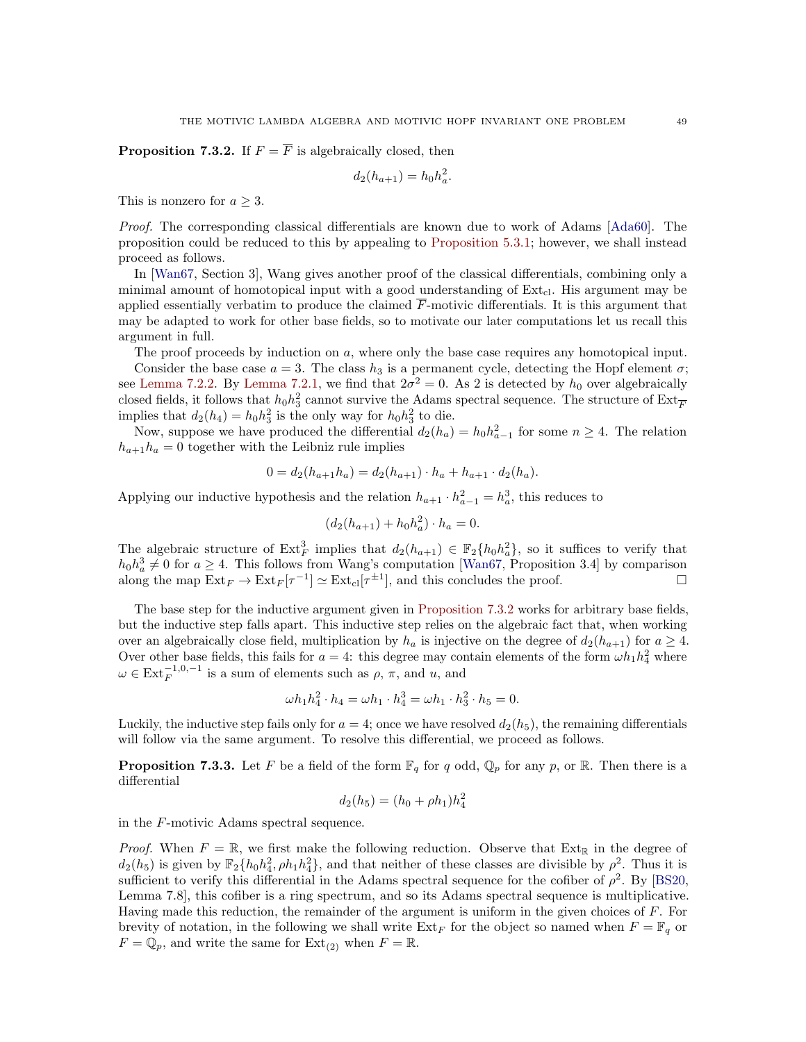**Proposition 7.3.2.** If $F = \overline{F}$ is algebraically closed, then

$$d_2(h_{a+1}) = h_0 h_a^2.$$

This is nonzero for $a \geq 3$.

*Proof.* The corresponding classical differentials are known due to work of Adams [Ada60]. The proposition could be reduced to this by appealing to Proposition 5.3.1; however, we shall instead proceed as follows.

In [Wan67, Section 3], Wang gives another proof of the classical differentials, combining only a minimal amount of homotopical input with a good understanding of $\mathrm{Ext}_{\mathrm{cl}}$. His argument may be applied essentially verbatim to produce the claimed $\overline{F}$-motivic differentials. It is this argument that may be adapted to work for other base fields, so to motivate our later computations let us recall this argument in full.

The proof proceeds by induction on $a$, where only the base case requires any homotopical input.

Consider the base case $a = 3$. The class $h_3$ is a permanent cycle, detecting the Hopf element $\sigma$; see Lemma 7.2.2. By Lemma 7.2.1, we find that $2\sigma^2 = 0$. As 2 is detected by $h_0$ over algebraically closed fields, it follows that $h_0 h_3^2$ cannot survive the Adams spectral sequence. The structure of $\mathrm{Ext}_{\overline{F}}$ implies that $d_2(h_4) = h_0 h_3^2$ is the only way for $h_0 h_3^2$ to die.

Now, suppose we have produced the differential $d_2(h_a) = h_0 h_{a-1}^2$ for some $n \geq 4$. The relation $h_{a+1} h_a = 0$ together with the Leibniz rule implies

$$0 = d_2(h_{a+1} h_a) = d_2(h_{a+1}) \cdot h_a + h_{a+1} \cdot d_2(h_a).$$

Applying our inductive hypothesis and the relation $h_{a+1} \cdot h_{a-1}^2 = h_a^3$, this reduces to

$$(d_2(h_{a+1}) + h_0 h_a^2) \cdot h_a = 0.$$

The algebraic structure of $\mathrm{Ext}_F^3$ implies that $d_2(h_{a+1}) \in \mathbb{F}_2\{h_0 h_a^2\}$, so it suffices to verify that $h_0 h_a^3 \neq 0$ for $a \geq 4$. This follows from Wang's computation [Wan67, Proposition 3.4] by comparison along the map $\mathrm{Ext}_F \to \mathrm{Ext}_F[\tau^{-1}] \simeq \mathrm{Ext}_{\mathrm{cl}}[\tau^{\pm 1}]$, and this concludes the proof. $\square$

The base step for the inductive argument given in Proposition 7.3.2 works for arbitrary base fields, but the inductive step falls apart. This inductive step relies on the algebraic fact that, when working over an algebraically close field, multiplication by $h_a$ is injective on the degree of $d_2(h_{a+1})$ for $a \geq 4$. Over other base fields, this fails for $a = 4$: this degree may contain elements of the form $\omega h_1 h_4^2$ where $\omega \in \mathrm{Ext}_F^{-1,0,-1}$ is a sum of elements such as $\rho$, $\pi$, and $u$, and

$$\omega h_1 h_4^2 \cdot h_4 = \omega h_1 \cdot h_4^3 = \omega h_1 \cdot h_3^2 \cdot h_5 = 0.$$

Luckily, the inductive step fails only for $a = 4$; once we have resolved $d_2(h_5)$, the remaining differentials will follow via the same argument. To resolve this differential, we proceed as follows.

**Proposition 7.3.3.** Let $F$ be a field of the form $\mathbb{F}_q$ for $q$ odd, $\mathbb{Q}_p$ for any $p$, or $\mathbb{R}$. Then there is a differential

$$d_2(h_5) = (h_0 + \rho h_1) h_4^2$$

in the $F$-motivic Adams spectral sequence.

*Proof.* When $F = \mathbb{R}$, we first make the following reduction. Observe that $\mathrm{Ext}_{\mathbb{R}}$ in the degree of $d_2(h_5)$ is given by $\mathbb{F}_2\{h_0 h_4^2, \rho h_1 h_4^2\}$, and that neither of these classes are divisible by $\rho^2$. Thus it is sufficient to verify this differential in the Adams spectral sequence for the cofiber of $\rho^2$. By [BS20, Lemma 7.8], this cofiber is a ring spectrum, and so its Adams spectral sequence is multiplicative. Having made this reduction, the remainder of the argument is uniform in the given choices of $F$. For brevity of notation, in the following we shall write $\mathrm{Ext}_F$ for the object so named when $F = \mathbb{F}_q$ or $F = \mathbb{Q}_p$, and write the same for $\mathrm{Ext}_{(2)}$ when $F = \mathbb{R}$.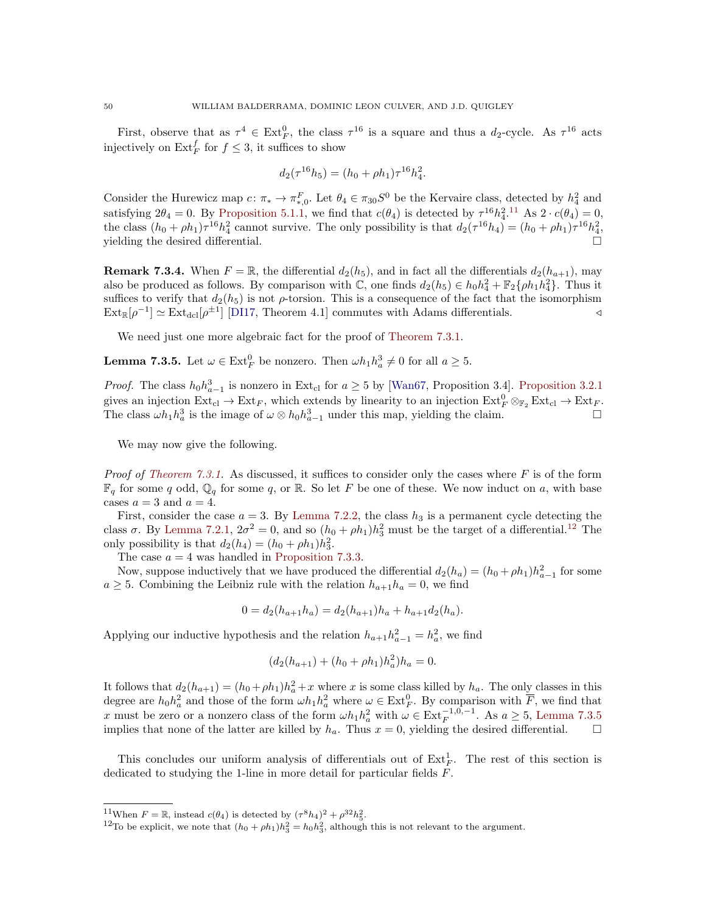First, observe that as $\tau^4 \in \mathrm{Ext}_F^0$, the class $\tau^{16}$ is a square and thus a $d_2$-cycle. As $\tau^{16}$ acts injectively on $\mathrm{Ext}_F^f$ for $f \leq 3$, it suffices to show

$$d_2(\tau^{16} h_5) = (h_0 + \rho h_1)\tau^{16} h_4^2.$$

Consider the Hurewicz map $c\colon \pi_* \to \pi_{*,0}^F$. Let $\theta_4 \in \pi_{30} S^0$ be the Kervaire class, detected by $h_4^2$ and satisfying $2\theta_4 = 0$. By Proposition 5.1.1, we find that $c(\theta_4)$ is detected by $\tau^{16} h_4^2$.[11] As $2 \cdot c(\theta_4) = 0$, the class $(h_0 + \rho h_1)\tau^{16} h_4^2$ cannot survive. The only possibility is that $d_2(\tau^{16} h_4) = (h_0 + \rho h_1)\tau^{16} h_4^2$, yielding the desired differential. $\square$

**Remark 7.3.4.** When $F = \mathbb{R}$, the differential $d_2(h_5)$, and in fact all the differentials $d_2(h_{a+1})$, may also be produced as follows. By comparison with $\mathbb{C}$, one finds $d_2(h_5) \in h_0 h_4^2 + \mathbb{F}_2\{\rho h_1 h_4^2\}$. Thus it suffices to verify that $d_2(h_5)$ is not $\rho$-torsion. This is a consequence of the fact that the isomorphism $\mathrm{Ext}_{\mathbb{R}}[\rho^{-1}] \simeq \mathrm{Ext}_{\mathrm{dcl}}[\rho^{\pm 1}]$ [DI17, Theorem 4.1] commutes with Adams differentials. $\triangleleft$

We need just one more algebraic fact for the proof of Theorem 7.3.1.

**Lemma 7.3.5.** Let $\omega \in \mathrm{Ext}_F^0$ be nonzero. Then $\omega h_1 h_a^3 \neq 0$ for all $a \geq 5$.

*Proof.* The class $h_0 h_{a-1}^3$ is nonzero in $\mathrm{Ext}_{\mathrm{cl}}$ for $a \geq 5$ by [Wan67, Proposition 3.4]. Proposition 3.2.1 gives an injection $\mathrm{Ext}_{\mathrm{cl}} \to \mathrm{Ext}_F$, which extends by linearity to an injection $\mathrm{Ext}_F^0 \otimes_{\mathbb{F}_2} \mathrm{Ext}_{\mathrm{cl}} \to \mathrm{Ext}_F$. The class $\omega h_1 h_a^3$ is the image of $\omega \otimes h_0 h_{a-1}^3$ under this map, yielding the claim. $\square$

We may now give the following.

*Proof of Theorem 7.3.1.* As discussed, it suffices to consider only the cases where $F$ is of the form $\mathbb{F}_q$ for some $q$ odd, $\mathbb{Q}_q$ for some $q$, or $\mathbb{R}$. So let $F$ be one of these. We now induct on $a$, with base cases $a = 3$ and $a = 4$.

First, consider the case $a = 3$. By Lemma 7.2.2, the class $h_3$ is a permanent cycle detecting the class $\sigma$. By Lemma 7.2.1, $2\sigma^2 = 0$, and so $(h_0 + \rho h_1)h_3^2$ must be the target of a differential.[12] The only possibility is that $d_2(h_4) = (h_0 + \rho h_1)h_3^2$.

The case $a = 4$ was handled in Proposition 7.3.3.

Now, suppose inductively that we have produced the differential $d_2(h_a) = (h_0 + \rho h_1)h_{a-1}^2$ for some $a \geq 5$. Combining the Leibniz rule with the relation $h_{a+1} h_a = 0$, we find

$$0 = d_2(h_{a+1} h_a) = d_2(h_{a+1}) h_a + h_{a+1} d_2(h_a).$$

Applying our inductive hypothesis and the relation $h_{a+1} h_{a-1}^2 = h_a^2$, we find

$$(d_2(h_{a+1}) + (h_0 + \rho h_1) h_a^2) h_a = 0.$$

It follows that $d_2(h_{a+1}) = (h_0 + \rho h_1)h_a^2 + x$ where $x$ is some class killed by $h_a$. The only classes in this degree are $h_0 h_a^2$ and those of the form $\omega h_1 h_a^2$ where $\omega \in \mathrm{Ext}_F^0$. By comparison with $\overline{F}$, we find that $x$ must be zero or a nonzero class of the form $\omega h_1 h_a^2$ with $\omega \in \mathrm{Ext}_F^{-1,0,-1}$. As $a \geq 5$, Lemma 7.3.5 implies that none of the latter are killed by $h_a$. Thus $x = 0$, yielding the desired differential. $\square$

This concludes our uniform analysis of differentials out of $\mathrm{Ext}_F^1$. The rest of this section is dedicated to studying the 1-line in more detail for particular fields $F$.

---

[11] When $F = \mathbb{R}$, instead $c(\theta_4)$ is detected by $(\tau^8 h_4)^2 + \rho^{32} h_5^2$.

[12] To be explicit, we note that $(h_0 + \rho h_1)h_3^2 = h_0 h_3^2$, although this is not relevant to the argument.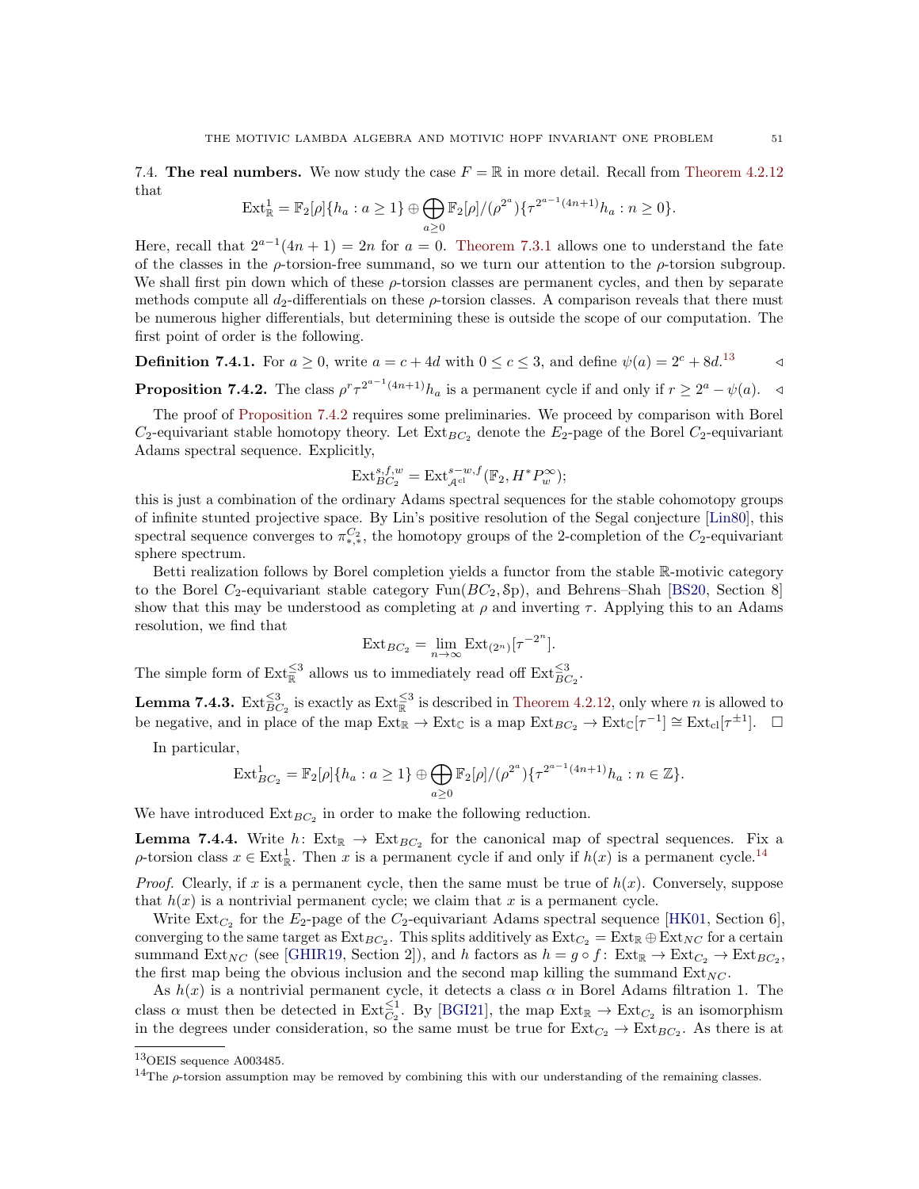7.4. **The real numbers.** We now study the case $F = \mathbb{R}$ in more detail. Recall from Theorem 4.2.12 that

$$\mathrm{Ext}^1_{\mathbb{R}} = \mathbb{F}_2[\rho]\{h_a : a \geq 1\} \oplus \bigoplus_{a \geq 0} \mathbb{F}_2[\rho]/(\rho^{2^a})\{\tau^{2^{a-1}(4n+1)} h_a : n \geq 0\}.$$

Here, recall that $2^{a-1}(4n+1) = 2n$ for $a = 0$. Theorem 7.3.1 allows one to understand the fate of the classes in the $\rho$-torsion-free summand, so we turn our attention to the $\rho$-torsion subgroup. We shall first pin down which of these $\rho$-torsion classes are permanent cycles, and then by separate methods compute all $d_2$-differentials on these $\rho$-torsion classes. A comparison reveals that there must be numerous higher differentials, but determining these is outside the scope of our computation. The first point of order is the following.

**Definition 7.4.1.** For $a \geq 0$, write $a = c + 4d$ with $0 \leq c \leq 3$, and define $\psi(a) = 2^c + 8d$.[13] ◁

**Proposition 7.4.2.** The class $\rho^r \tau^{2^{a-1}(4n+1)} h_a$ is a permanent cycle if and only if $r \geq 2^a - \psi(a)$. ◁

The proof of Proposition 7.4.2 requires some preliminaries. We proceed by comparison with Borel $C_2$-equivariant stable homotopy theory. Let $\mathrm{Ext}_{BC_2}$ denote the $E_2$-page of the Borel $C_2$-equivariant Adams spectral sequence. Explicitly,

$$\mathrm{Ext}^{s,f,w}_{BC_2} = \mathrm{Ext}^{s-w,f}_{\mathcal{A}^{\mathrm{cl}}}(\mathbb{F}_2, H^* P^\infty_w);$$

this is just a combination of the ordinary Adams spectral sequences for the stable cohomotopy groups of infinite stunted projective space. By Lin's positive resolution of the Segal conjecture [Lin80], this spectral sequence converges to $\pi^{C_2}_{*,*}$, the homotopy groups of the 2-completion of the $C_2$-equivariant sphere spectrum.

Betti realization follows by Borel completion yields a functor from the stable $\mathbb{R}$-motivic category to the Borel $C_2$-equivariant stable category $\mathrm{Fun}(BC_2, \mathcal{S}\mathrm{p})$, and Behrens–Shah [BS20, Section 8] show that this may be understood as completing at $\rho$ and inverting $\tau$. Applying this to an Adams resolution, we find that

$$\mathrm{Ext}_{BC_2} = \lim_{n \to \infty} \mathrm{Ext}_{(2^n)}[\tau^{-2^n}].$$

The simple form of $\mathrm{Ext}^{\leq 3}_{\mathbb{R}}$ allows us to immediately read off $\mathrm{Ext}^{\leq 3}_{BC_2}$.

**Lemma 7.4.3.** $\mathrm{Ext}^{\leq 3}_{BC_2}$ is exactly as $\mathrm{Ext}^{\leq 3}_{\mathbb{R}}$ is described in Theorem 4.2.12, only where $n$ is allowed to be negative, and in place of the map $\mathrm{Ext}_{\mathbb{R}} \to \mathrm{Ext}_{\mathbb{C}}$ is a map $\mathrm{Ext}_{BC_2} \to \mathrm{Ext}_{\mathbb{C}}[\tau^{-1}] \cong \mathrm{Ext}_{\mathrm{cl}}[\tau^{\pm 1}]$. □

In particular,

$$\mathrm{Ext}^1_{BC_2} = \mathbb{F}_2[\rho]\{h_a : a \geq 1\} \oplus \bigoplus_{a \geq 0} \mathbb{F}_2[\rho]/(\rho^{2^a})\{\tau^{2^{a-1}(4n+1)} h_a : n \in \mathbb{Z}\}.$$

We have introduced $\mathrm{Ext}_{BC_2}$ in order to make the following reduction.

**Lemma 7.4.4.** Write $h\colon \mathrm{Ext}_{\mathbb{R}} \to \mathrm{Ext}_{BC_2}$ for the canonical map of spectral sequences. Fix a $\rho$-torsion class $x \in \mathrm{Ext}^1_{\mathbb{R}}$. Then $x$ is a permanent cycle if and only if $h(x)$ is a permanent cycle.[14]

*Proof.* Clearly, if $x$ is a permanent cycle, then the same must be true of $h(x)$. Conversely, suppose that $h(x)$ is a nontrivial permanent cycle; we claim that $x$ is a permanent cycle.

Write $\mathrm{Ext}_{C_2}$ for the $E_2$-page of the $C_2$-equivariant Adams spectral sequence [HK01, Section 6], converging to the same target as $\mathrm{Ext}_{BC_2}$. This splits additively as $\mathrm{Ext}_{C_2} = \mathrm{Ext}_{\mathbb{R}} \oplus \mathrm{Ext}_{NC}$ for a certain summand $\mathrm{Ext}_{NC}$ (see [GHIR19, Section 2]), and $h$ factors as $h = g \circ f\colon \mathrm{Ext}_{\mathbb{R}} \to \mathrm{Ext}_{C_2} \to \mathrm{Ext}_{BC_2}$, the first map being the obvious inclusion and the second map killing the summand $\mathrm{Ext}_{NC}$.

As $h(x)$ is a nontrivial permanent cycle, it detects a class $\alpha$ in Borel Adams filtration 1. The class $\alpha$ must then be detected in $\mathrm{Ext}^{\leq 1}_{C_2}$. By [BGI21], the map $\mathrm{Ext}_{\mathbb{R}} \to \mathrm{Ext}_{C_2}$ is an isomorphism in the degrees under consideration, so the same must be true for $\mathrm{Ext}_{C_2} \to \mathrm{Ext}_{BC_2}$. As there is at

---

[13] OEIS sequence A003485.

[14] The $\rho$-torsion assumption may be removed by combining this with our understanding of the remaining classes.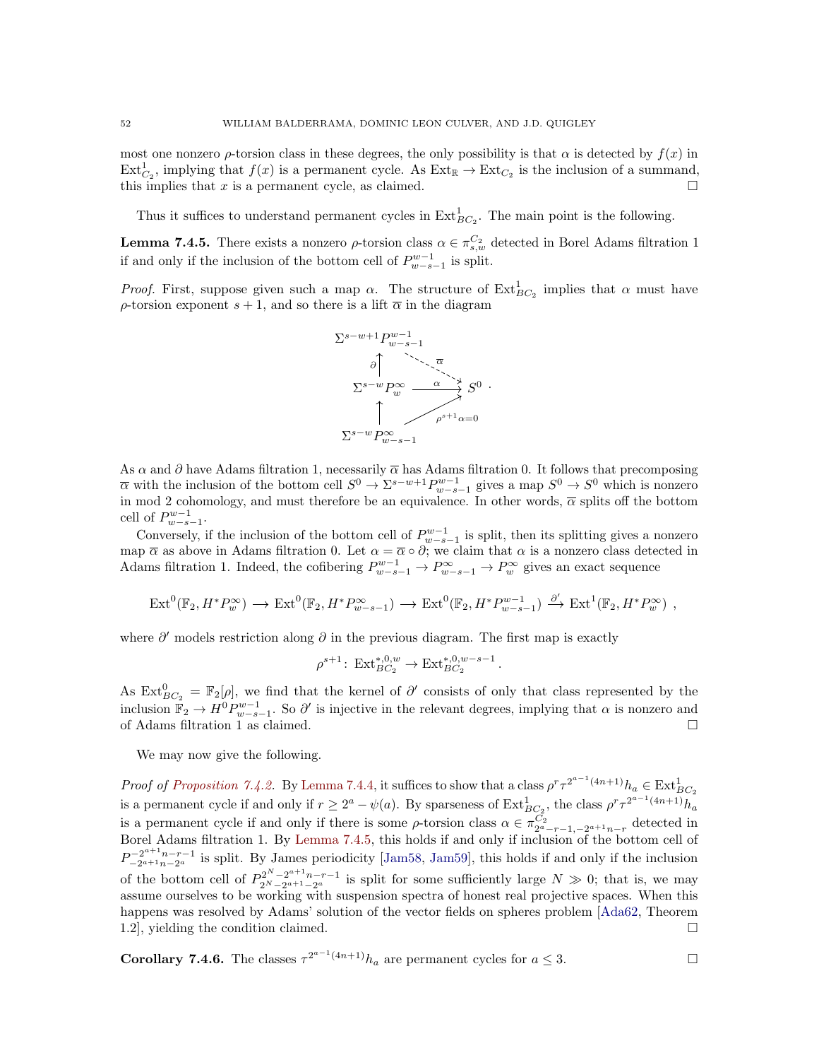most one nonzero $\rho$-torsion class in these degrees, the only possibility is that $\alpha$ is detected by $f(x)$ in $\mathrm{Ext}^1_{C_2}$, implying that $f(x)$ is a permanent cycle. As $\mathrm{Ext}_{\mathbb{R}} \to \mathrm{Ext}_{C_2}$ is the inclusion of a summand, this implies that $x$ is a permanent cycle, as claimed. □

Thus it suffices to understand permanent cycles in $\mathrm{Ext}^1_{BC_2}$. The main point is the following.

**Lemma 7.4.5.** There exists a nonzero $\rho$-torsion class $\alpha \in \pi^{C_2}_{s,w}$ detected in Borel Adams filtration 1 if and only if the inclusion of the bottom cell of $P^{w-1}_{w-s-1}$ is split.

*Proof.* First, suppose given such a map $\alpha$. The structure of $\mathrm{Ext}^1_{BC_2}$ implies that $\alpha$ must have $\rho$-torsion exponent $s+1$, and so there is a lift $\overline{\alpha}$ in the diagram

$$\begin{array}{ccc}
\Sigma^{s-w+1}P^{w-1}_{w-s-1} & & \\
\uparrow \partial & \overset{\overline{\alpha}}{\searrow} & \\
\Sigma^{s-w}P^{\infty}_{w} & \xrightarrow{\alpha} & S^0 \\
\uparrow & \nearrow_{\rho^{s+1}\alpha = 0} & \\
\Sigma^{s-w}P^{\infty}_{w-s-1} & &
\end{array}$$

As $\alpha$ and $\partial$ have Adams filtration 1, necessarily $\overline{\alpha}$ has Adams filtration 0. It follows that precomposing $\overline{\alpha}$ with the inclusion of the bottom cell $S^0 \to \Sigma^{s-w+1}P^{w-1}_{w-s-1}$ gives a map $S^0 \to S^0$ which is nonzero in mod 2 cohomology, and must therefore be an equivalence. In other words, $\overline{\alpha}$ splits off the bottom cell of $P^{w-1}_{w-s-1}$.

Conversely, if the inclusion of the bottom cell of $P^{w-1}_{w-s-1}$ is split, then its splitting gives a nonzero map $\overline{\alpha}$ as above in Adams filtration 0. Let $\alpha = \overline{\alpha} \circ \partial$; we claim that $\alpha$ is a nonzero class detected in Adams filtration 1. Indeed, the cofibering $P^{w-1}_{w-s-1} \to P^{\infty}_{w-s-1} \to P^{\infty}_{w}$ gives an exact sequence

$$\mathrm{Ext}^0(\mathbb{F}_2, H^*P^{\infty}_w) \longrightarrow \mathrm{Ext}^0(\mathbb{F}_2, H^*P^{\infty}_{w-s-1}) \longrightarrow \mathrm{Ext}^0(\mathbb{F}_2, H^*P^{w-1}_{w-s-1}) \xrightarrow{\partial'} \mathrm{Ext}^1(\mathbb{F}_2, H^*P^{\infty}_w) \ ,$$

where $\partial'$ models restriction along $\partial$ in the previous diagram. The first map is exactly

$$\rho^{s+1} \colon \mathrm{Ext}^{*,0,w}_{BC_2} \to \mathrm{Ext}^{*,0,w-s-1}_{BC_2}.$$

As $\mathrm{Ext}^0_{BC_2} = \mathbb{F}_2[\rho]$, we find that the kernel of $\partial'$ consists of only that class represented by the inclusion $\mathbb{F}_2 \to H^0 P^{w-1}_{w-s-1}$. So $\partial'$ is injective in the relevant degrees, implying that $\alpha$ is nonzero and of Adams filtration 1 as claimed. □

We may now give the following.

*Proof of Proposition 7.4.2.* By Lemma 7.4.4, it suffices to show that a class $\rho^r \tau^{2^{a-1}(4n+1)}h_a \in \mathrm{Ext}^1_{BC_2}$ is a permanent cycle if and only if $r \geq 2^a - \psi(a)$. By sparseness of $\mathrm{Ext}^1_{BC_2}$, the class $\rho^r\tau^{2^{a-1}(4n+1)}h_a$ is a permanent cycle if and only if there is some $\rho$-torsion class $\alpha \in \pi^{C_2}_{2^a-r-1,-2^{a+1}n-r}$ detected in Borel Adams filtration 1. By Lemma 7.4.5, this holds if and only if inclusion of the bottom cell of $P^{-2^{a+1}n-r-1}_{-2^{a+1}n-2^a}$ is split. By James periodicity [Jam58, Jam59], this holds if and only if the inclusion of the bottom cell of $P^{2^N-2^{a+1}n-r-1}_{2^N-2^{a+1}-2^a}$ is split for some sufficiently large $N \gg 0$; that is, we may assume ourselves to be working with suspension spectra of honest real projective spaces. When this happens was resolved by Adams' solution of the vector fields on spheres problem [Ada62, Theorem 1.2], yielding the condition claimed. □

**Corollary 7.4.6.** The classes $\tau^{2^{a-1}(4n+1)}h_a$ are permanent cycles for $a \leq 3$. □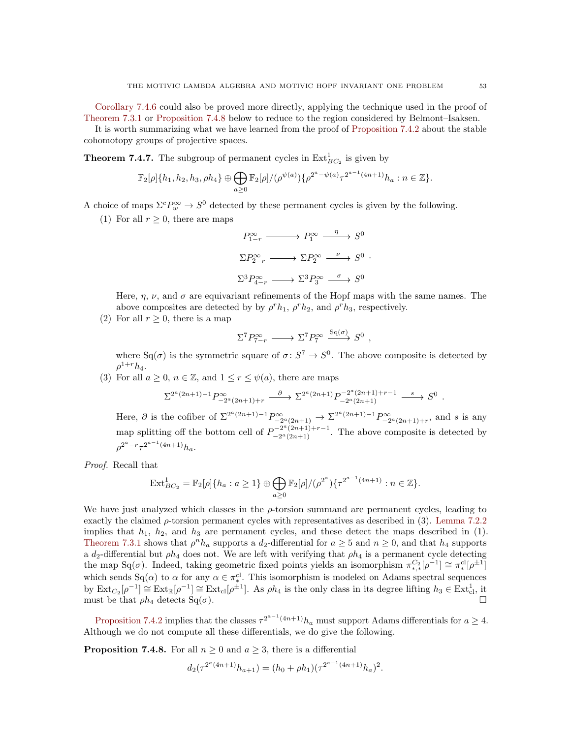Corollary 7.4.6 could also be proved more directly, applying the technique used in the proof of Theorem 7.3.1 or Proposition 7.4.8 below to reduce to the region considered by Belmont–Isaksen.

It is worth summarizing what we have learned from the proof of Proposition 7.4.2 about the stable cohomotopy groups of projective spaces.

**Theorem 7.4.7.** The subgroup of permanent cycles in $\mathrm{Ext}^1_{BC_2}$ is given by

$$\mathbb{F}_2[\rho]\{h_1, h_2, h_3, \rho h_4\} \oplus \bigoplus_{a \geq 0} \mathbb{F}_2[\rho]/(\rho^{\psi(a)})\{\rho^{2^a - \psi(a)} \tau^{2^{a-1}(4n+1)} h_a : n \in \mathbb{Z}\}.$$

A choice of maps $\Sigma^c P^\infty_w \to S^0$ detected by these permanent cycles is given by the following.

(1) For all $r \geq 0$, there are maps

$$P^\infty_{1-r} \longrightarrow P^\infty_1 \xrightarrow{\ \eta\ } S^0$$

$$\Sigma P^\infty_{2-r} \longrightarrow \Sigma P^\infty_2 \xrightarrow{\ \nu\ } S^0 \ .$$

$$\Sigma^3 P^\infty_{4-r} \longrightarrow \Sigma^3 P^\infty_3 \xrightarrow{\ \sigma\ } S^0$$

Here, $\eta$, $\nu$, and $\sigma$ are equivariant refinements of the Hopf maps with the same names. The above composites are detected by by $\rho^r h_1$, $\rho^r h_2$, and $\rho^r h_3$, respectively.

(2) For all $r \geq 0$, there is a map

$$\Sigma^7 P^\infty_{7-r} \longrightarrow \Sigma^7 P^\infty_7 \xrightarrow{\mathrm{Sq}(\sigma)} S^0 \ ,$$

where $\mathrm{Sq}(\sigma)$ is the symmetric square of $\sigma\colon S^7 \to S^0$. The above composite is detected by $\rho^{1+r} h_4$.

(3) For all $a \geq 0$, $n \in \mathbb{Z}$, and $1 \leq r \leq \psi(a)$, there are maps

$$\Sigma^{2^a(2n+1)-1} P^\infty_{-2^a(2n+1)+r} \xrightarrow{\ \partial\ } \Sigma^{2^a(2n+1)} P^{-2^a(2n+1)+r-1}_{-2^a(2n+1)} \xrightarrow{\ s\ } S^0 \ .$$

Here, $\partial$ is the cofiber of $\Sigma^{2^a(2n+1)-1} P^\infty_{-2^a(2n+1)} \to \Sigma^{2^a(2n+1)-1} P^\infty_{-2^a(2n+1)+r}$, and $s$ is any map splitting off the bottom cell of $P^{-2^a(2n+1)+r-1}_{-2^a(2n+1)}$. The above composite is detected by $\rho^{2^a - r} \tau^{2^{a-1}(4n+1)} h_a$.

*Proof.* Recall that

$$\mathrm{Ext}^1_{BC_2} = \mathbb{F}_2[\rho]\{h_a : a \geq 1\} \oplus \bigoplus_{a \geq 0} \mathbb{F}_2[\rho]/(\rho^{2^a})\{\tau^{2^{a-1}(4n+1)} : n \in \mathbb{Z}\}.$$

We have just analyzed which classes in the $\rho$-torsion summand are permanent cycles, leading to exactly the claimed $\rho$-torsion permanent cycles with representatives as described in (3). Lemma 7.2.2 implies that $h_1$, $h_2$, and $h_3$ are permanent cycles, and these detect the maps described in (1). Theorem 7.3.1 shows that $\rho^n h_a$ supports a $d_2$-differential for $a \geq 5$ and $n \geq 0$, and that $h_4$ supports a $d_2$-differential but $\rho h_4$ does not. We are left with verifying that $\rho h_4$ is a permanent cycle detecting the map $\mathrm{Sq}(\sigma)$. Indeed, taking geometric fixed points yields an isomorphism $\pi^{C_2}_{*,*}[\rho^{-1}] \cong \pi^{\mathrm{cl}}_*[\rho^{\pm 1}]$ which sends $\mathrm{Sq}(\alpha)$ to $\alpha$ for any $\alpha \in \pi^{\mathrm{cl}}_*$. This isomorphism is modeled on Adams spectral sequences by $\mathrm{Ext}_{C_2}[\rho^{-1}] \cong \mathrm{Ext}_{\mathbb{R}}[\rho^{-1}] \cong \mathrm{Ext}_{\mathrm{cl}}[\rho^{\pm 1}]$. As $\rho h_4$ is the only class in its degree lifting $h_3 \in \mathrm{Ext}^1_{\mathrm{cl}}$, it must be that $\rho h_4$ detects $\mathrm{Sq}(\sigma)$. $\square$

Proposition 7.4.2 implies that the classes $\tau^{2^{a-1}(4n+1)} h_a$ must support Adams differentials for $a \geq 4$. Although we do not compute all these differentials, we do give the following.

**Proposition 7.4.8.** For all $n \geq 0$ and $a \geq 3$, there is a differential

$$d_2(\tau^{2^a(4n+1)} h_{a+1}) = (h_0 + \rho h_1)(\tau^{2^{a-1}(4n+1)} h_a)^2.$$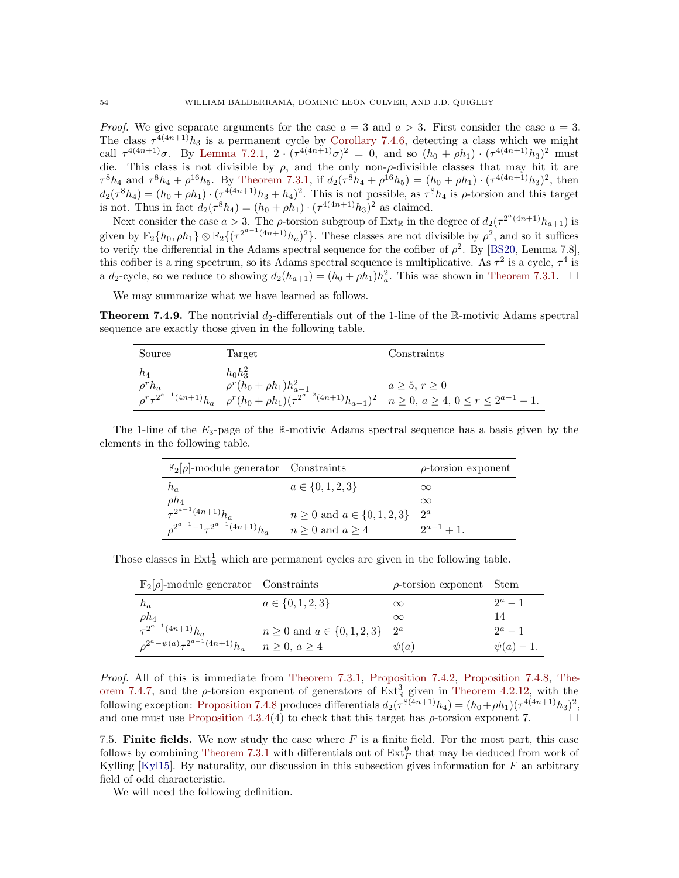*Proof.* We give separate arguments for the case $a = 3$ and $a > 3$. First consider the case $a = 3$. The class $\tau^{4(4n+1)}h_3$ is a permanent cycle by Corollary 7.4.6, detecting a class which we might call $\tau^{4(4n+1)}\sigma$. By Lemma 7.2.1, $2 \cdot (\tau^{4(4n+1)}\sigma)^2 = 0$, and so $(h_0 + \rho h_1) \cdot (\tau^{4(4n+1)}h_3)^2$ must die. This class is not divisible by $\rho$, and the only non-$\rho$-divisible classes that may hit it are $\tau^8 h_4$ and $\tau^8 h_4 + \rho^{16} h_5$. By Theorem 7.3.1, if $d_2(\tau^8 h_4 + \rho^{16} h_5) = (h_0 + \rho h_1) \cdot (\tau^{4(4n+1)}h_3)^2$, then $d_2(\tau^8 h_4) = (h_0 + \rho h_1) \cdot (\tau^{4(4n+1)}h_3 + h_4)^2$. This is not possible, as $\tau^8 h_4$ is $\rho$-torsion and this target is not. Thus in fact $d_2(\tau^8 h_4) = (h_0 + \rho h_1) \cdot (\tau^{4(4n+1)}h_3)^2$ as claimed.

Next consider the case $a > 3$. The $\rho$-torsion subgroup of $\mathrm{Ext}_{\mathbb{R}}$ in the degree of $d_2(\tau^{2^a(4n+1)}h_{a+1})$ is given by $\mathbb{F}_2\{h_0, \rho h_1\} \otimes \mathbb{F}_2\{(\tau^{2^{a-1}(4n+1)}h_a)^2\}$. These classes are not divisible by $\rho^2$, and so it suffices to verify the differential in the Adams spectral sequence for the cofiber of $\rho^2$. By [BS20, Lemma 7.8], this cofiber is a ring spectrum, so its Adams spectral sequence is multiplicative. As $\tau^2$ is a cycle, $\tau^4$ is a $d_2$-cycle, so we reduce to showing $d_2(h_{a+1}) = (h_0 + \rho h_1)h_a^2$. This was shown in Theorem 7.3.1. $\square$

We may summarize what we have learned as follows.

**Theorem 7.4.9.** The nontrivial $d_2$-differentials out of the 1-line of the $\mathbb{R}$-motivic Adams spectral sequence are exactly those given in the following table.

| Source | Target | Constraints |
|---|---|---|
| $h_4$ | $h_0 h_3^2$ | |
| $\rho^r h_a$ | $\rho^r(h_0 + \rho h_1)h_{a-1}^2$ | $a \geq 5$, $r \geq 0$ |
| $\rho^r \tau^{2^{a-1}(4n+1)}h_a$ | $\rho^r(h_0 + \rho h_1)(\tau^{2^{a-2}(4n+1)}h_{a-1})^2$ | $n \geq 0$, $a \geq 4$, $0 \leq r \leq 2^{a-1} - 1$. |

The 1-line of the $E_3$-page of the $\mathbb{R}$-motivic Adams spectral sequence has a basis given by the elements in the following table.

| $\mathbb{F}_2[\rho]$-module generator | Constraints | $\rho$-torsion exponent |
|---|---|---|
| $h_a$ | $a \in \{0, 1, 2, 3\}$ | $\infty$ |
| $\rho h_4$ | | $\infty$ |
| $\tau^{2^{a-1}(4n+1)}h_a$ | $n \geq 0$ and $a \in \{0, 1, 2, 3\}$ | $2^a$ |
| $\rho^{2^{a-1}-1}\tau^{2^{a-1}(4n+1)}h_a$ | $n \geq 0$ and $a \geq 4$ | $2^{a-1} + 1$. |

Those classes in $\mathrm{Ext}^1_{\mathbb{R}}$ which are permanent cycles are given in the following table.

| $\mathbb{F}_2[\rho]$-module generator | Constraints | $\rho$-torsion exponent | Stem |
|---|---|---|---|
| $h_a$ | $a \in \{0, 1, 2, 3\}$ | $\infty$ | $2^a - 1$ |
| $\rho h_4$ | | $\infty$ | 14 |
| $\tau^{2^{a-1}(4n+1)}h_a$ | $n \geq 0$ and $a \in \{0, 1, 2, 3\}$ | $2^a$ | $2^a - 1$ |
| $\rho^{2^a - \psi(a)}\tau^{2^{a-1}(4n+1)}h_a$ | $n \geq 0$, $a \geq 4$ | $\psi(a)$ | $\psi(a) - 1$. |

*Proof.* All of this is immediate from Theorem 7.3.1, Proposition 7.4.2, Proposition 7.4.8, Theorem 7.4.7, and the $\rho$-torsion exponent of generators of $\mathrm{Ext}^3_{\mathbb{R}}$ given in Theorem 4.2.12, with the following exception: Proposition 7.4.8 produces differentials $d_2(\tau^{8(4n+1)}h_4) = (h_0 + \rho h_1)(\tau^{4(4n+1)}h_3)^2$, and one must use Proposition 4.3.4(4) to check that this target has $\rho$-torsion exponent 7. $\square$

## 7.5. Finite fields.

We now study the case where $F$ is a finite field. For the most part, this case follows by combining Theorem 7.3.1 with differentials out of $\mathrm{Ext}^0_F$ that may be deduced from work of Kylling [Kyl15]. By naturality, our discussion in this subsection gives information for $F$ an arbitrary field of odd characteristic.

We will need the following definition.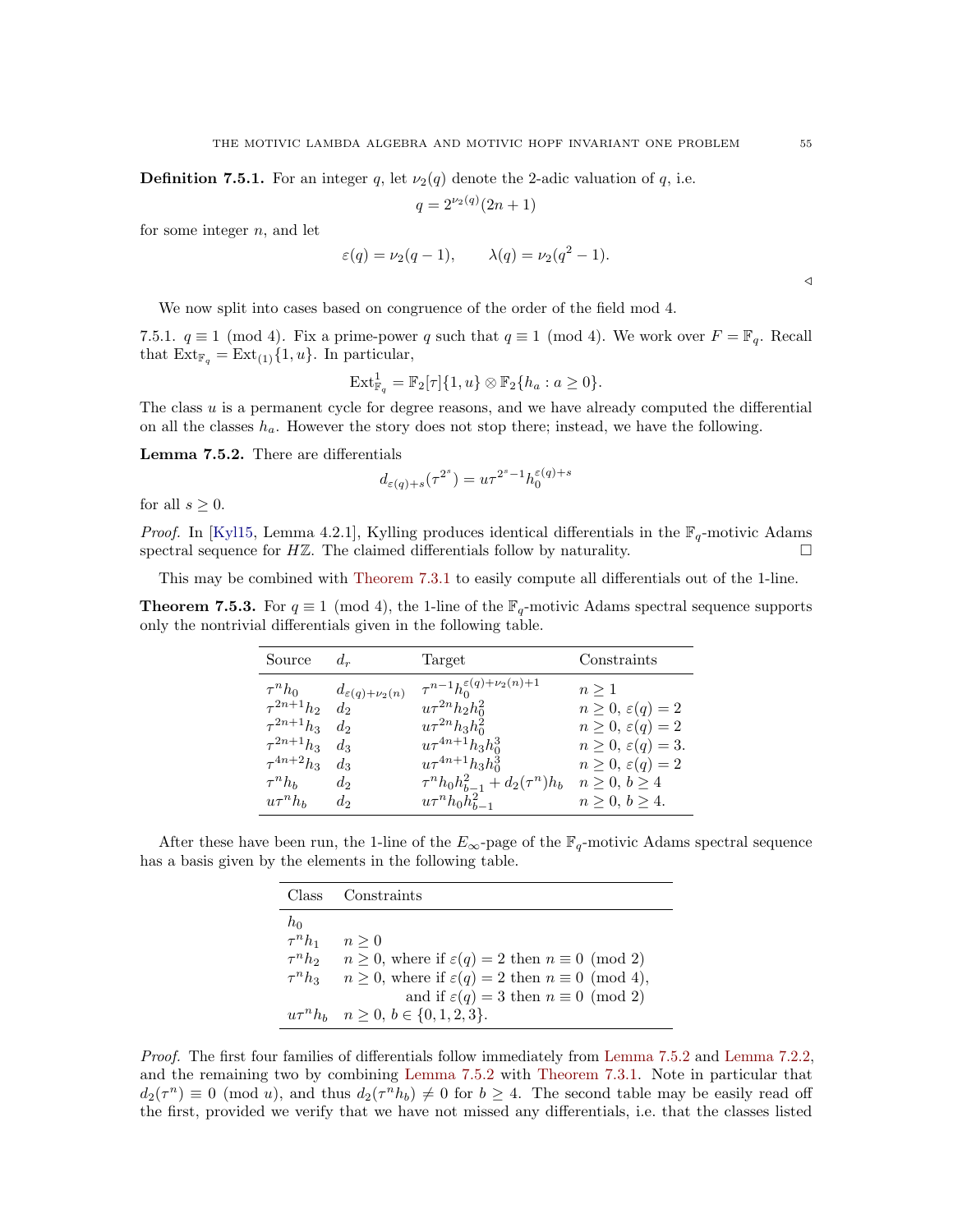**Definition 7.5.1.** For an integer $q$, let $\nu_2(q)$ denote the 2-adic valuation of $q$, i.e.

$$q = 2^{\nu_2(q)}(2n+1)$$

for some integer $n$, and let

$$\varepsilon(q) = \nu_2(q-1), \qquad \lambda(q) = \nu_2(q^2-1).$$

◁

We now split into cases based on congruence of the order of the field mod 4.

7.5.1. $q \equiv 1 \pmod 4$. Fix a prime-power $q$ such that $q \equiv 1 \pmod 4$. We work over $F = \mathbb{F}_q$. Recall that $\mathrm{Ext}_{\mathbb{F}_q} = \mathrm{Ext}_{(1)}\{1, u\}$. In particular,

$$\mathrm{Ext}^1_{\mathbb{F}_q} = \mathbb{F}_2[\tau]\{1, u\} \otimes \mathbb{F}_2\{h_a : a \geq 0\}.$$

The class $u$ is a permanent cycle for degree reasons, and we have already computed the differential on all the classes $h_a$. However the story does not stop there; instead, we have the following.

**Lemma 7.5.2.** There are differentials

$$d_{\varepsilon(q)+s}(\tau^{2^s}) = u\tau^{2^s-1}h_0^{\varepsilon(q)+s}$$

for all $s \geq 0$.

*Proof.* In [Kyl15, Lemma 4.2.1], Kylling produces identical differentials in the $\mathbb{F}_q$-motivic Adams spectral sequence for $H\mathbb{Z}$. The claimed differentials follow by naturality. □

This may be combined with Theorem 7.3.1 to easily compute all differentials out of the 1-line.

**Theorem 7.5.3.** For $q \equiv 1 \pmod 4$, the 1-line of the $\mathbb{F}_q$-motivic Adams spectral sequence supports only the nontrivial differentials given in the following table.

| Source | $d_r$ | Target | Constraints |
|---|---|---|---|
| $\tau^n h_0$ | $d_{\varepsilon(q)+\nu_2(n)}$ | $\tau^{n-1}h_0^{\varepsilon(q)+\nu_2(n)+1}$ | $n \geq 1$ |
| $\tau^{2n+1}h_2$ | $d_2$ | $u\tau^{2n}h_2h_0^2$ | $n \geq 0$, $\varepsilon(q) = 2$ |
| $\tau^{2n+1}h_3$ | $d_2$ | $u\tau^{2n}h_3h_0^2$ | $n \geq 0$, $\varepsilon(q) = 2$ |
| $\tau^{2n+1}h_3$ | $d_3$ | $u\tau^{4n+1}h_3h_0^3$ | $n \geq 0$, $\varepsilon(q) = 3$. |
| $\tau^{4n+2}h_3$ | $d_3$ | $u\tau^{4n+1}h_3h_0^3$ | $n \geq 0$, $\varepsilon(q) = 2$ |
| $\tau^n h_b$ | $d_2$ | $\tau^n h_0 h_{b-1}^2 + d_2(\tau^n)h_b$ | $n \geq 0$, $b \geq 4$ |
| $u\tau^n h_b$ | $d_2$ | $u\tau^n h_0 h_{b-1}^2$ | $n \geq 0$, $b \geq 4$. |

After these have been run, the 1-line of the $E_\infty$-page of the $\mathbb{F}_q$-motivic Adams spectral sequence has a basis given by the elements in the following table.

| Class | Constraints |
|---|---|
| $h_0$ | |
| $\tau^n h_1$ | $n \geq 0$ |
| $\tau^n h_2$ | $n \geq 0$, where if $\varepsilon(q) = 2$ then $n \equiv 0 \pmod 2$ |
| $\tau^n h_3$ | $n \geq 0$, where if $\varepsilon(q) = 2$ then $n \equiv 0 \pmod 4$, and if $\varepsilon(q) = 3$ then $n \equiv 0 \pmod 2$ |
| $u\tau^n h_b$ | $n \geq 0$, $b \in \{0, 1, 2, 3\}$. |

*Proof.* The first four families of differentials follow immediately from Lemma 7.5.2 and Lemma 7.2.2, and the remaining two by combining Lemma 7.5.2 with Theorem 7.3.1. Note in particular that $d_2(\tau^n) \equiv 0 \pmod u$, and thus $d_2(\tau^n h_b) \neq 0$ for $b \geq 4$. The second table may be easily read off the first, provided we verify that we have not missed any differentials, i.e. that the classes listed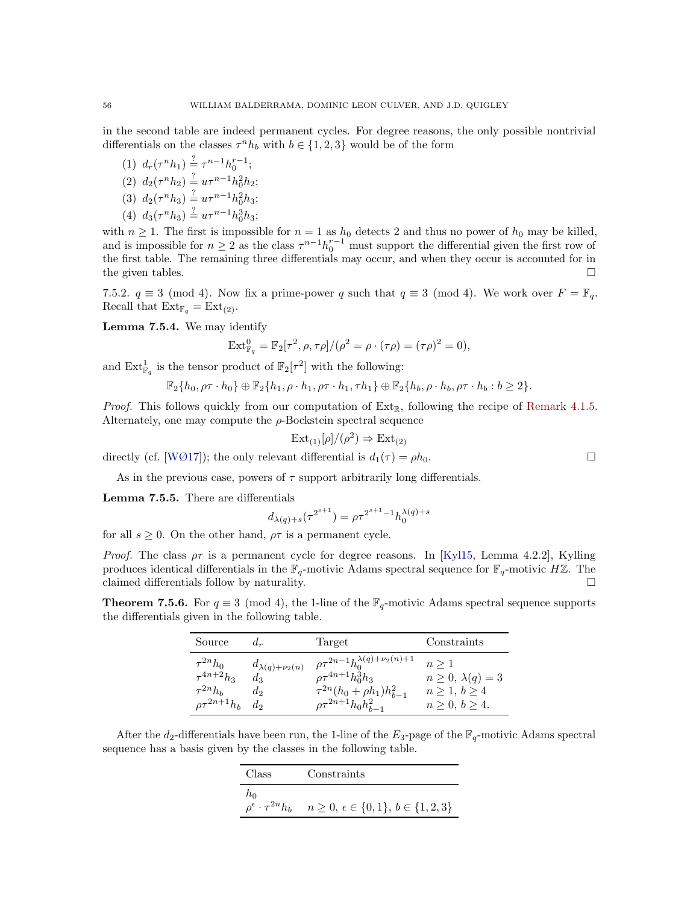in the second table are indeed permanent cycles. For degree reasons, the only possible nontrivial differentials on the classes $\tau^n h_b$ with $b \in \{1,2,3\}$ would be of the form

(1) $d_r(\tau^n h_1) \overset{?}{=} \tau^{n-1} h_0^{r-1}$;
(2) $d_2(\tau^n h_2) \overset{?}{=} u\tau^{n-1} h_0^2 h_2$;
(3) $d_2(\tau^n h_3) \overset{?}{=} u\tau^{n-1} h_0^2 h_3$;
(4) $d_3(\tau^n h_3) \overset{?}{=} u\tau^{n-1} h_0^3 h_3$;

with $n \geq 1$. The first is impossible for $n = 1$ as $h_0$ detects 2 and thus no power of $h_0$ may be killed, and is impossible for $n \geq 2$ as the class $\tau^{n-1} h_0^{r-1}$ must support the differential given the first row of the first table. The remaining three differentials may occur, and when they occur is accounted for in the given tables. $\square$

7.5.2. $q \equiv 3 \pmod 4$. Now fix a prime-power $q$ such that $q \equiv 3 \pmod 4$. We work over $F = \mathbb{F}_q$. Recall that $\mathrm{Ext}_{\mathbb{F}_q} = \mathrm{Ext}_{(2)}$.

**Lemma 7.5.4.** We may identify

$$\mathrm{Ext}^0_{\mathbb{F}_q} = \mathbb{F}_2[\tau^2, \rho, \tau\rho]/(\rho^2 = \rho \cdot (\tau\rho) = (\tau\rho)^2 = 0),$$

and $\mathrm{Ext}^1_{\mathbb{F}_q}$ is the tensor product of $\mathbb{F}_2[\tau^2]$ with the following:

$$\mathbb{F}_2\{h_0, \rho\tau \cdot h_0\} \oplus \mathbb{F}_2\{h_1, \rho \cdot h_1, \rho\tau \cdot h_1, \tau h_1\} \oplus \mathbb{F}_2\{h_b, \rho \cdot h_b, \rho\tau \cdot h_b : b \geq 2\}.$$

*Proof.* This follows quickly from our computation of $\mathrm{Ext}_{\mathbb{R}}$, following the recipe of Remark 4.1.5. Alternately, one may compute the $\rho$-Bockstein spectral sequence

$$\mathrm{Ext}_{(1)}[\rho]/(\rho^2) \Rightarrow \mathrm{Ext}_{(2)}$$

directly (cf. [WØ17]); the only relevant differential is $d_1(\tau) = \rho h_0$. $\square$

As in the previous case, powers of $\tau$ support arbitrarily long differentials.

**Lemma 7.5.5.** There are differentials

$$d_{\lambda(q)+s}(\tau^{2^{s+1}}) = \rho\tau^{2^{s+1}-1} h_0^{\lambda(q)+s}$$

for all $s \geq 0$. On the other hand, $\rho\tau$ is a permanent cycle.

*Proof.* The class $\rho\tau$ is a permanent cycle for degree reasons. In [Kyl15, Lemma 4.2.2], Kylling produces identical differentials in the $\mathbb{F}_q$-motivic Adams spectral sequence for $\mathbb{F}_q$-motivic $H\mathbb{Z}$. The claimed differentials follow by naturality. $\square$

**Theorem 7.5.6.** For $q \equiv 3 \pmod 4$, the 1-line of the $\mathbb{F}_q$-motivic Adams spectral sequence supports the differentials given in the following table.

| Source | $d_r$ | Target | Constraints |
|---|---|---|---|
| $\tau^{2n} h_0$ | $d_{\lambda(q)+\nu_2(n)}$ | $\rho\tau^{2n-1} h_0^{\lambda(q)+\nu_2(n)+1}$ | $n \geq 1$ |
| $\tau^{4n+2} h_3$ | $d_3$ | $\rho\tau^{4n+1} h_0^3 h_3$ | $n \geq 0$, $\lambda(q) = 3$ |
| $\tau^{2n} h_b$ | $d_2$ | $\tau^{2n}(h_0 + \rho h_1) h_{b-1}^2$ | $n \geq 1$, $b \geq 4$ |
| $\rho\tau^{2n+1} h_b$ | $d_2$ | $\rho\tau^{2n+1} h_0 h_{b-1}^2$ | $n \geq 0$, $b \geq 4$. |

After the $d_2$-differentials have been run, the 1-line of the $E_3$-page of the $\mathbb{F}_q$-motivic Adams spectral sequence has a basis given by the classes in the following table.

| Class | Constraints |
|---|---|
| $h_0$ | |
| $\rho^\epsilon \cdot \tau^{2n} h_b$ | $n \geq 0$, $\epsilon \in \{0,1\}$, $b \in \{1,2,3\}$ |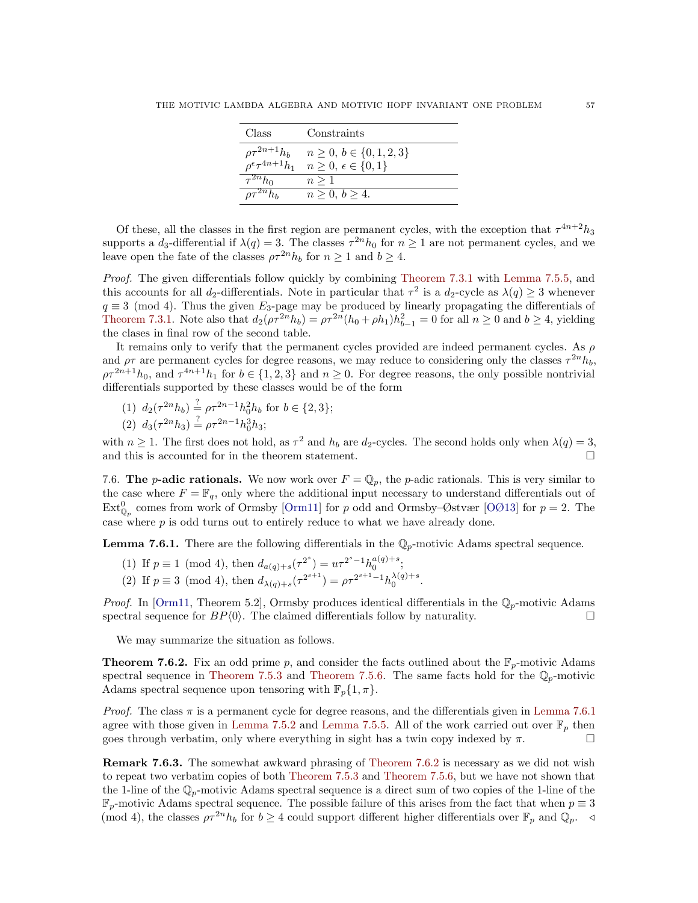| Class | Constraints |
|---|---|
| $\rho\tau^{2n+1}h_b$ | $n \geq 0$, $b \in \{0,1,2,3\}$ |
| $\rho^\epsilon\tau^{4n+1}h_1$ | $n \geq 0$, $\epsilon \in \{0,1\}$ |
| $\tau^{2n}h_0$ | $n \geq 1$ |
| $\rho\tau^{2n}h_b$ | $n \geq 0$, $b \geq 4$. |

Of these, all the classes in the first region are permanent cycles, with the exception that $\tau^{4n+2}h_3$ supports a $d_3$-differential if $\lambda(q) = 3$. The classes $\tau^{2n}h_0$ for $n \geq 1$ are not permanent cycles, and we leave open the fate of the classes $\rho\tau^{2n}h_b$ for $n \geq 1$ and $b \geq 4$.

*Proof.* The given differentials follow quickly by combining Theorem 7.3.1 with Lemma 7.5.5, and this accounts for all $d_2$-differentials. Note in particular that $\tau^2$ is a $d_2$-cycle as $\lambda(q) \geq 3$ whenever $q \equiv 3 \pmod 4$. Thus the given $E_3$-page may be produced by linearly propagating the differentials of Theorem 7.3.1. Note also that $d_2(\rho\tau^{2n}h_b) = \rho\tau^{2n}(h_0 + \rho h_1)h_{b-1}^2 = 0$ for all $n \geq 0$ and $b \geq 4$, yielding the clases in final row of the second table.

It remains only to verify that the permanent cycles provided are indeed permanent cycles. As $\rho$ and $\rho\tau$ are permanent cycles for degree reasons, we may reduce to considering only the classes $\tau^{2n}h_b$, $\rho\tau^{2n+1}h_0$, and $\tau^{4n+1}h_1$ for $b \in \{1,2,3\}$ and $n \geq 0$. For degree reasons, the only possible nontrivial differentials supported by these classes would be of the form

(1) $d_2(\tau^{2n}h_b) \overset{?}{=} \rho\tau^{2n-1}h_0^2h_b$ for $b \in \{2,3\}$;
(2) $d_3(\tau^{2n}h_3) \overset{?}{=} \rho\tau^{2n-1}h_0^3h_3$;

with $n \geq 1$. The first does not hold, as $\tau^2$ and $h_b$ are $d_2$-cycles. The second holds only when $\lambda(q) = 3$, and this is accounted for in the theorem statement. □

7.6. **The $p$-adic rationals.** We now work over $F = \mathbb{Q}_p$, the $p$-adic rationals. This is very similar to the case where $F = \mathbb{F}_q$, only where the additional input necessary to understand differentials out of $\mathrm{Ext}^0_{\mathbb{Q}_p}$ comes from work of Ormsby [Orm11] for $p$ odd and Ormsby–Østvær [OØ13] for $p = 2$. The case where $p$ is odd turns out to entirely reduce to what we have already done.

**Lemma 7.6.1.** There are the following differentials in the $\mathbb{Q}_p$-motivic Adams spectral sequence.

(1) If $p \equiv 1 \pmod 4$, then $d_{a(q)+s}(\tau^{2^s}) = u\tau^{2^s-1}h_0^{a(q)+s}$;
(2) If $p \equiv 3 \pmod 4$, then $d_{\lambda(q)+s}(\tau^{2^{s+1}}) = \rho\tau^{2^{s+1}-1}h_0^{\lambda(q)+s}$.

*Proof.* In [Orm11, Theorem 5.2], Ormsby produces identical differentials in the $\mathbb{Q}_p$-motivic Adams spectral sequence for $BP\langle 0\rangle$. The claimed differentials follow by naturality. □

We may summarize the situation as follows.

**Theorem 7.6.2.** Fix an odd prime $p$, and consider the facts outlined about the $\mathbb{F}_p$-motivic Adams spectral sequence in Theorem 7.5.3 and Theorem 7.5.6. The same facts hold for the $\mathbb{Q}_p$-motivic Adams spectral sequence upon tensoring with $\mathbb{F}_p\{1, \pi\}$.

*Proof.* The class $\pi$ is a permanent cycle for degree reasons, and the differentials given in Lemma 7.6.1 agree with those given in Lemma 7.5.2 and Lemma 7.5.5. All of the work carried out over $\mathbb{F}_p$ then goes through verbatim, only where everything in sight has a twin copy indexed by $\pi$. □

**Remark 7.6.3.** The somewhat awkward phrasing of Theorem 7.6.2 is necessary as we did not wish to repeat two verbatim copies of both Theorem 7.5.3 and Theorem 7.5.6, but we have not shown that the 1-line of the $\mathbb{Q}_p$-motivic Adams spectral sequence is a direct sum of two copies of the 1-line of the $\mathbb{F}_p$-motivic Adams spectral sequence. The possible failure of this arises from the fact that when $p \equiv 3 \pmod 4$, the classes $\rho\tau^{2n}h_b$ for $b \geq 4$ could support different higher differentials over $\mathbb{F}_p$ and $\mathbb{Q}_p$. ◁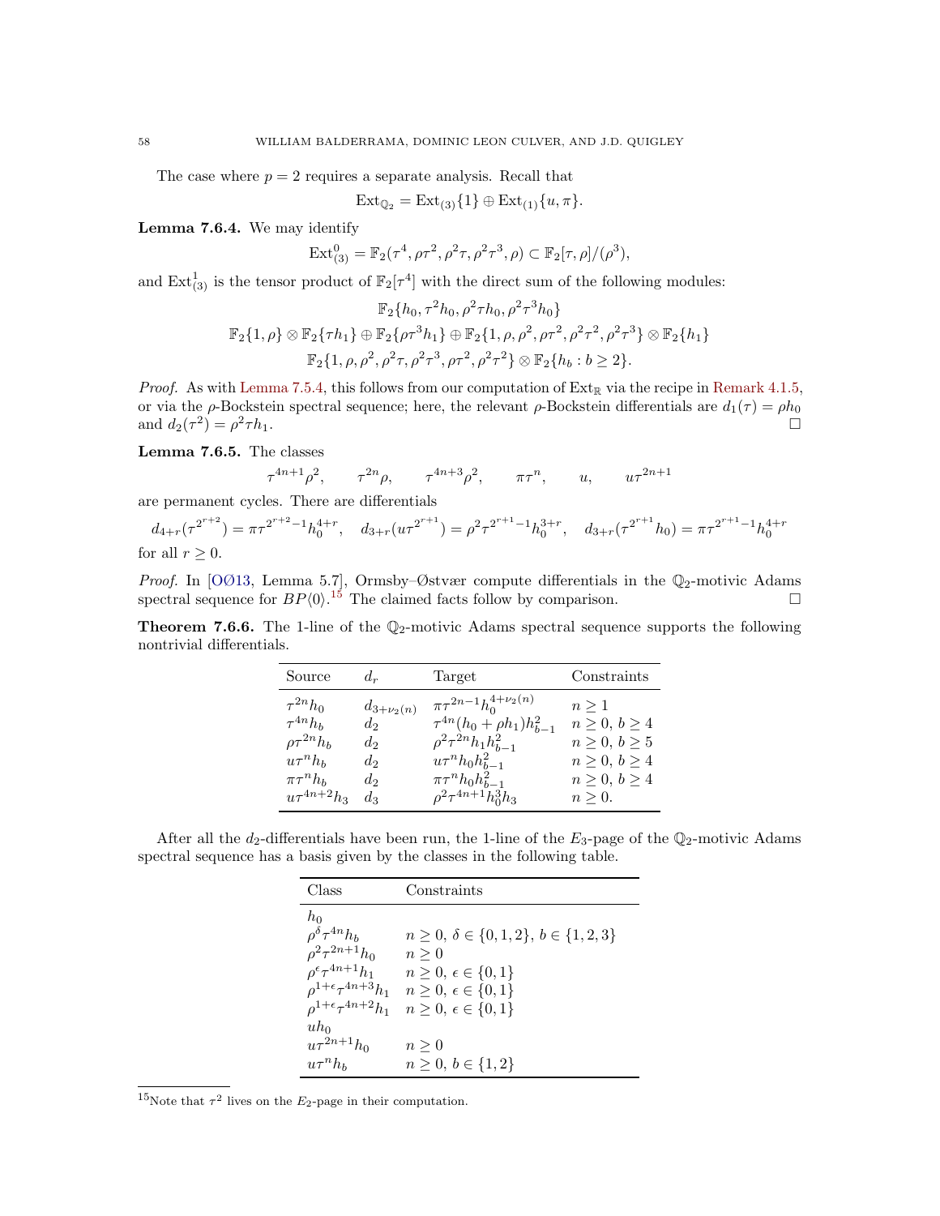The case where $p = 2$ requires a separate analysis. Recall that

$$\mathrm{Ext}_{\mathbb{Q}_2} = \mathrm{Ext}_{(3)}\{1\} \oplus \mathrm{Ext}_{(1)}\{u, \pi\}.$$

**Lemma 7.6.4.** We may identify

$$\mathrm{Ext}^0_{(3)} = \mathbb{F}_2(\tau^4, \rho\tau^2, \rho^2\tau, \rho^2\tau^3, \rho) \subset \mathbb{F}_2[\tau, \rho]/(\rho^3),$$

and $\mathrm{Ext}^1_{(3)}$ is the tensor product of $\mathbb{F}_2[\tau^4]$ with the direct sum of the following modules:

$$\mathbb{F}_2\{h_0, \tau^2 h_0, \rho^2\tau h_0, \rho^2\tau^3 h_0\}$$
$$\mathbb{F}_2\{1, \rho\} \otimes \mathbb{F}_2\{\tau h_1\} \oplus \mathbb{F}_2\{\rho\tau^3 h_1\} \oplus \mathbb{F}_2\{1, \rho, \rho^2, \rho\tau^2, \rho^2\tau^2, \rho^2\tau^3\} \otimes \mathbb{F}_2\{h_1\}$$
$$\mathbb{F}_2\{1, \rho, \rho^2, \rho^2\tau, \rho^2\tau^3, \rho\tau^2, \rho^2\tau^2\} \otimes \mathbb{F}_2\{h_b : b \geq 2\}.$$

*Proof.* As with Lemma 7.5.4, this follows from our computation of $\mathrm{Ext}_{\mathbb{R}}$ via the recipe in Remark 4.1.5, or via the $\rho$-Bockstein spectral sequence; here, the relevant $\rho$-Bockstein differentials are $d_1(\tau) = \rho h_0$ and $d_2(\tau^2) = \rho^2\tau h_1$. □

**Lemma 7.6.5.** The classes

$$\tau^{4n+1}\rho^2, \qquad \tau^{2n}\rho, \qquad \tau^{4n+3}\rho^2, \qquad \pi\tau^n, \qquad u, \qquad u\tau^{2n+1}$$

are permanent cycles. There are differentials

$$d_{4+r}(\tau^{2^{r+2}}) = \pi\tau^{2^{r+2}-1}h_0^{4+r}, \quad d_{3+r}(u\tau^{2^{r+1}}) = \rho^2\tau^{2^{r+1}-1}h_0^{3+r}, \quad d_{3+r}(\tau^{2^{r+1}}h_0) = \pi\tau^{2^{r+1}-1}h_0^{4+r}$$

for all $r \geq 0$.

*Proof.* In [OØ13, Lemma 5.7], Ormsby–Østvær compute differentials in the $\mathbb{Q}_2$-motivic Adams spectral sequence for $BP\langle 0\rangle$.[15] The claimed facts follow by comparison. □

**Theorem 7.6.6.** The 1-line of the $\mathbb{Q}_2$-motivic Adams spectral sequence supports the following nontrivial differentials.

| Source | $d_r$ | Target | Constraints |
|---|---|---|---|
| $\tau^{2n}h_0$ | $d_{3+\nu_2(n)}$ | $\pi\tau^{2n-1}h_0^{4+\nu_2(n)}$ | $n \geq 1$ |
| $\tau^{4n}h_b$ | $d_2$ | $\tau^{4n}(h_0 + \rho h_1)h_{b-1}^2$ | $n \geq 0,\ b \geq 4$ |
| $\rho\tau^{2n}h_b$ | $d_2$ | $\rho^2\tau^{2n}h_1 h_{b-1}^2$ | $n \geq 0,\ b \geq 5$ |
| $u\tau^n h_b$ | $d_2$ | $u\tau^n h_0 h_{b-1}^2$ | $n \geq 0,\ b \geq 4$ |
| $\pi\tau^n h_b$ | $d_2$ | $\pi\tau^n h_0 h_{b-1}^2$ | $n \geq 0,\ b \geq 4$ |
| $u\tau^{4n+2}h_3$ | $d_3$ | $\rho^2\tau^{4n+1}h_0^3 h_3$ | $n \geq 0.$ |

After all the $d_2$-differentials have been run, the 1-line of the $E_3$-page of the $\mathbb{Q}_2$-motivic Adams spectral sequence has a basis given by the classes in the following table.

| Class | Constraints |
|---|---|
| $h_0$ | |
| $\rho^\delta\tau^{4n}h_b$ | $n \geq 0,\ \delta \in \{0,1,2\},\ b \in \{1,2,3\}$ |
| $\rho^2\tau^{2n+1}h_0$ | $n \geq 0$ |
| $\rho^\epsilon\tau^{4n+1}h_1$ | $n \geq 0,\ \epsilon \in \{0,1\}$ |
| $\rho^{1+\epsilon}\tau^{4n+3}h_1$ | $n \geq 0,\ \epsilon \in \{0,1\}$ |
| $\rho^{1+\epsilon}\tau^{4n+2}h_1$ | $n \geq 0,\ \epsilon \in \{0,1\}$ |
| $uh_0$ | |
| $u\tau^{2n+1}h_0$ | $n \geq 0$ |
| $u\tau^n h_b$ | $n \geq 0,\ b \in \{1,2\}$ |

[15] Note that $\tau^2$ lives on the $E_2$-page in their computation.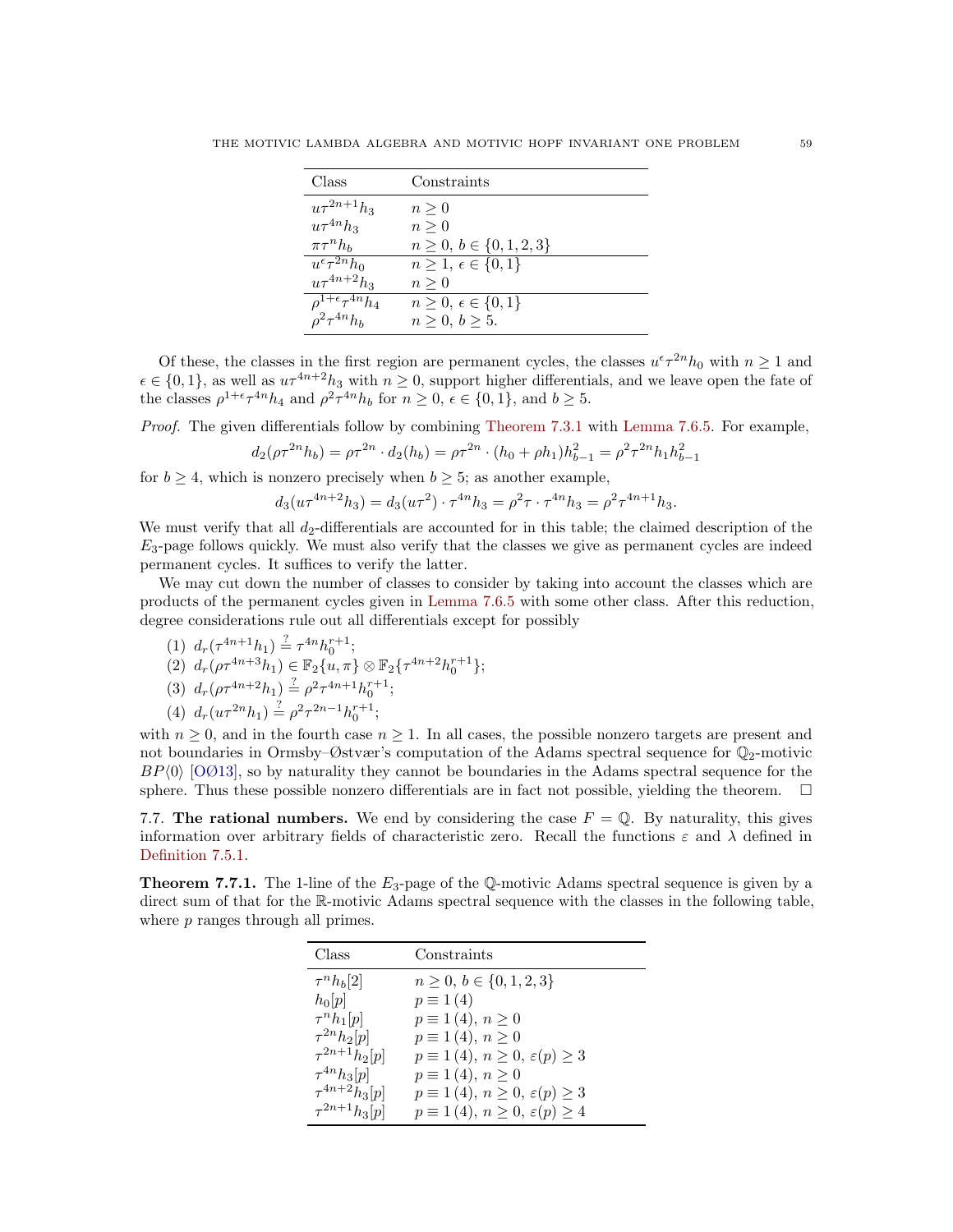| Class | Constraints |
| --- | --- |
| $u\tau^{2n+1}h_3$ | $n \geq 0$ |
| $u\tau^{4n}h_3$ | $n \geq 0$ |
| $\pi\tau^n h_b$ | $n \geq 0,\ b \in \{0,1,2,3\}$ |
| $u^\epsilon\tau^{2n}h_0$ | $n \geq 1,\ \epsilon \in \{0,1\}$ |
| $u\tau^{4n+2}h_3$ | $n \geq 0$ |
| $\rho^{1+\epsilon}\tau^{4n}h_4$ | $n \geq 0,\ \epsilon \in \{0,1\}$ |
| $\rho^2\tau^{4n}h_b$ | $n \geq 0,\ b \geq 5.$ |

Of these, the classes in the first region are permanent cycles, the classes $u^\epsilon\tau^{2n}h_0$ with $n \geq 1$ and $\epsilon \in \{0,1\}$, as well as $u\tau^{4n+2}h_3$ with $n \geq 0$, support higher differentials, and we leave open the fate of the classes $\rho^{1+\epsilon}\tau^{4n}h_4$ and $\rho^2\tau^{4n}h_b$ for $n \geq 0$, $\epsilon \in \{0,1\}$, and $b \geq 5$.

*Proof.* The given differentials follow by combining Theorem 7.3.1 with Lemma 7.6.5. For example,

$$d_2(\rho\tau^{2n}h_b) = \rho\tau^{2n} \cdot d_2(h_b) = \rho\tau^{2n} \cdot (h_0 + \rho h_1)h_{b-1}^2 = \rho^2\tau^{2n}h_1h_{b-1}^2$$

for $b \geq 4$, which is nonzero precisely when $b \geq 5$; as another example,

$$d_3(u\tau^{4n+2}h_3) = d_3(u\tau^2) \cdot \tau^{4n}h_3 = \rho^2\tau \cdot \tau^{4n}h_3 = \rho^2\tau^{4n+1}h_3.$$

We must verify that all $d_2$-differentials are accounted for in this table; the claimed description of the $E_3$-page follows quickly. We must also verify that the classes we give as permanent cycles are indeed permanent cycles. It suffices to verify the latter.

We may cut down the number of classes to consider by taking into account the classes which are products of the permanent cycles given in Lemma 7.6.5 with some other class. After this reduction, degree considerations rule out all differentials except for possibly

1. $d_r(\tau^{4n+1}h_1) \overset{?}{=} \tau^{4n}h_0^{r+1}$;
2. $d_r(\rho\tau^{4n+3}h_1) \in \mathbb{F}_2\{u,\pi\} \otimes \mathbb{F}_2\{\tau^{4n+2}h_0^{r+1}\}$;
3. $d_r(\rho\tau^{4n+2}h_1) \overset{?}{=} \rho^2\tau^{4n+1}h_0^{r+1}$;
4. $d_r(u\tau^{2n}h_1) \overset{?}{=} \rho^2\tau^{2n-1}h_0^{r+1}$;

with $n \geq 0$, and in the fourth case $n \geq 1$. In all cases, the possible nonzero targets are present and not boundaries in Ormsby–Østvær's computation of the Adams spectral sequence for $\mathbb{Q}_2$-motivic $BP\langle 0\rangle$ [OØ13], so by naturality they cannot be boundaries in the Adams spectral sequence for the sphere. Thus these possible nonzero differentials are in fact not possible, yielding the theorem. $\square$

7.7. **The rational numbers.** We end by considering the case $F = \mathbb{Q}$. By naturality, this gives information over arbitrary fields of characteristic zero. Recall the functions $\varepsilon$ and $\lambda$ defined in Definition 7.5.1.

**Theorem 7.7.1.** The 1-line of the $E_3$-page of the $\mathbb{Q}$-motivic Adams spectral sequence is given by a direct sum of that for the $\mathbb{R}$-motivic Adams spectral sequence with the classes in the following table, where $p$ ranges through all primes.

| Class | Constraints |
| --- | --- |
| $\tau^n h_b[2]$ | $n \geq 0,\ b \in \{0,1,2,3\}$ |
| $h_0[p]$ | $p \equiv 1\,(4)$ |
| $\tau^n h_1[p]$ | $p \equiv 1\,(4),\ n \geq 0$ |
| $\tau^{2n}h_2[p]$ | $p \equiv 1\,(4),\ n \geq 0$ |
| $\tau^{2n+1}h_2[p]$ | $p \equiv 1\,(4),\ n \geq 0,\ \varepsilon(p) \geq 3$ |
| $\tau^{4n}h_3[p]$ | $p \equiv 1\,(4),\ n \geq 0$ |
| $\tau^{4n+2}h_3[p]$ | $p \equiv 1\,(4),\ n \geq 0,\ \varepsilon(p) \geq 3$ |
| $\tau^{2n+1}h_3[p]$ | $p \equiv 1\,(4),\ n \geq 0,\ \varepsilon(p) \geq 4$ |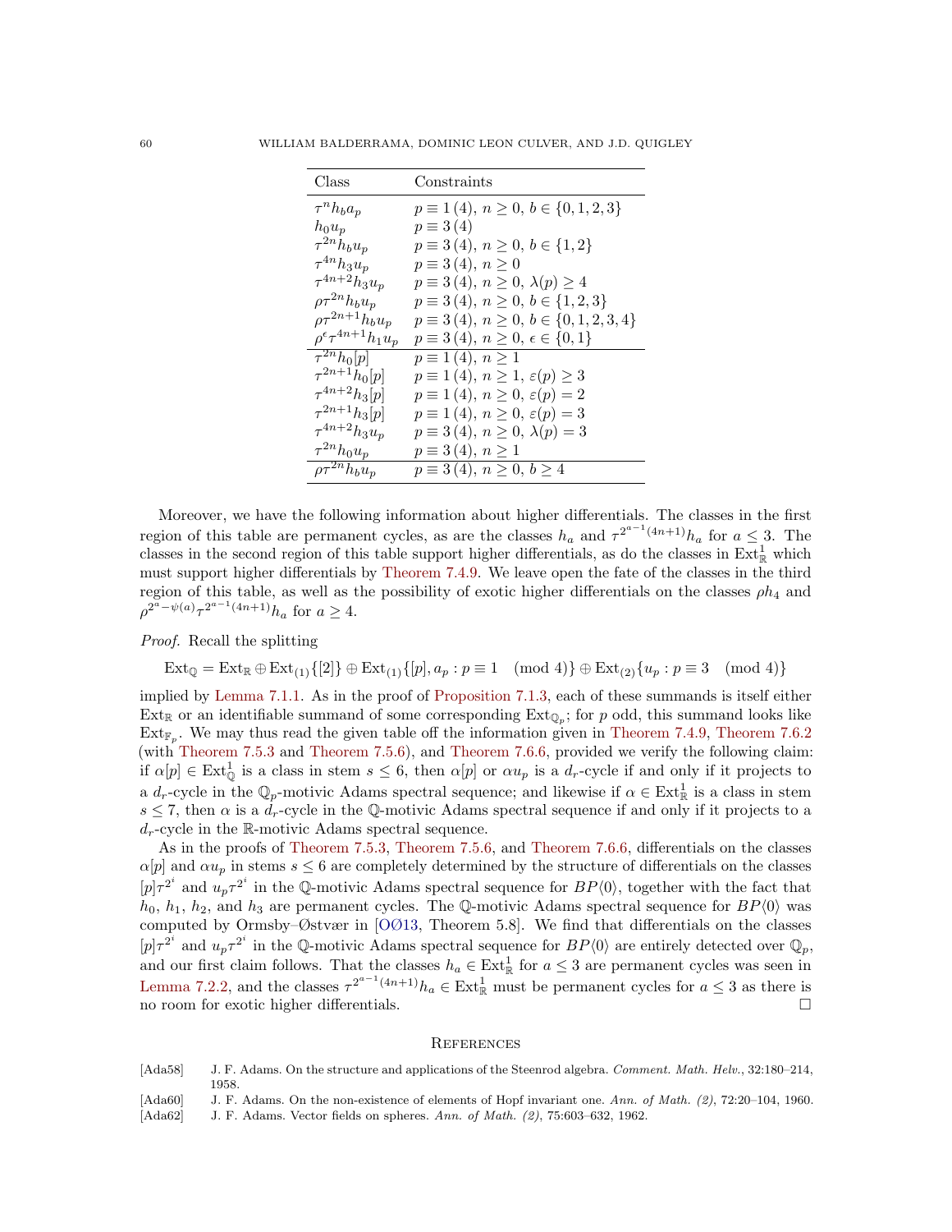| Class | Constraints |
|---|---|
| $\tau^n h_b a_p$ | $p \equiv 1\,(4),\ n \geq 0,\ b \in \{0,1,2,3\}$ |
| $h_0 u_p$ | $p \equiv 3\,(4)$ |
| $\tau^{2n} h_b u_p$ | $p \equiv 3\,(4),\ n \geq 0,\ b \in \{1,2\}$ |
| $\tau^{4n} h_3 u_p$ | $p \equiv 3\,(4),\ n \geq 0$ |
| $\tau^{4n+2} h_3 u_p$ | $p \equiv 3\,(4),\ n \geq 0,\ \lambda(p) \geq 4$ |
| $\rho\tau^{2n} h_b u_p$ | $p \equiv 3\,(4),\ n \geq 0,\ b \in \{1,2,3\}$ |
| $\rho\tau^{2n+1} h_b u_p$ | $p \equiv 3\,(4),\ n \geq 0,\ b \in \{0,1,2,3,4\}$ |
| $\rho^\epsilon\tau^{4n+1} h_1 u_p$ | $p \equiv 3\,(4),\ n \geq 0,\ \epsilon \in \{0,1\}$ |
| $\tau^{2n} h_0[p]$ | $p \equiv 1\,(4),\ n \geq 1$ |
| $\tau^{2n+1} h_0[p]$ | $p \equiv 1\,(4),\ n \geq 1,\ \varepsilon(p) \geq 3$ |
| $\tau^{4n+2} h_3[p]$ | $p \equiv 1\,(4),\ n \geq 0,\ \varepsilon(p) = 2$ |
| $\tau^{2n+1} h_3[p]$ | $p \equiv 1\,(4),\ n \geq 0,\ \varepsilon(p) = 3$ |
| $\tau^{4n+2} h_3 u_p$ | $p \equiv 3\,(4),\ n \geq 0,\ \lambda(p) = 3$ |
| $\tau^{2n} h_0 u_p$ | $p \equiv 3\,(4),\ n \geq 1$ |
| $\rho\tau^{2n} h_b u_p$ | $p \equiv 3\,(4),\ n \geq 0,\ b \geq 4$ |

Moreover, we have the following information about higher differentials. The classes in the first region of this table are permanent cycles, as are the classes $h_a$ and $\tau^{2^{a-1}(4n+1)}h_a$ for $a \leq 3$. The classes in the second region of this table support higher differentials, as do the classes in $\mathrm{Ext}^1_{\mathbb{R}}$ which must support higher differentials by Theorem 7.4.9. We leave open the fate of the classes in the third region of this table, as well as the possibility of exotic higher differentials on the classes $\rho h_4$ and $\rho^{2^a-\psi(a)}\tau^{2^{a-1}(4n+1)}h_a$ for $a \geq 4$.

*Proof.* Recall the splitting

$$\mathrm{Ext}_{\mathbb{Q}} = \mathrm{Ext}_{\mathbb{R}} \oplus \mathrm{Ext}_{(1)}\{[2]\} \oplus \mathrm{Ext}_{(1)}\{[p], a_p : p \equiv 1 \pmod 4\} \oplus \mathrm{Ext}_{(2)}\{u_p : p \equiv 3 \pmod 4\}$$

implied by Lemma 7.1.1. As in the proof of Proposition 7.1.3, each of these summands is itself either $\mathrm{Ext}_{\mathbb{R}}$ or an identifiable summand of some corresponding $\mathrm{Ext}_{\mathbb{Q}_p}$; for $p$ odd, this summand looks like $\mathrm{Ext}_{\mathbb{F}_p}$. We may thus read the given table off the information given in Theorem 7.4.9, Theorem 7.6.2 (with Theorem 7.5.3 and Theorem 7.5.6), and Theorem 7.6.6, provided we verify the following claim: if $\alpha[p] \in \mathrm{Ext}^1_{\mathbb{Q}}$ is a class in stem $s \leq 6$, then $\alpha[p]$ or $\alpha u_p$ is a $d_r$-cycle if and only if it projects to a $d_r$-cycle in the $\mathbb{Q}_p$-motivic Adams spectral sequence; and likewise if $\alpha \in \mathrm{Ext}^1_{\mathbb{R}}$ is a class in stem $s \leq 7$, then $\alpha$ is a $d_r$-cycle in the $\mathbb{Q}$-motivic Adams spectral sequence if and only if it projects to a $d_r$-cycle in the $\mathbb{R}$-motivic Adams spectral sequence.

As in the proofs of Theorem 7.5.3, Theorem 7.5.6, and Theorem 7.6.6, differentials on the classes $\alpha[p]$ and $\alpha u_p$ in stems $s \leq 6$ are completely determined by the structure of differentials on the classes $[p]\tau^{2^i}$ and $u_p\tau^{2^i}$ in the $\mathbb{Q}$-motivic Adams spectral sequence for $BP\langle 0\rangle$, together with the fact that $h_0$, $h_1$, $h_2$, and $h_3$ are permanent cycles. The $\mathbb{Q}$-motivic Adams spectral sequence for $BP\langle 0\rangle$ was computed by Ormsby–Østvær in [OØ13, Theorem 5.8]. We find that differentials on the classes $[p]\tau^{2^i}$ and $u_p\tau^{2^i}$ in the $\mathbb{Q}$-motivic Adams spectral sequence for $BP\langle 0\rangle$ are entirely detected over $\mathbb{Q}_p$, and our first claim follows. That the classes $h_a \in \mathrm{Ext}^1_{\mathbb{R}}$ for $a \leq 3$ are permanent cycles was seen in Lemma 7.2.2, and the classes $\tau^{2^{a-1}(4n+1)}h_a \in \mathrm{Ext}^1_{\mathbb{R}}$ must be permanent cycles for $a \leq 3$ as there is no room for exotic higher differentials. □

## References

[Ada58] J. F. Adams. On the structure and applications of the Steenrod algebra. *Comment. Math. Helv.*, 32:180–214, 1958.

[Ada60] J. F. Adams. On the non-existence of elements of Hopf invariant one. *Ann. of Math. (2)*, 72:20–104, 1960.

[Ada62] J. F. Adams. Vector fields on spheres. *Ann. of Math. (2)*, 75:603–632, 1962.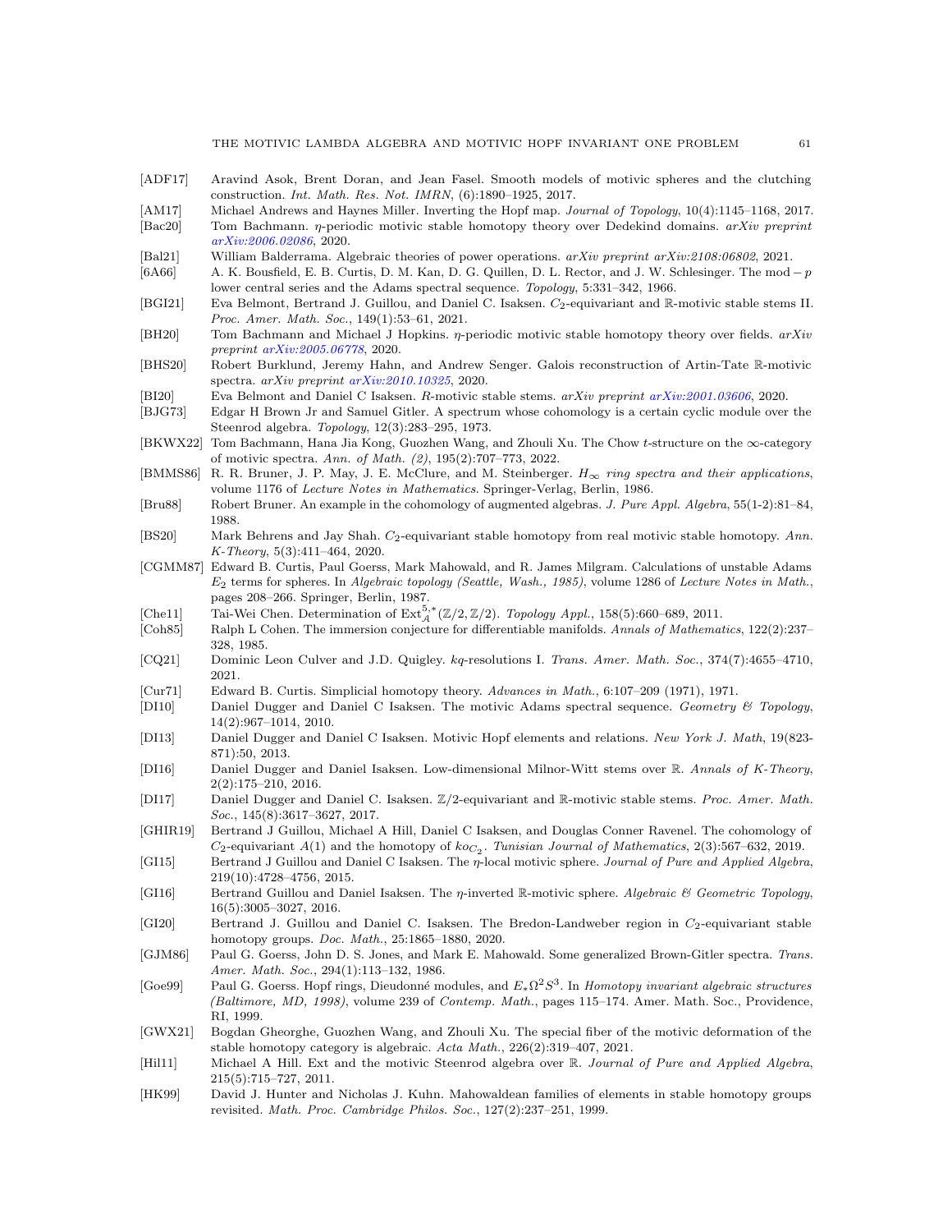[ADF17] Aravind Asok, Brent Doran, and Jean Fasel. Smooth models of motivic spheres and the clutching construction. *Int. Math. Res. Not. IMRN*, (6):1890–1925, 2017.

[AM17] Michael Andrews and Haynes Miller. Inverting the Hopf map. *Journal of Topology*, 10(4):1145–1168, 2017.

[Bac20] Tom Bachmann. $\eta$-periodic motivic stable homotopy theory over Dedekind domains. *arXiv preprint arXiv:2006.02086*, 2020.

[Bal21] William Balderrama. Algebraic theories of power operations. *arXiv preprint arXiv:2108:06802*, 2021.

[6A66] A. K. Bousfield, E. B. Curtis, D. M. Kan, D. G. Quillen, D. L. Rector, and J. W. Schlesinger. The mod $-p$ lower central series and the Adams spectral sequence. *Topology*, 5:331–342, 1966.

[BGI21] Eva Belmont, Bertrand J. Guillou, and Daniel C. Isaksen. $C_2$-equivariant and $\mathbb{R}$-motivic stable stems II. *Proc. Amer. Math. Soc.*, 149(1):53–61, 2021.

[BH20] Tom Bachmann and Michael J Hopkins. $\eta$-periodic motivic stable homotopy theory over fields. *arXiv preprint arXiv:2005.06778*, 2020.

[BHS20] Robert Burklund, Jeremy Hahn, and Andrew Senger. Galois reconstruction of Artin-Tate $\mathbb{R}$-motivic spectra. *arXiv preprint arXiv:2010.10325*, 2020.

[BI20] Eva Belmont and Daniel C Isaksen. $R$-motivic stable stems. *arXiv preprint arXiv:2001.03606*, 2020.

[BJG73] Edgar H Brown Jr and Samuel Gitler. A spectrum whose cohomology is a certain cyclic module over the Steenrod algebra. *Topology*, 12(3):283–295, 1973.

[BKWX22] Tom Bachmann, Hana Jia Kong, Guozhen Wang, and Zhouli Xu. The Chow $t$-structure on the $\infty$-category of motivic spectra. *Ann. of Math. (2)*, 195(2):707–773, 2022.

[BMMS86] R. R. Bruner, J. P. May, J. E. McClure, and M. Steinberger. *$H_\infty$ ring spectra and their applications*, volume 1176 of *Lecture Notes in Mathematics*. Springer-Verlag, Berlin, 1986.

[Bru88] Robert Bruner. An example in the cohomology of augmented algebras. *J. Pure Appl. Algebra*, 55(1-2):81–84, 1988.

[BS20] Mark Behrens and Jay Shah. $C_2$-equivariant stable homotopy from real motivic stable homotopy. *Ann. K-Theory*, 5(3):411–464, 2020.

[CGMM87] Edward B. Curtis, Paul Goerss, Mark Mahowald, and R. James Milgram. Calculations of unstable Adams $E_2$ terms for spheres. In *Algebraic topology (Seattle, Wash., 1985)*, volume 1286 of *Lecture Notes in Math.*, pages 208–266. Springer, Berlin, 1987.

[Che11] Tai-Wei Chen. Determination of $\mathrm{Ext}^{5,*}_{\mathcal{A}}(\mathbb{Z}/2, \mathbb{Z}/2)$. *Topology Appl.*, 158(5):660–689, 2011.

[Coh85] Ralph L Cohen. The immersion conjecture for differentiable manifolds. *Annals of Mathematics*, 122(2):237–328, 1985.

[CQ21] Dominic Leon Culver and J.D. Quigley. $kq$-resolutions I. *Trans. Amer. Math. Soc.*, 374(7):4655–4710, 2021.

[Cur71] Edward B. Curtis. Simplicial homotopy theory. *Advances in Math.*, 6:107–209 (1971), 1971.

[DI10] Daniel Dugger and Daniel C Isaksen. The motivic Adams spectral sequence. *Geometry & Topology*, 14(2):967–1014, 2010.

[DI13] Daniel Dugger and Daniel C Isaksen. Motivic Hopf elements and relations. *New York J. Math*, 19(823-871):50, 2013.

[DI16] Daniel Dugger and Daniel Isaksen. Low-dimensional Milnor-Witt stems over $\mathbb{R}$. *Annals of K-Theory*, 2(2):175–210, 2016.

[DI17] Daniel Dugger and Daniel C. Isaksen. $\mathbb{Z}/2$-equivariant and $\mathbb{R}$-motivic stable stems. *Proc. Amer. Math. Soc.*, 145(8):3617–3627, 2017.

[GHIR19] Bertrand J Guillou, Michael A Hill, Daniel C Isaksen, and Douglas Conner Ravenel. The cohomology of $C_2$-equivariant $A(1)$ and the homotopy of $ko_{C_2}$. *Tunisian Journal of Mathematics*, 2(3):567–632, 2019.

[GI15] Bertrand J Guillou and Daniel C Isaksen. The $\eta$-local motivic sphere. *Journal of Pure and Applied Algebra*, 219(10):4728–4756, 2015.

[GI16] Bertrand Guillou and Daniel Isaksen. The $\eta$-inverted $\mathbb{R}$-motivic sphere. *Algebraic & Geometric Topology*, 16(5):3005–3027, 2016.

[GI20] Bertrand J. Guillou and Daniel C. Isaksen. The Bredon-Landweber region in $C_2$-equivariant stable homotopy groups. *Doc. Math.*, 25:1865–1880, 2020.

[GJM86] Paul G. Goerss, John D. S. Jones, and Mark E. Mahowald. Some generalized Brown-Gitler spectra. *Trans. Amer. Math. Soc.*, 294(1):113–132, 1986.

[Goe99] Paul G. Goerss. Hopf rings, Dieudonné modules, and $E_*\Omega^2S^3$. In *Homotopy invariant algebraic structures (Baltimore, MD, 1998)*, volume 239 of *Contemp. Math.*, pages 115–174. Amer. Math. Soc., Providence, RI, 1999.

[GWX21] Bogdan Gheorghe, Guozhen Wang, and Zhouli Xu. The special fiber of the motivic deformation of the stable homotopy category is algebraic. *Acta Math.*, 226(2):319–407, 2021.

[Hil11] Michael A Hill. Ext and the motivic Steenrod algebra over $\mathbb{R}$. *Journal of Pure and Applied Algebra*, 215(5):715–727, 2011.

[HK99] David J. Hunter and Nicholas J. Kuhn. Mahowaldean families of elements in stable homotopy groups revisited. *Math. Proc. Cambridge Philos. Soc.*, 127(2):237–251, 1999.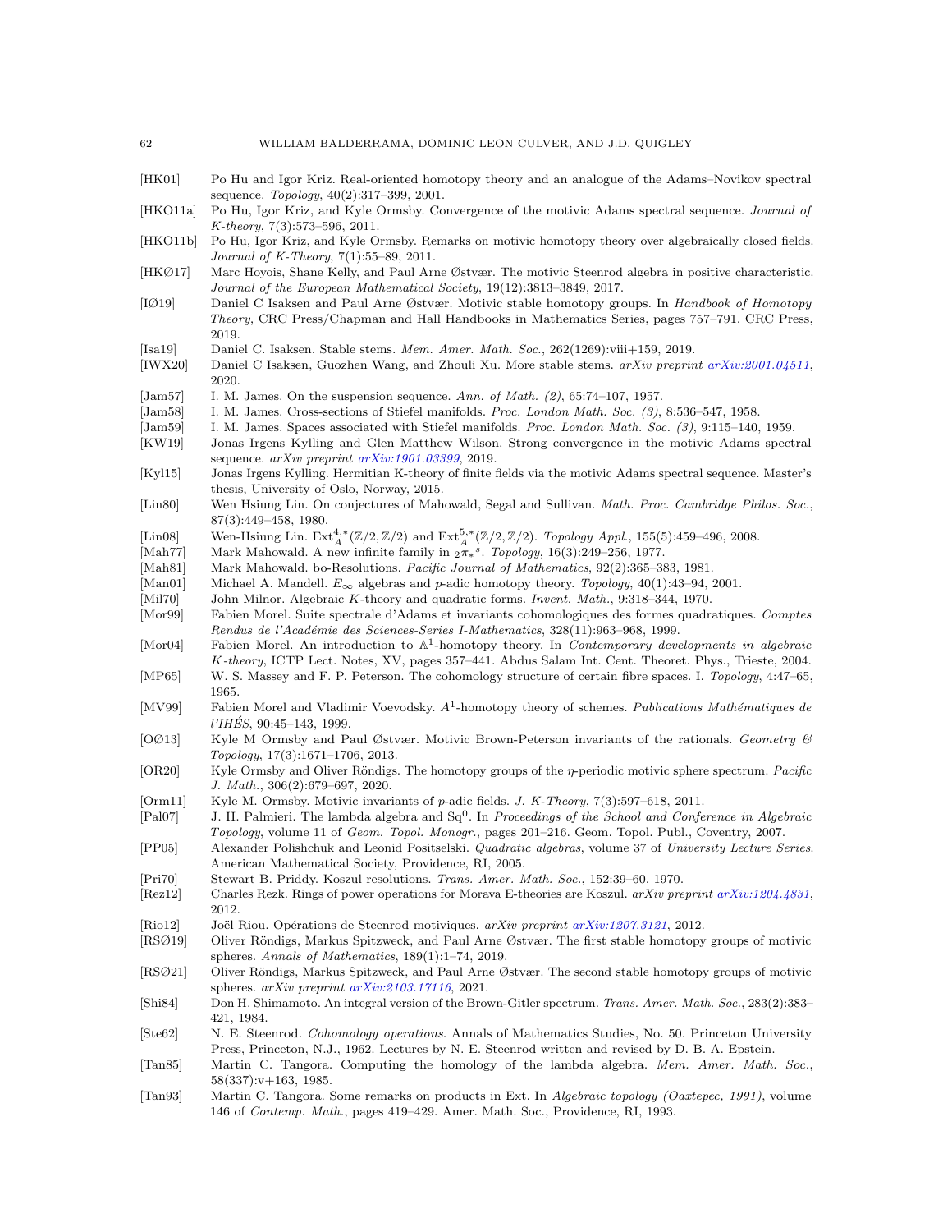[HK01] Po Hu and Igor Kriz. Real-oriented homotopy theory and an analogue of the Adams–Novikov spectral sequence. *Topology*, 40(2):317–399, 2001.

[HKO11a] Po Hu, Igor Kriz, and Kyle Ormsby. Convergence of the motivic Adams spectral sequence. *Journal of K-theory*, 7(3):573–596, 2011.

[HKO11b] Po Hu, Igor Kriz, and Kyle Ormsby. Remarks on motivic homotopy theory over algebraically closed fields. *Journal of K-Theory*, 7(1):55–89, 2011.

[HKØ17] Marc Hoyois, Shane Kelly, and Paul Arne Østvær. The motivic Steenrod algebra in positive characteristic. *Journal of the European Mathematical Society*, 19(12):3813–3849, 2017.

[IØ19] Daniel C Isaksen and Paul Arne Østvær. Motivic stable homotopy groups. In *Handbook of Homotopy Theory*, CRC Press/Chapman and Hall Handbooks in Mathematics Series, pages 757–791. CRC Press, 2019.

[Isa19] Daniel C. Isaksen. Stable stems. *Mem. Amer. Math. Soc.*, 262(1269):viii+159, 2019.

[IWX20] Daniel C Isaksen, Guozhen Wang, and Zhouli Xu. More stable stems. *arXiv preprint arXiv:2001.04511*, 2020.

[Jam57] I. M. James. On the suspension sequence. *Ann. of Math. (2)*, 65:74–107, 1957.

[Jam58] I. M. James. Cross-sections of Stiefel manifolds. *Proc. London Math. Soc. (3)*, 8:536–547, 1958.

[Jam59] I. M. James. Spaces associated with Stiefel manifolds. *Proc. London Math. Soc. (3)*, 9:115–140, 1959.

[KW19] Jonas Irgens Kylling and Glen Matthew Wilson. Strong convergence in the motivic Adams spectral sequence. *arXiv preprint arXiv:1901.03399*, 2019.

[Kyl15] Jonas Irgens Kylling. Hermitian K-theory of finite fields via the motivic Adams spectral sequence. Master's thesis, University of Oslo, Norway, 2015.

[Lin80] Wen Hsiung Lin. On conjectures of Mahowald, Segal and Sullivan. *Math. Proc. Cambridge Philos. Soc.*, 87(3):449–458, 1980.

[Lin08] Wen-Hsiung Lin. $\mathrm{Ext}_A^{4,*}(\mathbb{Z}/2,\mathbb{Z}/2)$ and $\mathrm{Ext}_A^{5,*}(\mathbb{Z}/2,\mathbb{Z}/2)$. *Topology Appl.*, 155(5):459–496, 2008.

[Mah77] Mark Mahowald. A new infinite family in ${}_2\pi_*{}^s$. *Topology*, 16(3):249–256, 1977.

[Mah81] Mark Mahowald. bo-Resolutions. *Pacific Journal of Mathematics*, 92(2):365–383, 1981.

[Man01] Michael A. Mandell. $E_\infty$ algebras and $p$-adic homotopy theory. *Topology*, 40(1):43–94, 2001.

[Mil70] John Milnor. Algebraic $K$-theory and quadratic forms. *Invent. Math.*, 9:318–344, 1970.

[Mor99] Fabien Morel. Suite spectrale d'Adams et invariants cohomologiques des formes quadratiques. *Comptes Rendus de l'Académie des Sciences-Series I-Mathematics*, 328(11):963–968, 1999.

[Mor04] Fabien Morel. An introduction to $\mathbb{A}^1$-homotopy theory. In *Contemporary developments in algebraic K-theory*, ICTP Lect. Notes, XV, pages 357–441. Abdus Salam Int. Cent. Theoret. Phys., Trieste, 2004.

[MP65] W. S. Massey and F. P. Peterson. The cohomology structure of certain fibre spaces. I. *Topology*, 4:47–65, 1965.

[MV99] Fabien Morel and Vladimir Voevodsky. $A^1$-homotopy theory of schemes. *Publications Mathématiques de l'IHÉS*, 90:45–143, 1999.

[OØ13] Kyle M Ormsby and Paul Østvær. Motivic Brown-Peterson invariants of the rationals. *Geometry & Topology*, 17(3):1671–1706, 2013.

[OR20] Kyle Ormsby and Oliver Röndigs. The homotopy groups of the $\eta$-periodic motivic sphere spectrum. *Pacific J. Math.*, 306(2):679–697, 2020.

[Orm11] Kyle M. Ormsby. Motivic invariants of $p$-adic fields. *J. K-Theory*, 7(3):597–618, 2011.

[Pal07] J. H. Palmieri. The lambda algebra and $\mathrm{Sq}^0$. In *Proceedings of the School and Conference in Algebraic Topology*, volume 11 of *Geom. Topol. Monogr.*, pages 201–216. Geom. Topol. Publ., Coventry, 2007.

[PP05] Alexander Polishchuk and Leonid Positselski. *Quadratic algebras*, volume 37 of *University Lecture Series*. American Mathematical Society, Providence, RI, 2005.

[Pri70] Stewart B. Priddy. Koszul resolutions. *Trans. Amer. Math. Soc.*, 152:39–60, 1970.

[Rez12] Charles Rezk. Rings of power operations for Morava E-theories are Koszul. *arXiv preprint arXiv:1204.4831*, 2012.

[Rio12] Joël Riou. Opérations de Steenrod motiviques. *arXiv preprint arXiv:1207.3121*, 2012.

[RSØ19] Oliver Röndigs, Markus Spitzweck, and Paul Arne Østvær. The first stable homotopy groups of motivic spheres. *Annals of Mathematics*, 189(1):1–74, 2019.

[RSØ21] Oliver Röndigs, Markus Spitzweck, and Paul Arne Østvær. The second stable homotopy groups of motivic spheres. *arXiv preprint arXiv:2103.17116*, 2021.

[Shi84] Don H. Shimamoto. An integral version of the Brown-Gitler spectrum. *Trans. Amer. Math. Soc.*, 283(2):383–421, 1984.

[Ste62] N. E. Steenrod. *Cohomology operations*. Annals of Mathematics Studies, No. 50. Princeton University Press, Princeton, N.J., 1962. Lectures by N. E. Steenrod written and revised by D. B. A. Epstein.

[Tan85] Martin C. Tangora. Computing the homology of the lambda algebra. *Mem. Amer. Math. Soc.*, 58(337):v+163, 1985.

[Tan93] Martin C. Tangora. Some remarks on products in Ext. In *Algebraic topology (Oaxtepec, 1991)*, volume 146 of *Contemp. Math.*, pages 419–429. Amer. Math. Soc., Providence, RI, 1993.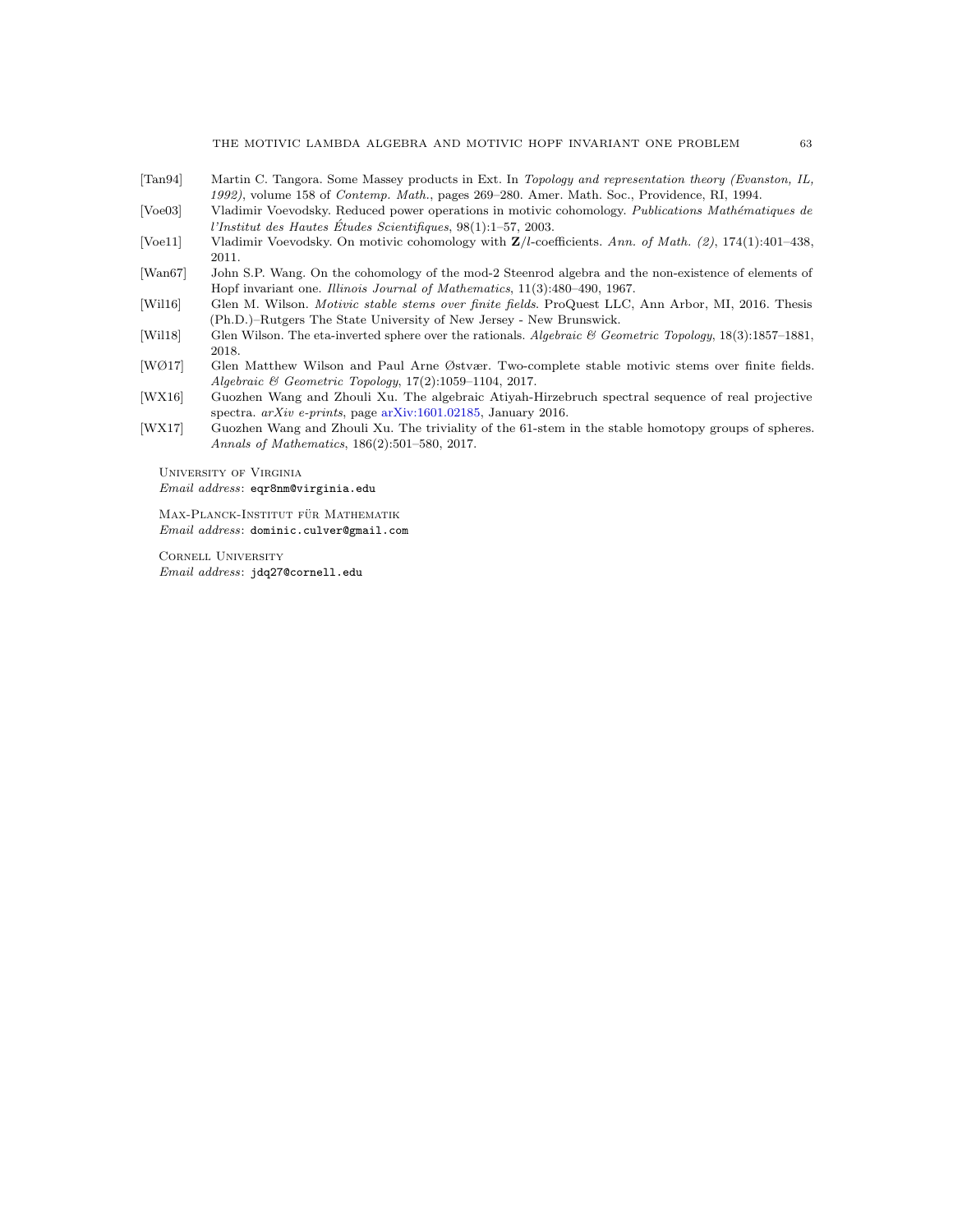[Tan94] Martin C. Tangora. Some Massey products in Ext. In *Topology and representation theory (Evanston, IL, 1992)*, volume 158 of *Contemp. Math.*, pages 269–280. Amer. Math. Soc., Providence, RI, 1994.

[Voe03] Vladimir Voevodsky. Reduced power operations in motivic cohomology. *Publications Mathématiques de l'Institut des Hautes Études Scientifiques*, 98(1):1–57, 2003.

[Voe11] Vladimir Voevodsky. On motivic cohomology with $\mathbf{Z}/l$-coefficients. *Ann. of Math. (2)*, 174(1):401–438, 2011.

[Wan67] John S.P. Wang. On the cohomology of the mod-2 Steenrod algebra and the non-existence of elements of Hopf invariant one. *Illinois Journal of Mathematics*, 11(3):480–490, 1967.

[Wil16] Glen M. Wilson. *Motivic stable stems over finite fields*. ProQuest LLC, Ann Arbor, MI, 2016. Thesis (Ph.D.)–Rutgers The State University of New Jersey - New Brunswick.

[Wil18] Glen Wilson. The eta-inverted sphere over the rationals. *Algebraic & Geometric Topology*, 18(3):1857–1881, 2018.

[WØ17] Glen Matthew Wilson and Paul Arne Østvær. Two-complete stable motivic stems over finite fields. *Algebraic & Geometric Topology*, 17(2):1059–1104, 2017.

[WX16] Guozhen Wang and Zhouli Xu. The algebraic Atiyah-Hirzebruch spectral sequence of real projective spectra. *arXiv e-prints*, page arXiv:1601.02185, January 2016.

[WX17] Guozhen Wang and Zhouli Xu. The triviality of the 61-stem in the stable homotopy groups of spheres. *Annals of Mathematics*, 186(2):501–580, 2017.

University of Virginia
*Email address*: eqr8nm@virginia.edu

Max-Planck-Institut für Mathematik
*Email address*: dominic.culver@gmail.com

Cornell University
*Email address*: jdq27@cornell.edu